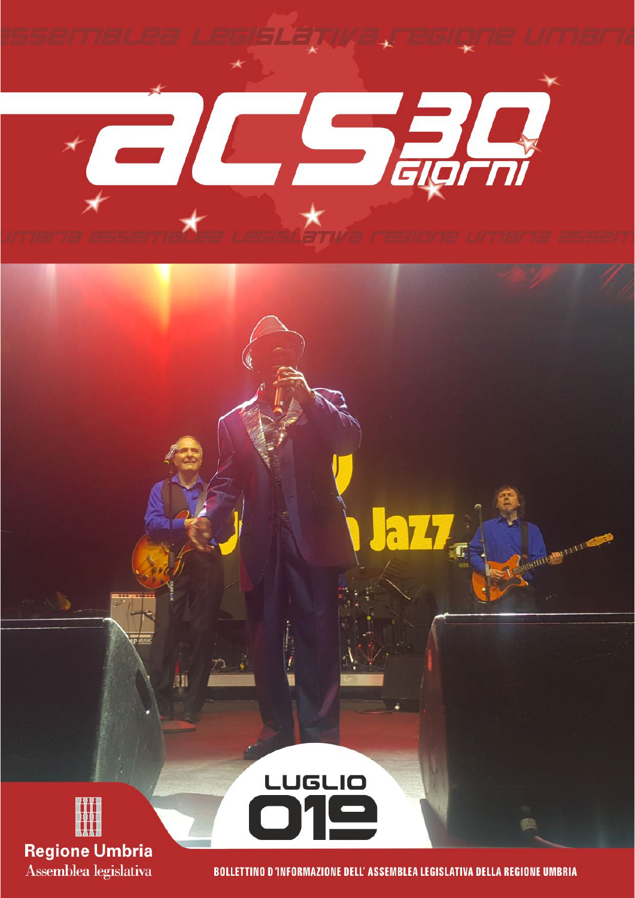# acs 30 giorni

LUGLIO 019

Regione Umbria
Assemblea legislativa

BOLLETTINO D'INFORMAZIONE DELL' ASSEMBLEA LEGISLATIVA DELLA REGIONE UMBRIA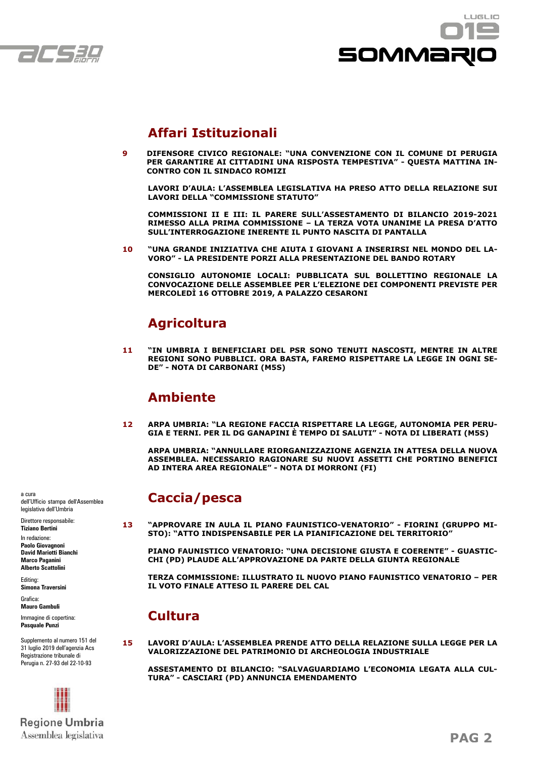# SOMMARIO

LUGLIO 019

## Affari Istituzionali

**9** **DIFENSORE CIVICO REGIONALE: "UNA CONVENZIONE CON IL COMUNE DI PERUGIA PER GARANTIRE AI CITTADINI UNA RISPOSTA TEMPESTIVA" - QUESTA MATTINA INCONTRO CON IL SINDACO ROMIZI**

**LAVORI D'AULA: L'ASSEMBLEA LEGISLATIVA HA PRESO ATTO DELLA RELAZIONE SUI LAVORI DELLA "COMMISSIONE STATUTO"**

**COMMISSIONI II E III: IL PARERE SULL'ASSESTAMENTO DI BILANCIO 2019-2021 RIMESSO ALLA PRIMA COMMISSIONE – LA TERZA VOTA UNANIME LA PRESA D'ATTO SULL'INTERROGAZIONE INERENTE IL PUNTO NASCITA DI PANTALLA**

**10** **"UNA GRANDE INIZIATIVA CHE AIUTA I GIOVANI A INSERIRSI NEL MONDO DEL LAVORO" - LA PRESIDENTE PORZI ALLA PRESENTAZIONE DEL BANDO ROTARY**

**CONSIGLIO AUTONOMIE LOCALI: PUBBLICATA SUL BOLLETTINO REGIONALE LA CONVOCAZIONE DELLE ASSEMBLEE PER L'ELEZIONE DEI COMPONENTI PREVISTE PER MERCOLEDÌ 16 OTTOBRE 2019, A PALAZZO CESARONI**

## Agricoltura

**11** **"IN UMBRIA I BENEFICIARI DEL PSR SONO TENUTI NASCOSTI, MENTRE IN ALTRE REGIONI SONO PUBBLICI. ORA BASTA, FAREMO RISPETTARE LA LEGGE IN OGNI SEDE" - NOTA DI CARBONARI (M5S)**

## Ambiente

**12** **ARPA UMBRIA: "LA REGIONE FACCIA RISPETTARE LA LEGGE, AUTONOMIA PER PERUGIA E TERNI. PER IL DG GANAPINI È TEMPO DI SALUTI" - NOTA DI LIBERATI (M5S)**

**ARPA UMBRIA: "ANNULLARE RIORGANIZZAZIONE AGENZIA IN ATTESA DELLA NUOVA ASSEMBLEA. NECESSARIO RAGIONARE SU NUOVI ASSETTI CHE PORTINO BENEFICI AD INTERA AREA REGIONALE" - NOTA DI MORRONI (FI)**

## Caccia/pesca

**13** **"APPROVARE IN AULA IL PIANO FAUNISTICO-VENATORIO" - FIORINI (GRUPPO MISTO): "ATTO INDISPENSABILE PER LA PIANIFICAZIONE DEL TERRITORIO"**

**PIANO FAUNISTICO VENATORIO: "UNA DECISIONE GIUSTA E COERENTE" - GUASTICCHI (PD) PLAUDE ALL'APPROVAZIONE DA PARTE DELLA GIUNTA REGIONALE**

**TERZA COMMISSIONE: ILLUSTRATO IL NUOVO PIANO FAUNISTICO VENATORIO – PER IL VOTO FINALE ATTESO IL PARERE DEL CAL**

## Cultura

**15** **LAVORI D'AULA: L'ASSEMBLEA PRENDE ATTO DELLA RELAZIONE SULLA LEGGE PER LA VALORIZZAZIONE DEL PATRIMONIO DI ARCHEOLOGIA INDUSTRIALE**

**ASSESTAMENTO DI BILANCIO: "SALVAGUARDIAMO L'ECONOMIA LEGATA ALLA CULTURA" - CASCIARI (PD) ANNUNCIA EMENDAMENTO**

---

a cura dell'Ufficio stampa dell'Assemblea legislativa dell'Umbria

Direttore responsabile:
**Tiziano Bertini**

In redazione:
**Paolo Giovagnoni**
**David Mariotti Bianchi**
**Marco Paganini**
**Alberto Scattolini**

Editing:
**Simona Traversini**

Grafica:
**Mauro Gambuli**

Immagine di copertina:
**Pasquale Punzi**

Supplemento al numero 151 del 31 luglio 2019 dell'agenzia Acs
Registrazione tribunale di Perugia n. 27-93 del 22-10-93

Regione Umbria
Assemblea legislativa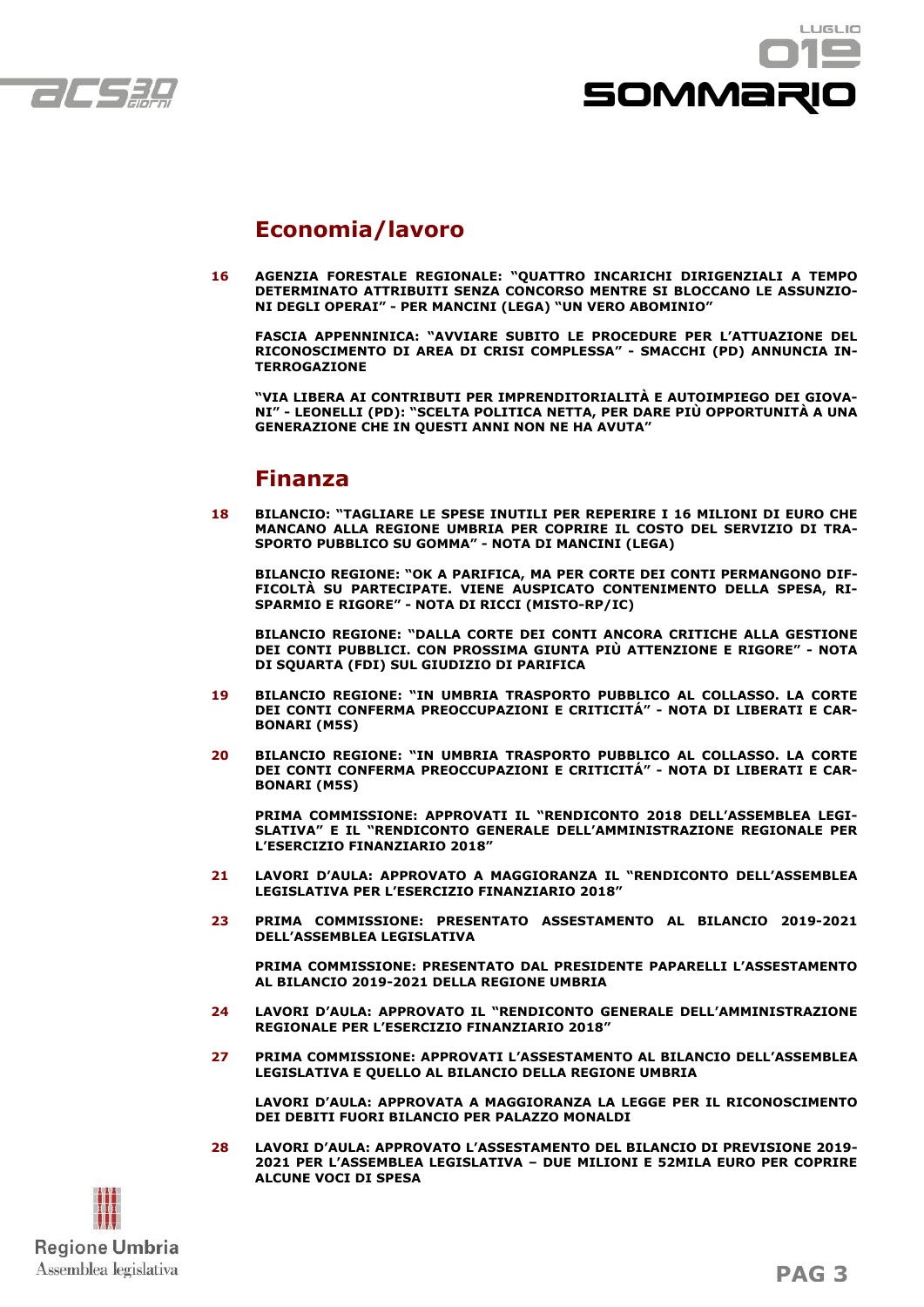# SOMMARIO

## Economia/lavoro

**16** **AGENZIA FORESTALE REGIONALE: "QUATTRO INCARICHI DIRIGENZIALI A TEMPO DETERMINATO ATTRIBUITI SENZA CONCORSO MENTRE SI BLOCCANO LE ASSUNZIONI DEGLI OPERAI" - PER MANCINI (LEGA) "UN VERO ABOMINIO"**

**FASCIA APPENNINICA: "AVVIARE SUBITO LE PROCEDURE PER L'ATTUAZIONE DEL RICONOSCIMENTO DI AREA DI CRISI COMPLESSA" - SMACCHI (PD) ANNUNCIA INTERROGAZIONE**

**"VIA LIBERA AI CONTRIBUTI PER IMPRENDITORIALITÀ E AUTOIMPIEGO DEI GIOVANI" - LEONELLI (PD): "SCELTA POLITICA NETTA, PER DARE PIÙ OPPORTUNITÀ A UNA GENERAZIONE CHE IN QUESTI ANNI NON NE HA AVUTA"**

## Finanza

**18** **BILANCIO: "TAGLIARE LE SPESE INUTILI PER REPERIRE I 16 MILIONI DI EURO CHE MANCANO ALLA REGIONE UMBRIA PER COPRIRE IL COSTO DEL SERVIZIO DI TRASPORTO PUBBLICO SU GOMMA" - NOTA DI MANCINI (LEGA)**

**BILANCIO REGIONE: "OK A PARIFICA, MA PER CORTE DEI CONTI PERMANGONO DIFFICOLTÀ SU PARTECIPATE. VIENE AUSPICATO CONTENIMENTO DELLA SPESA, RISPARMIO E RIGORE" - NOTA DI RICCI (MISTO-RP/IC)**

**BILANCIO REGIONE: "DALLA CORTE DEI CONTI ANCORA CRITICHE ALLA GESTIONE DEI CONTI PUBBLICI. CON PROSSIMA GIUNTA PIÙ ATTENZIONE E RIGORE" - NOTA DI SQUARTA (FDI) SUL GIUDIZIO DI PARIFICA**

**19** **BILANCIO REGIONE: "IN UMBRIA TRASPORTO PUBBLICO AL COLLASSO. LA CORTE DEI CONTI CONFERMA PREOCCUPAZIONI E CRITICITÁ" - NOTA DI LIBERATI E CARBONARI (M5S)**

**20** **BILANCIO REGIONE: "IN UMBRIA TRASPORTO PUBBLICO AL COLLASSO. LA CORTE DEI CONTI CONFERMA PREOCCUPAZIONI E CRITICITÁ" - NOTA DI LIBERATI E CARBONARI (M5S)**

**PRIMA COMMISSIONE: APPROVATI IL "RENDICONTO 2018 DELL'ASSEMBLEA LEGISLATIVA" E IL "RENDICONTO GENERALE DELL'AMMINISTRAZIONE REGIONALE PER L'ESERCIZIO FINANZIARIO 2018"**

**21** **LAVORI D'AULA: APPROVATO A MAGGIORANZA IL "RENDICONTO DELL'ASSEMBLEA LEGISLATIVA PER L'ESERCIZIO FINANZIARIO 2018"**

**23** **PRIMA COMMISSIONE: PRESENTATO ASSESTAMENTO AL BILANCIO 2019-2021 DELL'ASSEMBLEA LEGISLATIVA**

**PRIMA COMMISSIONE: PRESENTATO DAL PRESIDENTE PAPARELLI L'ASSESTAMENTO AL BILANCIO 2019-2021 DELLA REGIONE UMBRIA**

**24** **LAVORI D'AULA: APPROVATO IL "RENDICONTO GENERALE DELL'AMMINISTRAZIONE REGIONALE PER L'ESERCIZIO FINANZIARIO 2018"**

**27** **PRIMA COMMISSIONE: APPROVATI L'ASSESTAMENTO AL BILANCIO DELL'ASSEMBLEA LEGISLATIVA E QUELLO AL BILANCIO DELLA REGIONE UMBRIA**

**LAVORI D'AULA: APPROVATA A MAGGIORANZA LA LEGGE PER IL RICONOSCIMENTO DEI DEBITI FUORI BILANCIO PER PALAZZO MONALDI**

**28** **LAVORI D'AULA: APPROVATO L'ASSESTAMENTO DEL BILANCIO DI PREVISIONE 2019-2021 PER L'ASSEMBLEA LEGISLATIVA – DUE MILIONI E 52MILA EURO PER COPRIRE ALCUNE VOCI DI SPESA**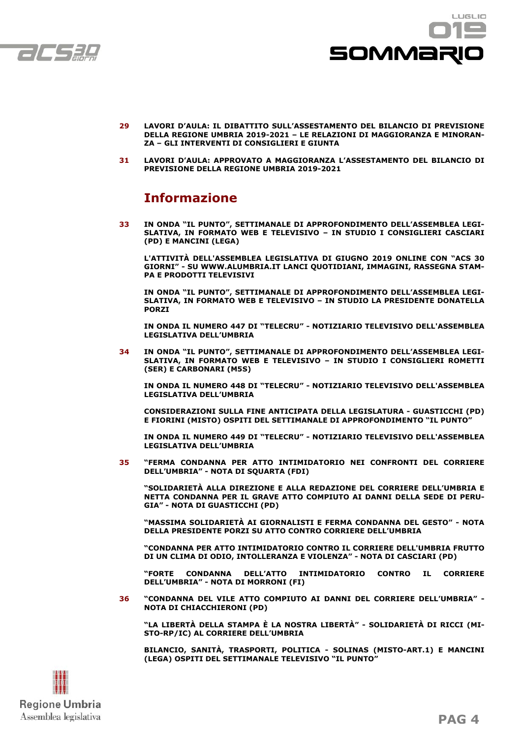**29** **LAVORI D'AULA: IL DIBATTITO SULL'ASSESTAMENTO DEL BILANCIO DI PREVISIONE DELLA REGIONE UMBRIA 2019-2021 – LE RELAZIONI DI MAGGIORANZA E MINORANZA – GLI INTERVENTI DI CONSIGLIERI E GIUNTA**

**31** **LAVORI D'AULA: APPROVATO A MAGGIORANZA L'ASSESTAMENTO DEL BILANCIO DI PREVISIONE DELLA REGIONE UMBRIA 2019-2021**

## Informazione

**33** **IN ONDA "IL PUNTO", SETTIMANALE DI APPROFONDIMENTO DELL'ASSEMBLEA LEGISLATIVA, IN FORMATO WEB E TELEVISIVO – IN STUDIO I CONSIGLIERI CASCIARI (PD) E MANCINI (LEGA)**

**L'ATTIVITÀ DELL'ASSEMBLEA LEGISLATIVA DI GIUGNO 2019 ONLINE CON "ACS 30 GIORNI" - SU WWW.ALUMBRIA.IT LANCI QUOTIDIANI, IMMAGINI, RASSEGNA STAMPA E PRODOTTI TELEVISIVI**

**IN ONDA "IL PUNTO", SETTIMANALE DI APPROFONDIMENTO DELL'ASSEMBLEA LEGISLATIVA, IN FORMATO WEB E TELEVISIVO – IN STUDIO LA PRESIDENTE DONATELLA PORZI**

**IN ONDA IL NUMERO 447 DI "TELECRU" - NOTIZIARIO TELEVISIVO DELL'ASSEMBLEA LEGISLATIVA DELL'UMBRIA**

**34** **IN ONDA "IL PUNTO", SETTIMANALE DI APPROFONDIMENTO DELL'ASSEMBLEA LEGISLATIVA, IN FORMATO WEB E TELEVISIVO – IN STUDIO I CONSIGLIERI ROMETTI (SER) E CARBONARI (M5S)**

**IN ONDA IL NUMERO 448 DI "TELECRU" - NOTIZIARIO TELEVISIVO DELL'ASSEMBLEA LEGISLATIVA DELL'UMBRIA**

**CONSIDERAZIONI SULLA FINE ANTICIPATA DELLA LEGISLATURA - GUASTICCHI (PD) E FIORINI (MISTO) OSPITI DEL SETTIMANALE DI APPROFONDIMENTO "IL PUNTO"**

**IN ONDA IL NUMERO 449 DI "TELECRU" - NOTIZIARIO TELEVISIVO DELL'ASSEMBLEA LEGISLATIVA DELL'UMBRIA**

**35** **"FERMA CONDANNA PER ATTO INTIMIDATORIO NEI CONFRONTI DEL CORRIERE DELL'UMBRIA" - NOTA DI SQUARTA (FDI)**

**"SOLIDARIETÀ ALLA DIREZIONE E ALLA REDAZIONE DEL CORRIERE DELL'UMBRIA E NETTA CONDANNA PER IL GRAVE ATTO COMPIUTO AI DANNI DELLA SEDE DI PERUGIA" - NOTA DI GUASTICCHI (PD)**

**"MASSIMA SOLIDARIETÀ AI GIORNALISTI E FERMA CONDANNA DEL GESTO" - NOTA DELLA PRESIDENTE PORZI SU ATTO CONTRO CORRIERE DELL'UMBRIA**

**"CONDANNA PER ATTO INTIMIDATORIO CONTRO IL CORRIERE DELL'UMBRIA FRUTTO DI UN CLIMA DI ODIO, INTOLLERANZA E VIOLENZA" - NOTA DI CASCIARI (PD)**

**"FORTE CONDANNA DELL'ATTO INTIMIDATORIO CONTRO IL CORRIERE DELL'UMBRIA" - NOTA DI MORRONI (FI)**

**36** **"CONDANNA DEL VILE ATTO COMPIUTO AI DANNI DEL CORRIERE DELL'UMBRIA" - NOTA DI CHIACCHIERONI (PD)**

**"LA LIBERTÀ DELLA STAMPA È LA NOSTRA LIBERTÀ" - SOLIDARIETÀ DI RICCI (MISTO-RP/IC) AL CORRIERE DELL'UMBRIA**

**BILANCIO, SANITÀ, TRASPORTI, POLITICA - SOLINAS (MISTO-ART.1) E MANCINI (LEGA) OSPITI DEL SETTIMANALE TELEVISIVO "IL PUNTO"**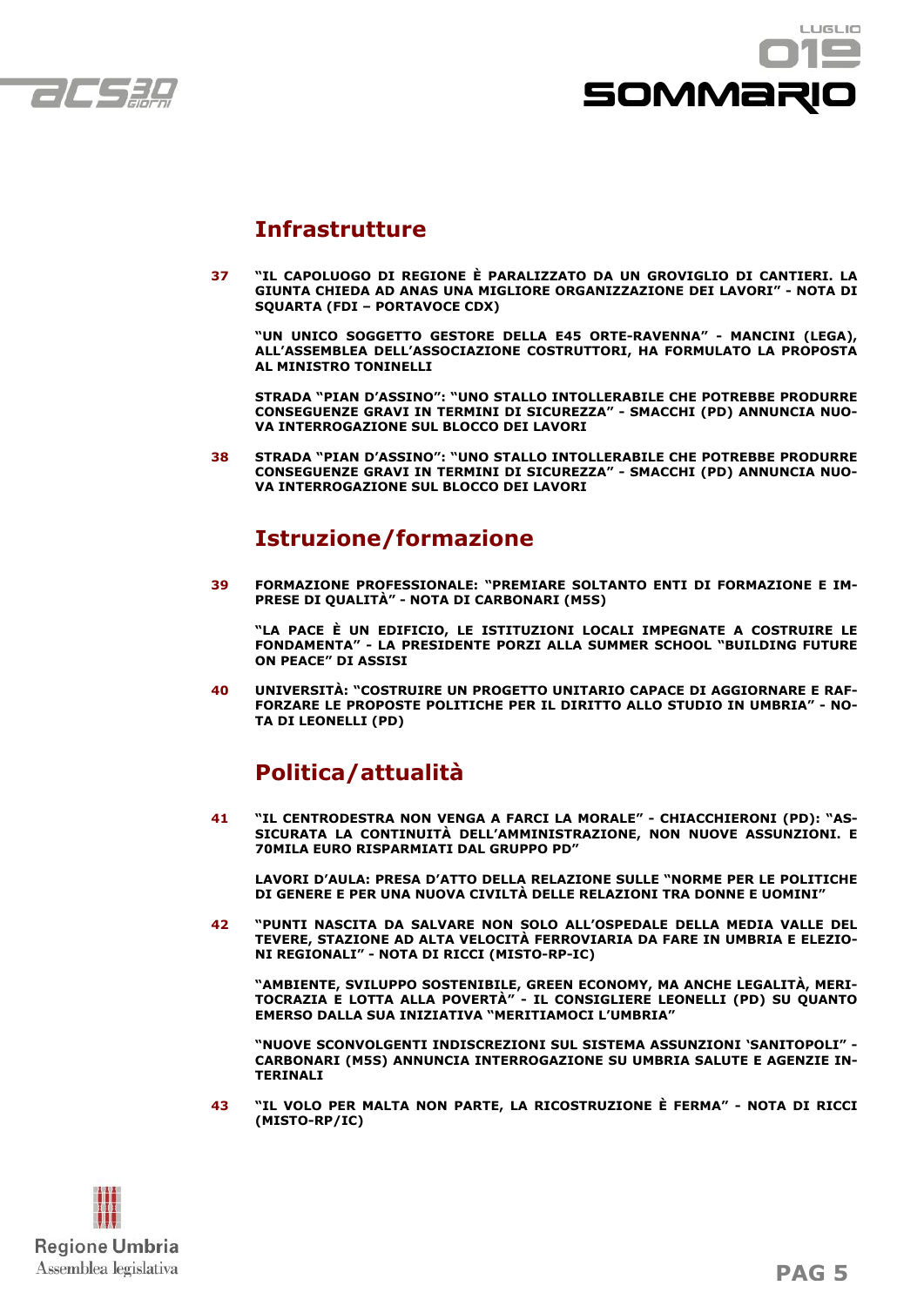## Infrastrutture

**37** **"IL CAPOLUOGO DI REGIONE È PARALIZZATO DA UN GROVIGLIO DI CANTIERI. LA GIUNTA CHIEDA AD ANAS UNA MIGLIORE ORGANIZZAZIONE DEI LAVORI" - NOTA DI SQUARTA (FDI – PORTAVOCE CDX)**

**"UN UNICO SOGGETTO GESTORE DELLA E45 ORTE-RAVENNA" - MANCINI (LEGA), ALL'ASSEMBLEA DELL'ASSOCIAZIONE COSTRUTTORI, HA FORMULATO LA PROPOSTA AL MINISTRO TONINELLI**

**STRADA "PIAN D'ASSINO": "UNO STALLO INTOLLERABILE CHE POTREBBE PRODURRE CONSEGUENZE GRAVI IN TERMINI DI SICUREZZA" - SMACCHI (PD) ANNUNCIA NUOVA INTERROGAZIONE SUL BLOCCO DEI LAVORI**

**38** **STRADA "PIAN D'ASSINO": "UNO STALLO INTOLLERABILE CHE POTREBBE PRODURRE CONSEGUENZE GRAVI IN TERMINI DI SICUREZZA" - SMACCHI (PD) ANNUNCIA NUOVA INTERROGAZIONE SUL BLOCCO DEI LAVORI**

## Istruzione/formazione

**39** **FORMAZIONE PROFESSIONALE: "PREMIARE SOLTANTO ENTI DI FORMAZIONE E IMPRESE DI QUALITÀ" - NOTA DI CARBONARI (M5S)**

**"LA PACE È UN EDIFICIO, LE ISTITUZIONI LOCALI IMPEGNATE A COSTRUIRE LE FONDAMENTA" - LA PRESIDENTE PORZI ALLA SUMMER SCHOOL "BUILDING FUTURE ON PEACE" DI ASSISI**

**40** **UNIVERSITÀ: "COSTRUIRE UN PROGETTO UNITARIO CAPACE DI AGGIORNARE E RAFFORZARE LE PROPOSTE POLITICHE PER IL DIRITTO ALLO STUDIO IN UMBRIA" - NOTA DI LEONELLI (PD)**

## Politica/attualità

**41** **"IL CENTRODESTRA NON VENGA A FARCI LA MORALE" - CHIACCHIERONI (PD): "ASSICURATA LA CONTINUITÀ DELL'AMMINISTRAZIONE, NON NUOVE ASSUNZIONI. E 70MILA EURO RISPARMIATI DAL GRUPPO PD"**

**LAVORI D'AULA: PRESA D'ATTO DELLA RELAZIONE SULLE "NORME PER LE POLITICHE DI GENERE E PER UNA NUOVA CIVILTÀ DELLE RELAZIONI TRA DONNE E UOMINI"**

**42** **"PUNTI NASCITA DA SALVARE NON SOLO ALL'OSPEDALE DELLA MEDIA VALLE DEL TEVERE, STAZIONE AD ALTA VELOCITÀ FERROVIARIA DA FARE IN UMBRIA E ELEZIONI REGIONALI" - NOTA DI RICCI (MISTO-RP-IC)**

**"AMBIENTE, SVILUPPO SOSTENIBILE, GREEN ECONOMY, MA ANCHE LEGALITÀ, MERITOCRAZIA E LOTTA ALLA POVERTÀ" - IL CONSIGLIERE LEONELLI (PD) SU QUANTO EMERSO DALLA SUA INIZIATIVA "MERITIAMOCI L'UMBRIA"**

**"NUOVE SCONVOLGENTI INDISCREZIONI SUL SISTEMA ASSUNZIONI 'SANITOPOLI'" - CARBONARI (M5S) ANNUNCIA INTERROGAZIONE SU UMBRIA SALUTE E AGENZIE INTERINALI**

**43** **"IL VOLO PER MALTA NON PARTE, LA RICOSTRUZIONE È FERMA" - NOTA DI RICCI (MISTO-RP/IC)**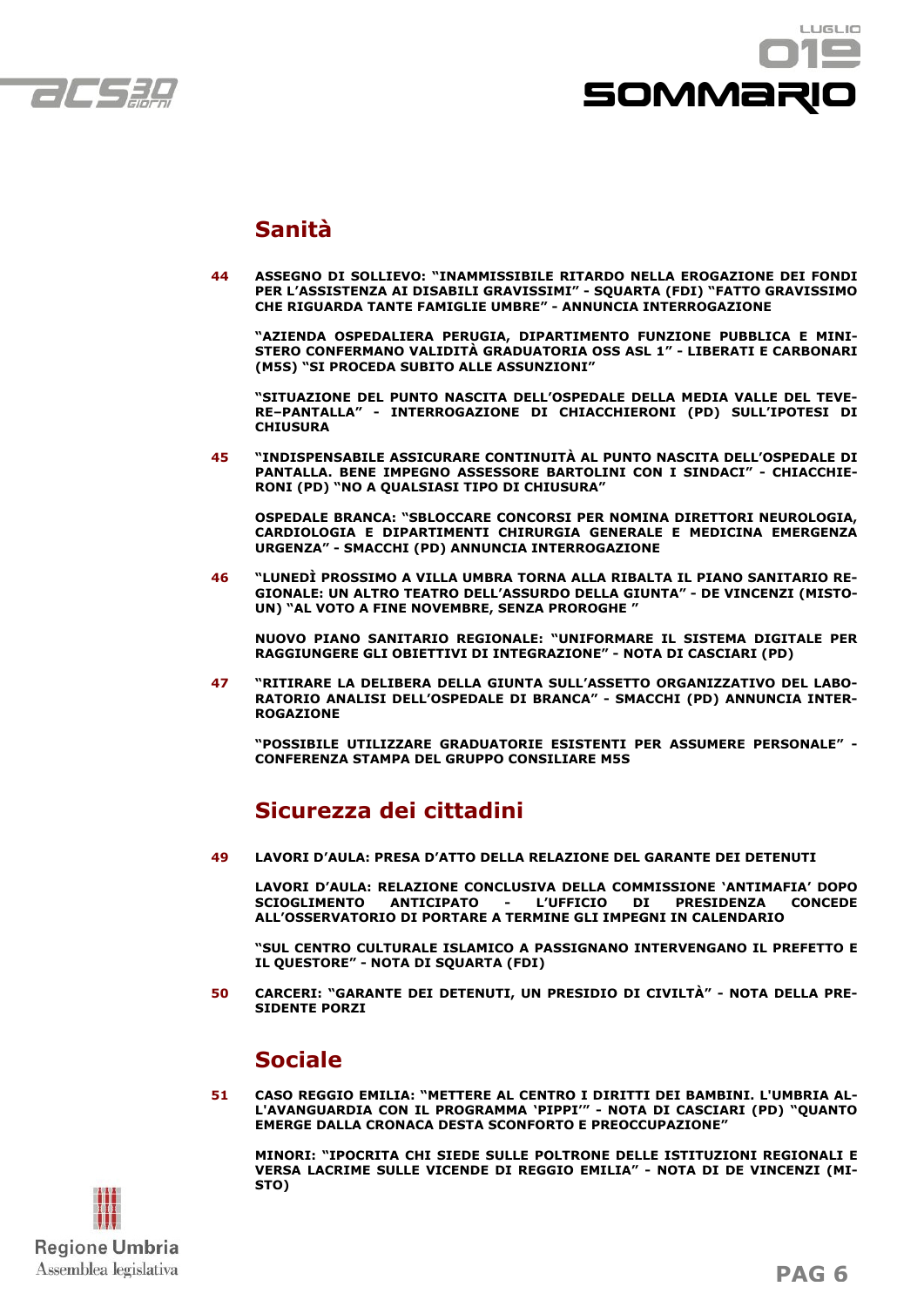# SOMMARIO

## Sanità

**44** **ASSEGNO DI SOLLIEVO: "INAMMISSIBILE RITARDO NELLA EROGAZIONE DEI FONDI PER L'ASSISTENZA AI DISABILI GRAVISSIMI" - SQUARTA (FDI) "FATTO GRAVISSIMO CHE RIGUARDA TANTE FAMIGLIE UMBRE" - ANNUNCIA INTERROGAZIONE**

**"AZIENDA OSPEDALIERA PERUGIA, DIPARTIMENTO FUNZIONE PUBBLICA E MINISTERO CONFERMANO VALIDITÀ GRADUATORIA OSS ASL 1" - LIBERATI E CARBONARI (M5S) "SI PROCEDA SUBITO ALLE ASSUNZIONI"**

**"SITUAZIONE DEL PUNTO NASCITA DELL'OSPEDALE DELLA MEDIA VALLE DEL TEVERE–PANTALLA" - INTERROGAZIONE DI CHIACCHIERONI (PD) SULL'IPOTESI DI CHIUSURA**

**45** **"INDISPENSABILE ASSICURARE CONTINUITÀ AL PUNTO NASCITA DELL'OSPEDALE DI PANTALLA. BENE IMPEGNO ASSESSORE BARTOLINI CON I SINDACI" - CHIACCHIERONI (PD) "NO A QUALSIASI TIPO DI CHIUSURA"**

**OSPEDALE BRANCA: "SBLOCCARE CONCORSI PER NOMINA DIRETTORI NEUROLOGIA, CARDIOLOGIA E DIPARTIMENTI CHIRURGIA GENERALE E MEDICINA EMERGENZA URGENZA" - SMACCHI (PD) ANNUNCIA INTERROGAZIONE**

**46** **"LUNEDÌ PROSSIMO A VILLA UMBRA TORNA ALLA RIBALTA IL PIANO SANITARIO REGIONALE: UN ALTRO TEATRO DELL'ASSURDO DELLA GIUNTA" - DE VINCENZI (MISTO-UN) "AL VOTO A FINE NOVEMBRE, SENZA PROROGHE "**

**NUOVO PIANO SANITARIO REGIONALE: "UNIFORMARE IL SISTEMA DIGITALE PER RAGGIUNGERE GLI OBIETTIVI DI INTEGRAZIONE" - NOTA DI CASCIARI (PD)**

**47** **"RITIRARE LA DELIBERA DELLA GIUNTA SULL'ASSETTO ORGANIZZATIVO DEL LABORATORIO ANALISI DELL'OSPEDALE DI BRANCA" - SMACCHI (PD) ANNUNCIA INTERROGAZIONE**

**"POSSIBILE UTILIZZARE GRADUATORIE ESISTENTI PER ASSUMERE PERSONALE" - CONFERENZA STAMPA DEL GRUPPO CONSILIARE M5S**

## Sicurezza dei cittadini

**49** **LAVORI D'AULA: PRESA D'ATTO DELLA RELAZIONE DEL GARANTE DEI DETENUTI**

**LAVORI D'AULA: RELAZIONE CONCLUSIVA DELLA COMMISSIONE 'ANTIMAFIA' DOPO SCIOGLIMENTO ANTICIPATO - L'UFFICIO DI PRESIDENZA CONCEDE ALL'OSSERVATORIO DI PORTARE A TERMINE GLI IMPEGNI IN CALENDARIO**

**"SUL CENTRO CULTURALE ISLAMICO A PASSIGNANO INTERVENGANO IL PREFETTO E IL QUESTORE" - NOTA DI SQUARTA (FDI)**

**50** **CARCERI: "GARANTE DEI DETENUTI, UN PRESIDIO DI CIVILTÀ" - NOTA DELLA PRESIDENTE PORZI**

## Sociale

**51** **CASO REGGIO EMILIA: "METTERE AL CENTRO I DIRITTI DEI BAMBINI. L'UMBRIA ALL'AVANGUARDIA CON IL PROGRAMMA 'PIPPI'" - NOTA DI CASCIARI (PD) "QUANTO EMERGE DALLA CRONACA DESTA SCONFORTO E PREOCCUPAZIONE"**

**MINORI: "IPOCRITA CHI SIEDE SULLE POLTRONE DELLE ISTITUZIONI REGIONALI E VERSA LACRIME SULLE VICENDE DI REGGIO EMILIA" - NOTA DI DE VINCENZI (MISTO)**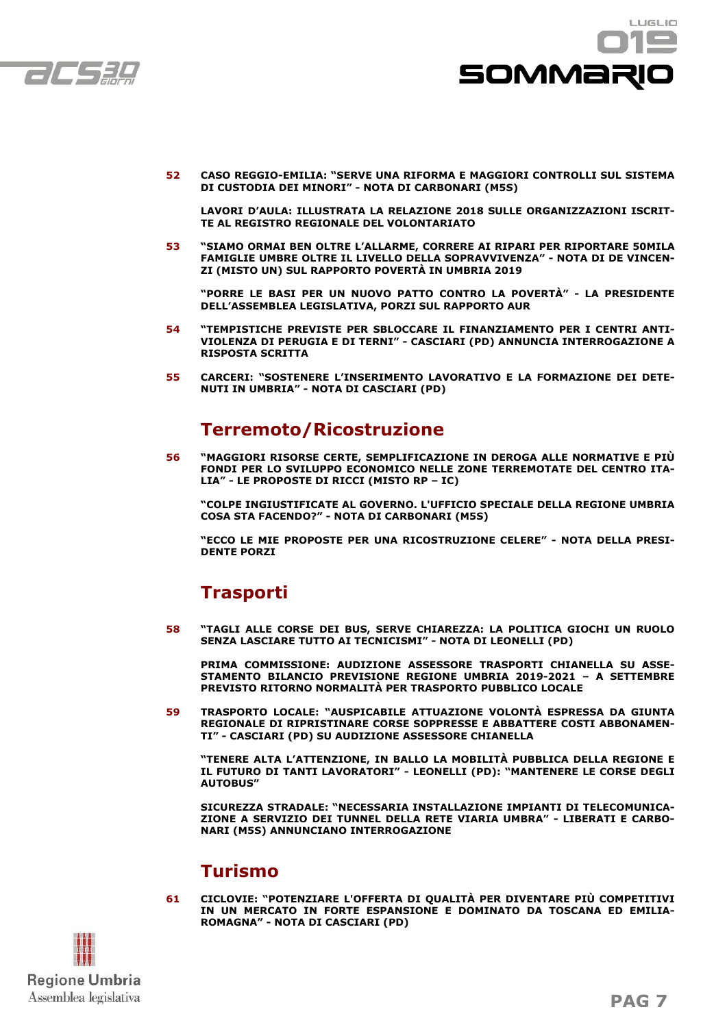**52** **CASO REGGIO-EMILIA: "SERVE UNA RIFORMA E MAGGIORI CONTROLLI SUL SISTEMA DI CUSTODIA DEI MINORI" - NOTA DI CARBONARI (M5S)**

**LAVORI D'AULA: ILLUSTRATA LA RELAZIONE 2018 SULLE ORGANIZZAZIONI ISCRITTE AL REGISTRO REGIONALE DEL VOLONTARIATO**

**53** **"SIAMO ORMAI BEN OLTRE L'ALLARME, CORRERE AI RIPARI PER RIPORTARE 50MILA FAMIGLIE UMBRE OLTRE IL LIVELLO DELLA SOPRAVVIVENZA" - NOTA DI DE VINCENZI (MISTO UN) SUL RAPPORTO POVERTÀ IN UMBRIA 2019**

**"PORRE LE BASI PER UN NUOVO PATTO CONTRO LA POVERTÀ" - LA PRESIDENTE DELL'ASSEMBLEA LEGISLATIVA, PORZI SUL RAPPORTO AUR**

**54** **"TEMPISTICHE PREVISTE PER SBLOCCARE IL FINANZIAMENTO PER I CENTRI ANTIVIOLENZA DI PERUGIA E DI TERNI" - CASCIARI (PD) ANNUNCIA INTERROGAZIONE A RISPOSTA SCRITTA**

**55** **CARCERI: "SOSTENERE L'INSERIMENTO LAVORATIVO E LA FORMAZIONE DEI DETENUTI IN UMBRIA" - NOTA DI CASCIARI (PD)**

## Terremoto/Ricostruzione

**56** **"MAGGIORI RISORSE CERTE, SEMPLIFICAZIONE IN DEROGA ALLE NORMATIVE E PIÙ FONDI PER LO SVILUPPO ECONOMICO NELLE ZONE TERREMOTATE DEL CENTRO ITALIA" - LE PROPOSTE DI RICCI (MISTO RP – IC)**

**"COLPE INGIUSTIFICATE AL GOVERNO. L'UFFICIO SPECIALE DELLA REGIONE UMBRIA COSA STA FACENDO?" - NOTA DI CARBONARI (M5S)**

**"ECCO LE MIE PROPOSTE PER UNA RICOSTRUZIONE CELERE" - NOTA DELLA PRESIDENTE PORZI**

## Trasporti

**58** **"TAGLI ALLE CORSE DEI BUS, SERVE CHIAREZZA: LA POLITICA GIOCHI UN RUOLO SENZA LASCIARE TUTTO AI TECNICISMI" - NOTA DI LEONELLI (PD)**

**PRIMA COMMISSIONE: AUDIZIONE ASSESSORE TRASPORTI CHIANELLA SU ASSESTAMENTO BILANCIO PREVISIONE REGIONE UMBRIA 2019-2021 – A SETTEMBRE PREVISTO RITORNO NORMALITÀ PER TRASPORTO PUBBLICO LOCALE**

**59** **TRASPORTO LOCALE: "AUSPICABILE ATTUAZIONE VOLONTÀ ESPRESSA DA GIUNTA REGIONALE DI RIPRISTINARE CORSE SOPPRESSE E ABBATTERE COSTI ABBONAMENTI" - CASCIARI (PD) SU AUDIZIONE ASSESSORE CHIANELLA**

**"TENERE ALTA L'ATTENZIONE, IN BALLO LA MOBILITÀ PUBBLICA DELLA REGIONE E IL FUTURO DI TANTI LAVORATORI" - LEONELLI (PD): "MANTENERE LE CORSE DEGLI AUTOBUS"**

**SICUREZZA STRADALE: "NECESSARIA INSTALLAZIONE IMPIANTI DI TELECOMUNICAZIONE A SERVIZIO DEI TUNNEL DELLA RETE VIARIA UMBRA" - LIBERATI E CARBONARI (M5S) ANNUNCIANO INTERROGAZIONE**

## Turismo

**61** **CICLOVIE: "POTENZIARE L'OFFERTA DI QUALITÀ PER DIVENTARE PIÙ COMPETITIVI IN UN MERCATO IN FORTE ESPANSIONE E DOMINATO DA TOSCANA ED EMILIA-ROMAGNA" - NOTA DI CASCIARI (PD)**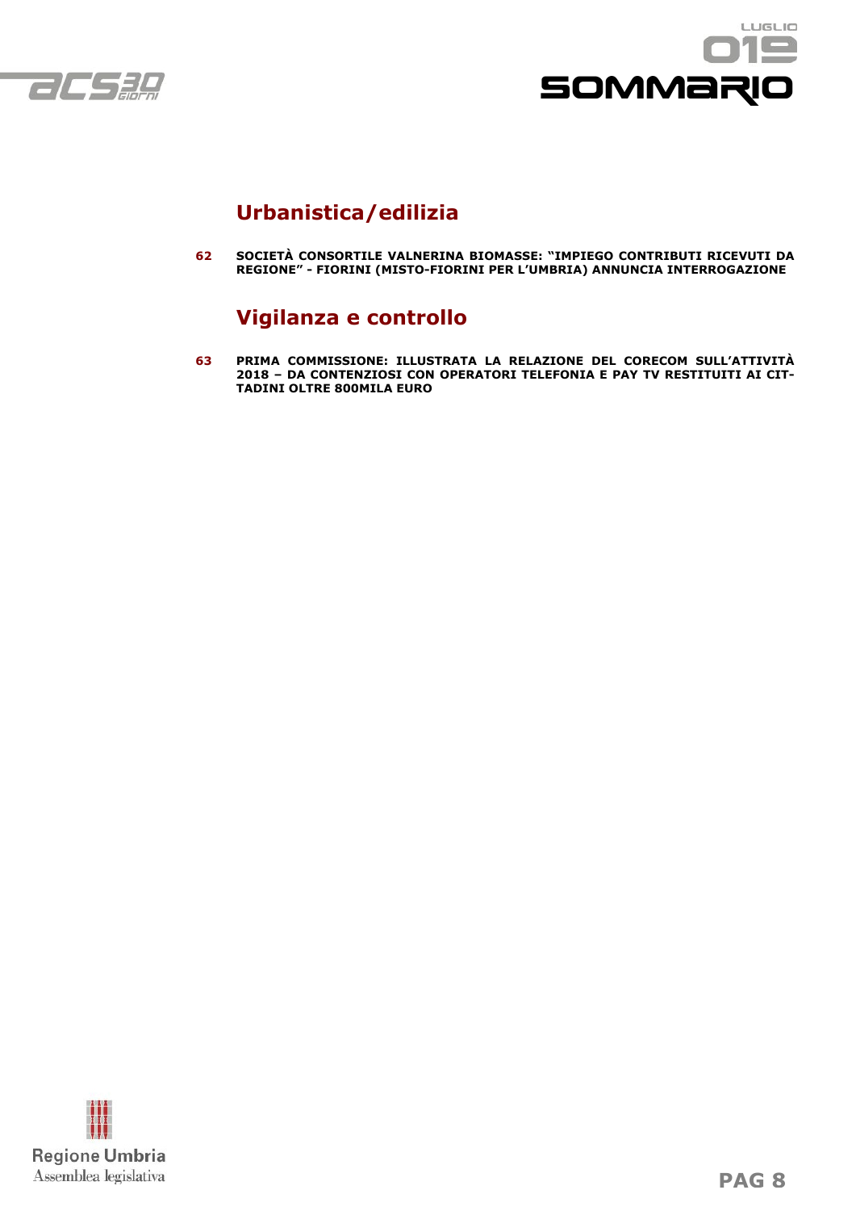## Urbanistica/edilizia

**62** **SOCIETÀ CONSORTILE VALNERINA BIOMASSE: "IMPIEGO CONTRIBUTI RICEVUTI DA REGIONE" - FIORINI (MISTO-FIORINI PER L'UMBRIA) ANNUNCIA INTERROGAZIONE**

## Vigilanza e controllo

**63** **PRIMA COMMISSIONE: ILLUSTRATA LA RELAZIONE DEL CORECOM SULL'ATTIVITÀ 2018 – DA CONTENZIOSI CON OPERATORI TELEFONIA E PAY TV RESTITUITI AI CITTADINI OLTRE 800MILA EURO**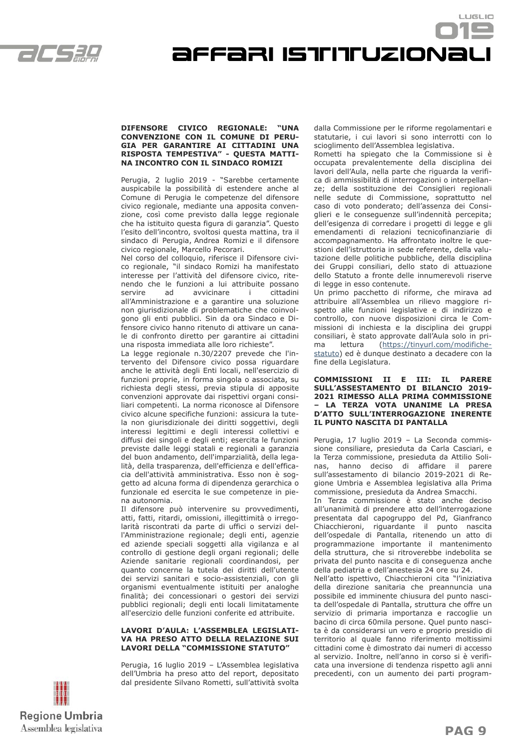## DIFENSORE CIVICO REGIONALE: "UNA CONVENZIONE CON IL COMUNE DI PERUGIA PER GARANTIRE AI CITTADINI UNA RISPOSTA TEMPESTIVA" - QUESTA MATTINA INCONTRO CON IL SINDACO ROMIZI

Perugia, 2 luglio 2019 - "Sarebbe certamente auspicabile la possibilità di estendere anche al Comune di Perugia le competenze del difensore civico regionale, mediante una apposita convenzione, così come previsto dalla legge regionale che ha istituito questa figura di garanzia". Questo l'esito dell'incontro, svoltosi questa mattina, tra il sindaco di Perugia, Andrea Romizi e il difensore civico regionale, Marcello Pecorari.

Nel corso del colloquio, riferisce il Difensore civico regionale, "il sindaco Romizi ha manifestato interesse per l'attività del difensore civico, ritenendo che le funzioni a lui attribuite possano servire ad avvicinare i cittadini all'Amministrazione e a garantire una soluzione non giurisdizionale di problematiche che coinvolgono gli enti pubblici. Sin da ora Sindaco e Difensore civico hanno ritenuto di attivare un canale di confronto diretto per garantire ai cittadini una risposta immediata alle loro richieste".

La legge regionale n.30/2207 prevede che l'intervento del Difensore civico possa riguardare anche le attività degli Enti locali, nell'esercizio di funzioni proprie, in forma singola o associata, su richiesta degli stessi, previa stipula di apposite convenzioni approvate dai rispettivi organi consiliari competenti. La norma riconosce al Difensore civico alcune specifiche funzioni: assicura la tutela non giurisdizionale dei diritti soggettivi, degli interessi legittimi e degli interessi collettivi e diffusi dei singoli e degli enti; esercita le funzioni previste dalle leggi statali e regionali a garanzia del buon andamento, dell'imparzialità, della legalità, della trasparenza, dell'efficienza e dell'efficacia dell'attività amministrativa. Esso non è soggetto ad alcuna forma di dipendenza gerarchica o funzionale ed esercita le sue competenze in piena autonomia.

Il difensore può intervenire su provvedimenti, atti, fatti, ritardi, omissioni, illegittimità o irregolarità riscontrati da parte di uffici o servizi dell'Amministrazione regionale; degli enti, agenzie ed aziende speciali soggetti alla vigilanza e al controllo di gestione degli organi regionali; delle Aziende sanitarie regionali coordinandosi, per quanto concerne la tutela dei diritti dell'utente dei servizi sanitari e socio-assistenziali, con gli organismi eventualmente istituiti per analoghe finalità; dei concessionari o gestori dei servizi pubblici regionali; degli enti locali limitatamente all'esercizio delle funzioni conferite ed attribuite.

## LAVORI D'AULA: L'ASSEMBLEA LEGISLATIVA HA PRESO ATTO DELLA RELAZIONE SUI LAVORI DELLA "COMMISSIONE STATUTO"

Perugia, 16 luglio 2019 – L'Assemblea legislativa dell'Umbria ha preso atto del report, depositato dal presidente Silvano Rometti, sull'attività svolta dalla Commissione per le riforme regolamentari e statutarie, i cui lavori si sono interrotti con lo scioglimento dell'Assemblea legislativa.

Rometti ha spiegato che la Commissione si è occupata prevalentemente della disciplina dei lavori dell'Aula, nella parte che riguarda la verifica di ammissibilità di interrogazioni o interpellanze; della sostituzione dei Consiglieri regionali nelle sedute di Commissione, soprattutto nel caso di voto ponderato; dell'assenza dei Consiglieri e le conseguenze sull'indennità percepita; dell'esigenza di corredare i progetti di legge e gli emendamenti di relazioni tecnicofinanziarie di accompagnamento. Ha affrontato inoltre le questioni dell'istruttoria in sede referente, della valutazione delle politiche pubbliche, della disciplina dei Gruppi consiliari, dello stato di attuazione dello Statuto a fronte delle innumerevoli riserve di legge in esso contenute.

Un primo pacchetto di riforme, che mirava ad attribuire all'Assemblea un rilievo maggiore rispetto alle funzioni legislative e di indirizzo e controllo, con nuove disposizioni circa le Commissioni di inchiesta e la disciplina dei gruppi consiliari, è stato approvate dall'Aula solo in prima lettura (https://tinyurl.com/modifiche-statuto) ed è dunque destinato a decadere con la fine della Legislatura.

## COMMISSIONI II E III: IL PARERE SULL'ASSESTAMENTO DI BILANCIO 2019-2021 RIMESSO ALLA PRIMA COMMISSIONE – LA TERZA VOTA UNANIME LA PRESA D'ATTO SULL'INTERROGAZIONE INERENTE IL PUNTO NASCITA DI PANTALLA

Perugia, 17 luglio 2019 – La Seconda commissione consiliare, presieduta da Carla Casciari, e la Terza commissione, presieduta da Attilio Solinas, hanno deciso di affidare il parere sull'assestamento di bilancio 2019-2021 di Regione Umbria e Assemblea legislativa alla Prima commissione, presieduta da Andrea Smacchi.

In Terza commissione è stato anche deciso all'unanimità di prendere atto dell'interrogazione presentata dal capogruppo del Pd, Gianfranco Chiacchieroni, riguardante il punto nascita dell'ospedale di Pantalla, ritenendo un atto di programmazione importante il mantenimento della struttura, che si ritroverebbe indebolita se privata del punto nascita e di conseguenza anche della pediatria e dell'anestesia 24 ore su 24.

Nell'atto ispettivo, Chiacchieroni cita "l'iniziativa della direzione sanitaria che preannuncia una possibile ed imminente chiusura del punto nascita dell'ospedale di Pantalla, struttura che offre un servizio di primaria importanza e raccoglie un bacino di circa 60mila persone. Quel punto nascita è da considerarsi un vero e proprio presidio di territorio al quale fanno riferimento moltissimi cittadini come è dimostrato dai numeri di accesso al servizio. Inoltre, nell'anno in corso si è verificata una inversione di tendenza rispetto agli anni precedenti, con un aumento dei parti program-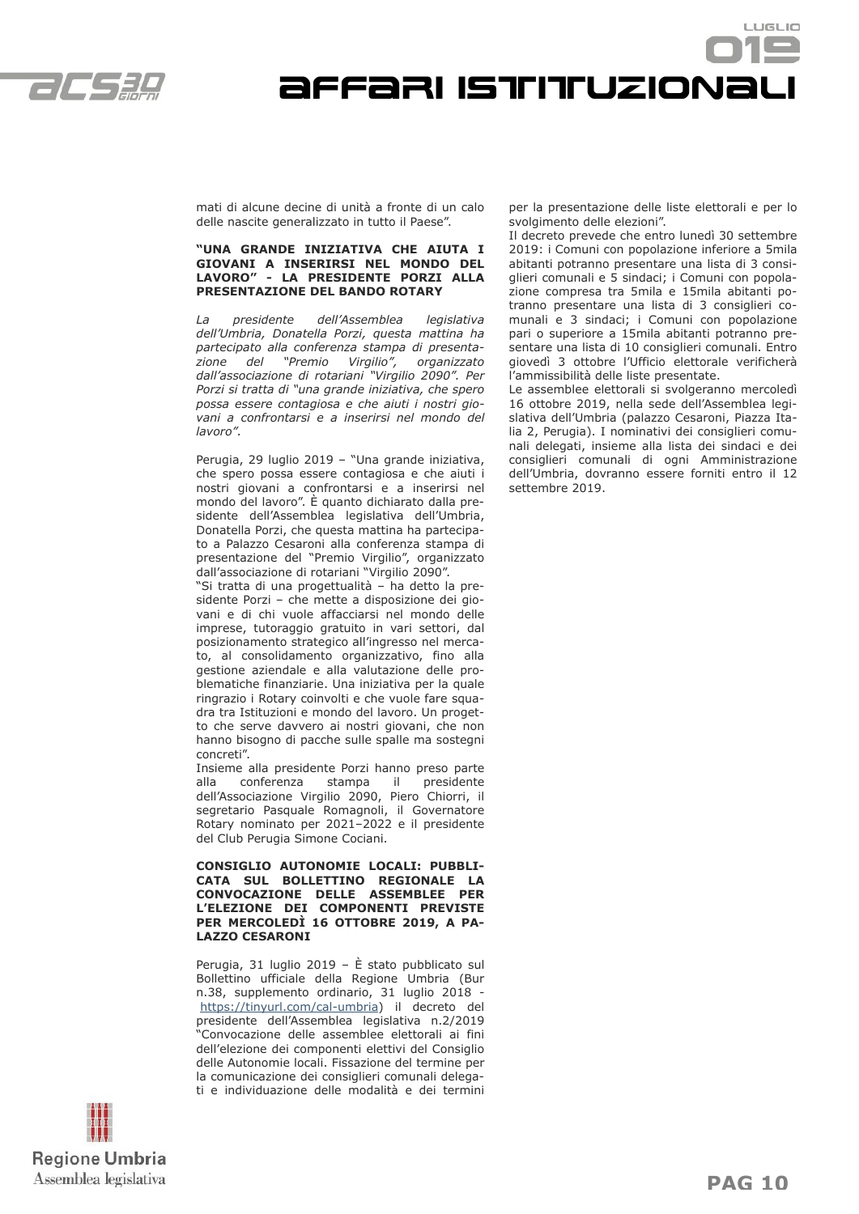mati di alcune decine di unità a fronte di un calo delle nascite generalizzato in tutto il Paese".

**"UNA GRANDE INIZIATIVA CHE AIUTA I GIOVANI A INSERIRSI NEL MONDO DEL LAVORO" - LA PRESIDENTE PORZI ALLA PRESENTAZIONE DEL BANDO ROTARY**

*La presidente dell'Assemblea legislativa dell'Umbria, Donatella Porzi, questa mattina ha partecipato alla conferenza stampa di presentazione del "Premio Virgilio", organizzato dall'associazione di rotariani "Virgilio 2090". Per Porzi si tratta di "una grande iniziativa, che spero possa essere contagiosa e che aiuti i nostri giovani a confrontarsi e a inserirsi nel mondo del lavoro".*

Perugia, 29 luglio 2019 – "Una grande iniziativa, che spero possa essere contagiosa e che aiuti i nostri giovani a confrontarsi e a inserirsi nel mondo del lavoro". È quanto dichiarato dalla presidente dell'Assemblea legislativa dell'Umbria, Donatella Porzi, che questa mattina ha partecipato a Palazzo Cesaroni alla conferenza stampa di presentazione del "Premio Virgilio", organizzato dall'associazione di rotariani "Virgilio 2090".

"Si tratta di una progettualità – ha detto la presidente Porzi – che mette a disposizione dei giovani e di chi vuole affacciarsi nel mondo delle imprese, tutoraggio gratuito in vari settori, dal posizionamento strategico all'ingresso nel mercato, al consolidamento organizzativo, fino alla gestione aziendale e alla valutazione delle problematiche finanziarie. Una iniziativa per la quale ringrazio i Rotary coinvolti e che vuole fare squadra tra Istituzioni e mondo del lavoro. Un progetto che serve davvero ai nostri giovani, che non hanno bisogno di pacche sulle spalle ma sostegni concreti".

Insieme alla presidente Porzi hanno preso parte alla conferenza stampa il presidente dell'Associazione Virgilio 2090, Piero Chiorri, il segretario Pasquale Romagnoli, il Governatore Rotary nominato per 2021–2022 e il presidente del Club Perugia Simone Cociani.

**CONSIGLIO AUTONOMIE LOCALI: PUBBLICATA SUL BOLLETTINO REGIONALE LA CONVOCAZIONE DELLE ASSEMBLEE PER L'ELEZIONE DEI COMPONENTI PREVISTE PER MERCOLEDÌ 16 OTTOBRE 2019, A PALAZZO CESARONI**

Perugia, 31 luglio 2019 – È stato pubblicato sul Bollettino ufficiale della Regione Umbria (Bur n.38, supplemento ordinario, 31 luglio 2018 - https://tinyurl.com/cal-umbria) il decreto del presidente dell'Assemblea legislativa n.2/2019 "Convocazione delle assemblee elettorali ai fini dell'elezione dei componenti elettivi del Consiglio delle Autonomie locali. Fissazione del termine per la comunicazione dei consiglieri comunali delegati e individuazione delle modalità e dei termini per la presentazione delle liste elettorali e per lo svolgimento delle elezioni".

Il decreto prevede che entro lunedì 30 settembre 2019: i Comuni con popolazione inferiore a 5mila abitanti potranno presentare una lista di 3 consiglieri comunali e 5 sindaci; i Comuni con popolazione compresa tra 5mila e 15mila abitanti potranno presentare una lista di 3 consiglieri comunali e 3 sindaci; i Comuni con popolazione pari o superiore a 15mila abitanti potranno presentare una lista di 10 consiglieri comunali. Entro giovedì 3 ottobre l'Ufficio elettorale verificherà l'ammissibilità delle liste presentate.

Le assemblee elettorali si svolgeranno mercoledì 16 ottobre 2019, nella sede dell'Assemblea legislativa dell'Umbria (palazzo Cesaroni, Piazza Italia 2, Perugia). I nominativi dei consiglieri comunali delegati, insieme alla lista dei sindaci e dei consiglieri comunali di ogni Amministrazione dell'Umbria, dovranno essere forniti entro il 12 settembre 2019.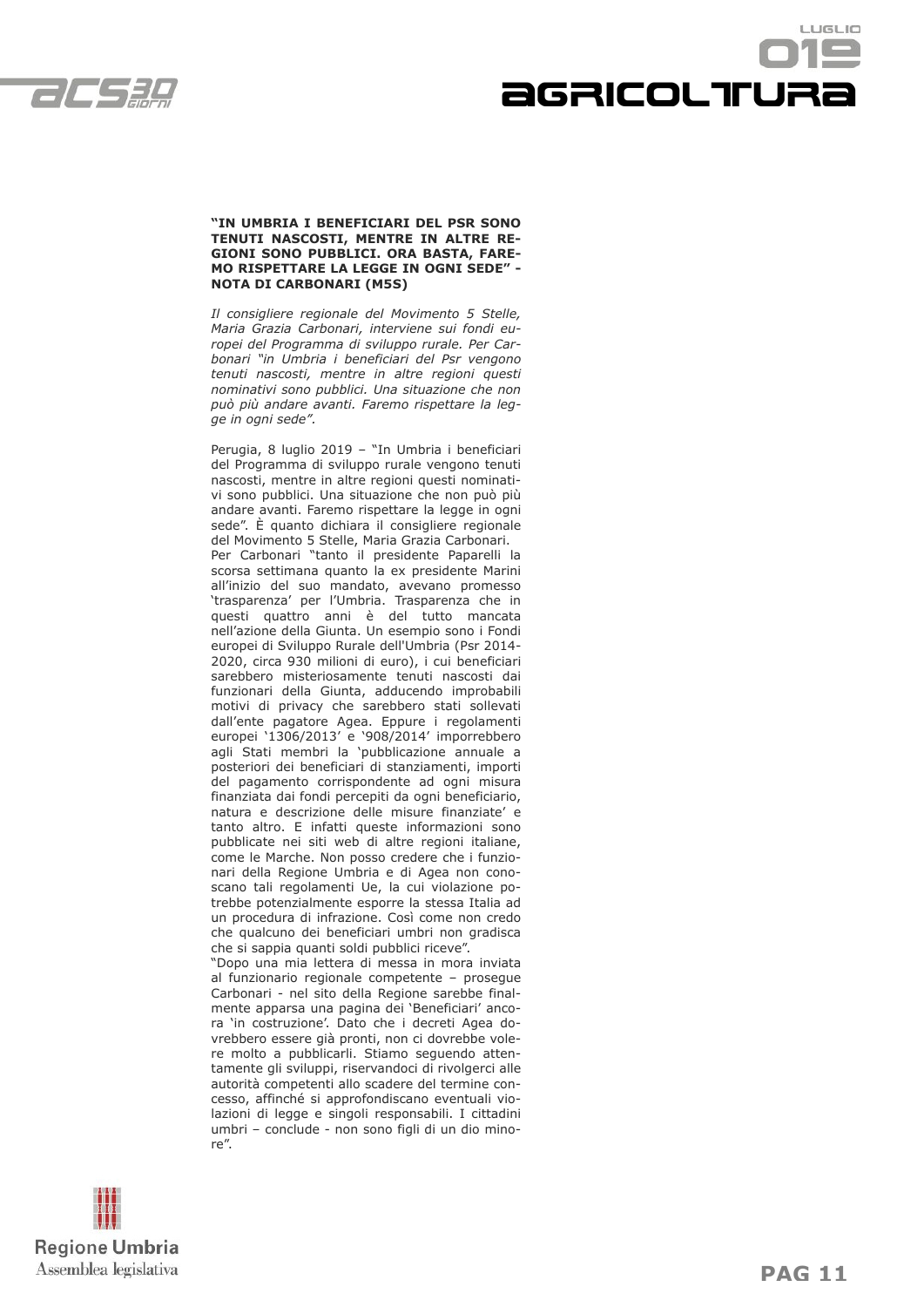### "IN UMBRIA I BENEFICIARI DEL PSR SONO TENUTI NASCOSTI, MENTRE IN ALTRE REGIONI SONO PUBBLICI. ORA BASTA, FAREMO RISPETTARE LA LEGGE IN OGNI SEDE" - NOTA DI CARBONARI (M5S)

*Il consigliere regionale del Movimento 5 Stelle, Maria Grazia Carbonari, interviene sui fondi europei del Programma di sviluppo rurale. Per Carbonari "in Umbria i beneficiari del Psr vengono tenuti nascosti, mentre in altre regioni questi nominativi sono pubblici. Una situazione che non può più andare avanti. Faremo rispettare la legge in ogni sede".*

Perugia, 8 luglio 2019 – "In Umbria i beneficiari del Programma di sviluppo rurale vengono tenuti nascosti, mentre in altre regioni questi nominativi sono pubblici. Una situazione che non può più andare avanti. Faremo rispettare la legge in ogni sede". È quanto dichiara il consigliere regionale del Movimento 5 Stelle, Maria Grazia Carbonari.

Per Carbonari "tanto il presidente Paparelli la scorsa settimana quanto la ex presidente Marini all'inizio del suo mandato, avevano promesso 'trasparenza' per l'Umbria. Trasparenza che in questi quattro anni è del tutto mancata nell'azione della Giunta. Un esempio sono i Fondi europei di Sviluppo Rurale dell'Umbria (Psr 2014-2020, circa 930 milioni di euro), i cui beneficiari sarebbero misteriosamente tenuti nascosti dai funzionari della Giunta, adducendo improbabili motivi di privacy che sarebbero stati sollevati dall'ente pagatore Agea. Eppure i regolamenti europei '1306/2013' e '908/2014' imporrebbero agli Stati membri la 'pubblicazione annuale a posteriori dei beneficiari di stanziamenti, importi del pagamento corrispondente ad ogni misura finanziata dai fondi percepiti da ogni beneficiario, natura e descrizione delle misure finanziate' e tanto altro. E infatti queste informazioni sono pubblicate nei siti web di altre regioni italiane, come le Marche. Non posso credere che i funzionari della Regione Umbria e di Agea non conoscano tali regolamenti Ue, la cui violazione potrebbe potenzialmente esporre la stessa Italia ad un procedura di infrazione. Così come non credo che qualcuno dei beneficiari umbri non gradisca che si sappia quanti soldi pubblici riceve".

"Dopo una mia lettera di messa in mora inviata al funzionario regionale competente – prosegue Carbonari - nel sito della Regione sarebbe finalmente apparsa una pagina dei 'Beneficiari' ancora 'in costruzione'. Dato che i decreti Agea dovrebbero essere già pronti, non ci dovrebbe volere molto a pubblicarli. Stiamo seguendo attentamente gli sviluppi, riservandoci di rivolgerci alle autorità competenti allo scadere del termine concesso, affinché si approfondiscano eventuali violazioni di legge e singoli responsabili. I cittadini umbri – conclude - non sono figli di un dio minore".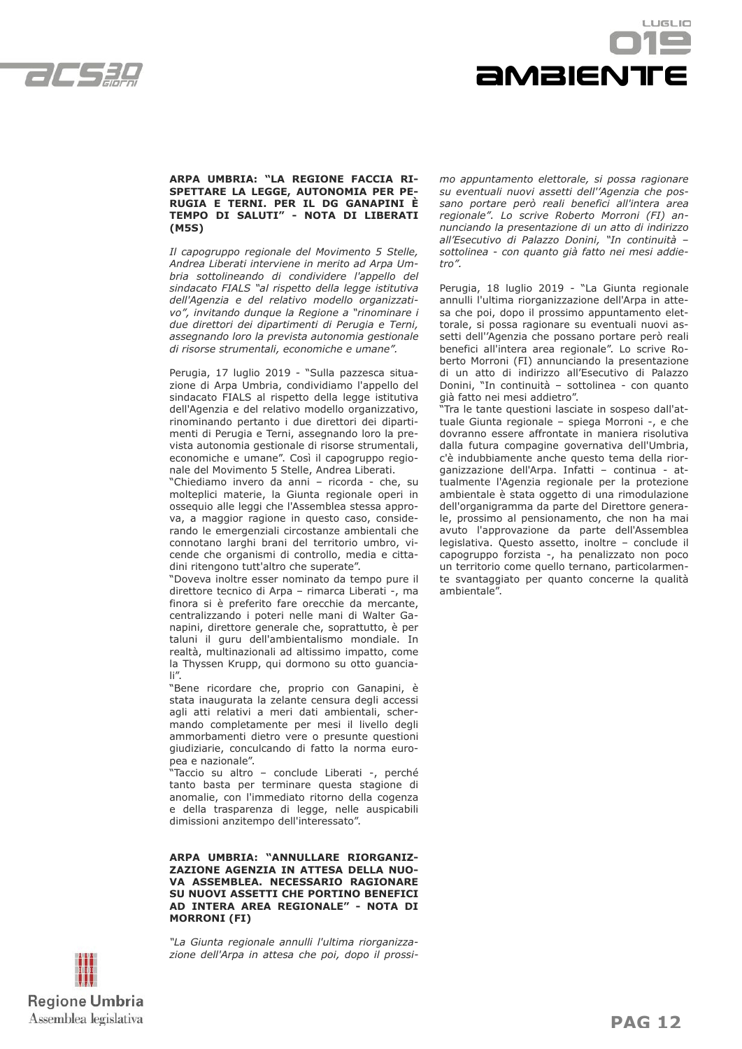**ARPA UMBRIA: "LA REGIONE FACCIA RISPETTARE LA LEGGE, AUTONOMIA PER PERUGIA E TERNI. PER IL DG GANAPINI È TEMPO DI SALUTI" - NOTA DI LIBERATI (M5S)**

*Il capogruppo regionale del Movimento 5 Stelle, Andrea Liberati interviene in merito ad Arpa Umbria sottolineando di condividere l'appello del sindacato FIALS "al rispetto della legge istitutiva dell'Agenzia e del relativo modello organizzativo", invitando dunque la Regione a "rinominare i due direttori dei dipartimenti di Perugia e Terni, assegnando loro la prevista autonomia gestionale di risorse strumentali, economiche e umane".*

Perugia, 17 luglio 2019 - "Sulla pazzesca situazione di Arpa Umbria, condividiamo l'appello del sindacato FIALS al rispetto della legge istitutiva dell'Agenzia e del relativo modello organizzativo, rinominando pertanto i due direttori dei dipartimenti di Perugia e Terni, assegnando loro la prevista autonomia gestionale di risorse strumentali, economiche e umane". Così il capogruppo regionale del Movimento 5 Stelle, Andrea Liberati.

"Chiediamo invero da anni – ricorda - che, su molteplici materie, la Giunta regionale operi in ossequio alle leggi che l'Assemblea stessa approva, a maggior ragione in questo caso, considerando le emergenziali circostanze ambientali che connotano larghi brani del territorio umbro, vicende che organismi di controllo, media e cittadini ritengono tutt'altro che superate".

"Doveva inoltre esser nominato da tempo pure il direttore tecnico di Arpa – rimarca Liberati -, ma finora si è preferito fare orecchie da mercante, centralizzando i poteri nelle mani di Walter Ganapini, direttore generale che, soprattutto, è per taluni il guru dell'ambientalismo mondiale. In realtà, multinazionali ad altissimo impatto, come la Thyssen Krupp, qui dormono su otto guanciali".

"Bene ricordare che, proprio con Ganapini, è stata inaugurata la zelante censura degli accessi agli atti relativi a meri dati ambientali, schermando completamente per mesi il livello degli ammorbamenti dietro vere o presunte questioni giudiziarie, conculcando di fatto la norma europea e nazionale".

"Taccio su altro – conclude Liberati -, perché tanto basta per terminare questa stagione di anomalie, con l'immediato ritorno della cogenza e della trasparenza di legge, nelle auspicabili dimissioni anzitempo dell'interessato".

**ARPA UMBRIA: "ANNULLARE RIORGANIZZAZIONE AGENZIA IN ATTESA DELLA NUOVA ASSEMBLEA. NECESSARIO RAGIONARE SU NUOVI ASSETTI CHE PORTINO BENEFICI AD INTERA AREA REGIONALE" - NOTA DI MORRONI (FI)**

*"La Giunta regionale annulli l'ultima riorganizzazione dell'Arpa in attesa che poi, dopo il prossimo appuntamento elettorale, si possa ragionare su eventuali nuovi assetti dell''Agenzia che possano portare però reali benefici all'intera area regionale". Lo scrive Roberto Morroni (FI) annunciando la presentazione di un atto di indirizzo all'Esecutivo di Palazzo Donini, "In continuità – sottolinea - con quanto già fatto nei mesi addietro".*

Perugia, 18 luglio 2019 - "La Giunta regionale annulli l'ultima riorganizzazione dell'Arpa in attesa che poi, dopo il prossimo appuntamento elettorale, si possa ragionare su eventuali nuovi assetti dell''Agenzia che possano portare però reali benefici all'intera area regionale". Lo scrive Roberto Morroni (FI) annunciando la presentazione di un atto di indirizzo all'Esecutivo di Palazzo Donini, "In continuità – sottolinea - con quanto già fatto nei mesi addietro".

"Tra le tante questioni lasciate in sospeso dall'attuale Giunta regionale – spiega Morroni -, e che dovranno essere affrontate in maniera risolutiva dalla futura compagine governativa dell'Umbria, c'è indubbiamente anche questo tema della riorganizzazione dell'Arpa. Infatti – continua - attualmente l'Agenzia regionale per la protezione ambientale è stata oggetto di una rimodulazione dell'organigramma da parte del Direttore generale, prossimo al pensionamento, che non ha mai avuto l'approvazione da parte dell'Assemblea legislativa. Questo assetto, inoltre – conclude il capogruppo forzista -, ha penalizzato non poco un territorio come quello ternano, particolarmente svantaggiato per quanto concerne la qualità ambientale".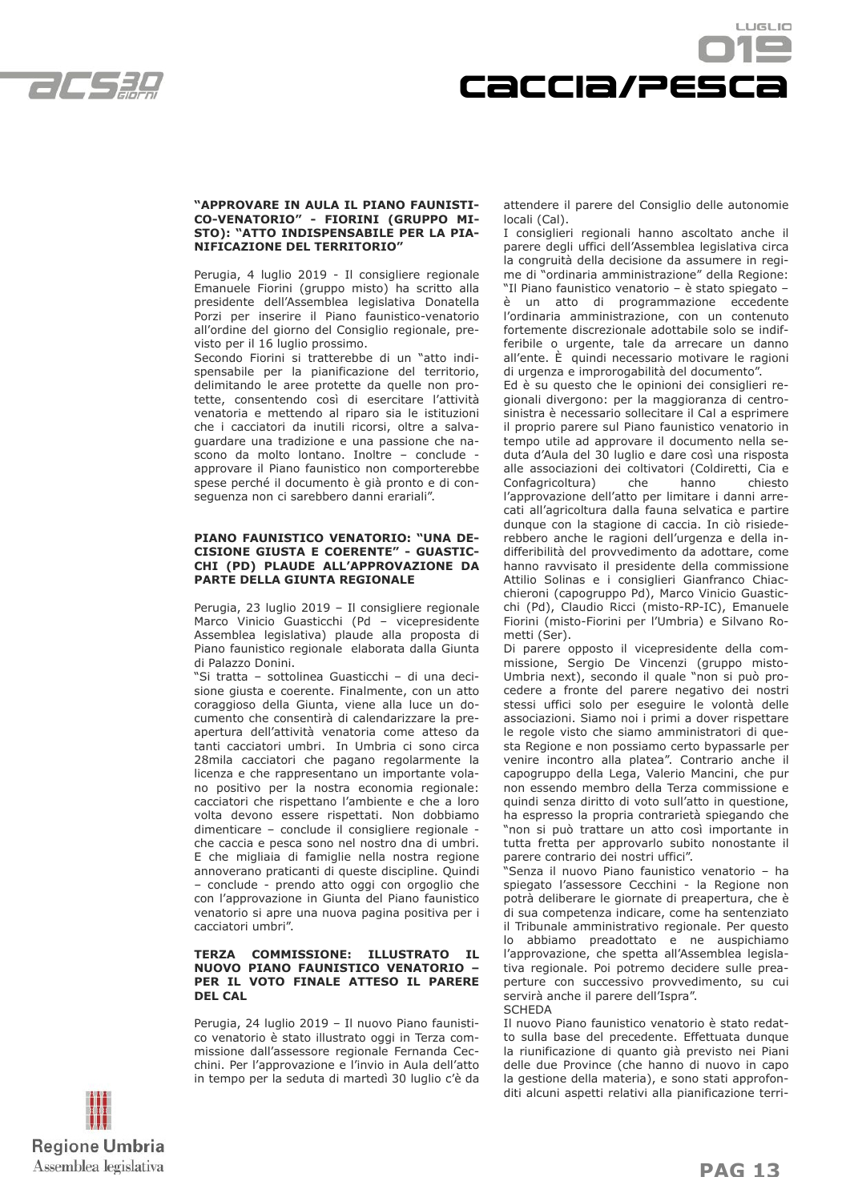### "APPROVARE IN AULA IL PIANO FAUNISTICO-VENATORIO" - FIORINI (GRUPPO MISTO): "ATTO INDISPENSABILE PER LA PIANIFICAZIONE DEL TERRITORIO"

Perugia, 4 luglio 2019 - Il consigliere regionale Emanuele Fiorini (gruppo misto) ha scritto alla presidente dell'Assemblea legislativa Donatella Porzi per inserire il Piano faunistico-venatorio all'ordine del giorno del Consiglio regionale, previsto per il 16 luglio prossimo.

Secondo Fiorini si tratterebbe di un "atto indispensabile per la pianificazione del territorio, delimitando le aree protette da quelle non protette, consentendo così di esercitare l'attività venatoria e mettendo al riparo sia le istituzioni che i cacciatori da inutili ricorsi, oltre a salvaguardare una tradizione e una passione che nascono da molto lontano. Inoltre – conclude - approvare il Piano faunistico non comporterebbe spese perché il documento è già pronto e di conseguenza non ci sarebbero danni erariali".

### PIANO FAUNISTICO VENATORIO: "UNA DECISIONE GIUSTA E COERENTE" - GUASTICCHI (PD) PLAUDE ALL'APPROVAZIONE DA PARTE DELLA GIUNTA REGIONALE

Perugia, 23 luglio 2019 – Il consigliere regionale Marco Vinicio Guasticchi (Pd – vicepresidente Assemblea legislativa) plaude alla proposta di Piano faunistico regionale elaborata dalla Giunta di Palazzo Donini.

"Si tratta – sottolinea Guasticchi – di una decisione giusta e coerente. Finalmente, con un atto coraggioso della Giunta, viene alla luce un documento che consentirà di calendarizzare la preapertura dell'attività venatoria come atteso da tanti cacciatori umbri. In Umbria ci sono circa 28mila cacciatori che pagano regolarmente la licenza e che rappresentano un importante volano positivo per la nostra economia regionale: cacciatori che rispettano l'ambiente e che a loro volta devono essere rispettati. Non dobbiamo dimenticare – conclude il consigliere regionale - che caccia e pesca sono nel nostro dna di umbri. E che migliaia di famiglie nella nostra regione annoverano praticanti di queste discipline. Quindi – conclude - prendo atto oggi con orgoglio che con l'approvazione in Giunta del Piano faunistico venatorio si apre una nuova pagina positiva per i cacciatori umbri".

### TERZA COMMISSIONE: ILLUSTRATO IL NUOVO PIANO FAUNISTICO VENATORIO – PER IL VOTO FINALE ATTESO IL PARERE DEL CAL

Perugia, 24 luglio 2019 – Il nuovo Piano faunistico venatorio è stato illustrato oggi in Terza commissione dall'assessore regionale Fernanda Cecchini. Per l'approvazione e l'invio in Aula dell'atto in tempo per la seduta di martedì 30 luglio c'è da attendere il parere del Consiglio delle autonomie locali (Cal).

I consiglieri regionali hanno ascoltato anche il parere degli uffici dell'Assemblea legislativa circa la congruità della decisione da assumere in regime di "ordinaria amministrazione" della Regione: "Il Piano faunistico venatorio – è stato spiegato – è un atto di programmazione eccedente l'ordinaria amministrazione, con un contenuto fortemente discrezionale adottabile solo se indifferibile o urgente, tale da arrecare un danno all'ente. È quindi necessario motivare le ragioni di urgenza e improrogabilità del documento".

Ed è su questo che le opinioni dei consiglieri regionali divergono: per la maggioranza di centrosinistra è necessario sollecitare il Cal a esprimere il proprio parere sul Piano faunistico venatorio in tempo utile ad approvare il documento nella seduta d'Aula del 30 luglio e dare così una risposta alle associazioni dei coltivatori (Coldiretti, Cia e Confagricoltura) che hanno chiesto l'approvazione dell'atto per limitare i danni arrecati all'agricoltura dalla fauna selvatica e partire dunque con la stagione di caccia. In ciò risiederebbero anche le ragioni dell'urgenza e della indifferibilità del provvedimento da adottare, come hanno ravvisato il presidente della commissione Attilio Solinas e i consiglieri Gianfranco Chiacchieroni (capogruppo Pd), Marco Vinicio Guasticchi (Pd), Claudio Ricci (misto-RP-IC), Emanuele Fiorini (misto-Fiorini per l'Umbria) e Silvano Rometti (Ser).

Di parere opposto il vicepresidente della commissione, Sergio De Vincenzi (gruppo misto-Umbria next), secondo il quale "non si può procedere a fronte del parere negativo dei nostri stessi uffici solo per eseguire le volontà delle associazioni. Siamo noi i primi a dover rispettare le regole visto che siamo amministratori di questa Regione e non possiamo certo bypassarle per venire incontro alla platea". Contrario anche il capogruppo della Lega, Valerio Mancini, che pur non essendo membro della Terza commissione e quindi senza diritto di voto sull'atto in questione, ha espresso la propria contrarietà spiegando che "non si può trattare un atto così importante in tutta fretta per approvarlo subito nonostante il parere contrario dei nostri uffici".

"Senza il nuovo Piano faunistico venatorio – ha spiegato l'assessore Cecchini - la Regione non potrà deliberare le giornate di preapertura, che è di sua competenza indicare, come ha sentenziato il Tribunale amministrativo regionale. Per questo lo abbiamo preadottato e ne auspichiamo l'approvazione, che spetta all'Assemblea legislativa regionale. Poi potremo decidere sulle preaperture con successivo provvedimento, su cui servirà anche il parere dell'Ispra".

SCHEDA

Il nuovo Piano faunistico venatorio è stato redatto sulla base del precedente. Effettuata dunque la riunificazione di quanto già previsto nei Piani delle due Province (che hanno di nuovo in capo la gestione della materia), e sono stati approfonditi alcuni aspetti relativi alla pianificazione terri-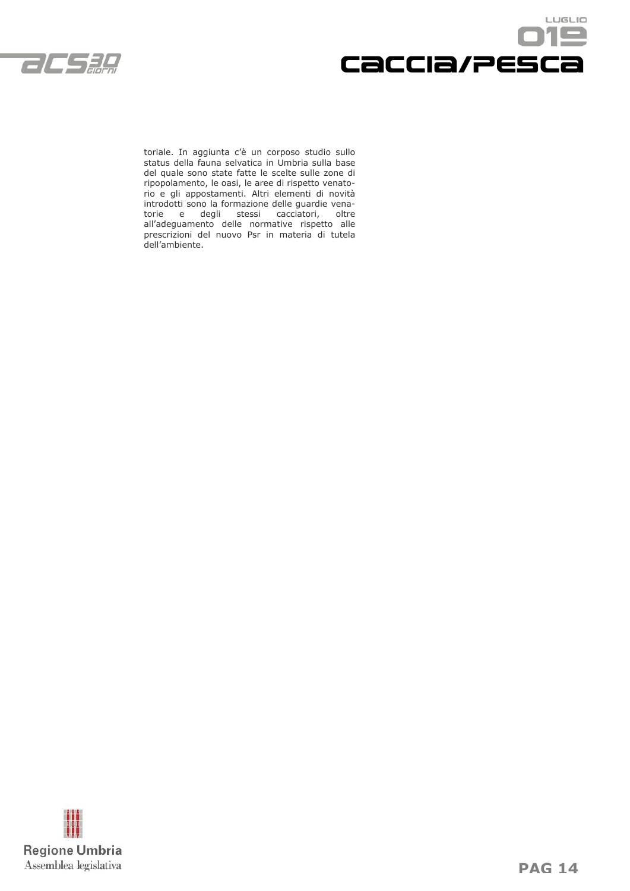toriale. In aggiunta c'è un corposo studio sullo status della fauna selvatica in Umbria sulla base del quale sono state fatte le scelte sulle zone di ripopolamento, le oasi, le aree di rispetto venatorio e gli appostamenti. Altri elementi di novità introdotti sono la formazione delle guardie venatorie e degli stessi cacciatori, oltre all'adeguamento delle normative rispetto alle prescrizioni del nuovo Psr in materia di tutela dell'ambiente.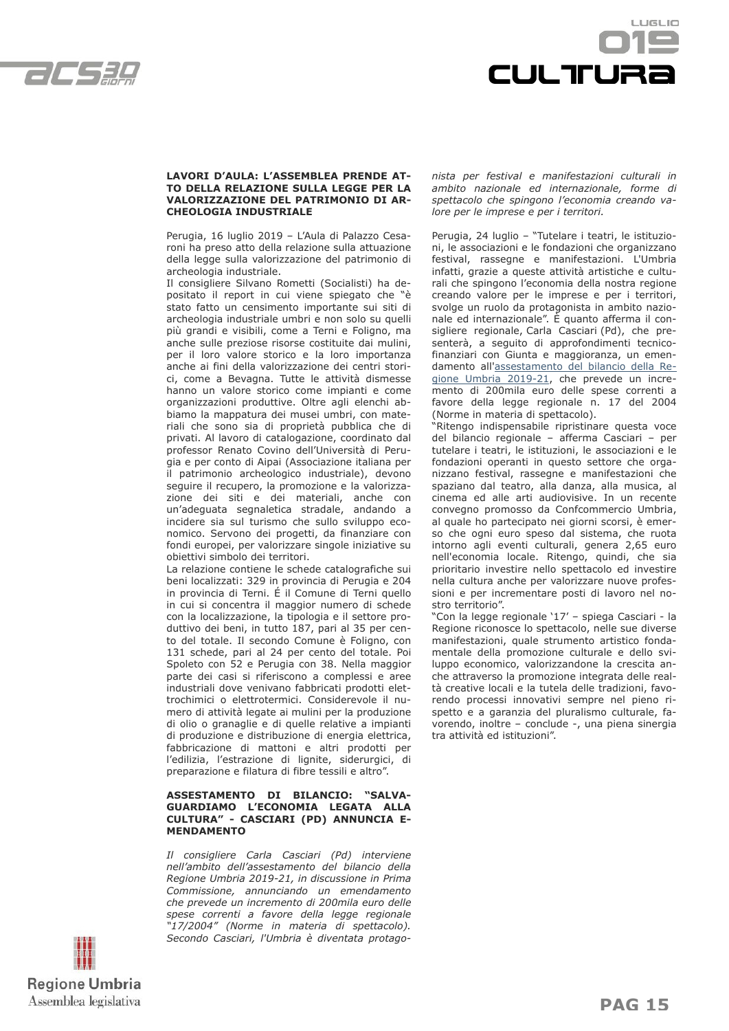### LAVORI D'AULA: L'ASSEMBLEA PRENDE ATTO DELLA RELAZIONE SULLA LEGGE PER LA VALORIZZAZIONE DEL PATRIMONIO DI ARCHEOLOGIA INDUSTRIALE

Perugia, 16 luglio 2019 – L'Aula di Palazzo Cesaroni ha preso atto della relazione sulla attuazione della legge sulla valorizzazione del patrimonio di archeologia industriale.

Il consigliere Silvano Rometti (Socialisti) ha depositato il report in cui viene spiegato che "è stato fatto un censimento importante sui siti di archeologia industriale umbri e non solo su quelli più grandi e visibili, come a Terni e Foligno, ma anche sulle preziose risorse costituite dai mulini, per il loro valore storico e la loro importanza anche ai fini della valorizzazione dei centri storici, come a Bevagna. Tutte le attività dismesse hanno un valore storico come impianti e come organizzazioni produttive. Oltre agli elenchi abbiamo la mappatura dei musei umbri, con materiali che sono sia di proprietà pubblica che di privati. Al lavoro di catalogazione, coordinato dal professor Renato Covino dell'Università di Perugia e per conto di Aipai (Associazione italiana per il patrimonio archeologico industriale), devono seguire il recupero, la promozione e la valorizzazione dei siti e dei materiali, anche con un'adeguata segnaletica stradale, andando a incidere sia sul turismo che sullo sviluppo economico. Servono dei progetti, da finanziare con fondi europei, per valorizzare singole iniziative su obiettivi simbolo dei territori.

La relazione contiene le schede catalografiche sui beni localizzati: 329 in provincia di Perugia e 204 in provincia di Terni. É il Comune di Terni quello in cui si concentra il maggior numero di schede con la localizzazione, la tipologia e il settore produttivo dei beni, in tutto 187, pari al 35 per cento del totale. Il secondo Comune è Foligno, con 131 schede, pari al 24 per cento del totale. Poi Spoleto con 52 e Perugia con 38. Nella maggior parte dei casi si riferiscono a complessi e aree industriali dove venivano fabbricati prodotti elettrochimici o elettrotermici. Considerevole il numero di attività legate ai mulini per la produzione di olio o granaglie e di quelle relative a impianti di produzione e distribuzione di energia elettrica, fabbricazione di mattoni e altri prodotti per l'edilizia, l'estrazione di lignite, siderurgici, di preparazione e filatura di fibre tessili e altro".

### ASSESTAMENTO DI BILANCIO: "SALVAGUARDIAMO L'ECONOMIA LEGATA ALLA CULTURA" - CASCIARI (PD) ANNUNCIA EMENDAMENTO

*Il consigliere Carla Casciari (Pd) interviene nell'ambito dell'assestamento del bilancio della Regione Umbria 2019-21, in discussione in Prima Commissione, annunciando un emendamento che prevede un incremento di 200mila euro delle spese correnti a favore della legge regionale "17/2004" (Norme in materia di spettacolo). Secondo Casciari, l'Umbria è diventata protagonista per festival e manifestazioni culturali in ambito nazionale ed internazionale, forme di spettacolo che spingono l'economia creando valore per le imprese e per i territori.*

Perugia, 24 luglio – "Tutelare i teatri, le istituzioni, le associazioni e le fondazioni che organizzano festival, rassegne e manifestazioni. L'Umbria infatti, grazie a queste attività artistiche e culturali che spingono l'economia della nostra regione creando valore per le imprese e per i territori, svolge un ruolo da protagonista in ambito nazionale ed internazionale". È quanto afferma il consigliere regionale, Carla Casciari (Pd), che presenterà, a seguito di approfondimenti tecnico-finanziari con Giunta e maggioranza, un emendamento all'assestamento del bilancio della Regione Umbria 2019-21, che prevede un incremento di 200mila euro delle spese correnti a favore della legge regionale n. 17 del 2004 (Norme in materia di spettacolo).

"Ritengo indispensabile ripristinare questa voce del bilancio regionale – afferma Casciari – per tutelare i teatri, le istituzioni, le associazioni e le fondazioni operanti in questo settore che organizzano festival, rassegne e manifestazioni che spaziano dal teatro, alla danza, alla musica, al cinema ed alle arti audiovisive. In un recente convegno promosso da Confcommercio Umbria, al quale ho partecipato nei giorni scorsi, è emerso che ogni euro speso dal sistema, che ruota intorno agli eventi culturali, genera 2,65 euro nell'economia locale. Ritengo, quindi, che sia prioritario investire nello spettacolo ed investire nella cultura anche per valorizzare nuove professioni e per incrementare posti di lavoro nel nostro territorio".

"Con la legge regionale '17' – spiega Casciari - la Regione riconosce lo spettacolo, nelle sue diverse manifestazioni, quale strumento artistico fondamentale della promozione culturale e dello sviluppo economico, valorizzandone la crescita anche attraverso la promozione integrata delle realtà creative locali e la tutela delle tradizioni, favorendo processi innovativi sempre nel pieno rispetto e a garanzia del pluralismo culturale, favorendo, inoltre – conclude -, una piena sinergia tra attività ed istituzioni".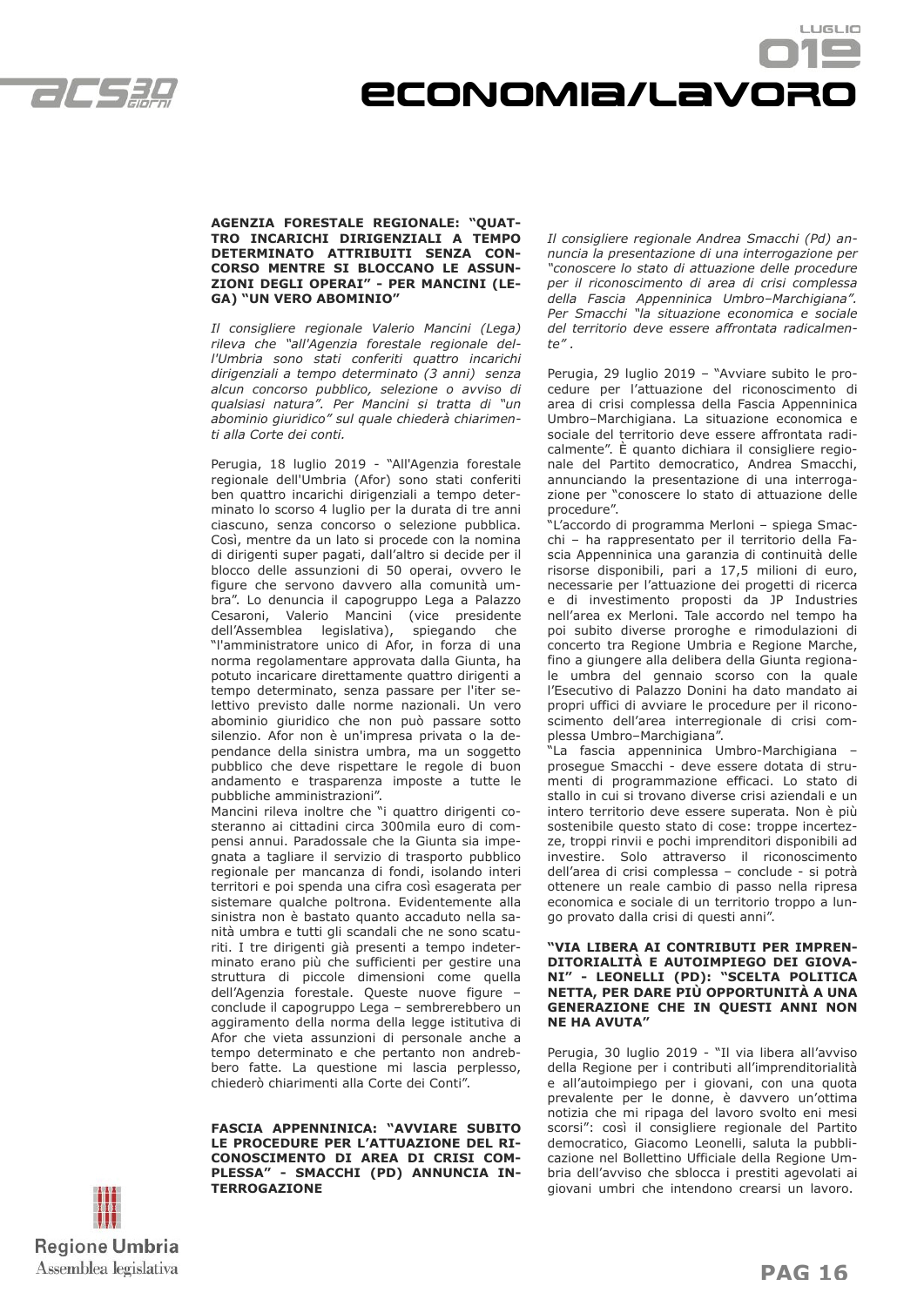### AGENZIA FORESTALE REGIONALE: "QUATTRO INCARICHI DIRIGENZIALI A TEMPO DETERMINATO ATTRIBUITI SENZA CONCORSO MENTRE SI BLOCCANO LE ASSUNZIONI DEGLI OPERAI" - PER MANCINI (LEGA) "UN VERO ABOMINIO"

*Il consigliere regionale Valerio Mancini (Lega) rileva che "all'Agenzia forestale regionale dell'Umbria sono stati conferiti quattro incarichi dirigenziali a tempo determinato (3 anni) senza alcun concorso pubblico, selezione o avviso di qualsiasi natura". Per Mancini si tratta di "un abominio giuridico" sul quale chiederà chiarimenti alla Corte dei conti.*

Perugia, 18 luglio 2019 - "All'Agenzia forestale regionale dell'Umbria (Afor) sono stati conferiti ben quattro incarichi dirigenziali a tempo determinato lo scorso 4 luglio per la durata di tre anni ciascuno, senza concorso o selezione pubblica. Così, mentre da un lato si procede con la nomina di dirigenti super pagati, dall'altro si decide per il blocco delle assunzioni di 50 operai, ovvero le figure che servono davvero alla comunità umbra". Lo denuncia il capogruppo Lega a Palazzo Cesaroni, Valerio Mancini (vice presidente dell'Assemblea legislativa), spiegando che "l'amministratore unico di Afor, in forza di una norma regolamentare approvata dalla Giunta, ha potuto incaricare direttamente quattro dirigenti a tempo determinato, senza passare per l'iter selettivo previsto dalle norme nazionali. Un vero abominio giuridico che non può passare sotto silenzio. Afor non è un'impresa privata o la dependance della sinistra umbra, ma un soggetto pubblico che deve rispettare le regole di buon andamento e trasparenza imposte a tutte le pubbliche amministrazioni".

Mancini rileva inoltre che "i quattro dirigenti costeranno ai cittadini circa 300mila euro di compensi annui. Paradossale che la Giunta sia impegnata a tagliare il servizio di trasporto pubblico regionale per mancanza di fondi, isolando interi territori e poi spenda una cifra così esagerata per sistemare qualche poltrona. Evidentemente alla sinistra non è bastato quanto accaduto nella sanità umbra e tutti gli scandali che ne sono scaturiti. I tre dirigenti già presenti a tempo indeterminato erano più che sufficienti per gestire una struttura di piccole dimensioni come quella dell'Agenzia forestale. Queste nuove figure – conclude il capogruppo Lega – sembrerebbero un aggiramento della norma della legge istitutiva di Afor che vieta assunzioni di personale anche a tempo determinato e che pertanto non andrebbero fatte. La questione mi lascia perplesso, chiederò chiarimenti alla Corte dei Conti".

### FASCIA APPENNINICA: "AVVIARE SUBITO LE PROCEDURE PER L'ATTUAZIONE DEL RICONOSCIMENTO DI AREA DI CRISI COMPLESSA" - SMACCHI (PD) ANNUNCIA INTERROGAZIONE

*Il consigliere regionale Andrea Smacchi (Pd) annuncia la presentazione di una interrogazione per "conoscere lo stato di attuazione delle procedure per il riconoscimento di area di crisi complessa della Fascia Appenninica Umbro–Marchigiana". Per Smacchi "la situazione economica e sociale del territorio deve essere affrontata radicalmente" .*

Perugia, 29 luglio 2019 – "Avviare subito le procedure per l'attuazione del riconoscimento di area di crisi complessa della Fascia Appenninica Umbro–Marchigiana. La situazione economica e sociale del territorio deve essere affrontata radicalmente". È quanto dichiara il consigliere regionale del Partito democratico, Andrea Smacchi, annunciando la presentazione di una interrogazione per "conoscere lo stato di attuazione delle procedure".

"L'accordo di programma Merloni – spiega Smacchi – ha rappresentato per il territorio della Fascia Appenninica una garanzia di continuità delle risorse disponibili, pari a 17,5 milioni di euro, necessarie per l'attuazione dei progetti di ricerca e di investimento proposti da JP Industries nell'area ex Merloni. Tale accordo nel tempo ha poi subito diverse proroghe e rimodulazioni di concerto tra Regione Umbria e Regione Marche, fino a giungere alla delibera della Giunta regionale umbra del gennaio scorso con la quale l'Esecutivo di Palazzo Donini ha dato mandato ai propri uffici di avviare le procedure per il riconoscimento dell'area interregionale di crisi complessa Umbro–Marchigiana".

"La fascia appenninica Umbro-Marchigiana – prosegue Smacchi - deve essere dotata di strumenti di programmazione efficaci. Lo stato di stallo in cui si trovano diverse crisi aziendali e un intero territorio deve essere superata. Non è più sostenibile questo stato di cose: troppe incertezze, troppi rinvii e pochi imprenditori disponibili ad investire. Solo attraverso il riconoscimento dell'area di crisi complessa – conclude - si potrà ottenere un reale cambio di passo nella ripresa economica e sociale di un territorio troppo a lungo provato dalla crisi di questi anni".

### "VIA LIBERA AI CONTRIBUTI PER IMPRENDITORIALITÀ E AUTOIMPIEGO DEI GIOVANI" - LEONELLI (PD): "SCELTA POLITICA NETTA, PER DARE PIÙ OPPORTUNITÀ A UNA GENERAZIONE CHE IN QUESTI ANNI NON NE HA AVUTA"

Perugia, 30 luglio 2019 - "Il via libera all'avviso della Regione per i contributi all'imprenditorialità e all'autoimpiego per i giovani, con una quota prevalente per le donne, è davvero un'ottima notizia che mi ripaga del lavoro svolto eni mesi scorsi": così il consigliere regionale del Partito democratico, Giacomo Leonelli, saluta la pubblicazione nel Bollettino Ufficiale della Regione Umbria dell'avviso che sblocca i prestiti agevolati ai giovani umbri che intendono crearsi un lavoro.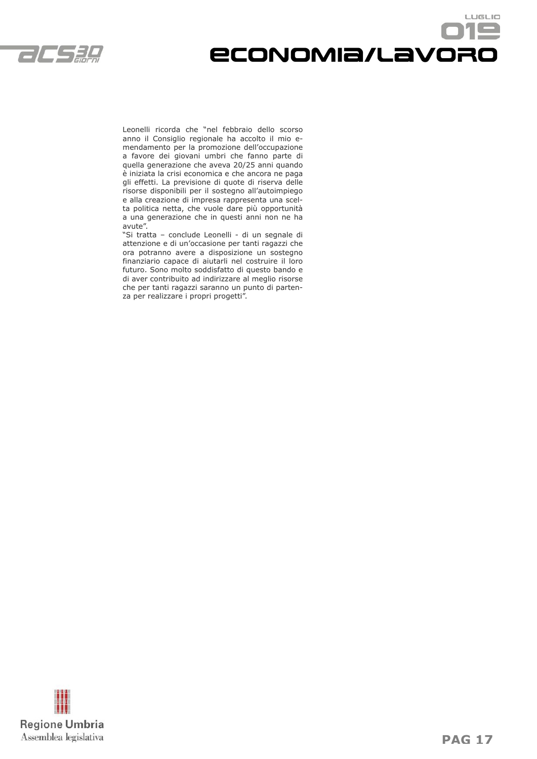Leonelli ricorda che "nel febbraio dello scorso anno il Consiglio regionale ha accolto il mio emendamento per la promozione dell'occupazione a favore dei giovani umbri che fanno parte di quella generazione che aveva 20/25 anni quando è iniziata la crisi economica e che ancora ne paga gli effetti. La previsione di quote di riserva delle risorse disponibili per il sostegno all'autoimpiego e alla creazione di impresa rappresenta una scelta politica netta, che vuole dare più opportunità a una generazione che in questi anni non ne ha avute".

"Si tratta – conclude Leonelli - di un segnale di attenzione e di un'occasione per tanti ragazzi che ora potranno avere a disposizione un sostegno finanziario capace di aiutarli nel costruire il loro futuro. Sono molto soddisfatto di questo bando e di aver contribuito ad indirizzare al meglio risorse che per tanti ragazzi saranno un punto di partenza per realizzare i propri progetti".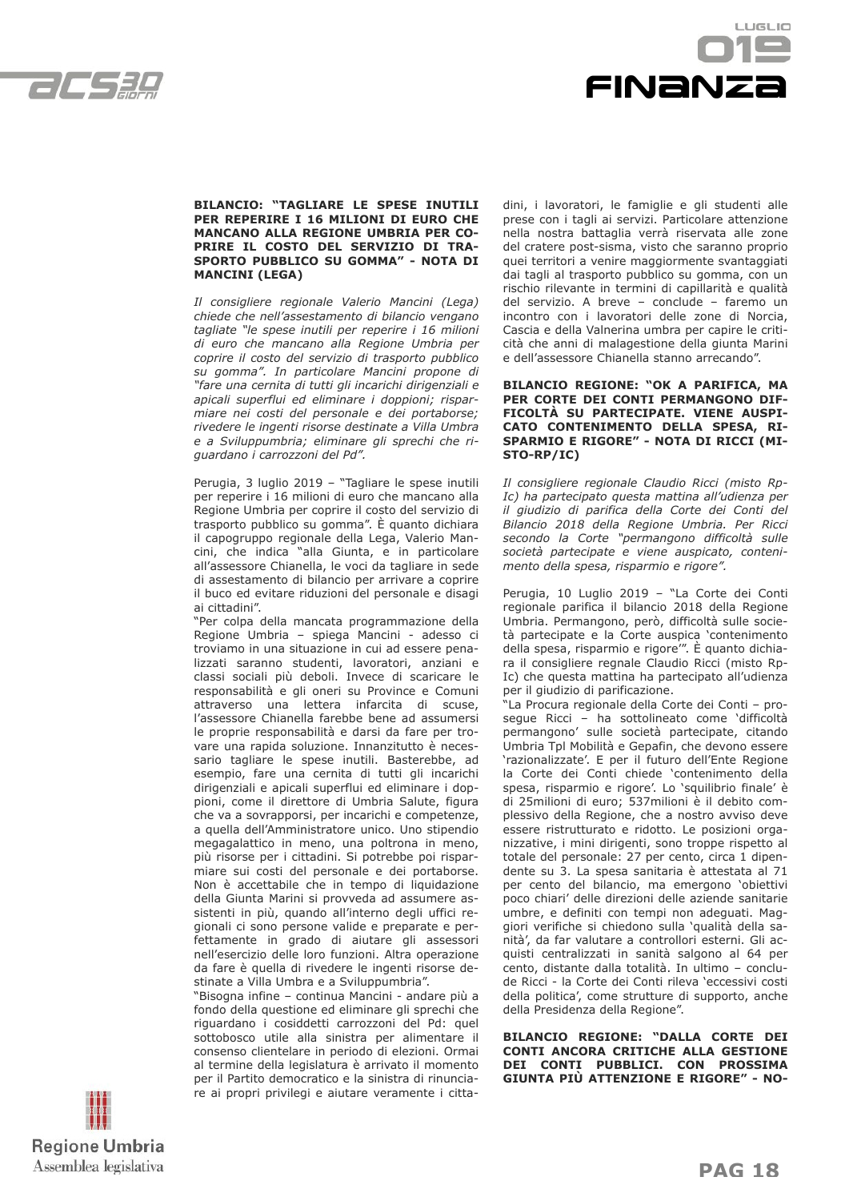### BILANCIO: "TAGLIARE LE SPESE INUTILI PER REPERIRE I 16 MILIONI DI EURO CHE MANCANO ALLA REGIONE UMBRIA PER COPRIRE IL COSTO DEL SERVIZIO DI TRASPORTO PUBBLICO SU GOMMA" - NOTA DI MANCINI (LEGA)

*Il consigliere regionale Valerio Mancini (Lega) chiede che nell'assestamento di bilancio vengano tagliate "le spese inutili per reperire i 16 milioni di euro che mancano alla Regione Umbria per coprire il costo del servizio di trasporto pubblico su gomma". In particolare Mancini propone di "fare una cernita di tutti gli incarichi dirigenziali e apicali superflui ed eliminare i doppioni; risparmiare nei costi del personale e dei portaborse; rivedere le ingenti risorse destinate a Villa Umbra e a Sviluppumbria; eliminare gli sprechi che riguardano i carrozzoni del Pd".*

Perugia, 3 luglio 2019 – "Tagliare le spese inutili per reperire i 16 milioni di euro che mancano alla Regione Umbria per coprire il costo del servizio di trasporto pubblico su gomma". È quanto dichiara il capogruppo regionale della Lega, Valerio Mancini, che indica "alla Giunta, e in particolare all'assessore Chianella, le voci da tagliare in sede di assestamento di bilancio per arrivare a coprire il buco ed evitare riduzioni del personale e disagi ai cittadini".

"Per colpa della mancata programmazione della Regione Umbria – spiega Mancini - adesso ci troviamo in una situazione in cui ad essere penalizzati saranno studenti, lavoratori, anziani e classi sociali più deboli. Invece di scaricare le responsabilità e gli oneri su Province e Comuni attraverso una lettera infarcita di scuse, l'assessore Chianella farebbe bene ad assumersi le proprie responsabilità e darsi da fare per trovare una rapida soluzione. Innanzitutto è necessario tagliare le spese inutili. Basterebbe, ad esempio, fare una cernita di tutti gli incarichi dirigenziali e apicali superflui ed eliminare i doppioni, come il direttore di Umbria Salute, figura che va a sovrapporsi, per incarichi e competenze, a quella dell'Amministratore unico. Uno stipendio megagalattico in meno, una poltrona in meno, più risorse per i cittadini. Si potrebbe poi risparmiare sui costi del personale e dei portaborse. Non è accettabile che in tempo di liquidazione della Giunta Marini si provveda ad assumere assistenti in più, quando all'interno degli uffici regionali ci sono persone valide e preparate e perfettamente in grado di aiutare gli assessori nell'esercizio delle loro funzioni. Altra operazione da fare è quella di rivedere le ingenti risorse destinate a Villa Umbra e a Sviluppumbria".

"Bisogna infine – continua Mancini - andare più a fondo della questione ed eliminare gli sprechi che riguardano i cosiddetti carrozzoni del Pd: quel sottobosco utile alla sinistra per alimentare il consenso clientelare in periodo di elezioni. Ormai al termine della legislatura è arrivato il momento per il Partito democratico e la sinistra di rinunciare ai propri privilegi e aiutare veramente i cittadini, i lavoratori, le famiglie e gli studenti alle prese con i tagli ai servizi. Particolare attenzione nella nostra battaglia verrà riservata alle zone del cratere post-sisma, visto che saranno proprio quei territori a venire maggiormente svantaggiati dai tagli al trasporto pubblico su gomma, con un rischio rilevante in termini di capillarità e qualità del servizio. A breve – conclude – faremo un incontro con i lavoratori delle zone di Norcia, Cascia e della Valnerina umbra per capire le criticità che anni di malagestione della giunta Marini e dell'assessore Chianella stanno arrecando".

### BILANCIO REGIONE: "OK A PARIFICA, MA PER CORTE DEI CONTI PERMANGONO DIFFICOLTÀ SU PARTECIPATE. VIENE AUSPICATO CONTENIMENTO DELLA SPESA, RISPARMIO E RIGORE" - NOTA DI RICCI (MISTO-RP/IC)

*Il consigliere regionale Claudio Ricci (misto Rp-Ic) ha partecipato questa mattina all'udienza per il giudizio di parifica della Corte dei Conti del Bilancio 2018 della Regione Umbria. Per Ricci secondo la Corte "permangono difficoltà sulle società partecipate e viene auspicato, contenimento della spesa, risparmio e rigore".*

Perugia, 10 Luglio 2019 – "La Corte dei Conti regionale parifica il bilancio 2018 della Regione Umbria. Permangono, però, difficoltà sulle società partecipate e la Corte auspica 'contenimento della spesa, risparmio e rigore'". È quanto dichiara il consigliere regnale Claudio Ricci (misto Rp-Ic) che questa mattina ha partecipato all'udienza per il giudizio di parificazione.

"La Procura regionale della Corte dei Conti – prosegue Ricci – ha sottolineato come 'difficoltà permangono' sulle società partecipate, citando Umbria Tpl Mobilità e Gepafin, che devono essere 'razionalizzate'. E per il futuro dell'Ente Regione la Corte dei Conti chiede 'contenimento della spesa, risparmio e rigore'. Lo 'squilibrio finale' è di 25milioni di euro; 537milioni è il debito complessivo della Regione, che a nostro avviso deve essere ristrutturato e ridotto. Le posizioni organizzative, i mini dirigenti, sono troppe rispetto al totale del personale: 27 per cento, circa 1 dipendente su 3. La spesa sanitaria è attestata al 71 per cento del bilancio, ma emergono 'obiettivi poco chiari' delle direzioni delle aziende sanitarie umbre, e definiti con tempi non adeguati. Maggiori verifiche si chiedono sulla 'qualità della sanità', da far valutare a controllori esterni. Gli acquisti centralizzati in sanità salgono al 64 per cento, distante dalla totalità. In ultimo – conclude Ricci - la Corte dei Conti rileva 'eccessivi costi della politica', come strutture di supporto, anche della Presidenza della Regione".

### BILANCIO REGIONE: "DALLA CORTE DEI CONTI ANCORA CRITICHE ALLA GESTIONE DEI CONTI PUBBLICI. CON PROSSIMA GIUNTA PIÙ ATTENZIONE E RIGORE" - NO-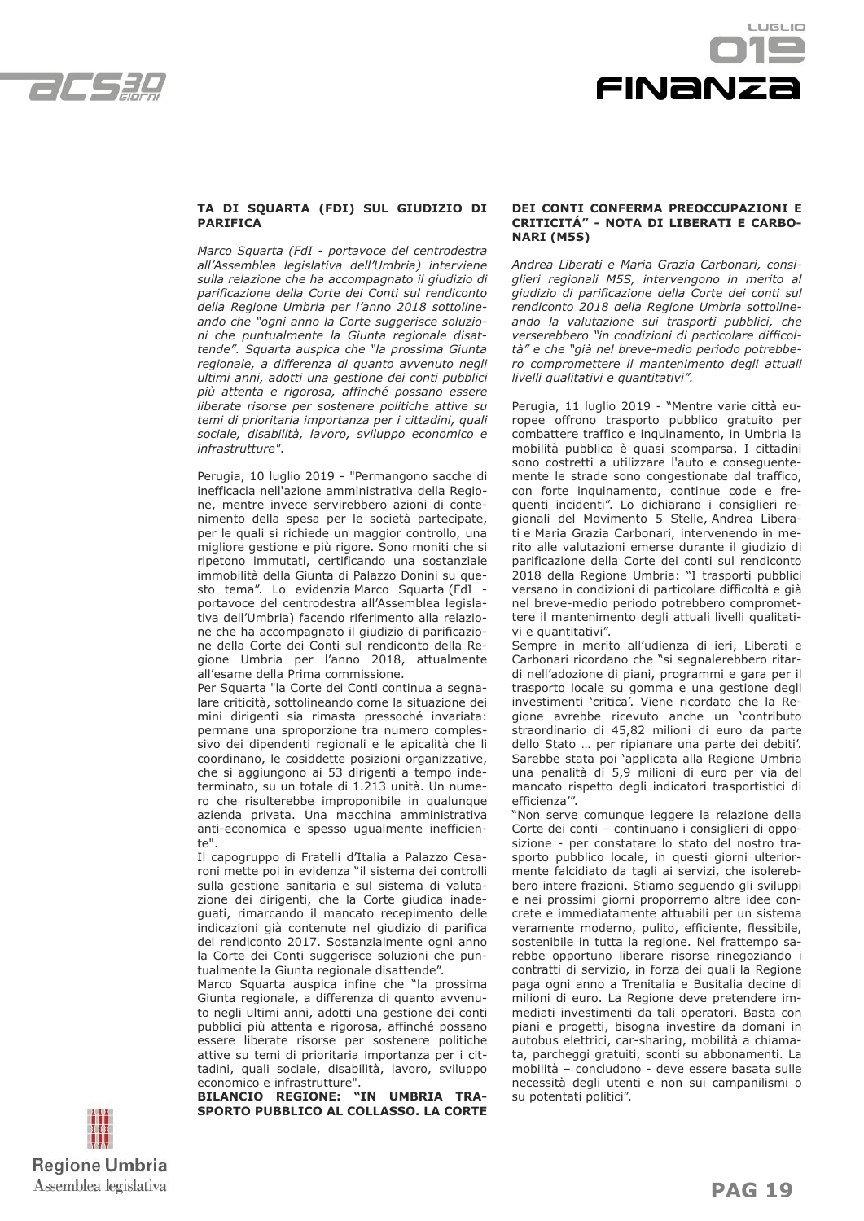**TA DI SQUARTA (FDI) SUL GIUDIZIO DI PARIFICA**

*Marco Squarta (FdI - portavoce del centrodestra all'Assemblea legislativa dell'Umbria) interviene sulla relazione che ha accompagnato il giudizio di parificazione della Corte dei Conti sul rendiconto della Regione Umbria per l'anno 2018 sottolineando che "ogni anno la Corte suggerisce soluzioni che puntualmente la Giunta regionale disattende". Squarta auspica che "la prossima Giunta regionale, a differenza di quanto avvenuto negli ultimi anni, adotti una gestione dei conti pubblici più attenta e rigorosa, affinché possano essere liberate risorse per sostenere politiche attive su temi di prioritaria importanza per i cittadini, quali sociale, disabilità, lavoro, sviluppo economico e infrastrutture".*

Perugia, 10 luglio 2019 - "Permangono sacche di inefficacia nell'azione amministrativa della Regione, mentre invece servirebbero azioni di contenimento della spesa per le società partecipate, per le quali si richiede un maggior controllo, una migliore gestione e più rigore. Sono moniti che si ripetono immutati, certificando una sostanziale immobilità della Giunta di Palazzo Donini su questo tema". Lo evidenzia Marco Squarta (FdI - portavoce del centrodestra all'Assemblea legislativa dell'Umbria) facendo riferimento alla relazione che ha accompagnato il giudizio di parificazione della Corte dei Conti sul rendiconto della Regione Umbria per l'anno 2018, attualmente all'esame della Prima commissione.

Per Squarta "la Corte dei Conti continua a segnalare criticità, sottolineando come la situazione dei mini dirigenti sia rimasta pressoché invariata: permane una sproporzione tra numero complessivo dei dipendenti regionali e le apicalità che li coordinano, le cosiddette posizioni organizzative, che si aggiungono ai 53 dirigenti a tempo indeterminato, su un totale di 1.213 unità. Un numero che risulterebbe improponibile in qualunque azienda privata. Una macchina amministrativa anti-economica e spesso ugualmente inefficiente".

Il capogruppo di Fratelli d'Italia a Palazzo Cesaroni mette poi in evidenza "il sistema dei controlli sulla gestione sanitaria e sul sistema di valutazione dei dirigenti, che la Corte giudica inadeguati, rimarcando il mancato recepimento delle indicazioni già contenute nel giudizio di parifica del rendiconto 2017. Sostanzialmente ogni anno la Corte dei Conti suggerisce soluzioni che puntualmente la Giunta regionale disattende".

Marco Squarta auspica infine che "la prossima Giunta regionale, a differenza di quanto avvenuto negli ultimi anni, adotti una gestione dei conti pubblici più attenta e rigorosa, affinché possano essere liberate risorse per sostenere politiche attive su temi di prioritaria importanza per i cittadini, quali sociale, disabilità, lavoro, sviluppo economico e infrastrutture".

**BILANCIO REGIONE: "IN UMBRIA TRASPORTO PUBBLICO AL COLLASSO. LA CORTE DEI CONTI CONFERMA PREOCCUPAZIONI E CRITICITÁ" - NOTA DI LIBERATI E CARBONARI (M5S)**

*Andrea Liberati e Maria Grazia Carbonari, consiglieri regionali M5S, intervengono in merito al giudizio di parificazione della Corte dei conti sul rendiconto 2018 della Regione Umbria sottolineando la valutazione sui trasporti pubblici, che verserebbero "in condizioni di particolare difficoltà" e che "già nel breve-medio periodo potrebbero compromettere il mantenimento degli attuali livelli qualitativi e quantitativi".*

Perugia, 11 luglio 2019 - "Mentre varie città europee offrono trasporto pubblico gratuito per combattere traffico e inquinamento, in Umbria la mobilità pubblica è quasi scomparsa. I cittadini sono costretti a utilizzare l'auto e conseguentemente le strade sono congestionate dal traffico, con forte inquinamento, continue code e frequenti incidenti". Lo dichiarano i consiglieri regionali del Movimento 5 Stelle, Andrea Liberati e Maria Grazia Carbonari, intervenendo in merito alle valutazioni emerse durante il giudizio di parificazione della Corte dei conti sul rendiconto 2018 della Regione Umbria: "I trasporti pubblici versano in condizioni di particolare difficoltà e già nel breve-medio periodo potrebbero compromettere il mantenimento degli attuali livelli qualitativi e quantitativi".

Sempre in merito all'udienza di ieri, Liberati e Carbonari ricordano che "si segnalerebbero ritardi nell'adozione di piani, programmi e gara per il trasporto locale su gomma e una gestione degli investimenti 'critica'. Viene ricordato che la Regione avrebbe ricevuto anche un 'contributo straordinario di 45,82 milioni di euro da parte dello Stato … per ripianare una parte dei debiti'. Sarebbe stata poi 'applicata alla Regione Umbria una penalità di 5,9 milioni di euro per via del mancato rispetto degli indicatori trasportistici di efficienza'".

"Non serve comunque leggere la relazione della Corte dei conti – continuano i consiglieri di opposizione - per constatare lo stato del nostro trasporto pubblico locale, in questi giorni ulteriormente falcidiato da tagli ai servizi, che isolerebbero intere frazioni. Stiamo seguendo gli sviluppi e nei prossimi giorni proporremo altre idee concrete e immediatamente attuabili per un sistema veramente moderno, pulito, efficiente, flessibile, sostenibile in tutta la regione. Nel frattempo sarebbe opportuno liberare risorse rinegoziando i contratti di servizio, in forza dei quali la Regione paga ogni anno a Trenitalia e Busitalia decine di milioni di euro. La Regione deve pretendere immediati investimenti da tali operatori. Basta con piani e progetti, bisogna investire da domani in autobus elettrici, car-sharing, mobilità a chiamata, parcheggi gratuiti, sconti su abbonamenti. La mobilità – concludono - deve essere basata sulle necessità degli utenti e non sui campanilismi o su potentati politici".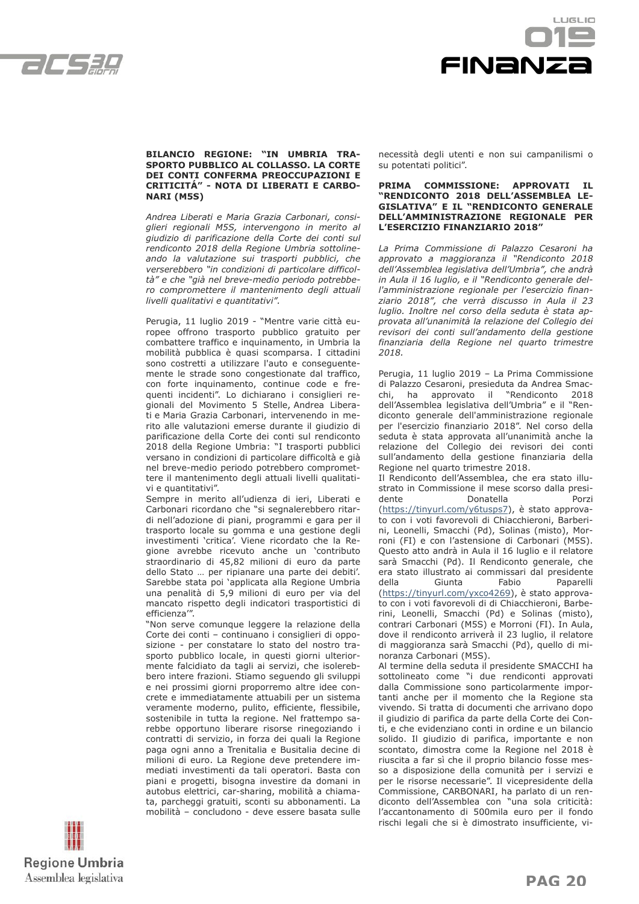**BILANCIO REGIONE: "IN UMBRIA TRASPORTO PUBBLICO AL COLLASSO. LA CORTE DEI CONTI CONFERMA PREOCCUPAZIONI E CRITICITÁ" - NOTA DI LIBERATI E CARBONARI (M5S)**

*Andrea Liberati e Maria Grazia Carbonari, consiglieri regionali M5S, intervengono in merito al giudizio di parificazione della Corte dei conti sul rendiconto 2018 della Regione Umbria sottolineando la valutazione sui trasporti pubblici, che verserebbero "in condizioni di particolare difficoltà" e che "già nel breve-medio periodo potrebbero compromettere il mantenimento degli attuali livelli qualitativi e quantitativi".*

Perugia, 11 luglio 2019 - "Mentre varie città europee offrono trasporto pubblico gratuito per combattere traffico e inquinamento, in Umbria la mobilità pubblica è quasi scomparsa. I cittadini sono costretti a utilizzare l'auto e conseguentemente le strade sono congestionate dal traffico, con forte inquinamento, continue code e frequenti incidenti". Lo dichiarano i consiglieri regionali del Movimento 5 Stelle, Andrea Liberati e Maria Grazia Carbonari, intervenendo in merito alle valutazioni emerse durante il giudizio di parificazione della Corte dei conti sul rendiconto 2018 della Regione Umbria: "I trasporti pubblici versano in condizioni di particolare difficoltà e già nel breve-medio periodo potrebbero compromettere il mantenimento degli attuali livelli qualitativi e quantitativi".

Sempre in merito all'udienza di ieri, Liberati e Carbonari ricordano che "si segnalerebbero ritardi nell'adozione di piani, programmi e gara per il trasporto locale su gomma e una gestione degli investimenti 'critica'. Viene ricordato che la Regione avrebbe ricevuto anche un 'contributo straordinario di 45,82 milioni di euro da parte dello Stato … per ripianare una parte dei debiti'. Sarebbe stata poi 'applicata alla Regione Umbria una penalità di 5,9 milioni di euro per via del mancato rispetto degli indicatori trasportistici di efficienza'".

"Non serve comunque leggere la relazione della Corte dei conti – continuano i consiglieri di opposizione - per constatare lo stato del nostro trasporto pubblico locale, in questi giorni ulteriormente falcidiato da tagli ai servizi, che isolerebbero intere frazioni. Stiamo seguendo gli sviluppi e nei prossimi giorni proporremo altre idee concrete e immediatamente attuabili per un sistema veramente moderno, pulito, efficiente, flessibile, sostenibile in tutta la regione. Nel frattempo sarebbe opportuno liberare risorse rinegoziando i contratti di servizio, in forza dei quali la Regione paga ogni anno a Trenitalia e Busitalia decine di milioni di euro. La Regione deve pretendere immediati investimenti da tali operatori. Basta con piani e progetti, bisogna investire da domani in autobus elettrici, car-sharing, mobilità a chiamata, parcheggi gratuiti, sconti su abbonamenti. La mobilità – concludono - deve essere basata sulle necessità degli utenti e non sui campanilismi o su potentati politici".

**PRIMA COMMISSIONE: APPROVATI IL "RENDICONTO 2018 DELL'ASSEMBLEA LEGISLATIVA" E IL "RENDICONTO GENERALE DELL'AMMINISTRAZIONE REGIONALE PER L'ESERCIZIO FINANZIARIO 2018"**

*La Prima Commissione di Palazzo Cesaroni ha approvato a maggioranza il "Rendiconto 2018 dell'Assemblea legislativa dell'Umbria", che andrà in Aula il 16 luglio, e il "Rendiconto generale dell'amministrazione regionale per l'esercizio finanziario 2018", che verrà discusso in Aula il 23 luglio. Inoltre nel corso della seduta è stata approvata all'unanimità la relazione del Collegio dei revisori dei conti sull'andamento della gestione finanziaria della Regione nel quarto trimestre 2018.*

Perugia, 11 luglio 2019 – La Prima Commissione di Palazzo Cesaroni, presieduta da Andrea Smacchi, ha approvato il "Rendiconto 2018 dell'Assemblea legislativa dell'Umbria" e il "Rendiconto generale dell'amministrazione regionale per l'esercizio finanziario 2018". Nel corso della seduta è stata approvata all'unanimità anche la relazione del Collegio dei revisori dei conti sull'andamento della gestione finanziaria della Regione nel quarto trimestre 2018.

Il Rendiconto dell'Assemblea, che era stato illustrato in Commissione il mese scorso dalla presidente Donatella Porzi (https://tinyurl.com/y6tusps7), è stato approvato con i voti favorevoli di Chiacchieroni, Barberini, Leonelli, Smacchi (Pd), Solinas (misto), Morroni (FI) e con l'astensione di Carbonari (M5S). Questo atto andrà in Aula il 16 luglio e il relatore sarà Smacchi (Pd). Il Rendiconto generale, che era stato illustrato ai commissari dal presidente della Giunta Fabio Paparelli (https://tinyurl.com/yxco4269), è stato approvato con i voti favorevoli di di Chiacchieroni, Barberini, Leonelli, Smacchi (Pd) e Solinas (misto), contrari Carbonari (M5S) e Morroni (FI). In Aula, dove il rendiconto arriverà il 23 luglio, il relatore di maggioranza sarà Smacchi (Pd), quello di minoranza Carbonari (M5S).

Al termine della seduta il presidente SMACCHI ha sottolineato come "i due rendiconti approvati dalla Commissione sono particolarmente importanti anche per il momento che la Regione sta vivendo. Si tratta di documenti che arrivano dopo il giudizio di parifica da parte della Corte dei Conti, e che evidenziano conti in ordine e un bilancio solido. Il giudizio di parifica, importante e non scontato, dimostra come la Regione nel 2018 è riuscita a far sì che il proprio bilancio fosse messo a disposizione della comunità per i servizi e per le risorse necessarie". Il vicepresidente della Commissione, CARBONARI, ha parlato di un rendiconto dell'Assemblea con "una sola criticità: l'accantonamento di 500mila euro per il fondo rischi legali che si è dimostrato insufficiente, vi-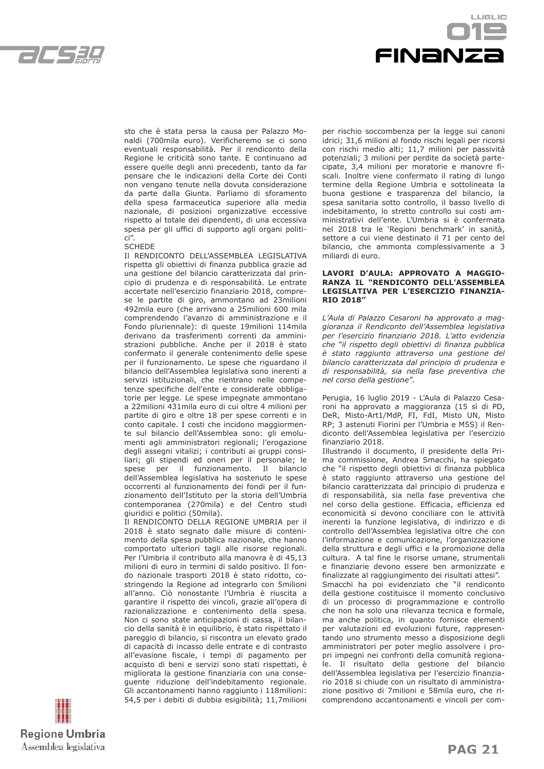sto che è stata persa la causa per Palazzo Monaldi (700mila euro). Verificheremo se ci sono eventuali responsabilità. Per il rendiconto della Regione le criticità sono tante. E continuano ad essere quelle degli anni precedenti, tanto da far pensare che le indicazioni della Corte dei Conti non vengano tenute nella dovuta considerazione da parte dalla Giunta. Parliamo di sforamento della spesa farmaceutica superiore alla media nazionale, di posizioni organizzative eccessive rispetto al totale dei dipendenti, di una eccessiva spesa per gli uffici di supporto agli organi politici".

SCHEDE

Il RENDICONTO DELL'ASSEMBLEA LEGISLATIVA rispetta gli obiettivi di finanza pubblica grazie ad una gestione del bilancio caratterizzata dal principio di prudenza e di responsabilità. Le entrate accertate nell'esercizio finanziario 2018, comprese le partite di giro, ammontano ad 23milioni 492mila euro (che arrivano a 25milioni 600 mila comprendendo l'avanzo di amministrazione e il Fondo pluriennale): di queste 19milioni 114mila derivano da trasferimenti correnti da amministrazioni pubbliche. Anche per il 2018 è stato confermato il generale contenimento delle spese per il funzionamento. Le spese che riguardano il bilancio dell'Assemblea legislativa sono inerenti a servizi istituzionali, che rientrano nelle competenze specifiche dell'ente e considerate obbligatorie per legge. Le spese impegnate ammontano a 22milioni 431mila euro di cui oltre 4 milioni per partite di giro e oltre 18 per spese correnti e in conto capitale. I costi che incidono maggiormente sul bilancio dell'Assemblea sono: gli emolumenti agli amministratori regionali; l'erogazione degli assegni vitalizi; i contributi ai gruppi consiliari; gli stipendi ed oneri per il personale; le spese per il funzionamento. Il bilancio dell'Assemblea legislativa ha sostenuto le spese occorrenti al funzionamento dei fondi per il funzionamento dell'Istituto per la storia dell'Umbria contemporanea (270mila) e del Centro studi giuridici e politici (50mila).

Il RENDICONTO DELLA REGIONE UMBRIA per il 2018 è stato segnato dalle misure di contenimento della spesa pubblica nazionale, che hanno comportato ulteriori tagli alle risorse regionali. Per l'Umbria il contributo alla manovra è di 45,13 milioni di euro in termini di saldo positivo. Il fondo nazionale trasporti 2018 è stato ridotto, costringendo la Regione ad integrarlo con 5milioni all'anno. Ciò nonostante l'Umbria è riuscita a garantire il rispetto dei vincoli, grazie all'opera di razionalizzazione e contenimento della spesa. Non ci sono state anticipazioni di cassa, il bilancio della sanità è in equilibrio, è stato rispettato il pareggio di bilancio, si riscontra un elevato grado di capacità di incasso delle entrate e di contrasto all'evasione fiscale, i tempi di pagamento per acquisto di beni e servizi sono stati rispettati, è migliorata la gestione finanziaria con una conseguente riduzione dell'indebitamento regionale. Gli accantonamenti hanno raggiunto i 118milioni: 54,5 per i debiti di dubbia esigibilità; 11,7milioni per rischio soccombenza per la legge sui canoni idrici; 31,6 milioni al fondo rischi legali per ricorsi con rischi medio alti; 11,7 milioni per passività potenziali; 3 milioni per perdite da società partecipate, 3,4 milioni per moratorie e manovre fiscali. Inoltre viene confermato il rating di lungo termine della Regione Umbria e sottolineata la buona gestione e trasparenza del bilancio, la spesa sanitaria sotto controllo, il basso livello di indebitamento, lo stretto controllo sui costi amministrativi dell'ente. L'Umbria si è confermata nel 2018 tra le 'Regioni benchmark' in sanità, settore a cui viene destinato il 71 per cento del bilancio, che ammonta complessivamente a 3 miliardi di euro.

**LAVORI D'AULA: APPROVATO A MAGGIORANZA IL "RENDICONTO DELL'ASSEMBLEA LEGISLATIVA PER L'ESERCIZIO FINANZIARIO 2018"**

*L'Aula di Palazzo Cesaroni ha approvato a maggioranza il Rendiconto dell'Assemblea legislativa per l'esercizio finanziario 2018. L'atto evidenzia che "il rispetto degli obiettivi di finanza pubblica è stato raggiunto attraverso una gestione del bilancio caratterizzata dal principio di prudenza e di responsabilità, sia nella fase preventiva che nel corso della gestione".*

Perugia, 16 luglio 2019 - L'Aula di Palazzo Cesaroni ha approvato a maggioranza (15 sì di PD, DeR, Misto-Art1/MdP, FI, FdI, Misto UN, Misto RP; 3 astenuti Fiorini per l'Umbria e M5S) il Rendiconto dell'Assemblea legislativa per l'esercizio finanziario 2018.

Illustrando il documento, il presidente della Prima commissione, Andrea Smacchi, ha spiegato che "il rispetto degli obiettivi di finanza pubblica è stato raggiunto attraverso una gestione del bilancio caratterizzata dal principio di prudenza e di responsabilità, sia nella fase preventiva che nel corso della gestione. Efficacia, efficienza ed economicità si devono conciliare con le attività inerenti la funzione legislativa, di indirizzo e di controllo dell'Assemblea legislativa oltre che con l'informazione e comunicazione, l'organizzazione della struttura e degli uffici e la promozione della cultura. A tal fine le risorse umane, strumentali e finanziarie devono essere ben armonizzate e finalizzate al raggiungimento dei risultati attesi".

Smacchi ha poi evidenziato che "il rendiconto della gestione costituisce il momento conclusivo di un processo di programmazione e controllo che non ha solo una rilevanza tecnica e formale, ma anche politica, in quanto fornisce elementi per valutazioni ed evoluzioni future, rappresentando uno strumento messo a disposizione degli amministratori per poter meglio assolvere i propri impegni nei confronti della comunità regionale. Il risultato della gestione del bilancio dell'Assemblea legislativa per l'esercizio finanziario 2018 si chiude con un risultato di amministrazione positivo di 7milioni e 58mila euro, che ricomprendono accantonamenti e vincoli per com-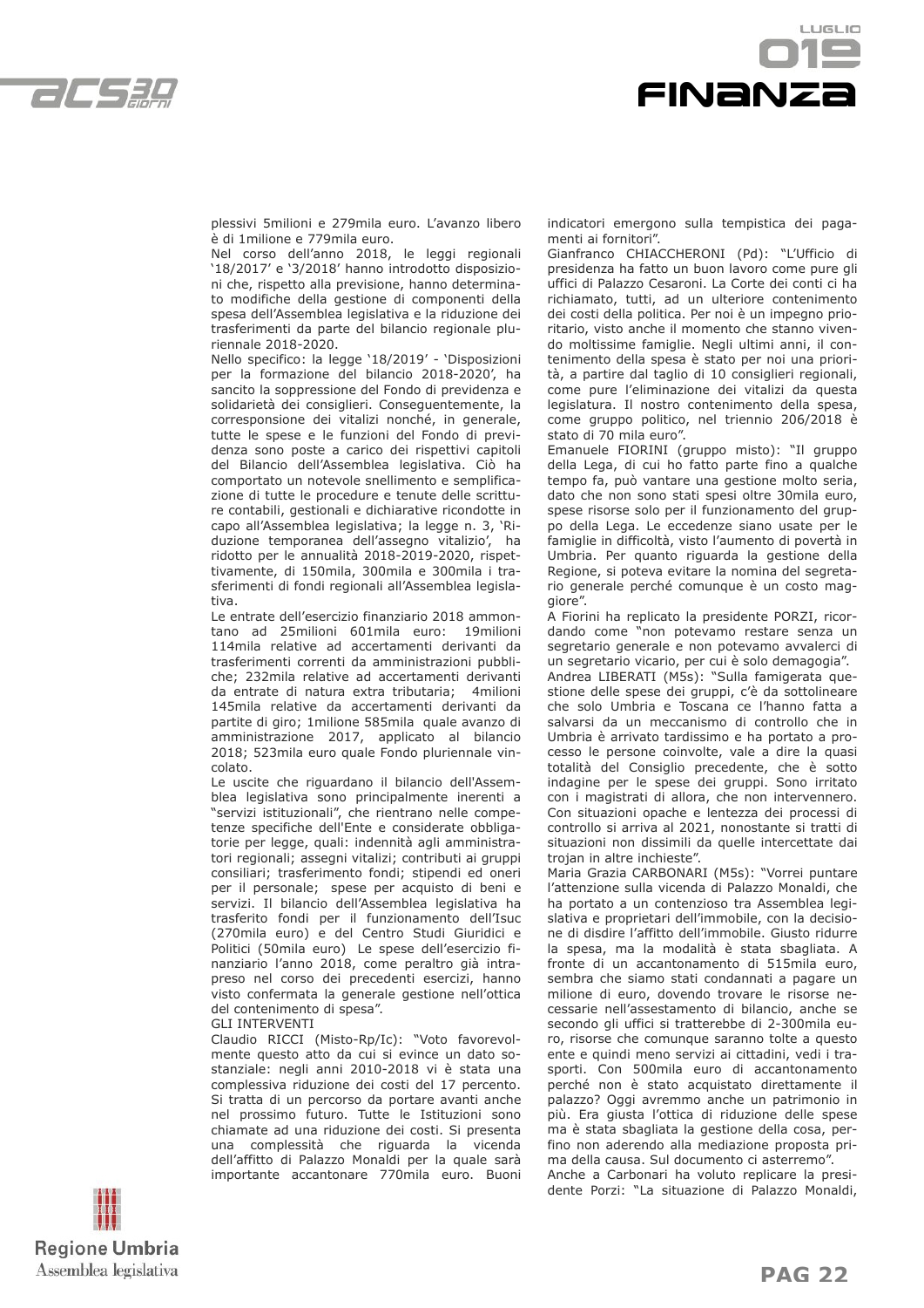plessivi 5milioni e 279mila euro. L'avanzo libero è di 1milione e 779mila euro.

Nel corso dell'anno 2018, le leggi regionali '18/2017' e '3/2018' hanno introdotto disposizioni che, rispetto alla previsione, hanno determinato modifiche della gestione di componenti della spesa dell'Assemblea legislativa e la riduzione dei trasferimenti da parte del bilancio regionale pluriennale 2018-2020.

Nello specifico: la legge '18/2019' - 'Disposizioni per la formazione del bilancio 2018-2020', ha sancito la soppressione del Fondo di previdenza e solidarietà dei consiglieri. Conseguentemente, la corresponsione dei vitalizi nonché, in generale, tutte le spese e le funzioni del Fondo di previdenza sono poste a carico dei rispettivi capitoli del Bilancio dell'Assemblea legislativa. Ciò ha comportato un notevole snellimento e semplificazione di tutte le procedure e tenute delle scritture contabili, gestionali e dichiarative ricondotte in capo all'Assemblea legislativa; la legge n. 3, 'Riduzione temporanea dell'assegno vitalizio', ha ridotto per le annualità 2018-2019-2020, rispettivamente, di 150mila, 300mila e 300mila i trasferimenti di fondi regionali all'Assemblea legislativa.

Le entrate dell'esercizio finanziario 2018 ammontano ad 25milioni 601mila euro: 19milioni 114mila relative ad accertamenti derivanti da trasferimenti correnti da amministrazioni pubbliche; 232mila relative ad accertamenti derivanti da entrate di natura extra tributaria; 4milioni 145mila relative da accertamenti derivanti da partite di giro; 1milione 585mila quale avanzo di amministrazione 2017, applicato al bilancio 2018; 523mila euro quale Fondo pluriennale vincolato.

Le uscite che riguardano il bilancio dell'Assemblea legislativa sono principalmente inerenti a "servizi istituzionali", che rientrano nelle competenze specifiche dell'Ente e considerate obbligatorie per legge, quali: indennità agli amministratori regionali; assegni vitalizi; contributi ai gruppi consiliari; trasferimento fondi; stipendi ed oneri per il personale; spese per acquisto di beni e servizi. Il bilancio dell'Assemblea legislativa ha trasferito fondi per il funzionamento dell'Isuc (270mila euro) e del Centro Studi Giuridici e Politici (50mila euro) Le spese dell'esercizio finanziario l'anno 2018, come peraltro già intrapreso nel corso dei precedenti esercizi, hanno visto confermata la generale gestione nell'ottica del contenimento di spesa".

GLI INTERVENTI

Claudio RICCI (Misto-Rp/Ic): "Voto favorevolmente questo atto da cui si evince un dato sostanziale: negli anni 2010-2018 vi è stata una complessiva riduzione dei costi del 17 percento. Si tratta di un percorso da portare avanti anche nel prossimo futuro. Tutte le Istituzioni sono chiamate ad una riduzione dei costi. Si presenta una complessità che riguarda la vicenda dell'affitto di Palazzo Monaldi per la quale sarà importante accantonare 770mila euro. Buoni indicatori emergono sulla tempistica dei pagamenti ai fornitori".

Gianfranco CHIACCHERONI (Pd): "L'Ufficio di presidenza ha fatto un buon lavoro come pure gli uffici di Palazzo Cesaroni. La Corte dei conti ci ha richiamato, tutti, ad un ulteriore contenimento dei costi della politica. Per noi è un impegno prioritario, visto anche il momento che stanno vivendo moltissime famiglie. Negli ultimi anni, il contenimento della spesa è stato per noi una priorità, a partire dal taglio di 10 consiglieri regionali, come pure l'eliminazione dei vitalizi da questa legislatura. Il nostro contenimento della spesa, come gruppo politico, nel triennio 206/2018 è stato di 70 mila euro".

Emanuele FIORINI (gruppo misto): "Il gruppo della Lega, di cui ho fatto parte fino a qualche tempo fa, può vantare una gestione molto seria, dato che non sono stati spesi oltre 30mila euro, spese risorse solo per il funzionamento del gruppo della Lega. Le eccedenze siano usate per le famiglie in difficoltà, visto l'aumento di povertà in Umbria. Per quanto riguarda la gestione della Regione, si poteva evitare la nomina del segretario generale perché comunque è un costo maggiore".

A Fiorini ha replicato la presidente PORZI, ricordando come "non potevamo restare senza un segretario generale e non potevamo avvalerci di un segretario vicario, per cui è solo demagogia".

Andrea LIBERATI (M5s): "Sulla famigerata questione delle spese dei gruppi, c'è da sottolineare che solo Umbria e Toscana ce l'hanno fatta a salvarsi da un meccanismo di controllo che in Umbria è arrivato tardissimo e ha portato a processo le persone coinvolte, vale a dire la quasi totalità del Consiglio precedente, che è sotto indagine per le spese dei gruppi. Sono irritato con i magistrati di allora, che non intervennero. Con situazioni opache e lentezza dei processi di controllo si arriva al 2021, nonostante si tratti di situazioni non dissimili da quelle intercettate dai trojan in altre inchieste".

Maria Grazia CARBONARI (M5s): "Vorrei puntare l'attenzione sulla vicenda di Palazzo Monaldi, che ha portato a un contenzioso tra Assemblea legislativa e proprietari dell'immobile, con la decisione di disdire l'affitto dell'immobile. Giusto ridurre la spesa, ma la modalità è stata sbagliata. A fronte di un accantonamento di 515mila euro, sembra che siamo stati condannati a pagare un milione di euro, dovendo trovare le risorse necessarie nell'assestamento di bilancio, anche se secondo gli uffici si tratterebbe di 2-300mila euro, risorse che comunque saranno tolte a questo ente e quindi meno servizi ai cittadini, vedi i trasporti. Con 500mila euro di accantonamento perché non è stato acquistato direttamente il palazzo? Oggi avremmo anche un patrimonio in più. Era giusta l'ottica di riduzione delle spese ma è stata sbagliata la gestione della cosa, perfino non aderendo alla mediazione proposta prima della causa. Sul documento ci asterremo".

Anche a Carbonari ha voluto replicare la presidente Porzi: "La situazione di Palazzo Monaldi,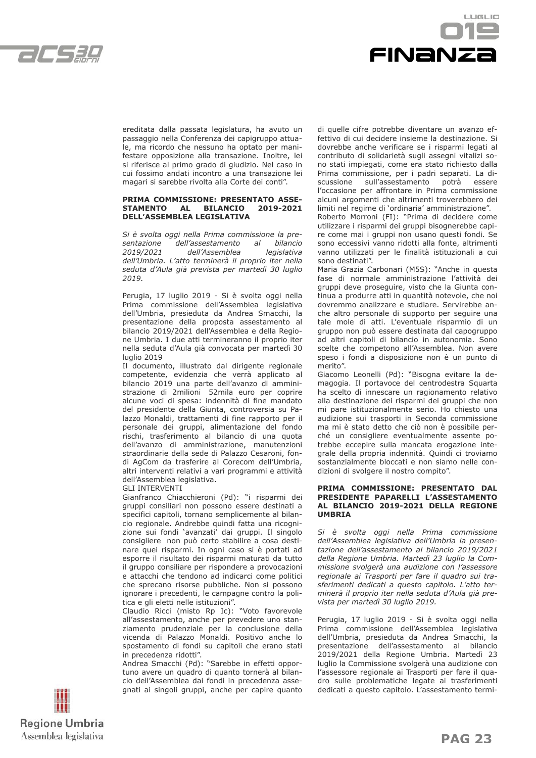ereditata dalla passata legislatura, ha avuto un passaggio nella Conferenza dei capigruppo attuale, ma ricordo che nessuno ha optato per manifestare opposizione alla transazione. Inoltre, lei si riferisce al primo grado di giudizio. Nel caso in cui fossimo andati incontro a una transazione lei magari si sarebbe rivolta alla Corte dei conti".

**PRIMA COMMISSIONE: PRESENTATO ASSESTAMENTO AL BILANCIO 2019-2021 DELL'ASSEMBLEA LEGISLATIVA**

*Si è svolta oggi nella Prima commissione la presentazione dell'assestamento al bilancio 2019/2021 dell'Assemblea legislativa dell'Umbria. L'atto terminerà il proprio iter nella seduta d'Aula già prevista per martedì 30 luglio 2019.*

Perugia, 17 luglio 2019 - Si è svolta oggi nella Prima commissione dell'Assemblea legislativa dell'Umbria, presieduta da Andrea Smacchi, la presentazione della proposta assestamento al bilancio 2019/2021 dell'Assemblea e della Regione Umbria. I due atti termineranno il proprio iter nella seduta d'Aula già convocata per martedì 30 luglio 2019

Il documento, illustrato dal dirigente regionale competente, evidenzia che verrà applicato al bilancio 2019 una parte dell'avanzo di amministrazione di 2milioni 52mila euro per coprire alcune voci di spesa: indennità di fine mandato del presidente della Giunta, controversia su Palazzo Monaldi, trattamenti di fine rapporto per il personale dei gruppi, alimentazione del fondo rischi, trasferimento al bilancio di una quota dell'avanzo di amministrazione, manutenzioni straordinarie della sede di Palazzo Cesaroni, fondi AgCom da trasferire al Corecom dell'Umbria, altri interventi relativi a vari programmi e attività dell'Assemblea legislativa.

GLI INTERVENTI

Gianfranco Chiacchieroni (Pd): "i risparmi dei gruppi consiliari non possono essere destinati a specifici capitoli, tornano semplicemente al bilancio regionale. Andrebbe quindi fatta una ricognizione sui fondi 'avanzati' dai gruppi. Il singolo consigliere non può certo stabilire a cosa destinare quei risparmi. In ogni caso si è portati ad esporre il risultato dei risparmi maturati da tutto il gruppo consiliare per rispondere a provocazioni e attacchi che tendono ad indicarci come politici che sprecano risorse pubbliche. Non si possono ignorare i precedenti, le campagne contro la politica e gli eletti nelle istituzioni".

Claudio Ricci (misto Rp Ic): "Voto favorevole all'assestamento, anche per prevedere uno stanziamento prudenziale per la conclusione della vicenda di Palazzo Monaldi. Positivo anche lo spostamento di fondi su capitoli che erano stati in precedenza ridotti".

Andrea Smacchi (Pd): "Sarebbe in effetti opportuno avere un quadro di quanto tornerà al bilancio dell'Assemblea dai fondi in precedenza assegnati ai singoli gruppi, anche per capire quanto di quelle cifre potrebbe diventare un avanzo effettivo di cui decidere insieme la destinazione. Si dovrebbe anche verificare se i risparmi legati al contributo di solidarietà sugli assegni vitalizi sono stati impiegati, come era stato richiesto dalla Prima commissione, per i padri separati. La discussione sull'assestamento potrà essere l'occasione per affrontare in Prima commissione alcuni argomenti che altrimenti troverebbero dei limiti nel regime di 'ordinaria' amministrazione".

Roberto Morroni (FI): "Prima di decidere come utilizzare i risparmi dei gruppi bisognerebbe capire come mai i gruppi non usano questi fondi. Se sono eccessivi vanno ridotti alla fonte, altrimenti vanno utilizzati per le finalità istituzionali a cui sono destinati".

Maria Grazia Carbonari (M5S): "Anche in questa fase di normale amministrazione l'attività dei gruppi deve proseguire, visto che la Giunta continua a produrre atti in quantità notevole, che noi dovremmo analizzare e studiare. Servirebbe anche altro personale di supporto per seguire una tale mole di atti. L'eventuale risparmio di un gruppo non può essere destinata dal capogruppo ad altri capitoli di bilancio in autonomia. Sono scelte che competono all'Assemblea. Non avere speso i fondi a disposizione non è un punto di merito".

Giacomo Leonelli (Pd): "Bisogna evitare la demagogia. Il portavoce del centrodestra Squarta ha scelto di innescare un ragionamento relativo alla destinazione dei risparmi dei gruppi che non mi pare istituzionalmente serio. Ho chiesto una audizione sui trasporti in Seconda commissione ma mi è stato detto che ciò non è possibile perché un consigliere eventualmente assente potrebbe eccepire sulla mancata erogazione integrale della propria indennità. Quindi ci troviamo sostanzialmente bloccati e non siamo nelle condizioni di svolgere il nostro compito".

**PRIMA COMMISSIONE: PRESENTATO DAL PRESIDENTE PAPARELLI L'ASSESTAMENTO AL BILANCIO 2019-2021 DELLA REGIONE UMBRIA**

*Si è svolta oggi nella Prima commissione dell'Assemblea legislativa dell'Umbria la presentazione dell'assestamento al bilancio 2019/2021 della Regione Umbria. Martedì 23 luglio la Commissione svolgerà una audizione con l'assessore regionale ai Trasporti per fare il quadro sui trasferimenti dedicati a questo capitolo. L'atto terminerà il proprio iter nella seduta d'Aula già prevista per martedì 30 luglio 2019.*

Perugia, 17 luglio 2019 - Si è svolta oggi nella Prima commissione dell'Assemblea legislativa dell'Umbria, presieduta da Andrea Smacchi, la presentazione dell'assestamento al bilancio 2019/2021 della Regione Umbria. Martedì 23 luglio la Commissione svolgerà una audizione con l'assessore regionale ai Trasporti per fare il quadro sulle problematiche legate ai trasferimenti dedicati a questo capitolo. L'assestamento termi-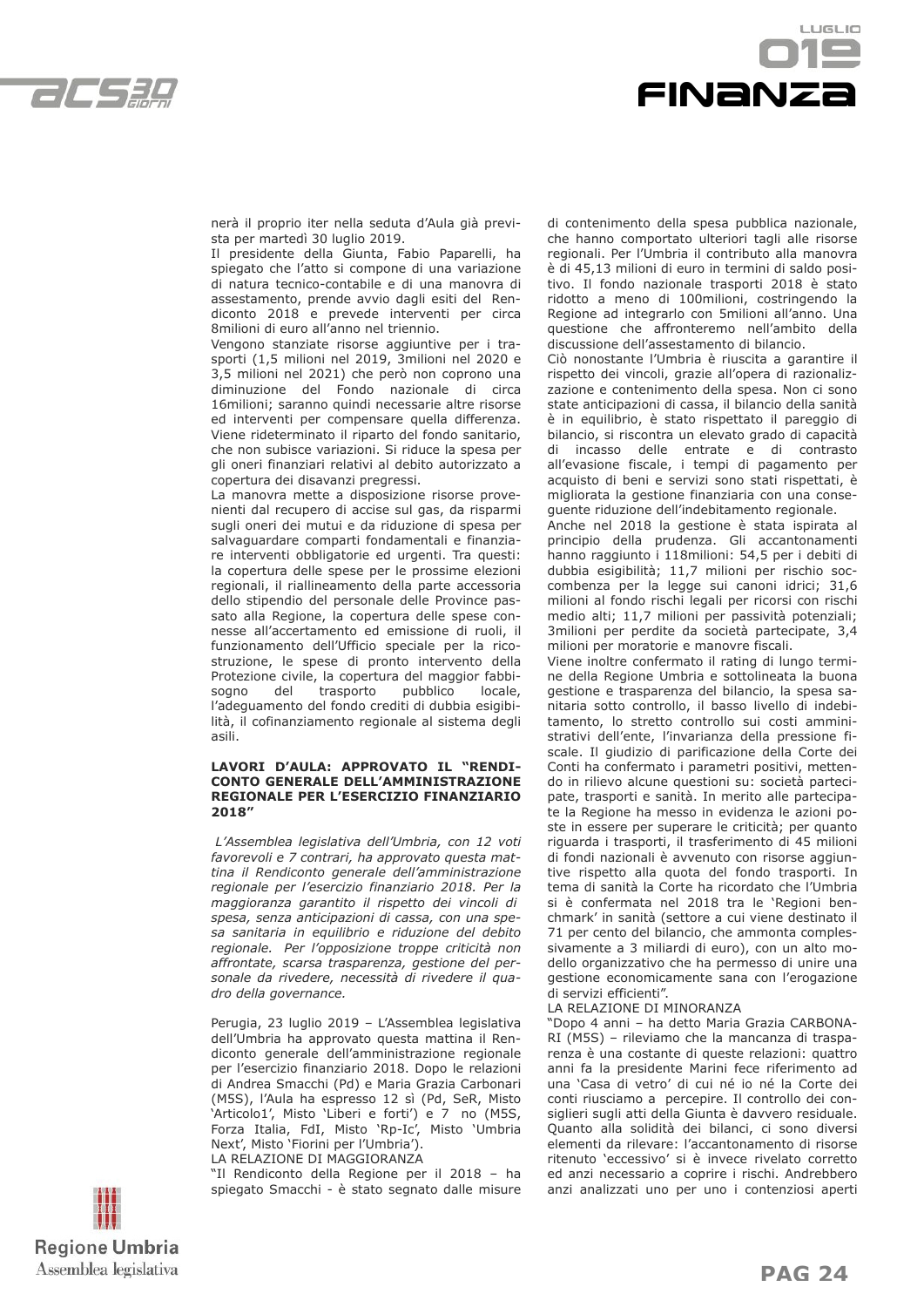nerà il proprio iter nella seduta d'Aula già prevista per martedì 30 luglio 2019.

Il presidente della Giunta, Fabio Paparelli, ha spiegato che l'atto si compone di una variazione di natura tecnico-contabile e di una manovra di assestamento, prende avvio dagli esiti del Rendiconto 2018 e prevede interventi per circa 8milioni di euro all'anno nel triennio.

Vengono stanziate risorse aggiuntive per i trasporti (1,5 milioni nel 2019, 3milioni nel 2020 e 3,5 milioni nel 2021) che però non coprono una diminuzione del Fondo nazionale di circa 16milioni; saranno quindi necessarie altre risorse ed interventi per compensare quella differenza. Viene rideterminato il riparto del fondo sanitario, che non subisce variazioni. Si riduce la spesa per gli oneri finanziari relativi al debito autorizzato a copertura dei disavanzi pregressi.

La manovra mette a disposizione risorse provenienti dal recupero di accise sul gas, da risparmi sugli oneri dei mutui e da riduzione di spesa per salvaguardare comparti fondamentali e finanziare interventi obbligatorie ed urgenti. Tra questi: la copertura delle spese per le prossime elezioni regionali, il riallineamento della parte accessoria dello stipendio del personale delle Province passato alla Regione, la copertura delle spese connesse all'accertamento ed emissione di ruoli, il funzionamento dell'Ufficio speciale per la ricostruzione, le spese di pronto intervento della Protezione civile, la copertura del maggior fabbisogno del trasporto pubblico locale, l'adeguamento del fondo crediti di dubbia esigibilità, il cofinanziamento regionale al sistema degli asili.

### LAVORI D'AULA: APPROVATO IL "RENDICONTO GENERALE DELL'AMMINISTRAZIONE REGIONALE PER L'ESERCIZIO FINANZIARIO 2018"

*L'Assemblea legislativa dell'Umbria, con 12 voti favorevoli e 7 contrari, ha approvato questa mattina il Rendiconto generale dell'amministrazione regionale per l'esercizio finanziario 2018. Per la maggioranza garantito il rispetto dei vincoli di spesa, senza anticipazioni di cassa, con una spesa sanitaria in equilibrio e riduzione del debito regionale. Per l'opposizione troppe criticità non affrontate, scarsa trasparenza, gestione del personale da rivedere, necessità di rivedere il quadro della governance.*

Perugia, 23 luglio 2019 – L'Assemblea legislativa dell'Umbria ha approvato questa mattina il Rendiconto generale dell'amministrazione regionale per l'esercizio finanziario 2018. Dopo le relazioni di Andrea Smacchi (Pd) e Maria Grazia Carbonari (M5S), l'Aula ha espresso 12 sì (Pd, SeR, Misto 'Articolo1', Misto 'Liberi e forti') e 7 no (M5S, Forza Italia, FdI, Misto 'Rp-Ic', Misto 'Umbria Next', Misto 'Fiorini per l'Umbria').

LA RELAZIONE DI MAGGIORANZA

"Il Rendiconto della Regione per il 2018 – ha spiegato Smacchi - è stato segnato dalle misure di contenimento della spesa pubblica nazionale, che hanno comportato ulteriori tagli alle risorse regionali. Per l'Umbria il contributo alla manovra è di 45,13 milioni di euro in termini di saldo positivo. Il fondo nazionale trasporti 2018 è stato ridotto a meno di 100milioni, costringendo la Regione ad integrarlo con 5milioni all'anno. Una questione che affronteremo nell'ambito della discussione dell'assestamento di bilancio.

Ciò nonostante l'Umbria è riuscita a garantire il rispetto dei vincoli, grazie all'opera di razionalizzazione e contenimento della spesa. Non ci sono state anticipazioni di cassa, il bilancio della sanità è in equilibrio, è stato rispettato il pareggio di bilancio, si riscontra un elevato grado di capacità di incasso delle entrate e di contrasto all'evasione fiscale, i tempi di pagamento per acquisto di beni e servizi sono stati rispettati, è migliorata la gestione finanziaria con una conseguente riduzione dell'indebitamento regionale.

Anche nel 2018 la gestione è stata ispirata al principio della prudenza. Gli accantonamenti hanno raggiunto i 118milioni: 54,5 per i debiti di dubbia esigibilità; 11,7 milioni per rischio soccombenza per la legge sui canoni idrici; 31,6 milioni al fondo rischi legali per ricorsi con rischi medio alti; 11,7 milioni per passività potenziali; 3milioni per perdite da società partecipate, 3,4 milioni per moratorie e manovre fiscali.

Viene inoltre confermato il rating di lungo termine della Regione Umbria e sottolineata la buona gestione e trasparenza del bilancio, la spesa sanitaria sotto controllo, il basso livello di indebitamento, lo stretto controllo sui costi amministrativi dell'ente, l'invarianza della pressione fiscale. Il giudizio di parificazione della Corte dei Conti ha confermato i parametri positivi, mettendo in rilievo alcune questioni su: società partecipate, trasporti e sanità. In merito alle partecipate la Regione ha messo in evidenza le azioni poste in essere per superare le criticità; per quanto riguarda i trasporti, il trasferimento di 45 milioni di fondi nazionali è avvenuto con risorse aggiuntive rispetto alla quota del fondo trasporti. In tema di sanità la Corte ha ricordato che l'Umbria si è confermata nel 2018 tra le 'Regioni benchmark' in sanità (settore a cui viene destinato il 71 per cento del bilancio, che ammonta complessivamente a 3 miliardi di euro), con un alto modello organizzativo che ha permesso di unire una gestione economicamente sana con l'erogazione di servizi efficienti".

LA RELAZIONE DI MINORANZA

"Dopo 4 anni – ha detto Maria Grazia CARBONARI (M5S) – rileviamo che la mancanza di trasparenza è una costante di queste relazioni: quattro anni fa la presidente Marini fece riferimento ad una 'Casa di vetro' di cui né io né la Corte dei conti riusciamo a percepire. Il controllo dei consiglieri sugli atti della Giunta è davvero residuale. Quanto alla solidità dei bilanci, ci sono diversi elementi da rilevare: l'accantonamento di risorse ritenuto 'eccessivo' si è invece rivelato corretto ed anzi necessario a coprire i rischi. Andrebbero anzi analizzati uno per uno i contenziosi aperti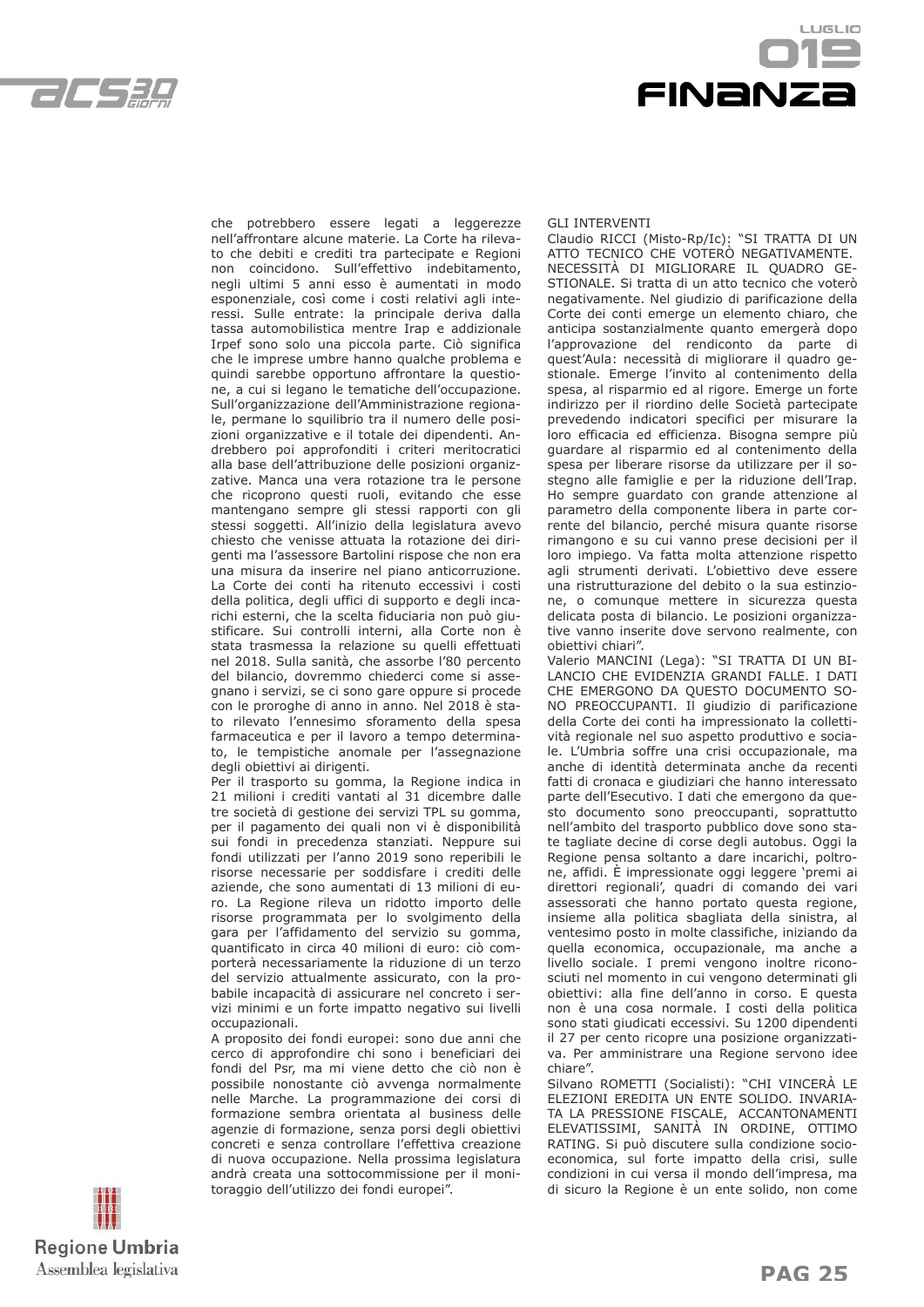che potrebbero essere legati a leggerezze nell'affrontare alcune materie. La Corte ha rilevato che debiti e crediti tra partecipate e Regioni non coincidono. Sull'effettivo indebitamento, negli ultimi 5 anni esso è aumentati in modo esponenziale, così come i costi relativi agli interessi. Sulle entrate: la principale deriva dalla tassa automobilistica mentre Irap e addizionale Irpef sono solo una piccola parte. Ciò significa che le imprese umbre hanno qualche problema e quindi sarebbe opportuno affrontare la questione, a cui si legano le tematiche dell'occupazione. Sull'organizzazione dell'Amministrazione regionale, permane lo squilibrio tra il numero delle posizioni organizzative e il totale dei dipendenti. Andrebbero poi approfonditi i criteri meritocratici alla base dell'attribuzione delle posizioni organizzative. Manca una vera rotazione tra le persone che ricoprono questi ruoli, evitando che esse mantengano sempre gli stessi rapporti con gli stessi soggetti. All'inizio della legislatura avevo chiesto che venisse attuata la rotazione dei dirigenti ma l'assessore Bartolini rispose che non era una misura da inserire nel piano anticorruzione. La Corte dei conti ha ritenuto eccessivi i costi della politica, degli uffici di supporto e degli incarichi esterni, che la scelta fiduciaria non può giustificare. Sui controlli interni, alla Corte non è stata trasmessa la relazione su quelli effettuati nel 2018. Sulla sanità, che assorbe l'80 percento del bilancio, dovremmo chiederci come si assegnano i servizi, se ci sono gare oppure si procede con le proroghe di anno in anno. Nel 2018 è stato rilevato l'ennesimo sforamento della spesa farmaceutica e per il lavoro a tempo determinato, le tempistiche anomale per l'assegnazione degli obiettivi ai dirigenti.

Per il trasporto su gomma, la Regione indica in 21 milioni i crediti vantati al 31 dicembre dalle tre società di gestione dei servizi TPL su gomma, per il pagamento dei quali non vi è disponibilità sui fondi in precedenza stanziati. Neppure sui fondi utilizzati per l'anno 2019 sono reperibili le risorse necessarie per soddisfare i crediti delle aziende, che sono aumentati di 13 milioni di euro. La Regione rileva un ridotto importo delle risorse programmata per lo svolgimento della gara per l'affidamento del servizio su gomma, quantificato in circa 40 milioni di euro: ciò comporterà necessariamente la riduzione di un terzo del servizio attualmente assicurato, con la probabile incapacità di assicurare nel concreto i servizi minimi e un forte impatto negativo sui livelli occupazionali.

A proposito dei fondi europei: sono due anni che cerco di approfondire chi sono i beneficiari dei fondi del Psr, ma mi viene detto che ciò non è possibile nonostante ciò avvenga normalmente nelle Marche. La programmazione dei corsi di formazione sembra orientata al business delle agenzie di formazione, senza porsi degli obiettivi concreti e senza controllare l'effettiva creazione di nuova occupazione. Nella prossima legislatura andrà creata una sottocommissione per il monitoraggio dell'utilizzo dei fondi europei".

GLI INTERVENTI

Claudio RICCI (Misto-Rp/Ic): "SI TRATTA DI UN ATTO TECNICO CHE VOTERÒ NEGATIVAMENTE. NECESSITÀ DI MIGLIORARE IL QUADRO GESTIONALE. Si tratta di un atto tecnico che voterò negativamente. Nel giudizio di parificazione della Corte dei conti emerge un elemento chiaro, che anticipa sostanzialmente quanto emergerà dopo l'approvazione del rendiconto da parte di quest'Aula: necessità di migliorare il quadro gestionale. Emerge l'invito al contenimento della spesa, al risparmio ed al rigore. Emerge un forte indirizzo per il riordino delle Società partecipate prevedendo indicatori specifici per misurare la loro efficacia ed efficienza. Bisogna sempre più guardare al risparmio ed al contenimento della spesa per liberare risorse da utilizzare per il sostegno alle famiglie e per la riduzione dell'Irap. Ho sempre guardato con grande attenzione al parametro della componente libera in parte corrente del bilancio, perché misura quante risorse rimangono e su cui vanno prese decisioni per il loro impiego. Va fatta molta attenzione rispetto agli strumenti derivati. L'obiettivo deve essere una ristrutturazione del debito o la sua estinzione, o comunque mettere in sicurezza questa delicata posta di bilancio. Le posizioni organizzative vanno inserite dove servono realmente, con obiettivi chiari".

Valerio MANCINI (Lega): "SI TRATTA DI UN BILANCIO CHE EVIDENZIA GRANDI FALLE. I DATI CHE EMERGONO DA QUESTO DOCUMENTO SONO PREOCCUPANTI. Il giudizio di parificazione della Corte dei conti ha impressionato la collettività regionale nel suo aspetto produttivo e sociale. L'Umbria soffre una crisi occupazionale, ma anche di identità determinata anche da recenti fatti di cronaca e giudiziari che hanno interessato parte dell'Esecutivo. I dati che emergono da questo documento sono preoccupanti, soprattutto nell'ambito del trasporto pubblico dove sono state tagliate decine di corse degli autobus. Oggi la Regione pensa soltanto a dare incarichi, poltrone, affidi. È impressionate oggi leggere 'premi ai direttori regionali', quadri di comando dei vari assessorati che hanno portato questa regione, insieme alla politica sbagliata della sinistra, al ventesimo posto in molte classifiche, iniziando da quella economica, occupazionale, ma anche a livello sociale. I premi vengono inoltre riconosciuti nel momento in cui vengono determinati gli obiettivi: alla fine dell'anno in corso. E questa non è una cosa normale. I costi della politica sono stati giudicati eccessivi. Su 1200 dipendenti il 27 per cento ricopre una posizione organizzativa. Per amministrare una Regione servono idee chiare".

Silvano ROMETTI (Socialisti): "CHI VINCERÀ LE ELEZIONI EREDITA UN ENTE SOLIDO. INVARIATA LA PRESSIONE FISCALE, ACCANTONAMENTI ELEVATISSIMI, SANITÀ IN ORDINE, OTTIMO RATING. Si può discutere sulla condizione socio-economica, sul forte impatto della crisi, sulle condizioni in cui versa il mondo dell'impresa, ma di sicuro la Regione è un ente solido, non come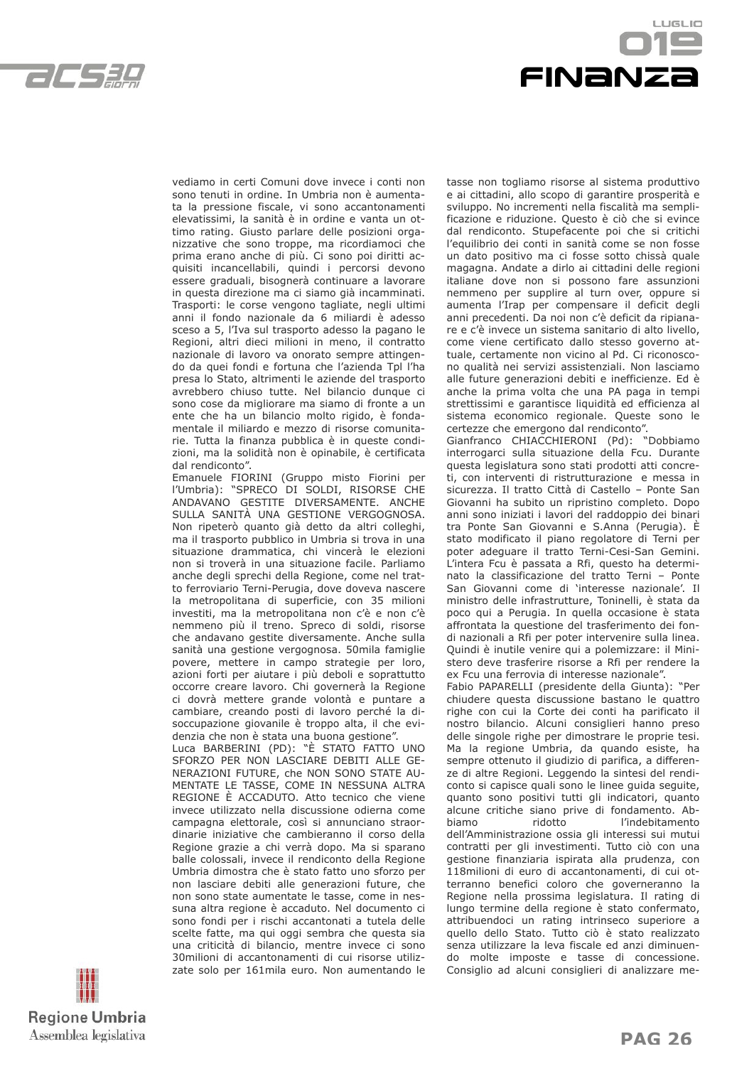vediamo in certi Comuni dove invece i conti non sono tenuti in ordine. In Umbria non è aumentata la pressione fiscale, vi sono accantonamenti elevatissimi, la sanità è in ordine e vanta un ottimo rating. Giusto parlare delle posizioni organizzative che sono troppe, ma ricordiamoci che prima erano anche di più. Ci sono poi diritti acquisiti incancellabili, quindi i percorsi devono essere graduali, bisognerà continuare a lavorare in questa direzione ma ci siamo già incamminati. Trasporti: le corse vengono tagliate, negli ultimi anni il fondo nazionale da 6 miliardi è adesso sceso a 5, l'Iva sul trasporto adesso la pagano le Regioni, altri dieci milioni in meno, il contratto nazionale di lavoro va onorato sempre attingendo da quei fondi e fortuna che l'azienda Tpl l'ha presa lo Stato, altrimenti le aziende del trasporto avrebbero chiuso tutte. Nel bilancio dunque ci sono cose da migliorare ma siamo di fronte a un ente che ha un bilancio molto rigido, è fondamentale il miliardo e mezzo di risorse comunitarie. Tutta la finanza pubblica è in queste condizioni, ma la solidità non è opinabile, è certificata dal rendiconto".

Emanuele FIORINI (Gruppo misto Fiorini per l'Umbria): "SPRECO DI SOLDI, RISORSE CHE ANDAVANO GESTITE DIVERSAMENTE. ANCHE SULLA SANITÀ UNA GESTIONE VERGOGNOSA. Non ripeterò quanto già detto da altri colleghi, ma il trasporto pubblico in Umbria si trova in una situazione drammatica, chi vincerà le elezioni non si troverà in una situazione facile. Parliamo anche degli sprechi della Regione, come nel tratto ferroviario Terni-Perugia, dove doveva nascere la metropolitana di superficie, con 35 milioni investiti, ma la metropolitana non c'è e non c'è nemmeno più il treno. Spreco di soldi, risorse che andavano gestite diversamente. Anche sulla sanità una gestione vergognosa. 50mila famiglie povere, mettere in campo strategie per loro, azioni forti per aiutare i più deboli e soprattutto occorre creare lavoro. Chi governerà la Regione ci dovrà mettere grande volontà e puntare a cambiare, creando posti di lavoro perché la disoccupazione giovanile è troppo alta, il che evidenzia che non è stata una buona gestione".

Luca BARBERINI (PD): "È STATO FATTO UNO SFORZO PER NON LASCIARE DEBITI ALLE GENERAZIONI FUTURE, che NON SONO STATE AUMENTATE LE TASSE, COME IN NESSUNA ALTRA REGIONE È ACCADUTO. Atto tecnico che viene invece utilizzato nella discussione odierna come campagna elettorale, così si annunciano straordinarie iniziative che cambieranno il corso della Regione grazie a chi verrà dopo. Ma si sparano balle colossali, invece il rendiconto della Regione Umbria dimostra che è stato fatto uno sforzo per non lasciare debiti alle generazioni future, che non sono state aumentate le tasse, come in nessuna altra regione è accaduto. Nel documento ci sono fondi per i rischi accantonati a tutela delle scelte fatte, ma qui oggi sembra che questa sia una criticità di bilancio, mentre invece ci sono 30milioni di accantonamenti di cui risorse utilizzate solo per 161mila euro. Non aumentando le tasse non togliamo risorse al sistema produttivo e ai cittadini, allo scopo di garantire prosperità e sviluppo. No incrementi nella fiscalità ma semplificazione e riduzione. Questo è ciò che si evince dal rendiconto. Stupefacente poi che si critichi l'equilibrio dei conti in sanità come se non fosse un dato positivo ma ci fosse sotto chissà quale magagna. Andate a dirlo ai cittadini delle regioni italiane dove non si possono fare assunzioni nemmeno per supplire al turn over, oppure si aumenta l'Irap per compensare il deficit degli anni precedenti. Da noi non c'è deficit da ripianare e c'è invece un sistema sanitario di alto livello, come viene certificato dallo stesso governo attuale, certamente non vicino al Pd. Ci riconoscono qualità nei servizi assistenziali. Non lasciamo alle future generazioni debiti e inefficienze. Ed è anche la prima volta che una PA paga in tempi strettissimi e garantisce liquidità ed efficienza al sistema economico regionale. Queste sono le certezze che emergono dal rendiconto".

Gianfranco CHIACCHIERONI (Pd): "Dobbiamo interrogarci sulla situazione della Fcu. Durante questa legislatura sono stati prodotti atti concreti, con interventi di ristrutturazione e messa in sicurezza. Il tratto Città di Castello – Ponte San Giovanni ha subito un ripristino completo. Dopo anni sono iniziati i lavori del raddoppio dei binari tra Ponte San Giovanni e S.Anna (Perugia). È stato modificato il piano regolatore di Terni per poter adeguare il tratto Terni-Cesi-San Gemini. L'intera Fcu è passata a Rfi, questo ha determinato la classificazione del tratto Terni – Ponte San Giovanni come di 'interesse nazionale'. Il ministro delle infrastrutture, Toninelli, è stata da poco qui a Perugia. In quella occasione è stata affrontata la questione del trasferimento dei fondi nazionali a Rfi per poter intervenire sulla linea. Quindi è inutile venire qui a polemizzare: il Ministero deve trasferire risorse a Rfi per rendere la ex Fcu una ferrovia di interesse nazionale".

Fabio PAPARELLI (presidente della Giunta): "Per chiudere questa discussione bastano le quattro righe con cui la Corte dei conti ha parificato il nostro bilancio. Alcuni consiglieri hanno preso delle singole righe per dimostrare le proprie tesi. Ma la regione Umbria, da quando esiste, ha sempre ottenuto il giudizio di parifica, a differenze di altre Regioni. Leggendo la sintesi del rendiconto si capisce quali sono le linee guida seguite, quanto sono positivi tutti gli indicatori, quanto alcune critiche siano prive di fondamento. Abbiamo ridotto l'indebitamento dell'Amministrazione ossia gli interessi sui mutui contratti per gli investimenti. Tutto ciò con una gestione finanziaria ispirata alla prudenza, con 118milioni di euro di accantonamenti, di cui otterranno benefici coloro che governeranno la Regione nella prossima legislatura. Il rating di lungo termine della regione è stato confermato, attribuendoci un rating intrinseco superiore a quello dello Stato. Tutto ciò è stato realizzato senza utilizzare la leva fiscale ed anzi diminuendo molte imposte e tasse di concessione. Consiglio ad alcuni consiglieri di analizzare me-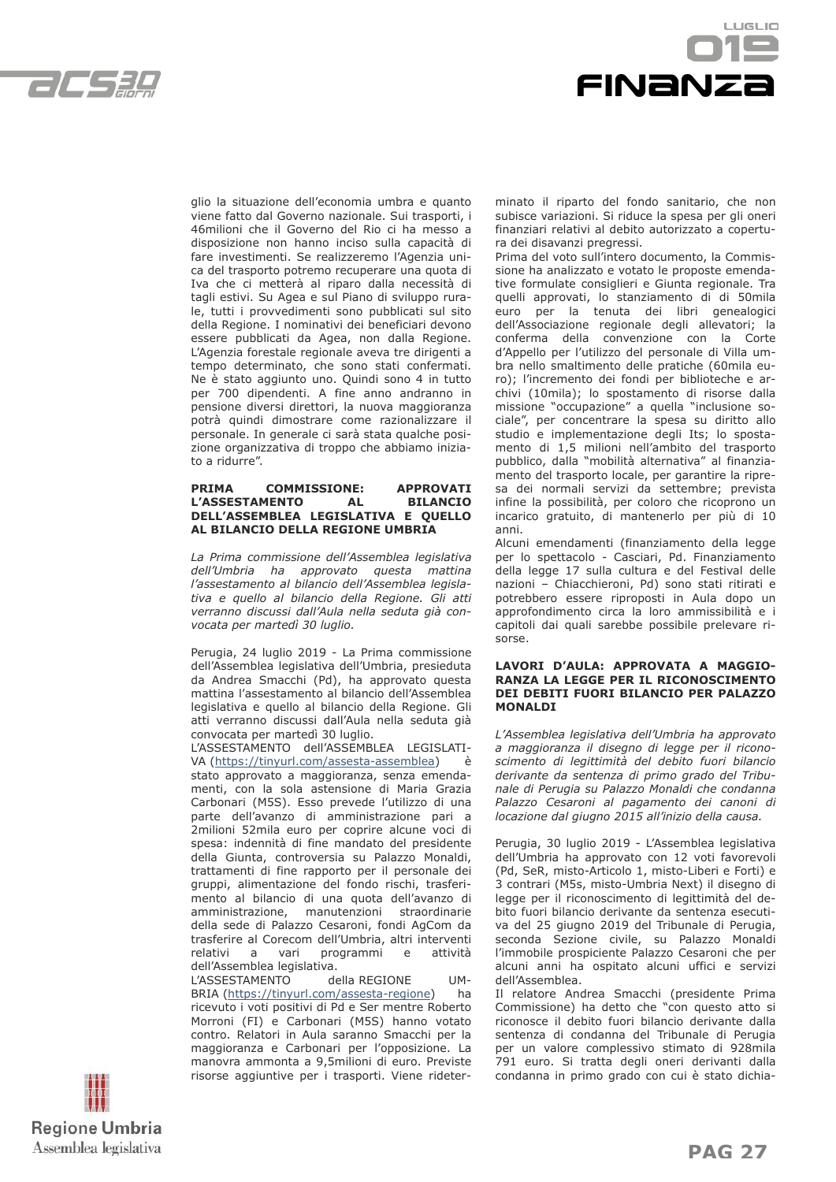glio la situazione dell'economia umbra e quanto viene fatto dal Governo nazionale. Sui trasporti, i 46milioni che il Governo del Rio ci ha messo a disposizione non hanno inciso sulla capacità di fare investimenti. Se realizzeremo l'Agenzia unica del trasporto potremo recuperare una quota di Iva che ci metterà al riparo dalla necessità di tagli estivi. Su Agea e sul Piano di sviluppo rurale, tutti i provvedimenti sono pubblicati sul sito della Regione. I nominativi dei beneficiari devono essere pubblicati da Agea, non dalla Regione. L'Agenzia forestale regionale aveva tre dirigenti a tempo determinato, che sono stati confermati. Ne è stato aggiunto uno. Quindi sono 4 in tutto per 700 dipendenti. A fine anno andranno in pensione diversi direttori, la nuova maggioranza potrà quindi dimostrare come razionalizzare il personale. In generale ci sarà stata qualche posizione organizzativa di troppo che abbiamo iniziato a ridurre".

**PRIMA COMMISSIONE: APPROVATI L'ASSESTAMENTO AL BILANCIO DELL'ASSEMBLEA LEGISLATIVA E QUELLO AL BILANCIO DELLA REGIONE UMBRIA**

*La Prima commissione dell'Assemblea legislativa dell'Umbria ha approvato questa mattina l'assestamento al bilancio dell'Assemblea legislativa e quello al bilancio della Regione. Gli atti verranno discussi dall'Aula nella seduta già convocata per martedì 30 luglio.*

Perugia, 24 luglio 2019 - La Prima commissione dell'Assemblea legislativa dell'Umbria, presieduta da Andrea Smacchi (Pd), ha approvato questa mattina l'assestamento al bilancio dell'Assemblea legislativa e quello al bilancio della Regione. Gli atti verranno discussi dall'Aula nella seduta già convocata per martedì 30 luglio.
L'ASSESTAMENTO dell'ASSEMBLEA LEGISLATIVA (https://tinyurl.com/assesta-assemblea) è stato approvato a maggioranza, senza emendamenti, con la sola astensione di Maria Grazia Carbonari (M5S). Esso prevede l'utilizzo di una parte dell'avanzo di amministrazione pari a 2milioni 52mila euro per coprire alcune voci di spesa: indennità di fine mandato del presidente della Giunta, controversia su Palazzo Monaldi, trattamenti di fine rapporto per il personale dei gruppi, alimentazione del fondo rischi, trasferimento al bilancio di una quota dell'avanzo di amministrazione, manutenzioni straordinarie della sede di Palazzo Cesaroni, fondi AgCom da trasferire al Corecom dell'Umbria, altri interventi relativi a vari programmi e attività dell'Assemblea legislativa.
L'ASSESTAMENTO della REGIONE UMBRIA (https://tinyurl.com/assesta-regione) ha ricevuto i voti positivi di Pd e Ser mentre Roberto Morroni (FI) e Carbonari (M5S) hanno votato contro. Relatori in Aula saranno Smacchi per la maggioranza e Carbonari per l'opposizione. La manovra ammonta a 9,5milioni di euro. Previste risorse aggiuntive per i trasporti. Viene rideterminato il riparto del fondo sanitario, che non subisce variazioni. Si riduce la spesa per gli oneri finanziari relativi al debito autorizzato a copertura dei disavanzi pregressi.
Prima del voto sull'intero documento, la Commissione ha analizzato e votato le proposte emendative formulate consiglieri e Giunta regionale. Tra quelli approvati, lo stanziamento di di 50mila euro per la tenuta dei libri genealogici dell'Associazione regionale degli allevatori; la conferma della convenzione con la Corte d'Appello per l'utilizzo del personale di Villa umbra nello smaltimento delle pratiche (60mila euro); l'incremento dei fondi per biblioteche e archivi (10mila); lo spostamento di risorse dalla missione "occupazione" a quella "inclusione sociale", per concentrare la spesa su diritto allo studio e implementazione degli Its; lo spostamento di 1,5 milioni nell'ambito del trasporto pubblico, dalla "mobilità alternativa" al finanziamento del trasporto locale, per garantire la ripresa dei normali servizi da settembre; prevista infine la possibilità, per coloro che ricoprono un incarico gratuito, di mantenerlo per più di 10 anni.
Alcuni emendamenti (finanziamento della legge per lo spettacolo - Casciari, Pd. Finanziamento della legge 17 sulla cultura e del Festival delle nazioni – Chiacchieroni, Pd) sono stati ritirati e potrebbero essere riproposti in Aula dopo un approfondimento circa la loro ammissibilità e i capitoli dai quali sarebbe possibile prelevare risorse.

**LAVORI D'AULA: APPROVATA A MAGGIORANZA LA LEGGE PER IL RICONOSCIMENTO DEI DEBITI FUORI BILANCIO PER PALAZZO MONALDI**

*L'Assemblea legislativa dell'Umbria ha approvato a maggioranza il disegno di legge per il riconoscimento di legittimità del debito fuori bilancio derivante da sentenza di primo grado del Tribunale di Perugia su Palazzo Monaldi che condanna Palazzo Cesaroni al pagamento dei canoni di locazione dal giugno 2015 all'inizio della causa.*

Perugia, 30 luglio 2019 - L'Assemblea legislativa dell'Umbria ha approvato con 12 voti favorevoli (Pd, SeR, misto-Articolo 1, misto-Liberi e Forti) e 3 contrari (M5s, misto-Umbria Next) il disegno di legge per il riconoscimento di legittimità del debito fuori bilancio derivante da sentenza esecutiva del 25 giugno 2019 del Tribunale di Perugia, seconda Sezione civile, su Palazzo Monaldi l'immobile prospiciente Palazzo Cesaroni che per alcuni anni ha ospitato alcuni uffici e servizi dell'Assemblea.
Il relatore Andrea Smacchi (presidente Prima Commissione) ha detto che "con questo atto si riconosce il debito fuori bilancio derivante dalla sentenza di condanna del Tribunale di Perugia per un valore complessivo stimato di 928mila 791 euro. Si tratta degli oneri derivanti dalla condanna in primo grado con cui è stato dichia-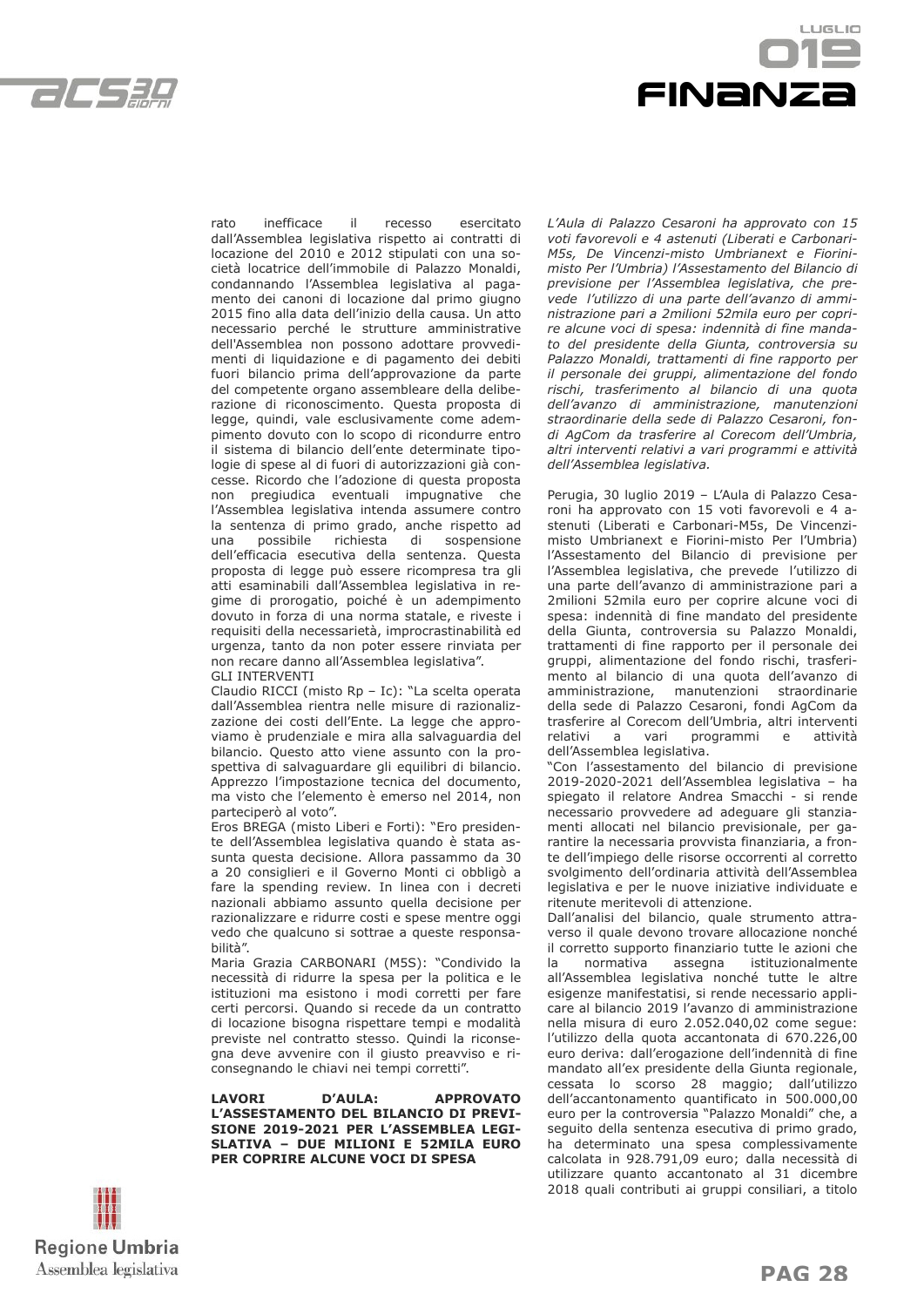rato inefficace il recesso esercitato dall'Assemblea legislativa rispetto ai contratti di locazione del 2010 e 2012 stipulati con una società locatrice dell'immobile di Palazzo Monaldi, condannando l'Assemblea legislativa al pagamento dei canoni di locazione dal primo giugno 2015 fino alla data dell'inizio della causa. Un atto necessario perché le strutture amministrative dell'Assemblea non possono adottare provvedimenti di liquidazione e di pagamento dei debiti fuori bilancio prima dell'approvazione da parte del competente organo assembleare della deliberazione di riconoscimento. Questa proposta di legge, quindi, vale esclusivamente come adempimento dovuto con lo scopo di ricondurre entro il sistema di bilancio dell'ente determinate tipologie di spese al di fuori di autorizzazioni già concesse. Ricordo che l'adozione di questa proposta non pregiudica eventuali impugnative che l'Assemblea legislativa intenda assumere contro la sentenza di primo grado, anche rispetto ad una possibile richiesta di sospensione dell'efficacia esecutiva della sentenza. Questa proposta di legge può essere ricompresa tra gli atti esaminabili dall'Assemblea legislativa in regime di prorogatio, poiché è un adempimento dovuto in forza di una norma statale, e riveste i requisiti della necessarietà, improcrastinabilità ed urgenza, tanto da non poter essere rinviata per non recare danno all'Assemblea legislativa".

GLI INTERVENTI

Claudio RICCI (misto Rp – Ic): "La scelta operata dall'Assemblea rientra nelle misure di razionalizzazione dei costi dell'Ente. La legge che approviamo è prudenziale e mira alla salvaguardia del bilancio. Questo atto viene assunto con la prospettiva di salvaguardare gli equilibri di bilancio. Apprezzo l'impostazione tecnica del documento, ma visto che l'elemento è emerso nel 2014, non parteciperò al voto".

Eros BREGA (misto Liberi e Forti): "Ero presidente dell'Assemblea legislativa quando è stata assunta questa decisione. Allora passammo da 30 a 20 consiglieri e il Governo Monti ci obbligò a fare la spending review. In linea con i decreti nazionali abbiamo assunto quella decisione per razionalizzare e ridurre costi e spese mentre oggi vedo che qualcuno si sottrae a queste responsabilità".

Maria Grazia CARBONARI (M5S): "Condivido la necessità di ridurre la spesa per la politica e le istituzioni ma esistono i modi corretti per fare certi percorsi. Quando si recede da un contratto di locazione bisogna rispettare tempi e modalità previste nel contratto stesso. Quindi la riconsegna deve avvenire con il giusto preavviso e riconsegnando le chiavi nei tempi corretti".

**LAVORI D'AULA: APPROVATO L'ASSESTAMENTO DEL BILANCIO DI PREVISIONE 2019-2021 PER L'ASSEMBLEA LEGISLATIVA – DUE MILIONI E 52MILA EURO PER COPRIRE ALCUNE VOCI DI SPESA**

*L'Aula di Palazzo Cesaroni ha approvato con 15 voti favorevoli e 4 astenuti (Liberati e Carbonari-M5s, De Vincenzi-misto Umbrianext e Fiorini-misto Per l'Umbria) l'Assestamento del Bilancio di previsione per l'Assemblea legislativa, che prevede l'utilizzo di una parte dell'avanzo di amministrazione pari a 2milioni 52mila euro per coprire alcune voci di spesa: indennità di fine mandato del presidente della Giunta, controversia su Palazzo Monaldi, trattamenti di fine rapporto per il personale dei gruppi, alimentazione del fondo rischi, trasferimento al bilancio di una quota dell'avanzo di amministrazione, manutenzioni straordinarie della sede di Palazzo Cesaroni, fondi AgCom da trasferire al Corecom dell'Umbria, altri interventi relativi a vari programmi e attività dell'Assemblea legislativa.*

Perugia, 30 luglio 2019 – L'Aula di Palazzo Cesaroni ha approvato con 15 voti favorevoli e 4 astenuti (Liberati e Carbonari-M5s, De Vincenzi-misto Umbrianext e Fiorini-misto Per l'Umbria) l'Assestamento del Bilancio di previsione per l'Assemblea legislativa, che prevede l'utilizzo di una parte dell'avanzo di amministrazione pari a 2milioni 52mila euro per coprire alcune voci di spesa: indennità di fine mandato del presidente della Giunta, controversia su Palazzo Monaldi, trattamenti di fine rapporto per il personale dei gruppi, alimentazione del fondo rischi, trasferimento al bilancio di una quota dell'avanzo di amministrazione, manutenzioni straordinarie della sede di Palazzo Cesaroni, fondi AgCom da trasferire al Corecom dell'Umbria, altri interventi relativi a vari programmi e attività dell'Assemblea legislativa.

"Con l'assestamento del bilancio di previsione 2019-2020-2021 dell'Assemblea legislativa – ha spiegato il relatore Andrea Smacchi - si rende necessario provvedere ad adeguare gli stanziamenti allocati nel bilancio previsionale, per garantire la necessaria provvista finanziaria, a fronte dell'impiego delle risorse occorrenti al corretto svolgimento dell'ordinaria attività dell'Assemblea legislativa e per le nuove iniziative individuate e ritenute meritevoli di attenzione.

Dall'analisi del bilancio, quale strumento attraverso il quale devono trovare allocazione nonché il corretto supporto finanziario tutte le azioni che la normativa assegna istituzionalmente all'Assemblea legislativa nonché tutte le altre esigenze manifestatisi, si rende necessario applicare al bilancio 2019 l'avanzo di amministrazione nella misura di euro 2.052.040,02 come segue: l'utilizzo della quota accantonata di 670.226,00 euro deriva: dall'erogazione dell'indennità di fine mandato all'ex presidente della Giunta regionale, cessata lo scorso 28 maggio; dall'utilizzo dell'accantonamento quantificato in 500.000,00 euro per la controversia "Palazzo Monaldi" che, a seguito della sentenza esecutiva di primo grado, ha determinato una spesa complessivamente calcolata in 928.791,09 euro; dalla necessità di utilizzare quanto accantonato al 31 dicembre 2018 quali contributi ai gruppi consiliari, a titolo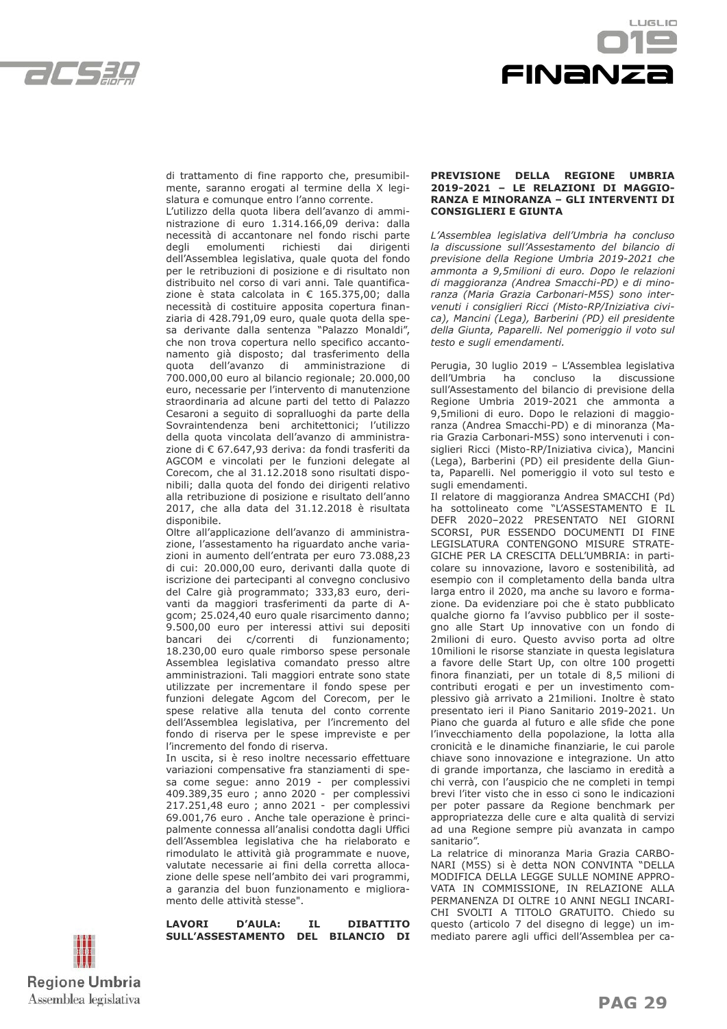di trattamento di fine rapporto che, presumibilmente, saranno erogati al termine della X legislatura e comunque entro l'anno corrente.

L'utilizzo della quota libera dell'avanzo di amministrazione di euro 1.314.166,09 deriva: dalla necessità di accantonare nel fondo rischi parte degli emolumenti richiesti dai dirigenti dell'Assemblea legislativa, quale quota del fondo per le retribuzioni di posizione e di risultato non distribuito nel corso di vari anni. Tale quantificazione è stata calcolata in € 165.375,00; dalla necessità di costituire apposita copertura finanziaria di 428.791,09 euro, quale quota della spesa derivante dalla sentenza "Palazzo Monaldi", che non trova copertura nello specifico accantonamento già disposto; dal trasferimento della quota dell'avanzo di amministrazione di 700.000,00 euro al bilancio regionale; 20.000,00 euro, necessarie per l'intervento di manutenzione straordinaria ad alcune parti del tetto di Palazzo Cesaroni a seguito di sopralluoghi da parte della Sovraintendenza beni architettonici; l'utilizzo della quota vincolata dell'avanzo di amministrazione di € 67.647,93 deriva: da fondi trasferiti da AGCOM e vincolati per le funzioni delegate al Corecom, che al 31.12.2018 sono risultati disponibili; dalla quota del fondo dei dirigenti relativo alla retribuzione di posizione e risultato dell'anno 2017, che alla data del 31.12.2018 è risultata disponibile.

Oltre all'applicazione dell'avanzo di amministrazione, l'assestamento ha riguardato anche variazioni in aumento dell'entrata per euro 73.088,23 di cui: 20.000,00 euro, derivanti dalla quote di iscrizione dei partecipanti al convegno conclusivo del Calre già programmato; 333,83 euro, derivanti da maggiori trasferimenti da parte di Agcom; 25.024,40 euro quale risarcimento danno; 9.500,00 euro per interessi attivi sui depositi bancari dei c/correnti di funzionamento; 18.230,00 euro quale rimborso spese personale Assemblea legislativa comandato presso altre amministrazioni. Tali maggiori entrate sono state utilizzate per incrementare il fondo spese per funzioni delegate Agcom del Corecom, per le spese relative alla tenuta del conto corrente dell'Assemblea legislativa, per l'incremento del fondo di riserva per le spese impreviste e per l'incremento del fondo di riserva.

In uscita, si è reso inoltre necessario effettuare variazioni compensative fra stanziamenti di spesa come segue: anno 2019 - per complessivi 409.389,35 euro ; anno 2020 - per complessivi 217.251,48 euro ; anno 2021 - per complessivi 69.001,76 euro . Anche tale operazione è principalmente connessa all'analisi condotta dagli Uffici dell'Assemblea legislativa che ha rielaborato e rimodulato le attività già programmate e nuove, valutate necessarie ai fini della corretta allocazione delle spese nell'ambito dei vari programmi, a garanzia del buon funzionamento e miglioramento delle attività stesse".

**LAVORI D'AULA: IL DIBATTITO SULL'ASSESTAMENTO DEL BILANCIO DI PREVISIONE DELLA REGIONE UMBRIA 2019-2021 – LE RELAZIONI DI MAGGIORANZA E MINORANZA – GLI INTERVENTI DI CONSIGLIERI E GIUNTA**

*L'Assemblea legislativa dell'Umbria ha concluso la discussione sull'Assestamento del bilancio di previsione della Regione Umbria 2019-2021 che ammonta a 9,5milioni di euro. Dopo le relazioni di maggioranza (Andrea Smacchi-PD) e di minoranza (Maria Grazia Carbonari-M5S) sono intervenuti i consiglieri Ricci (Misto-RP/Iniziativa civica), Mancini (Lega), Barberini (PD) eil presidente della Giunta, Paparelli. Nel pomeriggio il voto sul testo e sugli emendamenti.*

Perugia, 30 luglio 2019 – L'Assemblea legislativa dell'Umbria ha concluso la discussione sull'Assestamento del bilancio di previsione della Regione Umbria 2019-2021 che ammonta a 9,5milioni di euro. Dopo le relazioni di maggioranza (Andrea Smacchi-PD) e di minoranza (Maria Grazia Carbonari-M5S) sono intervenuti i consiglieri Ricci (Misto-RP/Iniziativa civica), Mancini (Lega), Barberini (PD) eil presidente della Giunta, Paparelli. Nel pomeriggio il voto sul testo e sugli emendamenti.

Il relatore di maggioranza Andrea SMACCHI (Pd) ha sottolineato come "L'ASSESTAMENTO E IL DEFR 2020–2022 PRESENTATO NEI GIORNI SCORSI, PUR ESSENDO DOCUMENTI DI FINE LEGISLATURA CONTENGONO MISURE STRATEGICHE PER LA CRESCITA DELL'UMBRIA: in particolare su innovazione, lavoro e sostenibilità, ad esempio con il completamento della banda ultra larga entro il 2020, ma anche su lavoro e formazione. Da evidenziare poi che è stato pubblicato qualche giorno fa l'avviso pubblico per il sostegno alle Start Up innovative con un fondo di 2milioni di euro. Questo avviso porta ad oltre 10milioni le risorse stanziate in questa legislatura a favore delle Start Up, con oltre 100 progetti finora finanziati, per un totale di 8,5 milioni di contributi erogati e per un investimento complessivo già arrivato a 21milioni. Inoltre è stato presentato ieri il Piano Sanitario 2019-2021. Un Piano che guarda al futuro e alle sfide che pone l'invecchiamento della popolazione, la lotta alla cronicità e le dinamiche finanziarie, le cui parole chiave sono innovazione e integrazione. Un atto di grande importanza, che lasciamo in eredità a chi verrà, con l'auspicio che ne completi in tempi brevi l'iter visto che in esso ci sono le indicazioni per poter passare da Regione benchmark per appropriatezza delle cure e alta qualità di servizi ad una Regione sempre più avanzata in campo sanitario".

La relatrice di minoranza Maria Grazia CARBONARI (M5S) si è detta NON CONVINTA "DELLA MODIFICA DELLA LEGGE SULLE NOMINE APPROVATA IN COMMISSIONE, IN RELAZIONE ALLA PERMANENZA DI OLTRE 10 ANNI NEGLI INCARICHI SVOLTI A TITOLO GRATUITO. Chiedo su questo (articolo 7 del disegno di legge) un immediato parere agli uffici dell'Assemblea per ca-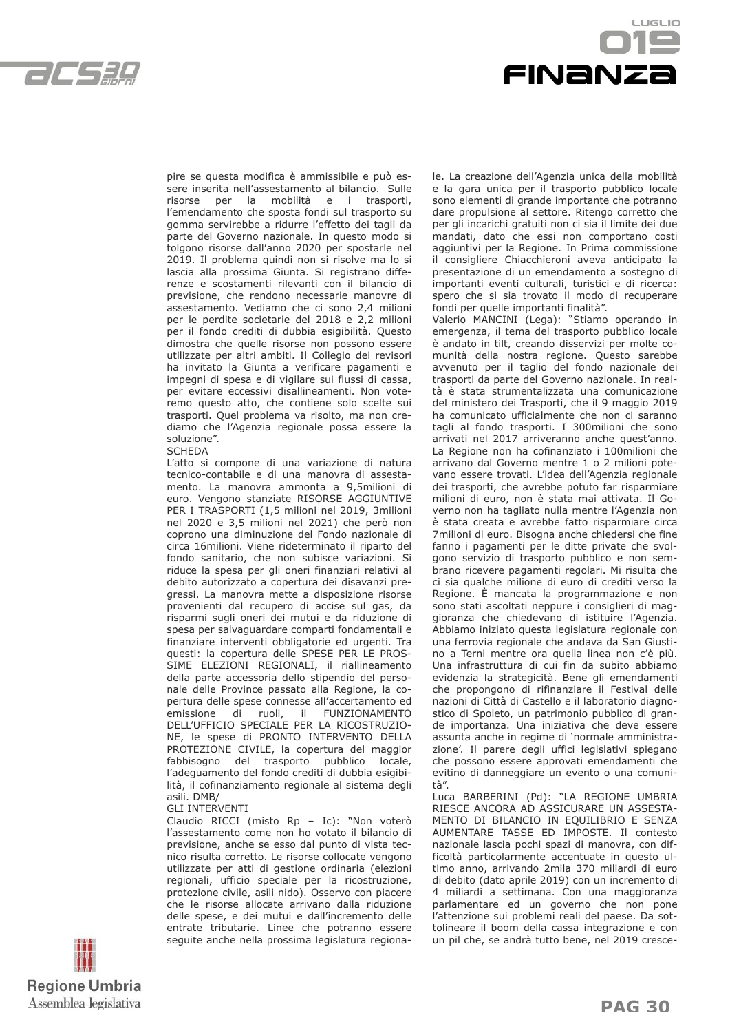pire se questa modifica è ammissibile e può essere inserita nell'assestamento al bilancio. Sulle risorse per la mobilità e i trasporti, l'emendamento che sposta fondi sul trasporto su gomma servirebbe a ridurre l'effetto dei tagli da parte del Governo nazionale. In questo modo si tolgono risorse dall'anno 2020 per spostarle nel 2019. Il problema quindi non si risolve ma lo si lascia alla prossima Giunta. Si registrano differenze e scostamenti rilevanti con il bilancio di previsione, che rendono necessarie manovre di assestamento. Vediamo che ci sono 2,4 milioni per le perdite societarie del 2018 e 2,2 milioni per il fondo crediti di dubbia esigibilità. Questo dimostra che quelle risorse non possono essere utilizzate per altri ambiti. Il Collegio dei revisori ha invitato la Giunta a verificare pagamenti e impegni di spesa e di vigilare sui flussi di cassa, per evitare eccessivi disallineamenti. Non voteremo questo atto, che contiene solo scelte sui trasporti. Quel problema va risolto, ma non crediamo che l'Agenzia regionale possa essere la soluzione".

SCHEDA

L'atto si compone di una variazione di natura tecnico-contabile e di una manovra di assestamento. La manovra ammonta a 9,5milioni di euro. Vengono stanziate RISORSE AGGIUNTIVE PER I TRASPORTI (1,5 milioni nel 2019, 3milioni nel 2020 e 3,5 milioni nel 2021) che però non coprono una diminuzione del Fondo nazionale di circa 16milioni. Viene rideterminato il riparto del fondo sanitario, che non subisce variazioni. Si riduce la spesa per gli oneri finanziari relativi al debito autorizzato a copertura dei disavanzi pregressi. La manovra mette a disposizione risorse provenienti dal recupero di accise sul gas, da risparmi sugli oneri dei mutui e da riduzione di spesa per salvaguardare comparti fondamentali e finanziare interventi obbligatorie ed urgenti. Tra questi: la copertura delle SPESE PER LE PROSSIME ELEZIONI REGIONALI, il riallineamento della parte accessoria dello stipendio del personale delle Province passato alla Regione, la copertura delle spese connesse all'accertamento ed emissione di ruoli, il FUNZIONAMENTO DELL'UFFICIO SPECIALE PER LA RICOSTRUZIONE, le spese di PRONTO INTERVENTO DELLA PROTEZIONE CIVILE, la copertura del maggior fabbisogno del trasporto pubblico locale, l'adeguamento del fondo crediti di dubbia esigibilità, il cofinanziamento regionale al sistema degli asili. DMB/

GLI INTERVENTI

Claudio RICCI (misto Rp – Ic): "Non voterò l'assestamento come non ho votato il bilancio di previsione, anche se esso dal punto di vista tecnico risulta corretto. Le risorse collocate vengono utilizzate per atti di gestione ordinaria (elezioni regionali, ufficio speciale per la ricostruzione, protezione civile, asili nido). Osservo con piacere che le risorse allocate arrivano dalla riduzione delle spese, e dei mutui e dall'incremento delle entrate tributarie. Linee che potranno essere seguite anche nella prossima legislatura regionale. La creazione dell'Agenzia unica della mobilità e la gara unica per il trasporto pubblico locale sono elementi di grande importante che potranno dare propulsione al settore. Ritengo corretto che per gli incarichi gratuiti non ci sia il limite dei due mandati, dato che essi non comportano costi aggiuntivi per la Regione. In Prima commissione il consigliere Chiacchieroni aveva anticipato la presentazione di un emendamento a sostegno di importanti eventi culturali, turistici e di ricerca: spero che si sia trovato il modo di recuperare fondi per quelle importanti finalità".

Valerio MANCINI (Lega): "Stiamo operando in emergenza, il tema del trasporto pubblico locale è andato in tilt, creando disservizi per molte comunità della nostra regione. Questo sarebbe avvenuto per il taglio del fondo nazionale dei trasporti da parte del Governo nazionale. In realtà è stata strumentalizzata una comunicazione del ministero dei Trasporti, che il 9 maggio 2019 ha comunicato ufficialmente che non ci saranno tagli al fondo trasporti. I 300milioni che sono arrivati nel 2017 arriveranno anche quest'anno. La Regione non ha cofinanziato i 100milioni che arrivano dal Governo mentre 1 o 2 milioni potevano essere trovati. L'idea dell'Agenzia regionale dei trasporti, che avrebbe potuto far risparmiare milioni di euro, non è stata mai attivata. Il Governo non ha tagliato nulla mentre l'Agenzia non è stata creata e avrebbe fatto risparmiare circa 7milioni di euro. Bisogna anche chiedersi che fine fanno i pagamenti per le ditte private che svolgono servizio di trasporto pubblico e non sembrano ricevere pagamenti regolari. Mi risulta che ci sia qualche milione di euro di crediti verso la Regione. È mancata la programmazione e non sono stati ascoltati neppure i consiglieri di maggioranza che chiedevano di istituire l'Agenzia. Abbiamo iniziato questa legislatura regionale con una ferrovia regionale che andava da San Giustino a Terni mentre ora quella linea non c'è più. Una infrastruttura di cui fin da subito abbiamo evidenzia la strategicità. Bene gli emendamenti che propongono di rifinanziare il Festival delle nazioni di Città di Castello e il laboratorio diagnostico di Spoleto, un patrimonio pubblico di grande importanza. Una iniziativa che deve essere assunta anche in regime di 'normale amministrazione'. Il parere degli uffici legislativi spiegano che possono essere approvati emendamenti che evitino di danneggiare un evento o una comunità".

Luca BARBERINI (Pd): "LA REGIONE UMBRIA RIESCE ANCORA AD ASSICURARE UN ASSESTAMENTO DI BILANCIO IN EQUILIBRIO E SENZA AUMENTARE TASSE ED IMPOSTE. Il contesto nazionale lascia pochi spazi di manovra, con difficoltà particolarmente accentuate in questo ultimo anno, arrivando 2mila 370 miliardi di euro di debito (dato aprile 2019) con un incremento di 4 miliardi a settimana. Con una maggioranza parlamentare ed un governo che non pone l'attenzione sui problemi reali del paese. Da sottolineare il boom della cassa integrazione e con un pil che, se andrà tutto bene, nel 2019 cresce-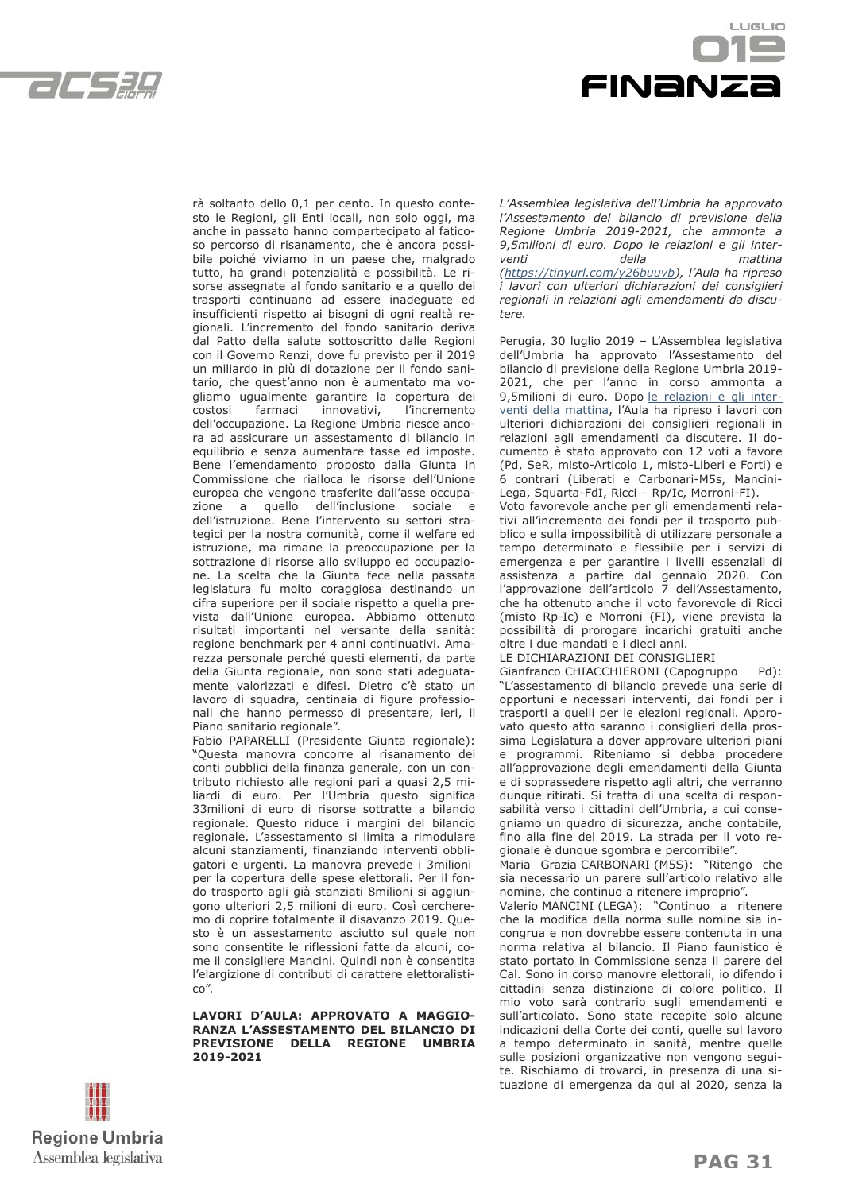rà soltanto dello 0,1 per cento. In questo contesto le Regioni, gli Enti locali, non solo oggi, ma anche in passato hanno compartecipato al faticoso percorso di risanamento, che è ancora possibile poiché viviamo in un paese che, malgrado tutto, ha grandi potenzialità e possibilità. Le risorse assegnate al fondo sanitario e a quello dei trasporti continuano ad essere inadeguate ed insufficienti rispetto ai bisogni di ogni realtà regionali. L'incremento del fondo sanitario deriva dal Patto della salute sottoscritto dalle Regioni con il Governo Renzi, dove fu previsto per il 2019 un miliardo in più di dotazione per il fondo sanitario, che quest'anno non è aumentato ma vogliamo ugualmente garantire la copertura dei costosi farmaci innovativi, l'incremento dell'occupazione. La Regione Umbria riesce ancora ad assicurare un assestamento di bilancio in equilibrio e senza aumentare tasse ed imposte. Bene l'emendamento proposto dalla Giunta in Commissione che rialloca le risorse dell'Unione europea che vengono trasferite dall'asse occupazione a quello dell'inclusione sociale e dell'istruzione. Bene l'intervento su settori strategici per la nostra comunità, come il welfare ed istruzione, ma rimane la preoccupazione per la sottrazione di risorse allo sviluppo ed occupazione. La scelta che la Giunta fece nella passata legislatura fu molto coraggiosa destinando un cifra superiore per il sociale rispetto a quella prevista dall'Unione europea. Abbiamo ottenuto risultati importanti nel versante della sanità: regione benchmark per 4 anni continuativi. Amarezza personale perché questi elementi, da parte della Giunta regionale, non sono stati adeguatamente valorizzati e difesi. Dietro c'è stato un lavoro di squadra, centinaia di figure professionali che hanno permesso di presentare, ieri, il Piano sanitario regionale".

Fabio PAPARELLI (Presidente Giunta regionale): "Questa manovra concorre al risanamento dei conti pubblici della finanza generale, con un contributo richiesto alle regioni pari a quasi 2,5 miliardi di euro. Per l'Umbria questo significa 33milioni di euro di risorse sottratte a bilancio regionale. Questo riduce i margini del bilancio regionale. L'assestamento si limita a rimodulare alcuni stanziamenti, finanziando interventi obbligatori e urgenti. La manovra prevede i 3milioni per la copertura delle spese elettorali. Per il fondo trasporto agli già stanziati 8milioni si aggiungono ulteriori 2,5 milioni di euro. Così cercheremo di coprire totalmente il disavanzo 2019. Questo è un assestamento asciutto sul quale non sono consentite le riflessioni fatte da alcuni, come il consigliere Mancini. Quindi non è consentita l'elargizione di contributi di carattere elettoralistico".

**LAVORI D'AULA: APPROVATO A MAGGIORANZA L'ASSESTAMENTO DEL BILANCIO DI PREVISIONE DELLA REGIONE UMBRIA 2019-2021**

*L'Assemblea legislativa dell'Umbria ha approvato l'Assestamento del bilancio di previsione della Regione Umbria 2019-2021, che ammonta a 9,5milioni di euro. Dopo le relazioni e gli interventi della mattina (https://tinyurl.com/y26buuvb), l'Aula ha ripreso i lavori con ulteriori dichiarazioni dei consiglieri regionali in relazioni agli emendamenti da discutere.*

Perugia, 30 luglio 2019 – L'Assemblea legislativa dell'Umbria ha approvato l'Assestamento del bilancio di previsione della Regione Umbria 2019-2021, che per l'anno in corso ammonta a 9,5milioni di euro. Dopo le relazioni e gli interventi della mattina, l'Aula ha ripreso i lavori con ulteriori dichiarazioni dei consiglieri regionali in relazioni agli emendamenti da discutere. Il documento è stato approvato con 12 voti a favore (Pd, SeR, misto-Articolo 1, misto-Liberi e Forti) e 6 contrari (Liberati e Carbonari-M5s, Mancini-Lega, Squarta-FdI, Ricci – Rp/Ic, Morroni-FI).

Voto favorevole anche per gli emendamenti relativi all'incremento dei fondi per il trasporto pubblico e sulla impossibilità di utilizzare personale a tempo determinato e flessibile per i servizi di emergenza e per garantire i livelli essenziali di assistenza a partire dal gennaio 2020. Con l'approvazione dell'articolo 7 dell'Assestamento, che ha ottenuto anche il voto favorevole di Ricci (misto Rp-Ic) e Morroni (FI), viene prevista la possibilità di prorogare incarichi gratuiti anche oltre i due mandati e i dieci anni.

LE DICHIARAZIONI DEI CONSIGLIERI

Gianfranco CHIACCHIERONI (Capogruppo Pd): "L'assestamento di bilancio prevede una serie di opportuni e necessari interventi, dai fondi per i trasporti a quelli per le elezioni regionali. Approvato questo atto saranno i consiglieri della prossima Legislatura a dover approvare ulteriori piani e programmi. Riteniamo si debba procedere all'approvazione degli emendamenti della Giunta e di soprassedere rispetto agli altri, che verranno dunque ritirati. Si tratta di una scelta di responsabilità verso i cittadini dell'Umbria, a cui consegniamo un quadro di sicurezza, anche contabile, fino alla fine del 2019. La strada per il voto regionale è dunque sgombra e percorribile".

Maria Grazia CARBONARI (M5S): "Ritengo che sia necessario un parere sull'articolo relativo alle nomine, che continuo a ritenere improprio".

Valerio MANCINI (LEGA): "Continuo a ritenere che la modifica della norma sulle nomine sia incongrua e non dovrebbe essere contenuta in una norma relativa al bilancio. Il Piano faunistico è stato portato in Commissione senza il parere del Cal. Sono in corso manovre elettorali, io difendo i cittadini senza distinzione di colore politico. Il mio voto sarà contrario sugli emendamenti e sull'articolato. Sono state recepite solo alcune indicazioni della Corte dei conti, quelle sul lavoro a tempo determinato in sanità, mentre quelle sulle posizioni organizzative non vengono seguite. Rischiamo di trovarci, in presenza di una situazione di emergenza da qui al 2020, senza la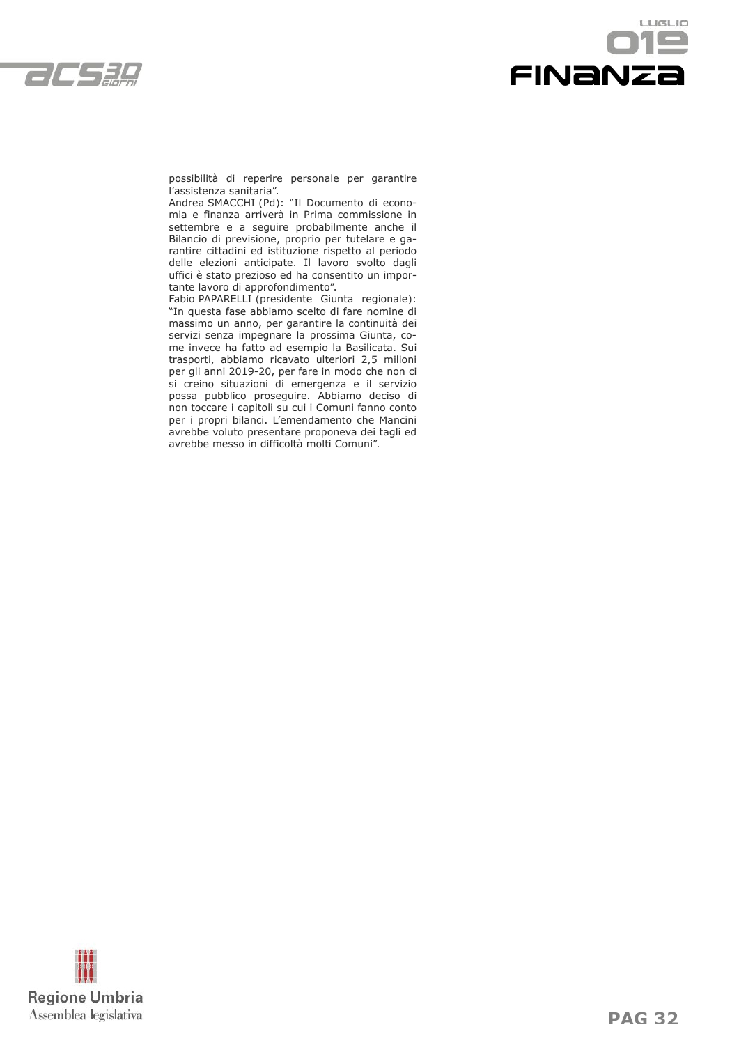possibilità di reperire personale per garantire l'assistenza sanitaria".

Andrea SMACCHI (Pd): "Il Documento di economia e finanza arriverà in Prima commissione in settembre e a seguire probabilmente anche il Bilancio di previsione, proprio per tutelare e garantire cittadini ed istituzione rispetto al periodo delle elezioni anticipate. Il lavoro svolto dagli uffici è stato prezioso ed ha consentito un importante lavoro di approfondimento".

Fabio PAPARELLI (presidente Giunta regionale): "In questa fase abbiamo scelto di fare nomine di massimo un anno, per garantire la continuità dei servizi senza impegnare la prossima Giunta, come invece ha fatto ad esempio la Basilicata. Sui trasporti, abbiamo ricavato ulteriori 2,5 milioni per gli anni 2019-20, per fare in modo che non ci si creino situazioni di emergenza e il servizio possa pubblico proseguire. Abbiamo deciso di non toccare i capitoli su cui i Comuni fanno conto per i propri bilanci. L'emendamento che Mancini avrebbe voluto presentare proponeva dei tagli ed avrebbe messo in difficoltà molti Comuni".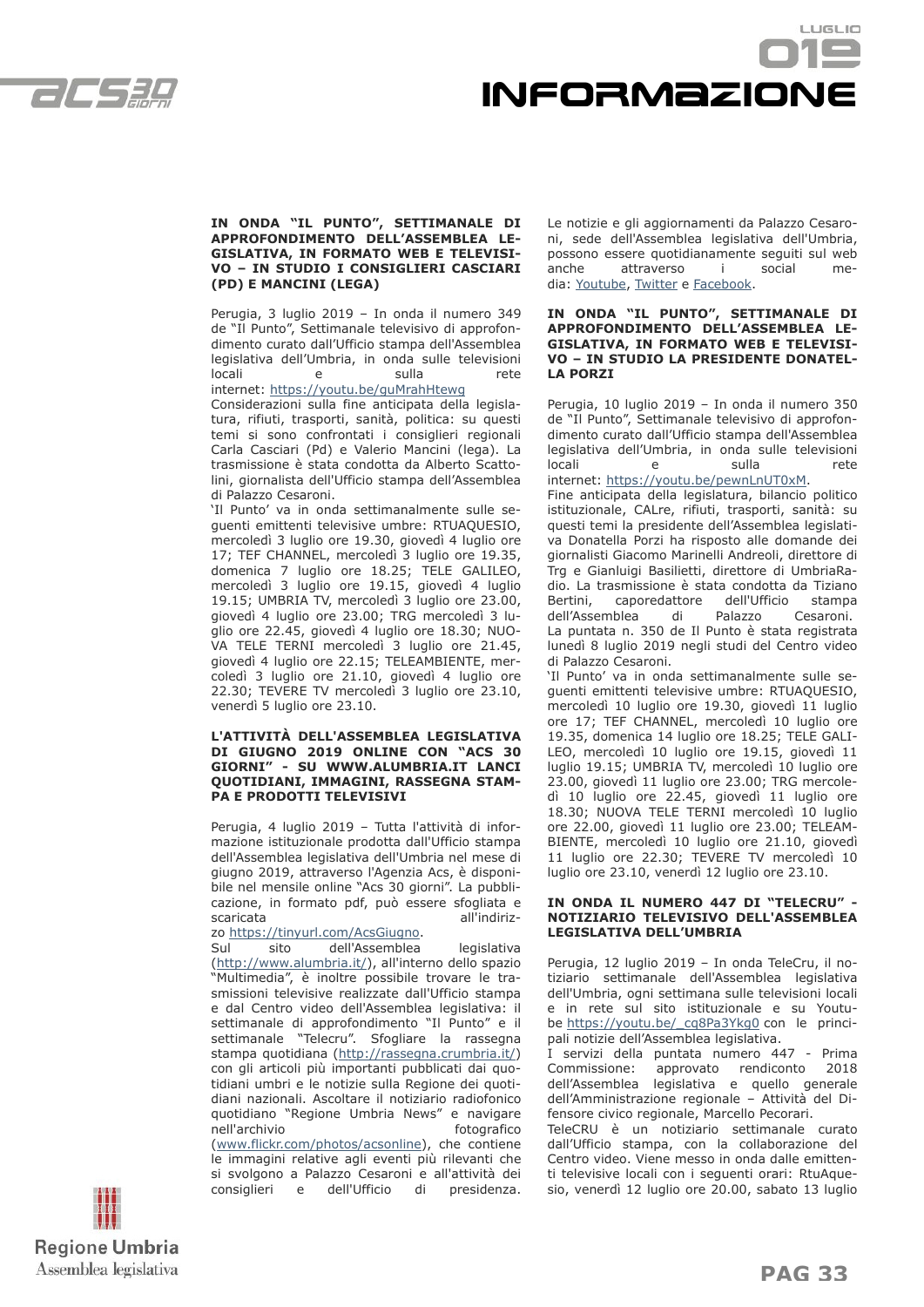### IN ONDA “IL PUNTO”, SETTIMANALE DI APPROFONDIMENTO DELL’ASSEMBLEA LEGISLATIVA, IN FORMATO WEB E TELEVISIVO – IN STUDIO I CONSIGLIERI CASCIARI (PD) E MANCINI (LEGA)

Perugia, 3 luglio 2019 – In onda il numero 349 de “Il Punto”, Settimanale televisivo di approfondimento curato dall’Ufficio stampa dell’Assemblea legislativa dell’Umbria, in onda sulle televisioni locali e sulla rete internet: https://youtu.be/guMrahHtewg

Considerazioni sulla fine anticipata della legislatura, rifiuti, trasporti, sanità, politica: su questi temi si sono confrontati i consiglieri regionali Carla Casciari (Pd) e Valerio Mancini (lega). La trasmissione è stata condotta da Alberto Scattolini, giornalista dell’Ufficio stampa dell’Assemblea di Palazzo Cesaroni.

‘Il Punto’ va in onda settimanalmente sulle seguenti emittenti televisive umbre: RTUAQUESIO, mercoledì 3 luglio ore 19.30, giovedì 4 luglio ore 17; TEF CHANNEL, mercoledì 3 luglio ore 19.35, domenica 7 luglio ore 18.25; TELE GALILEO, mercoledì 3 luglio ore 19.15, giovedì 4 luglio 19.15; UMBRIA TV, mercoledì 3 luglio ore 23.00, giovedì 4 luglio ore 23.00; TRG mercoledì 3 luglio ore 22.45, giovedì 4 luglio ore 18.30; NUOVA TELE TERNI mercoledì 3 luglio ore 21.45, giovedì 4 luglio ore 22.15; TELEAMBIENTE, mercoledì 3 luglio ore 21.10, giovedì 4 luglio ore 22.30; TEVERE TV mercoledì 3 luglio ore 23.10, venerdì 5 luglio ore 23.10.

### L'ATTIVITÀ DELL'ASSEMBLEA LEGISLATIVA DI GIUGNO 2019 ONLINE CON “ACS 30 GIORNI” - SU WWW.ALUMBRIA.IT LANCI QUOTIDIANI, IMMAGINI, RASSEGNA STAMPA E PRODOTTI TELEVISIVI

Perugia, 4 luglio 2019 – Tutta l'attività di informazione istituzionale prodotta dall'Ufficio stampa dell'Assemblea legislativa dell'Umbria nel mese di giugno 2019, attraverso l'Agenzia Acs, è disponibile nel mensile online “Acs 30 giorni”. La pubblicazione, in formato pdf, può essere sfogliata e scaricata all'indirizzo https://tinyurl.com/AcsGiugno.

Sul sito dell'Assemblea legislativa (http://www.alumbria.it/), all'interno dello spazio “Multimedia”, è inoltre possibile trovare le trasmissioni televisive realizzate dall'Ufficio stampa e dal Centro video dell'Assemblea legislativa: il settimanale di approfondimento “Il Punto” e il settimanale “Telecru”. Sfogliare la rassegna stampa quotidiana (http://rassegna.crumbria.it/) con gli articoli più importanti pubblicati dai quotidiani umbri e le notizie sulla Regione dei quotidiani nazionali. Ascoltare il notiziario radiofonico quotidiano “Regione Umbria News” e navigare nell'archivio fotografico (www.flickr.com/photos/acsonline), che contiene le immagini relative agli eventi più rilevanti che si svolgono a Palazzo Cesaroni e all'attività dei consiglieri e dell'Ufficio di presidenza.

Le notizie e gli aggiornamenti da Palazzo Cesaroni, sede dell'Assemblea legislativa dell'Umbria, possono essere quotidianamente seguiti sul web anche attraverso i social media: Youtube, Twitter e Facebook.

### IN ONDA “IL PUNTO”, SETTIMANALE DI APPROFONDIMENTO DELL’ASSEMBLEA LEGISLATIVA, IN FORMATO WEB E TELEVISIVO – IN STUDIO LA PRESIDENTE DONATELLA PORZI

Perugia, 10 luglio 2019 – In onda il numero 350 de “Il Punto”, Settimanale televisivo di approfondimento curato dall’Ufficio stampa dell'Assemblea legislativa dell’Umbria, in onda sulle televisioni locali e sulla rete internet: https://youtu.be/pewnLnUT0xM.

Fine anticipata della legislatura, bilancio politico istituzionale, CALre, rifiuti, trasporti, sanità: su questi temi la presidente dell’Assemblea legislativa Donatella Porzi ha risposto alle domande dei giornalisti Giacomo Marinelli Andreoli, direttore di Trg e Gianluigi Basilietti, direttore di UmbriaRadio. La trasmissione è stata condotta da Tiziano Bertini, caporedattore dell'Ufficio stampa dell’Assemblea di Palazzo Cesaroni.

La puntata n. 350 de Il Punto è stata registrata lunedì 8 luglio 2019 negli studi del Centro video di Palazzo Cesaroni.

‘Il Punto’ va in onda settimanalmente sulle seguenti emittenti televisive umbre: RTUAQUESIO, mercoledì 10 luglio ore 19.30, giovedì 11 luglio ore 17; TEF CHANNEL, mercoledì 10 luglio ore 19.35, domenica 14 luglio ore 18.25; TELE GALILEO, mercoledì 10 luglio ore 19.15, giovedì 11 luglio 19.15; UMBRIA TV, mercoledì 10 luglio ore 23.00, giovedì 11 luglio ore 23.00; TRG mercoledì 10 luglio ore 22.45, giovedì 11 luglio ore 18.30; NUOVA TELE TERNI mercoledì 10 luglio ore 22.00, giovedì 11 luglio ore 23.00; TELEAMBIENTE, mercoledì 10 luglio ore 21.10, giovedì 11 luglio ore 22.30; TEVERE TV mercoledì 10 luglio ore 23.10, venerdì 12 luglio ore 23.10.

### IN ONDA IL NUMERO 447 DI “TELECRU” - NOTIZIARIO TELEVISIVO DELL'ASSEMBLEA LEGISLATIVA DELL’UMBRIA

Perugia, 12 luglio 2019 – In onda TeleCru, il notiziario settimanale dell'Assemblea legislativa dell'Umbria, ogni settimana sulle televisioni locali e in rete sul sito istituzionale e su Youtube https://youtu.be/_cq8Pa3Ykg0 con le principali notizie dell’Assemblea legislativa.

I servizi della puntata numero 447 - Prima Commissione: approvato rendiconto 2018 dell’Assemblea legislativa e quello generale dell’Amministrazione regionale – Attività del Difensore civico regionale, Marcello Pecorari.

TeleCRU è un notiziario settimanale curato dall’Ufficio stampa, con la collaborazione del Centro video. Viene messo in onda dalle emittenti televisive locali con i seguenti orari: RtuAquesio, venerdì 12 luglio ore 20.00, sabato 13 luglio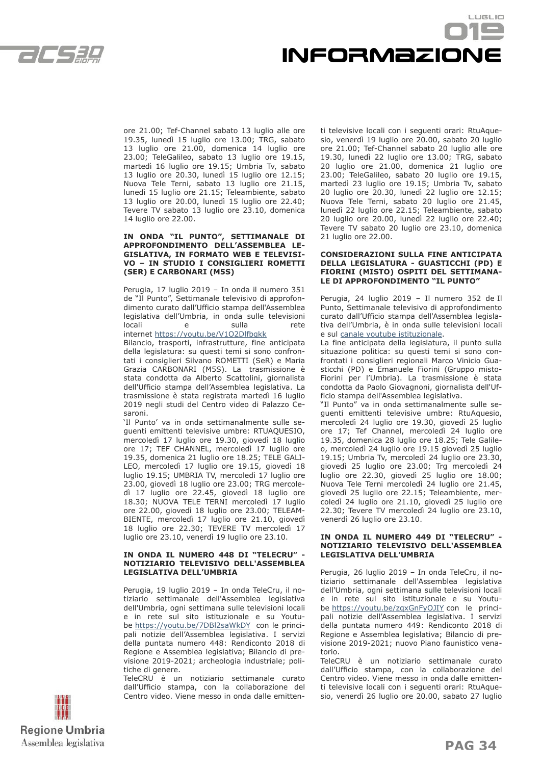ore 21.00; Tef-Channel sabato 13 luglio alle ore 19.35, lunedì 15 luglio ore 13.00; TRG, sabato 13 luglio ore 21.00, domenica 14 luglio ore 23.00; TeleGalileo, sabato 13 luglio ore 19.15, martedì 16 luglio ore 19.15; Umbria Tv, sabato 13 luglio ore 20.30, lunedì 15 luglio ore 12.15; Nuova Tele Terni, sabato 13 luglio ore 21.15, lunedì 15 luglio ore 21.15; Teleambiente, sabato 13 luglio ore 20.00, lunedì 15 luglio ore 22.40; Tevere TV sabato 13 luglio ore 23.10, domenica 14 luglio ore 22.00.

**IN ONDA "IL PUNTO", SETTIMANALE DI APPROFONDIMENTO DELL'ASSEMBLEA LEGISLATIVA, IN FORMATO WEB E TELEVISIVO – IN STUDIO I CONSIGLIERI ROMETTI (SER) E CARBONARI (M5S)**

Perugia, 17 luglio 2019 – In onda il numero 351 de "Il Punto", Settimanale televisivo di approfondimento curato dall'Ufficio stampa dell'Assemblea legislativa dell'Umbria, in onda sulle televisioni locali e sulla rete internet https://youtu.be/V1O2Dlfbqkk
Bilancio, trasporti, infrastrutture, fine anticipata della legislatura: su questi temi si sono confrontati i consiglieri Silvano ROMETTI (SeR) e Maria Grazia CARBONARI (M5S). La trasmissione è stata condotta da Alberto Scattolini, giornalista dell'Ufficio stampa dell'Assemblea legislativa. La trasmissione è stata registrata martedì 16 luglio 2019 negli studi del Centro video di Palazzo Cesaroni.
'Il Punto' va in onda settimanalmente sulle seguenti emittenti televisive umbre: RTUAQUESIO, mercoledì 17 luglio ore 19.30, giovedì 18 luglio ore 17; TEF CHANNEL, mercoledì 17 luglio ore 19.35, domenica 21 luglio ore 18.25; TELE GALILEO, mercoledì 17 luglio ore 19.15, giovedì 18 luglio 19.15; UMBRIA TV, mercoledì 17 luglio ore 23.00, giovedì 18 luglio ore 23.00; TRG mercoledì 17 luglio ore 22.45, giovedì 18 luglio ore 18.30; NUOVA TELE TERNI mercoledì 17 luglio ore 22.00, giovedì 18 luglio ore 23.00; TELEAMBIENTE, mercoledì 17 luglio ore 21.10, giovedì 18 luglio ore 22.30; TEVERE TV mercoledì 17 luglio ore 23.10, venerdì 19 luglio ore 23.10.

**IN ONDA IL NUMERO 448 DI "TELECRU" - NOTIZIARIO TELEVISIVO DELL'ASSEMBLEA LEGISLATIVA DELL'UMBRIA**

Perugia, 19 luglio 2019 – In onda TeleCru, il notiziario settimanale dell'Assemblea legislativa dell'Umbria, ogni settimana sulle televisioni locali e in rete sul sito istituzionale e su Youtube https://youtu.be/7DBl2saWkDY con le principali notizie dell'Assemblea legislativa. I servizi della puntata numero 448: Rendiconto 2018 di Regione e Assemblea legislativa; Bilancio di previsione 2019-2021; archeologia industriale; politiche di genere.
TeleCRU è un notiziario settimanale curato dall'Ufficio stampa, con la collaborazione del Centro video. Viene messo in onda dalle emittenti televisive locali con i seguenti orari: RtuAquesio, venerdì 19 luglio ore 20.00, sabato 20 luglio ore 21.00; Tef-Channel sabato 20 luglio alle ore 19.30, lunedì 22 luglio ore 13.00; TRG, sabato 20 luglio ore 21.00, domenica 21 luglio ore 23.00; TeleGalileo, sabato 20 luglio ore 19.15, martedì 23 luglio ore 19.15; Umbria Tv, sabato 20 luglio ore 20.30, lunedì 22 luglio ore 12.15; Nuova Tele Terni, sabato 20 luglio ore 21.45, lunedì 22 luglio ore 22.15; Teleambiente, sabato 20 luglio ore 20.00, lunedì 22 luglio ore 22.40; Tevere TV sabato 20 luglio ore 23.10, domenica 21 luglio ore 22.00.

**CONSIDERAZIONI SULLA FINE ANTICIPATA DELLA LEGISLATURA - GUASTICCHI (PD) E FIORINI (MISTO) OSPITI DEL SETTIMANALE DI APPROFONDIMENTO "IL PUNTO"**

Perugia, 24 luglio 2019 – Il numero 352 de Il Punto, Settimanale televisivo di approfondimento curato dall'Ufficio stampa dell'Assemblea legislativa dell'Umbria, è in onda sulle televisioni locali e sul canale youtube istituzionale.
La fine anticipata della legislatura, il punto sulla situazione politica: su questi temi si sono confrontati i consiglieri regionali Marco Vinicio Guasticchi (PD) e Emanuele Fiorini (Gruppo misto-Fiorini per l'Umbria). La trasmissione è stata condotta da Paolo Giovagnoni, giornalista dell'Ufficio stampa dell'Assemblea legislativa.
"Il Punto" va in onda settimanalmente sulle seguenti emittenti televisive umbre: RtuAquesio, mercoledì 24 luglio ore 19.30, giovedì 25 luglio ore 17; Tef Channel, mercoledì 24 luglio ore 19.35, domenica 28 luglio ore 18.25; Tele Galileo, mercoledì 24 luglio ore 19.15 giovedì 25 luglio 19.15; Umbria Tv, mercoledì 24 luglio ore 23.30, giovedì 25 luglio ore 23.00; Trg mercoledì 24 luglio ore 22.30, giovedì 25 luglio ore 18.00; Nuova Tele Terni mercoledì 24 luglio ore 21.45, giovedì 25 luglio ore 22.15; Teleambiente, mercoledì 24 luglio ore 21.10, giovedì 25 luglio ore 22.30; Tevere TV mercoledì 24 luglio ore 23.10, venerdì 26 luglio ore 23.10.

**IN ONDA IL NUMERO 449 DI "TELECRU" - NOTIZIARIO TELEVISIVO DELL'ASSEMBLEA LEGISLATIVA DELL'UMBRIA**

Perugia, 26 luglio 2019 – In onda TeleCru, il notiziario settimanale dell'Assemblea legislativa dell'Umbria, ogni settimana sulle televisioni locali e in rete sul sito istituzionale e su Youtube https://youtu.be/zqxGnFyOJIY con le principali notizie dell'Assemblea legislativa. I servizi della puntata numero 449: Rendiconto 2018 di Regione e Assemblea legislativa; Bilancio di previsione 2019-2021; nuovo Piano faunistico venatorio.
TeleCRU è un notiziario settimanale curato dall'Ufficio stampa, con la collaborazione del Centro video. Viene messo in onda dalle emittenti televisive locali con i seguenti orari: RtuAquesio, venerdì 26 luglio ore 20.00, sabato 27 luglio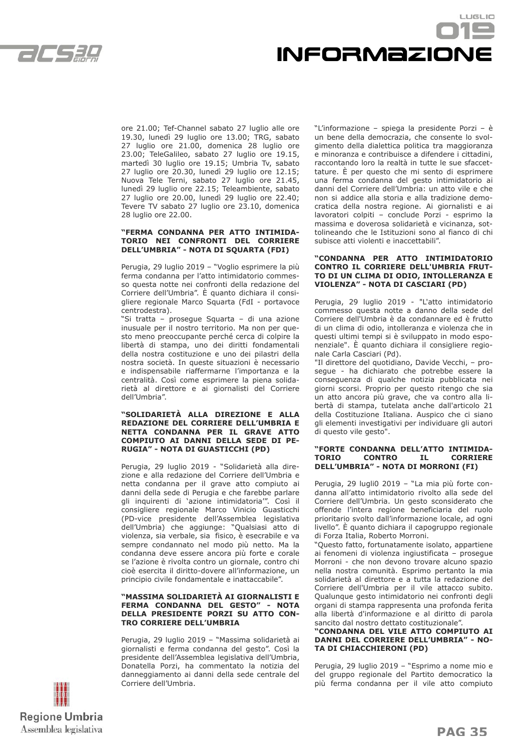ore 21.00; Tef-Channel sabato 27 luglio alle ore 19.30, lunedì 29 luglio ore 13.00; TRG, sabato 27 luglio ore 21.00, domenica 28 luglio ore 23.00; TeleGalileo, sabato 27 luglio ore 19.15, martedì 30 luglio ore 19.15; Umbria Tv, sabato 27 luglio ore 20.30, lunedì 29 luglio ore 12.15; Nuova Tele Terni, sabato 27 luglio ore 21.45, lunedì 29 luglio ore 22.15; Teleambiente, sabato 27 luglio ore 20.00, lunedì 29 luglio ore 22.40; Tevere TV sabato 27 luglio ore 23.10, domenica 28 luglio ore 22.00.

**"FERMA CONDANNA PER ATTO INTIMIDATORIO NEI CONFRONTI DEL CORRIERE DELL'UMBRIA" - NOTA DI SQUARTA (FDI)**

Perugia, 29 luglio 2019 – "Voglio esprimere la più ferma condanna per l'atto intimidatorio commesso questa notte nei confronti della redazione del Corriere dell'Umbria". È quanto dichiara il consigliere regionale Marco Squarta (FdI - portavoce centrodestra).

"Si tratta – prosegue Squarta – di una azione inusuale per il nostro territorio. Ma non per questo meno preoccupante perché cerca di colpire la libertà di stampa, uno dei diritti fondamentali della nostra costituzione e uno dei pilastri della nostra società. In queste situazioni è necessario e indispensabile riaffermarne l'importanza e la centralità. Così come esprimere la piena solidarietà al direttore e ai giornalisti del Corriere dell'Umbria".

**"SOLIDARIETÀ ALLA DIREZIONE E ALLA REDAZIONE DEL CORRIERE DELL'UMBRIA E NETTA CONDANNA PER IL GRAVE ATTO COMPIUTO AI DANNI DELLA SEDE DI PERUGIA" - NOTA DI GUASTICCHI (PD)**

Perugia, 29 luglio 2019 - "Solidarietà alla direzione e alla redazione del Corriere dell'Umbria e netta condanna per il grave atto compiuto ai danni della sede di Perugia e che farebbe parlare gli inquirenti di 'azione intimidatoria'". Così il consigliere regionale Marco Vinicio Guasticchi (PD-vice presidente dell'Assemblea legislativa dell'Umbria) che aggiunge: "Qualsiasi atto di violenza, sia verbale, sia fisico, è esecrabile e va sempre condannato nel modo più netto. Ma la condanna deve essere ancora più forte e corale se l'azione è rivolta contro un giornale, contro chi cioè esercita il diritto-dovere all'informazione, un principio civile fondamentale e inattaccabile".

**"MASSIMA SOLIDARIETÀ AI GIORNALISTI E FERMA CONDANNA DEL GESTO" - NOTA DELLA PRESIDENTE PORZI SU ATTO CONTRO CORRIERE DELL'UMBRIA**

Perugia, 29 luglio 2019 – "Massima solidarietà ai giornalisti e ferma condanna del gesto". Così la presidente dell'Assemblea legislativa dell'Umbria, Donatella Porzi, ha commentato la notizia del danneggiamento ai danni della sede centrale del Corriere dell'Umbria.

"L'informazione – spiega la presidente Porzi – è un bene della democrazia, che consente lo svolgimento della dialettica politica tra maggioranza e minoranza e contribuisce a difendere i cittadini, raccontando loro la realtà in tutte le sue sfaccettature. È per questo che mi sento di esprimere una ferma condanna del gesto intimidatorio ai danni del Corriere dell'Umbria: un atto vile e che non si addice alla storia e alla tradizione democratica della nostra regione. Ai giornalisti e ai lavoratori colpiti – conclude Porzi - esprimo la massima e doverosa solidarietà e vicinanza, sottolineando che le Istituzioni sono al fianco di chi subisce atti violenti e inaccettabili".

**"CONDANNA PER ATTO INTIMIDATORIO CONTRO IL CORRIERE DELL'UMBRIA FRUTTO DI UN CLIMA DI ODIO, INTOLLERANZA E VIOLENZA" - NOTA DI CASCIARI (PD)**

Perugia, 29 luglio 2019 - "L'atto intimidatorio commesso questa notte a danno della sede del Corriere dell'Umbria è da condannare ed è frutto di un clima di odio, intolleranza e violenza che in questi ultimi tempi si è sviluppato in modo esponenziale". È quanto dichiara il consigliere regionale Carla Casciari (Pd).

"Il direttore del quotidiano, Davide Vecchi, – prosegue - ha dichiarato che potrebbe essere la conseguenza di qualche notizia pubblicata nei giorni scorsi. Proprio per questo ritengo che sia un atto ancora più grave, che va contro alla libertà di stampa, tutelata anche dall'articolo 21 della Costituzione Italiana. Auspico che ci siano gli elementi investigativi per individuare gli autori di questo vile gesto".

**"FORTE CONDANNA DELL'ATTO INTIMIDATORIO CONTRO IL CORRIERE DELL'UMBRIA" - NOTA DI MORRONI (FI)**

Perugia, 29 lugli0 2019 – "La mia più forte condanna all'atto intimidatorio rivolto alla sede del Corriere dell'Umbria. Un gesto sconsiderato che offende l'intera regione beneficiaria del ruolo prioritario svolto dall'informazione locale, ad ogni livello". È quanto dichiara il capogruppo regionale di Forza Italia, Roberto Morroni.

"Questo fatto, fortunatamente isolato, appartiene ai fenomeni di violenza ingiustificata – prosegue Morroni - che non devono trovare alcuno spazio nella nostra comunità. Esprimo pertanto la mia solidarietà al direttore e a tutta la redazione del Corriere dell'Umbria per il vile attacco subito. Qualunque gesto intimidatorio nei confronti degli organi di stampa rappresenta una profonda ferita alla libertà d'informazione e al diritto di parola sancito dal nostro dettato costituzionale".

**"CONDANNA DEL VILE ATTO COMPIUTO AI DANNI DEL CORRIERE DELL'UMBRIA" - NOTA DI CHIACCHIERONI (PD)**

Perugia, 29 luglio 2019 – "Esprimo a nome mio e del gruppo regionale del Partito democratico la più ferma condanna per il vile atto compiuto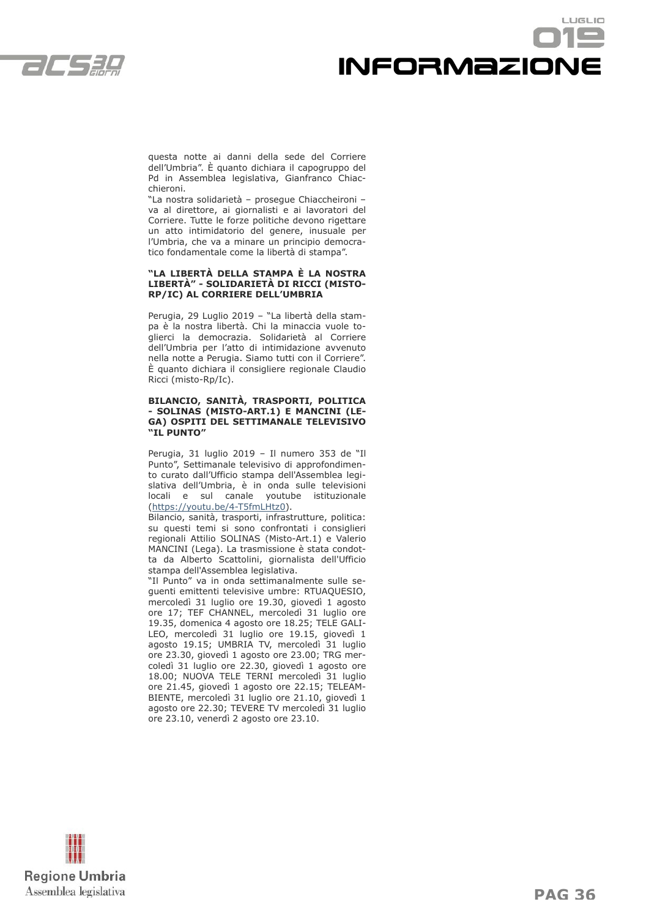questa notte ai danni della sede del Corriere dell'Umbria". È quanto dichiara il capogruppo del Pd in Assemblea legislativa, Gianfranco Chiacchieroni.

"La nostra solidarietà – prosegue Chiaccheironi – va al direttore, ai giornalisti e ai lavoratori del Corriere. Tutte le forze politiche devono rigettare un atto intimidatorio del genere, inusuale per l'Umbria, che va a minare un principio democratico fondamentale come la libertà di stampa".

### "LA LIBERTÀ DELLA STAMPA È LA NOSTRA LIBERTÀ" - SOLIDARIETÀ DI RICCI (MISTO-RP/IC) AL CORRIERE DELL'UMBRIA

Perugia, 29 Luglio 2019 – "La libertà della stampa è la nostra libertà. Chi la minaccia vuole toglierci la democrazia. Solidarietà al Corriere dell'Umbria per l'atto di intimidazione avvenuto nella notte a Perugia. Siamo tutti con il Corriere". È quanto dichiara il consigliere regionale Claudio Ricci (misto-Rp/Ic).

### BILANCIO, SANITÀ, TRASPORTI, POLITICA - SOLINAS (MISTO-ART.1) E MANCINI (LEGA) OSPITI DEL SETTIMANALE TELEVISIVO "IL PUNTO"

Perugia, 31 luglio 2019 – Il numero 353 de "Il Punto", Settimanale televisivo di approfondimento curato dall'Ufficio stampa dell'Assemblea legislativa dell'Umbria, è in onda sulle televisioni locali e sul canale youtube istituzionale (https://youtu.be/4-T5fmLHtz0).

Bilancio, sanità, trasporti, infrastrutture, politica: su questi temi si sono confrontati i consiglieri regionali Attilio SOLINAS (Misto-Art.1) e Valerio MANCINI (Lega). La trasmissione è stata condotta da Alberto Scattolini, giornalista dell'Ufficio stampa dell'Assemblea legislativa.

"Il Punto" va in onda settimanalmente sulle seguenti emittenti televisive umbre: RTUAQUESIO, mercoledì 31 luglio ore 19.30, giovedì 1 agosto ore 17; TEF CHANNEL, mercoledì 31 luglio ore 19.35, domenica 4 agosto ore 18.25; TELE GALILEO, mercoledì 31 luglio ore 19.15, giovedì 1 agosto 19.15; UMBRIA TV, mercoledì 31 luglio ore 23.30, giovedì 1 agosto ore 23.00; TRG mercoledì 31 luglio ore 22.30, giovedì 1 agosto ore 18.00; NUOVA TELE TERNI mercoledì 31 luglio ore 21.45, giovedì 1 agosto ore 22.15; TELEAMBIENTE, mercoledì 31 luglio ore 21.10, giovedì 1 agosto ore 22.30; TEVERE TV mercoledì 31 luglio ore 23.10, venerdì 2 agosto ore 23.10.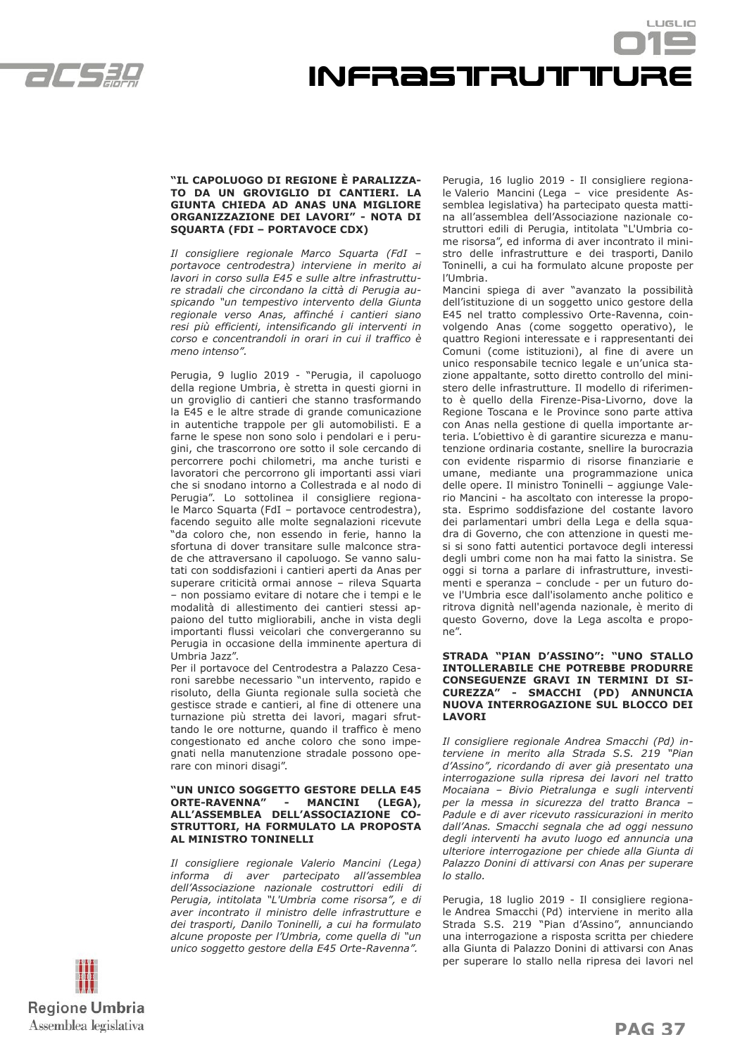## "IL CAPOLUOGO DI REGIONE È PARALIZZATO DA UN GROVIGLIO DI CANTIERI. LA GIUNTA CHIEDA AD ANAS UNA MIGLIORE ORGANIZZAZIONE DEI LAVORI" - NOTA DI SQUARTA (FDI – PORTAVOCE CDX)

*Il consigliere regionale Marco Squarta (FdI – portavoce centrodestra) interviene in merito ai lavori in corso sulla E45 e sulle altre infrastrutture stradali che circondano la città di Perugia auspicando "un tempestivo intervento della Giunta regionale verso Anas, affinché i cantieri siano resi più efficienti, intensificando gli interventi in corso e concentrandoli in orari in cui il traffico è meno intenso".*

Perugia, 9 luglio 2019 - "Perugia, il capoluogo della regione Umbria, è stretta in questi giorni in un groviglio di cantieri che stanno trasformando la E45 e le altre strade di grande comunicazione in autentiche trappole per gli automobilisti. E a farne le spese non sono solo i pendolari e i perugini, che trascorrono ore sotto il sole cercando di percorrere pochi chilometri, ma anche turisti e lavoratori che percorrono gli importanti assi viari che si snodano intorno a Collestrada e al nodo di Perugia". Lo sottolinea il consigliere regionale Marco Squarta (FdI – portavoce centrodestra), facendo seguito alle molte segnalazioni ricevute "da coloro che, non essendo in ferie, hanno la sfortuna di dover transitare sulle malconce strade che attraversano il capoluogo. Se vanno salutati con soddisfazioni i cantieri aperti da Anas per superare criticità ormai annose – rileva Squarta – non possiamo evitare di notare che i tempi e le modalità di allestimento dei cantieri stessi appaiono del tutto migliorabili, anche in vista degli importanti flussi veicolari che convergeranno su Perugia in occasione della imminente apertura di Umbria Jazz".

Per il portavoce del Centrodestra a Palazzo Cesaroni sarebbe necessario "un intervento, rapido e risoluto, della Giunta regionale sulla società che gestisce strade e cantieri, al fine di ottenere una turnazione più stretta dei lavori, magari sfruttando le ore notturne, quando il traffico è meno congestionato ed anche coloro che sono impegnati nella manutenzione stradale possono operare con minori disagi".

## "UN UNICO SOGGETTO GESTORE DELLA E45 ORTE-RAVENNA" - MANCINI (LEGA), ALL'ASSEMBLEA DELL'ASSOCIAZIONE COSTRUTTORI, HA FORMULATO LA PROPOSTA AL MINISTRO TONINELLI

*Il consigliere regionale Valerio Mancini (Lega) informa di aver partecipato all'assemblea dell'Associazione nazionale costruttori edili di Perugia, intitolata "L'Umbria come risorsa", e di aver incontrato il ministro delle infrastrutture e dei trasporti, Danilo Toninelli, a cui ha formulato alcune proposte per l'Umbria, come quella di "un unico soggetto gestore della E45 Orte-Ravenna".*

Perugia, 16 luglio 2019 - Il consigliere regionale Valerio Mancini (Lega – vice presidente Assemblea legislativa) ha partecipato questa mattina all'assemblea dell'Associazione nazionale costruttori edili di Perugia, intitolata "L'Umbria come risorsa", ed informa di aver incontrato il ministro delle infrastrutture e dei trasporti, Danilo Toninelli, a cui ha formulato alcune proposte per l'Umbria.

Mancini spiega di aver "avanzato la possibilità dell'istituzione di un soggetto unico gestore della E45 nel tratto complessivo Orte-Ravenna, coinvolgendo Anas (come soggetto operativo), le quattro Regioni interessate e i rappresentanti dei Comuni (come istituzioni), al fine di avere un unico responsabile tecnico legale e un'unica stazione appaltante, sotto diretto controllo del ministero delle infrastrutture. Il modello di riferimento è quello della Firenze-Pisa-Livorno, dove la Regione Toscana e le Province sono parte attiva con Anas nella gestione di quella importante arteria. L'obiettivo è di garantire sicurezza e manutenzione ordinaria costante, snellire la burocrazia con evidente risparmio di risorse finanziarie e umane, mediante una programmazione unica delle opere. Il ministro Toninelli – aggiunge Valerio Mancini - ha ascoltato con interesse la proposta. Esprimo soddisfazione del costante lavoro dei parlamentari umbri della Lega e della squadra di Governo, che con attenzione in questi mesi si sono fatti autentici portavoce degli interessi degli umbri come non ha mai fatto la sinistra. Se oggi si torna a parlare di infrastrutture, investimenti e speranza – conclude - per un futuro dove l'Umbria esce dall'isolamento anche politico e ritrova dignità nell'agenda nazionale, è merito di questo Governo, dove la Lega ascolta e propone".

## STRADA "PIAN D'ASSINO": "UNO STALLO INTOLLERABILE CHE POTREBBE PRODURRE CONSEGUENZE GRAVI IN TERMINI DI SICUREZZA" - SMACCHI (PD) ANNUNCIA NUOVA INTERROGAZIONE SUL BLOCCO DEI LAVORI

*Il consigliere regionale Andrea Smacchi (Pd) interviene in merito alla Strada S.S. 219 "Pian d'Assino", ricordando di aver già presentato una interrogazione sulla ripresa dei lavori nel tratto Mocaiana – Bivio Pietralunga e sugli interventi per la messa in sicurezza del tratto Branca – Padule e di aver ricevuto rassicurazioni in merito dall'Anas. Smacchi segnala che ad oggi nessuno degli interventi ha avuto luogo ed annuncia una ulteriore interrogazione per chiede alla Giunta di Palazzo Donini di attivarsi con Anas per superare lo stallo.*

Perugia, 18 luglio 2019 - Il consigliere regionale Andrea Smacchi (Pd) interviene in merito alla Strada S.S. 219 "Pian d'Assino", annunciando una interrogazione a risposta scritta per chiedere alla Giunta di Palazzo Donini di attivarsi con Anas per superare lo stallo nella ripresa dei lavori nel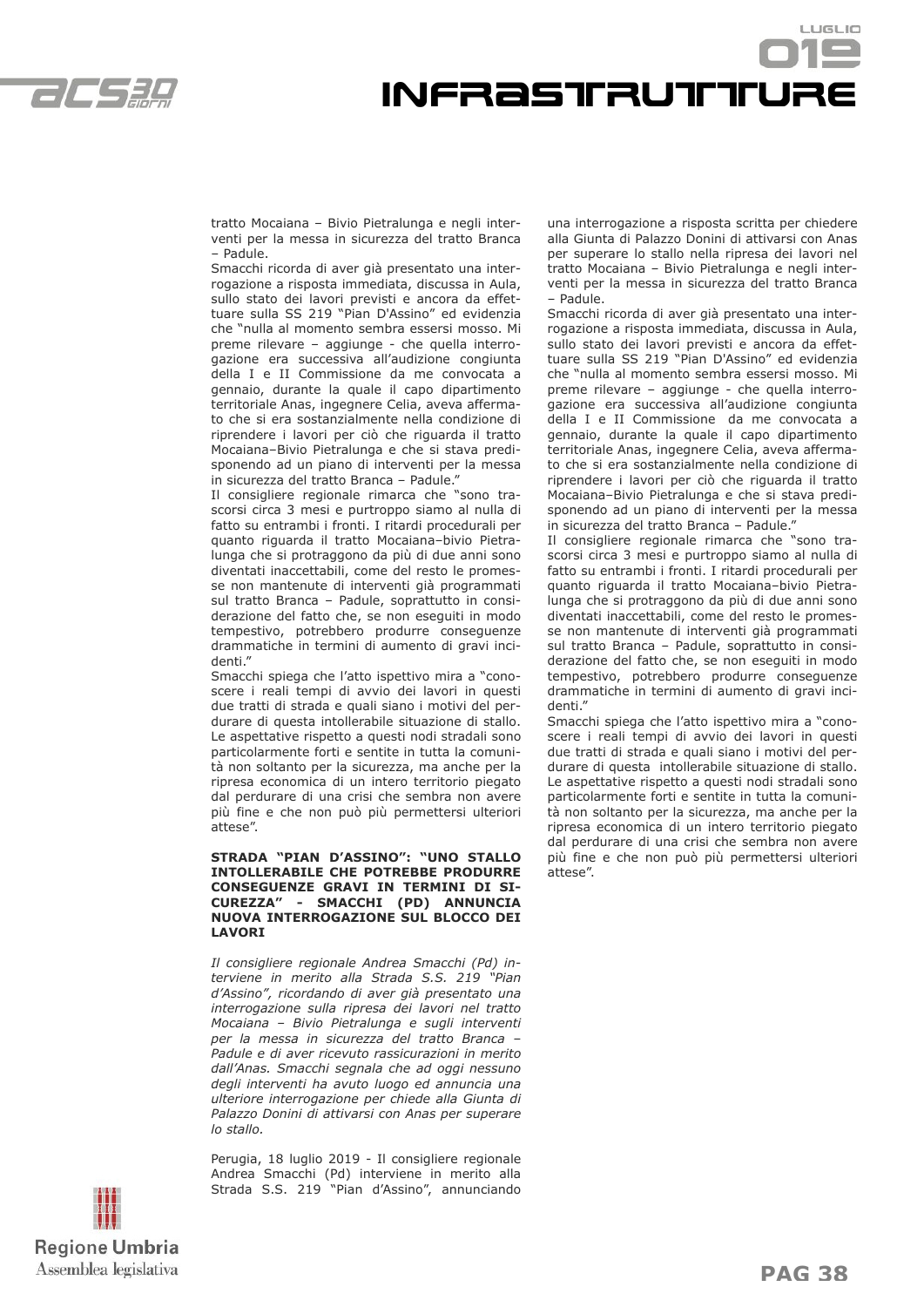tratto Mocaiana – Bivio Pietralunga e negli interventi per la messa in sicurezza del tratto Branca – Padule.

Smacchi ricorda di aver già presentato una interrogazione a risposta immediata, discussa in Aula, sullo stato dei lavori previsti e ancora da effettuare sulla SS 219 "Pian D'Assino" ed evidenzia che "nulla al momento sembra essersi mosso. Mi preme rilevare – aggiunge - che quella interrogazione era successiva all'audizione congiunta della I e II Commissione da me convocata a gennaio, durante la quale il capo dipartimento territoriale Anas, ingegnere Celia, aveva affermato che si era sostanzialmente nella condizione di riprendere i lavori per ciò che riguarda il tratto Mocaiana–Bivio Pietralunga e che si stava predisponendo ad un piano di interventi per la messa in sicurezza del tratto Branca – Padule."

Il consigliere regionale rimarca che "sono trascorsi circa 3 mesi e purtroppo siamo al nulla di fatto su entrambi i fronti. I ritardi procedurali per quanto riguarda il tratto Mocaiana–bivio Pietralunga che si protraggono da più di due anni sono diventati inaccettabili, come del resto le promesse non mantenute di interventi già programmati sul tratto Branca – Padule, soprattutto in considerazione del fatto che, se non eseguiti in modo tempestivo, potrebbero produrre conseguenze drammatiche in termini di aumento di gravi incidenti."

Smacchi spiega che l'atto ispettivo mira a "conoscere i reali tempi di avvio dei lavori in questi due tratti di strada e quali siano i motivi del perdurare di questa intollerabile situazione di stallo. Le aspettative rispetto a questi nodi stradali sono particolarmente forti e sentite in tutta la comunità non soltanto per la sicurezza, ma anche per la ripresa economica di un intero territorio piegato dal perdurare di una crisi che sembra non avere più fine e che non può più permettersi ulteriori attese".

**STRADA "PIAN D'ASSINO": "UNO STALLO INTOLLERABILE CHE POTREBBE PRODURRE CONSEGUENZE GRAVI IN TERMINI DI SICUREZZA" - SMACCHI (PD) ANNUNCIA NUOVA INTERROGAZIONE SUL BLOCCO DEI LAVORI**

*Il consigliere regionale Andrea Smacchi (Pd) interviene in merito alla Strada S.S. 219 "Pian d'Assino", ricordando di aver già presentato una interrogazione sulla ripresa dei lavori nel tratto Mocaiana – Bivio Pietralunga e sugli interventi per la messa in sicurezza del tratto Branca – Padule e di aver ricevuto rassicurazioni in merito dall'Anas. Smacchi segnala che ad oggi nessuno degli interventi ha avuto luogo ed annuncia una ulteriore interrogazione per chiede alla Giunta di Palazzo Donini di attivarsi con Anas per superare lo stallo.*

Perugia, 18 luglio 2019 - Il consigliere regionale Andrea Smacchi (Pd) interviene in merito alla Strada S.S. 219 "Pian d'Assino", annunciando una interrogazione a risposta scritta per chiedere alla Giunta di Palazzo Donini di attivarsi con Anas per superare lo stallo nella ripresa dei lavori nel tratto Mocaiana – Bivio Pietralunga e negli interventi per la messa in sicurezza del tratto Branca – Padule.

Smacchi ricorda di aver già presentato una interrogazione a risposta immediata, discussa in Aula, sullo stato dei lavori previsti e ancora da effettuare sulla SS 219 "Pian D'Assino" ed evidenzia che "nulla al momento sembra essersi mosso. Mi preme rilevare – aggiunge - che quella interrogazione era successiva all'audizione congiunta della I e II Commissione da me convocata a gennaio, durante la quale il capo dipartimento territoriale Anas, ingegnere Celia, aveva affermato che si era sostanzialmente nella condizione di riprendere i lavori per ciò che riguarda il tratto Mocaiana–Bivio Pietralunga e che si stava predisponendo ad un piano di interventi per la messa in sicurezza del tratto Branca – Padule."

Il consigliere regionale rimarca che "sono trascorsi circa 3 mesi e purtroppo siamo al nulla di fatto su entrambi i fronti. I ritardi procedurali per quanto riguarda il tratto Mocaiana–bivio Pietralunga che si protraggono da più di due anni sono diventati inaccettabili, come del resto le promesse non mantenute di interventi già programmati sul tratto Branca – Padule, soprattutto in considerazione del fatto che, se non eseguiti in modo tempestivo, potrebbero produrre conseguenze drammatiche in termini di aumento di gravi incidenti."

Smacchi spiega che l'atto ispettivo mira a "conoscere i reali tempi di avvio dei lavori in questi due tratti di strada e quali siano i motivi del perdurare di questa intollerabile situazione di stallo. Le aspettative rispetto a questi nodi stradali sono particolarmente forti e sentite in tutta la comunità non soltanto per la sicurezza, ma anche per la ripresa economica di un intero territorio piegato dal perdurare di una crisi che sembra non avere più fine e che non può più permettersi ulteriori attese".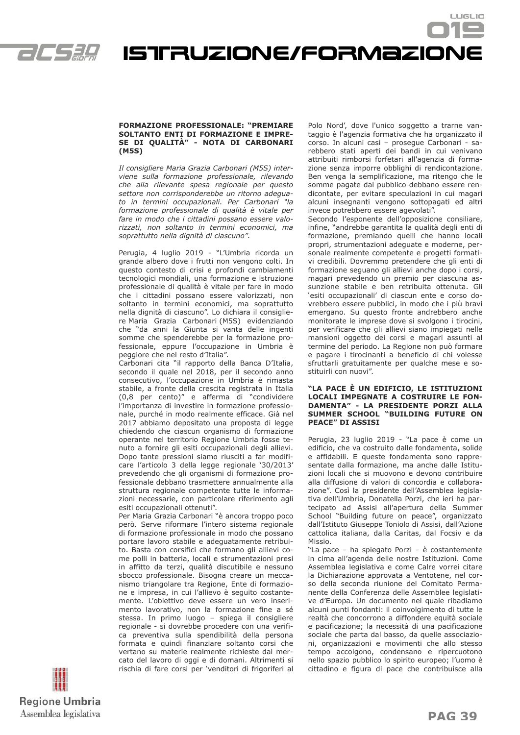## FORMAZIONE PROFESSIONALE: "PREMIARE SOLTANTO ENTI DI FORMAZIONE E IMPRESE DI QUALITÀ" - NOTA DI CARBONARI (M5S)

*Il consigliere Maria Grazia Carbonari (M5S) interviene sulla formazione professionale, rilevando che alla rilevante spesa regionale per questo settore non corrisponderebbe un ritorno adeguato in termini occupazionali. Per Carbonari "la formazione professionale di qualità è vitale per fare in modo che i cittadini possano essere valorizzati, non soltanto in termini economici, ma soprattutto nella dignità di ciascuno".*

Perugia, 4 luglio 2019 - "L'Umbria ricorda un grande albero dove i frutti non vengono colti. In questo contesto di crisi e profondi cambiamenti tecnologici mondiali, una formazione e istruzione professionale di qualità è vitale per fare in modo che i cittadini possano essere valorizzati, non soltanto in termini economici, ma soprattutto nella dignità di ciascuno". Lo dichiara il consigliere Maria Grazia Carbonari (M5S) evidenziando che "da anni la Giunta si vanta delle ingenti somme che spenderebbe per la formazione professionale, eppure l'occupazione in Umbria è peggiore che nel resto d'Italia".

Carbonari cita "il rapporto della Banca D'Italia, secondo il quale nel 2018, per il secondo anno consecutivo, l'occupazione in Umbria è rimasta stabile, a fronte della crescita registrata in Italia (0,8 per cento)" e afferma di "condividere l'importanza di investire in formazione professionale, purché in modo realmente efficace. Già nel 2017 abbiamo depositato una proposta di legge chiedendo che ciascun organismo di formazione operante nel territorio Regione Umbria fosse tenuto a fornire gli esiti occupazionali degli allievi. Dopo tante pressioni siamo riusciti a far modificare l'articolo 3 della legge regionale '30/2013' prevedendo che gli organismi di formazione professionale debbano trasmettere annualmente alla struttura regionale competente tutte le informazioni necessarie, con particolare riferimento agli esiti occupazionali ottenuti".

Per Maria Grazia Carbonari "è ancora troppo poco però. Serve riformare l'intero sistema regionale di formazione professionale in modo che possano portare lavoro stabile e adeguatamente retribuito. Basta con corsifici che formano gli allievi come polli in batteria, locali e strumentazioni presi in affitto da terzi, qualità discutibile e nessuno sbocco professionale. Bisogna creare un meccanismo triangolare tra Regione, Ente di formazione e impresa, in cui l'allievo è seguito costantemente. L'obiettivo deve essere un vero inserimento lavorativo, non la formazione fine a sé stessa. In primo luogo – spiega il consigliere regionale - si dovrebbe procedere con una verifica preventiva sulla spendibilità della persona formata e quindi finanziare soltanto corsi che vertano su materie realmente richieste dal mercato del lavoro di oggi e di domani. Altrimenti si rischia di fare corsi per 'venditori di frigoriferi al Polo Nord', dove l'unico soggetto a trarne vantaggio è l'agenzia formativa che ha organizzato il corso. In alcuni casi – prosegue Carbonari - sarebbero stati aperti dei bandi in cui venivano attribuiti rimborsi forfetari all'agenzia di formazione senza imporre obblighi di rendicontazione. Ben venga la semplificazione, ma ritengo che le somme pagate dal pubblico debbano essere rendicontate, per evitare speculazioni in cui magari alcuni insegnanti vengono sottopagati ed altri invece potrebbero essere agevolati".

Secondo l'esponente dell'opposizione consiliare, infine, "andrebbe garantita la qualità degli enti di formazione, premiando quelli che hanno locali propri, strumentazioni adeguate e moderne, personale realmente competente e progetti formativi credibili. Dovremmo pretendere che gli enti di formazione seguano gli allievi anche dopo i corsi, magari prevedendo un premio per ciascuna assunzione stabile e ben retribuita ottenuta. Gli 'esiti occupazionali' di ciascun ente e corso dovrebbero essere pubblici, in modo che i più bravi emergano. Su questo fronte andrebbero anche monitorate le imprese dove si svolgono i tirocini, per verificare che gli allievi siano impiegati nelle mansioni oggetto dei corsi e magari assunti al termine del periodo. La Regione non può formare e pagare i tirocinanti a beneficio di chi volesse sfruttarli gratuitamente per qualche mese e sostituirli con nuovi".

## "LA PACE È UN EDIFICIO, LE ISTITUZIONI LOCALI IMPEGNATE A COSTRUIRE LE FONDAMENTA" - LA PRESIDENTE PORZI ALLA SUMMER SCHOOL "BUILDING FUTURE ON PEACE" DI ASSISI

Perugia, 23 luglio 2019 - "La pace è come un edificio, che va costruito dalle fondamenta, solide e affidabili. E queste fondamenta sono rappresentate dalla formazione, ma anche dalle Istituzioni locali che si muovono e devono contribuire alla diffusione di valori di concordia e collaborazione". Così la presidente dell'Assemblea legislativa dell'Umbria, Donatella Porzi, che ieri ha partecipato ad Assisi all'apertura della Summer School "Building future on peace", organizzato dall'Istituto Giuseppe Toniolo di Assisi, dall'Azione cattolica italiana, dalla Caritas, dal Focsiv e da Missio.

"La pace – ha spiegato Porzi – è costantemente in cima all'agenda delle nostre Istituzioni. Come Assemblea legislativa e come Calre vorrei citare la Dichiarazione approvata a Ventotene, nel corso della seconda riunione del Comitato Permanente della Conferenza delle Assemblee legislative d'Europa. Un documento nel quale ribadiamo alcuni punti fondanti: il coinvolgimento di tutte le realtà che concorrono a diffondere equità sociale e pacificazione; la necessità di una pacificazione sociale che parta dal basso, da quelle associazioni, organizzazioni e movimenti che allo stesso tempo accolgono, condensano e ripercuotono nello spazio pubblico lo spirito europeo; l'uomo è cittadino e figura di pace che contribuisce alla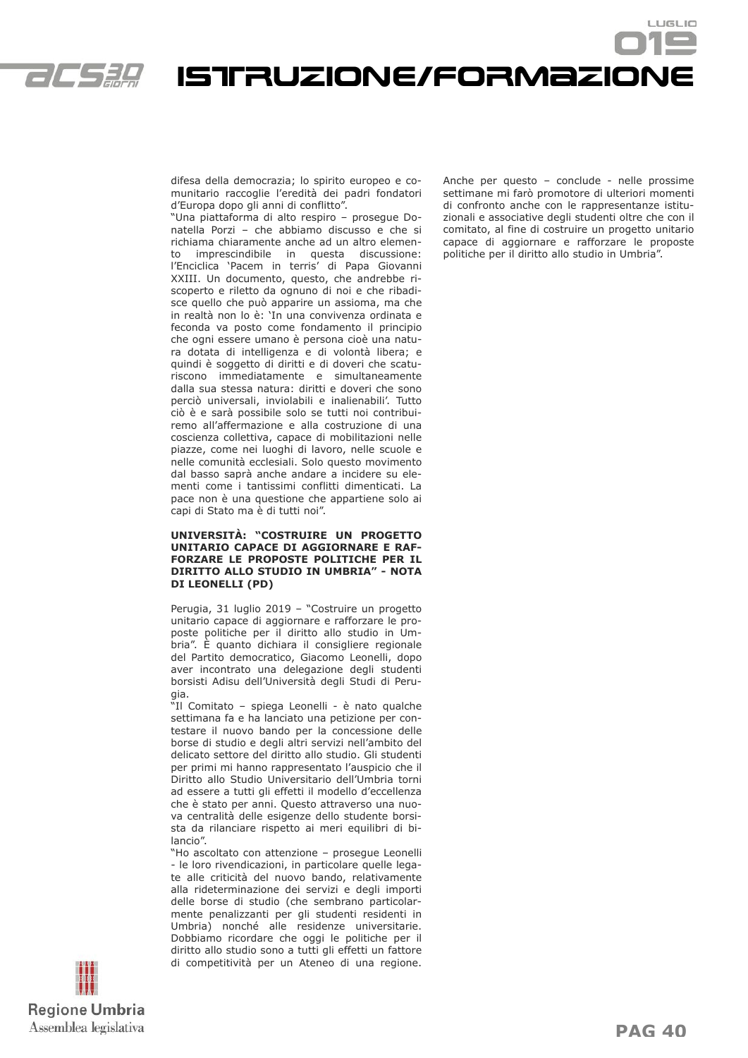difesa della democrazia; lo spirito europeo e comunitario raccoglie l'eredità dei padri fondatori d'Europa dopo gli anni di conflitto".

"Una piattaforma di alto respiro – prosegue Donatella Porzi – che abbiamo discusso e che si richiama chiaramente anche ad un altro elemento imprescindibile in questa discussione: l'Enciclica 'Pacem in terris' di Papa Giovanni XXIII. Un documento, questo, che andrebbe riscoperto e riletto da ognuno di noi e che ribadisce quello che può apparire un assioma, ma che in realtà non lo è: 'In una convivenza ordinata e feconda va posto come fondamento il principio che ogni essere umano è persona cioè una natura dotata di intelligenza e di volontà libera; e quindi è soggetto di diritti e di doveri che scaturiscono immediatamente e simultaneamente dalla sua stessa natura: diritti e doveri che sono perciò universali, inviolabili e inalienabili'. Tutto ciò è e sarà possibile solo se tutti noi contribuiremo all'affermazione e alla costruzione di una coscienza collettiva, capace di mobilitazioni nelle piazze, come nei luoghi di lavoro, nelle scuole e nelle comunità ecclesiali. Solo questo movimento dal basso saprà anche andare a incidere su elementi come i tantissimi conflitti dimenticati. La pace non è una questione che appartiene solo ai capi di Stato ma è di tutti noi".

**UNIVERSITÀ: "COSTRUIRE UN PROGETTO UNITARIO CAPACE DI AGGIORNARE E RAFFORZARE LE PROPOSTE POLITICHE PER IL DIRITTO ALLO STUDIO IN UMBRIA" - NOTA DI LEONELLI (PD)**

Perugia, 31 luglio 2019 – "Costruire un progetto unitario capace di aggiornare e rafforzare le proposte politiche per il diritto allo studio in Umbria". È quanto dichiara il consigliere regionale del Partito democratico, Giacomo Leonelli, dopo aver incontrato una delegazione degli studenti borsisti Adisu dell'Università degli Studi di Perugia.

"Il Comitato – spiega Leonelli - è nato qualche settimana fa e ha lanciato una petizione per contestare il nuovo bando per la concessione delle borse di studio e degli altri servizi nell'ambito del delicato settore del diritto allo studio. Gli studenti per primi mi hanno rappresentato l'auspicio che il Diritto allo Studio Universitario dell'Umbria torni ad essere a tutti gli effetti il modello d'eccellenza che è stato per anni. Questo attraverso una nuova centralità delle esigenze dello studente borsista da rilanciare rispetto ai meri equilibri di bilancio".

"Ho ascoltato con attenzione – prosegue Leonelli - le loro rivendicazioni, in particolare quelle legate alle criticità del nuovo bando, relativamente alla rideterminazione dei servizi e degli importi delle borse di studio (che sembrano particolarmente penalizzanti per gli studenti residenti in Umbria) nonché alle residenze universitarie. Dobbiamo ricordare che oggi le politiche per il diritto allo studio sono a tutti gli effetti un fattore di competitività per un Ateneo di una regione. Anche per questo – conclude - nelle prossime settimane mi farò promotore di ulteriori momenti di confronto anche con le rappresentanze istituzionali e associative degli studenti oltre che con il comitato, al fine di costruire un progetto unitario capace di aggiornare e rafforzare le proposte politiche per il diritto allo studio in Umbria".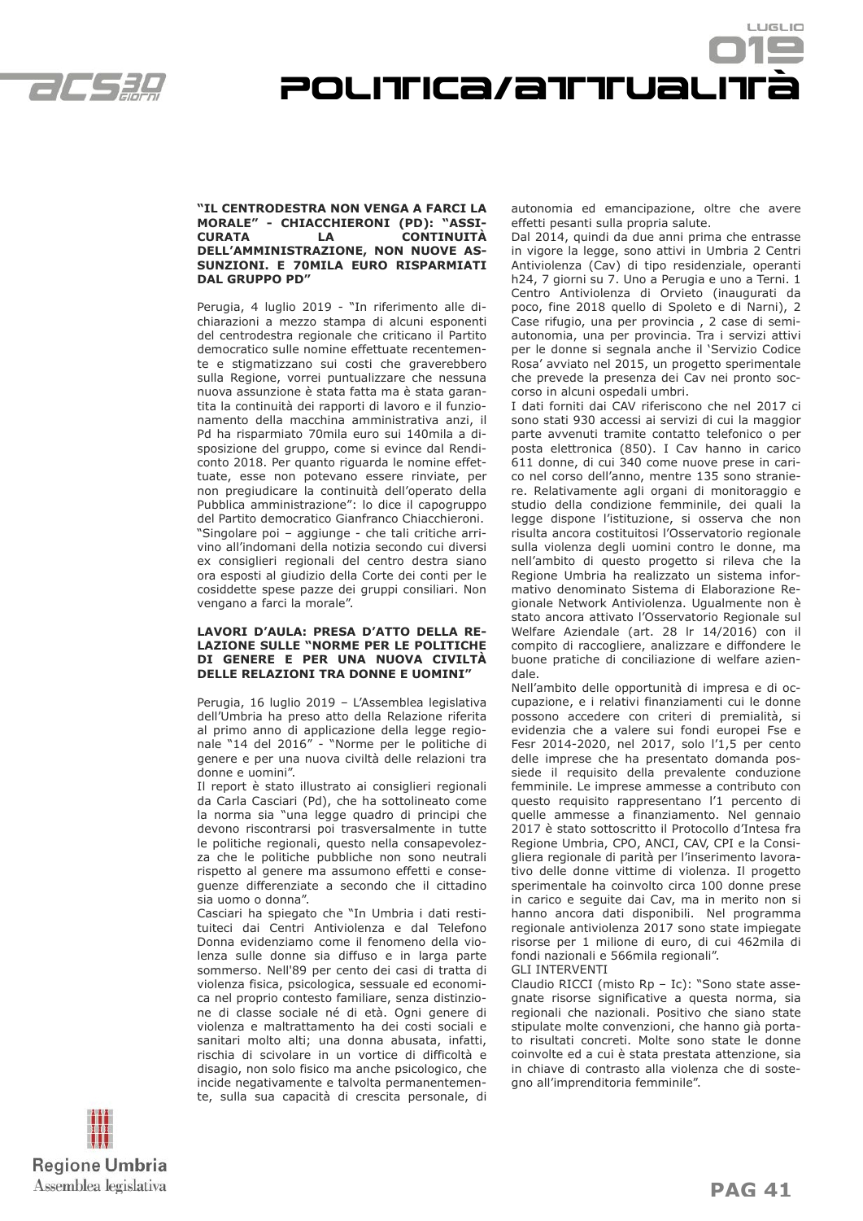### "IL CENTRODESTRA NON VENGA A FARCI LA MORALE" - CHIACCHIERONI (PD): "ASSICURATA LA CONTINUITÀ DELL'AMMINISTRAZIONE, NON NUOVE ASSUNZIONI. E 70MILA EURO RISPARMIATI DAL GRUPPO PD"

Perugia, 4 luglio 2019 - "In riferimento alle dichiarazioni a mezzo stampa di alcuni esponenti del centrodestra regionale che criticano il Partito democratico sulle nomine effettuate recentemente e stigmatizzano sui costi che graverebbero sulla Regione, vorrei puntualizzare che nessuna nuova assunzione è stata fatta ma è stata garantita la continuità dei rapporti di lavoro e il funzionamento della macchina amministrativa anzi, il Pd ha risparmiato 70mila euro sui 140mila a disposizione del gruppo, come si evince dal Rendiconto 2018. Per quanto riguarda le nomine effettuate, esse non potevano essere rinviate, per non pregiudicare la continuità dell'operato della Pubblica amministrazione": lo dice il capogruppo del Partito democratico Gianfranco Chiacchieroni.
"Singolare poi – aggiunge - che tali critiche arrivino all'indomani della notizia secondo cui diversi ex consiglieri regionali del centro destra siano ora esposti al giudizio della Corte dei conti per le cosiddette spese pazze dei gruppi consiliari. Non vengano a farci la morale".

### LAVORI D'AULA: PRESA D'ATTO DELLA RELAZIONE SULLE "NORME PER LE POLITICHE DI GENERE E PER UNA NUOVA CIVILTÀ DELLE RELAZIONI TRA DONNE E UOMINI"

Perugia, 16 luglio 2019 – L'Assemblea legislativa dell'Umbria ha preso atto della Relazione riferita al primo anno di applicazione della legge regionale "14 del 2016" - "Norme per le politiche di genere e per una nuova civiltà delle relazioni tra donne e uomini".
Il report è stato illustrato ai consiglieri regionali da Carla Casciari (Pd), che ha sottolineato come la norma sia "una legge quadro di principi che devono riscontrarsi poi trasversalmente in tutte le politiche regionali, questo nella consapevolezza che le politiche pubbliche non sono neutrali rispetto al genere ma assumono effetti e conseguenze differenziate a secondo che il cittadino sia uomo o donna".
Casciari ha spiegato che "In Umbria i dati restituiteci dai Centri Antiviolenza e dal Telefono Donna evidenziamo come il fenomeno della violenza sulle donne sia diffuso e in larga parte sommerso. Nell'89 per cento dei casi di tratta di violenza fisica, psicologica, sessuale ed economica nel proprio contesto familiare, senza distinzione di classe sociale né di età. Ogni genere di violenza e maltrattamento ha dei costi sociali e sanitari molto alti; una donna abusata, infatti, rischia di scivolare in un vortice di difficoltà e disagio, non solo fisico ma anche psicologico, che incide negativamente e talvolta permanentemente, sulla sua capacità di crescita personale, di autonomia ed emancipazione, oltre che avere effetti pesanti sulla propria salute.
Dal 2014, quindi da due anni prima che entrasse in vigore la legge, sono attivi in Umbria 2 Centri Antiviolenza (Cav) di tipo residenziale, operanti h24, 7 giorni su 7. Uno a Perugia e uno a Terni. 1 Centro Antiviolenza di Orvieto (inaugurati da poco, fine 2018 quello di Spoleto e di Narni), 2 Case rifugio, una per provincia , 2 case di semiautonomia, una per provincia. Tra i servizi attivi per le donne si segnala anche il 'Servizio Codice Rosa' avviato nel 2015, un progetto sperimentale che prevede la presenza dei Cav nei pronto soccorso in alcuni ospedali umbri.
I dati forniti dai CAV riferiscono che nel 2017 ci sono stati 930 accessi ai servizi di cui la maggior parte avvenuti tramite contatto telefonico o per posta elettronica (850). I Cav hanno in carico 611 donne, di cui 340 come nuove prese in carico nel corso dell'anno, mentre 135 sono straniere. Relativamente agli organi di monitoraggio e studio della condizione femminile, dei quali la legge dispone l'istituzione, si osserva che non risulta ancora costituitosi l'Osservatorio regionale sulla violenza degli uomini contro le donne, ma nell'ambito di questo progetto si rileva che la Regione Umbria ha realizzato un sistema informativo denominato Sistema di Elaborazione Regionale Network Antiviolenza. Ugualmente non è stato ancora attivato l'Osservatorio Regionale sul Welfare Aziendale (art. 28 lr 14/2016) con il compito di raccogliere, analizzare e diffondere le buone pratiche di conciliazione di welfare aziendale.
Nell'ambito delle opportunità di impresa e di occupazione, e i relativi finanziamenti cui le donne possono accedere con criteri di premialità, si evidenzia che a valere sui fondi europei Fse e Fesr 2014-2020, nel 2017, solo l'1,5 per cento delle imprese che ha presentato domanda possiede il requisito della prevalente conduzione femminile. Le imprese ammesse a contributo con questo requisito rappresentano l'1 percento di quelle ammesse a finanziamento. Nel gennaio 2017 è stato sottoscritto il Protocollo d'Intesa fra Regione Umbria, CPO, ANCI, CAV, CPI e la Consigliera regionale di parità per l'inserimento lavorativo delle donne vittime di violenza. Il progetto sperimentale ha coinvolto circa 100 donne prese in carico e seguite dai Cav, ma in merito non si hanno ancora dati disponibili. Nel programma regionale antiviolenza 2017 sono state impiegate risorse per 1 milione di euro, di cui 462mila di fondi nazionali e 566mila regionali".

GLI INTERVENTI

Claudio RICCI (misto Rp – Ic): "Sono state assegnate risorse significative a questa norma, sia regionali che nazionali. Positivo che siano state stipulate molte convenzioni, che hanno già portato risultati concreti. Molte sono state le donne coinvolte ed a cui è stata prestata attenzione, sia in chiave di contrasto alla violenza che di sostegno all'imprenditoria femminile".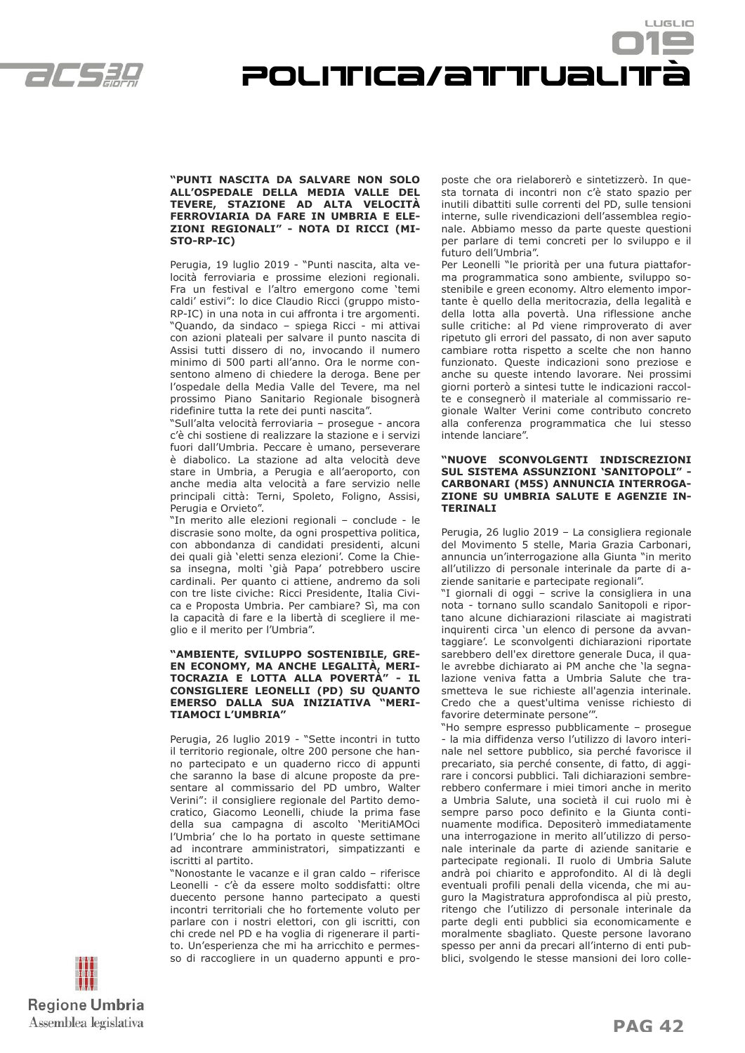### "PUNTI NASCITA DA SALVARE NON SOLO ALL'OSPEDALE DELLA MEDIA VALLE DEL TEVERE, STAZIONE AD ALTA VELOCITÀ FERROVIARIA DA FARE IN UMBRIA E ELEZIONI REGIONALI" - NOTA DI RICCI (MISTO-RP-IC)

Perugia, 19 luglio 2019 - "Punti nascita, alta velocità ferroviaria e prossime elezioni regionali. Fra un festival e l'altro emergono come 'temi caldi' estivi": lo dice Claudio Ricci (gruppo misto-RP-IC) in una nota in cui affronta i tre argomenti. "Quando, da sindaco – spiega Ricci - mi attivai con azioni plateali per salvare il punto nascita di Assisi tutti dissero di no, invocando il numero minimo di 500 parti all'anno. Ora le norme consentono almeno di chiedere la deroga. Bene per l'ospedale della Media Valle del Tevere, ma nel prossimo Piano Sanitario Regionale bisognerà ridefinire tutta la rete dei punti nascita".

"Sull'alta velocità ferroviaria – prosegue - ancora c'è chi sostiene di realizzare la stazione e i servizi fuori dall'Umbria. Peccare è umano, perseverare è diabolico. La stazione ad alta velocità deve stare in Umbria, a Perugia e all'aeroporto, con anche media alta velocità a fare servizio nelle principali città: Terni, Spoleto, Foligno, Assisi, Perugia e Orvieto".

"In merito alle elezioni regionali – conclude - le discrasie sono molte, da ogni prospettiva politica, con abbondanza di candidati presidenti, alcuni dei quali già 'eletti senza elezioni'. Come la Chiesa insegna, molti 'già Papa' potrebbero uscire cardinali. Per quanto ci attiene, andremo da soli con tre liste civiche: Ricci Presidente, Italia Civica e Proposta Umbria. Per cambiare? Sì, ma con la capacità di fare e la libertà di scegliere il meglio e il merito per l'Umbria".

### "AMBIENTE, SVILUPPO SOSTENIBILE, GREEN ECONOMY, MA ANCHE LEGALITÀ, MERITOCRAZIA E LOTTA ALLA POVERTÀ" - IL CONSIGLIERE LEONELLI (PD) SU QUANTO EMERSO DALLA SUA INIZIATIVA "MERITIAMOCI L'UMBRIA"

Perugia, 26 luglio 2019 - "Sette incontri in tutto il territorio regionale, oltre 200 persone che hanno partecipato e un quaderno ricco di appunti che saranno la base di alcune proposte da presentare al commissario del PD umbro, Walter Verini": il consigliere regionale del Partito democratico, Giacomo Leonelli, chiude la prima fase della sua campagna di ascolto 'MeritiAMOci l'Umbria' che lo ha portato in queste settimane ad incontrare amministratori, simpatizzanti e iscritti al partito.

"Nonostante le vacanze e il gran caldo – riferisce Leonelli - c'è da essere molto soddisfatti: oltre duecento persone hanno partecipato a questi incontri territoriali che ho fortemente voluto per parlare con i nostri elettori, con gli iscritti, con chi crede nel PD e ha voglia di rigenerare il partito. Un'esperienza che mi ha arricchito e permesso di raccogliere in un quaderno appunti e proposte che ora rielaborerò e sintetizzerò. In questa tornata di incontri non c'è stato spazio per inutili dibattiti sulle correnti del PD, sulle tensioni interne, sulle rivendicazioni dell'assemblea regionale. Abbiamo messo da parte queste questioni per parlare di temi concreti per lo sviluppo e il futuro dell'Umbria".

Per Leonelli "le priorità per una futura piattaforma programmatica sono ambiente, sviluppo sostenibile e green economy. Altro elemento importante è quello della meritocrazia, della legalità e della lotta alla povertà. Una riflessione anche sulle critiche: al Pd viene rimproverato di aver ripetuto gli errori del passato, di non aver saputo cambiare rotta rispetto a scelte che non hanno funzionato. Queste indicazioni sono preziose e anche su queste intendo lavorare. Nei prossimi giorni porterò a sintesi tutte le indicazioni raccolte e consegnerò il materiale al commissario regionale Walter Verini come contributo concreto alla conferenza programmatica che lui stesso intende lanciare".

### "NUOVE SCONVOLGENTI INDISCREZIONI SUL SISTEMA ASSUNZIONI 'SANITOPOLI'" - CARBONARI (M5S) ANNUNCIA INTERROGAZIONE SU UMBRIA SALUTE E AGENZIE INTERINALI

Perugia, 26 luglio 2019 – La consigliera regionale del Movimento 5 stelle, Maria Grazia Carbonari, annuncia un'interrogazione alla Giunta "in merito all'utilizzo di personale interinale da parte di aziende sanitarie e partecipate regionali".

"I giornali di oggi – scrive la consigliera in una nota - tornano sullo scandalo Sanitopoli e riportano alcune dichiarazioni rilasciate ai magistrati inquirenti circa 'un elenco di persone da avvantaggiare'. Le sconvolgenti dichiarazioni riportate sarebbero dell'ex direttore generale Duca, il quale avrebbe dichiarato ai PM anche che 'la segnalazione veniva fatta a Umbria Salute che trasmetteva le sue richieste all'agenzia interinale. Credo che a quest'ultima venisse richiesto di favorire determinate persone'".

"Ho sempre espresso pubblicamente – prosegue - la mia diffidenza verso l'utilizzo di lavoro interinale nel settore pubblico, sia perché favorisce il precariato, sia perché consente, di fatto, di aggirare i concorsi pubblici. Tali dichiarazioni sembrerebbero confermare i miei timori anche in merito a Umbria Salute, una società il cui ruolo mi è sempre parso poco definito e la Giunta continuamente modifica. Depositerò immediatamente una interrogazione in merito all'utilizzo di personale interinale da parte di aziende sanitarie e partecipate regionali. Il ruolo di Umbria Salute andrà poi chiarito e approfondito. Al di là degli eventuali profili penali della vicenda, che mi auguro la Magistratura approfondisca al più presto, ritengo che l'utilizzo di personale interinale da parte degli enti pubblici sia economicamente e moralmente sbagliato. Queste persone lavorano spesso per anni da precari all'interno di enti pubblici, svolgendo le stesse mansioni dei loro colle-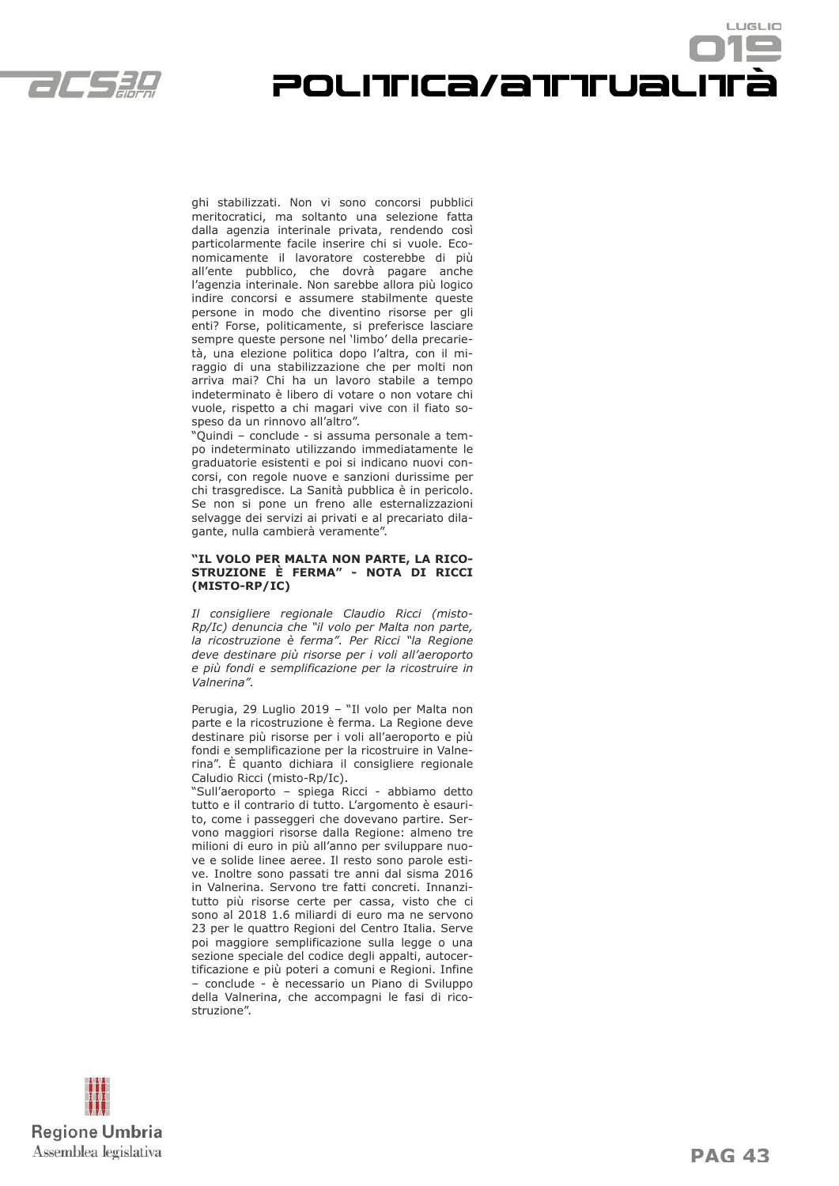ghi stabilizzati. Non vi sono concorsi pubblici meritocratici, ma soltanto una selezione fatta dalla agenzia interinale privata, rendendo così particolarmente facile inserire chi si vuole. Economicamente il lavoratore costerebbe di più all'ente pubblico, che dovrà pagare anche l'agenzia interinale. Non sarebbe allora più logico indire concorsi e assumere stabilmente queste persone in modo che diventino risorse per gli enti? Forse, politicamente, si preferisce lasciare sempre queste persone nel 'limbo' della precarietà, una elezione politica dopo l'altra, con il miraggio di una stabilizzazione che per molti non arriva mai? Chi ha un lavoro stabile a tempo indeterminato è libero di votare o non votare chi vuole, rispetto a chi magari vive con il fiato sospeso da un rinnovo all'altro".

"Quindi – conclude - si assuma personale a tempo indeterminato utilizzando immediatamente le graduatorie esistenti e poi si indicano nuovi concorsi, con regole nuove e sanzioni durissime per chi trasgredisce. La Sanità pubblica è in pericolo. Se non si pone un freno alle esternalizzazioni selvagge dei servizi ai privati e al precariato dilagante, nulla cambierà veramente".

#### "IL VOLO PER MALTA NON PARTE, LA RICOSTRUZIONE È FERMA" - NOTA DI RICCI (MISTO-RP/IC)

*Il consigliere regionale Claudio Ricci (misto-Rp/Ic) denuncia che "il volo per Malta non parte, la ricostruzione è ferma". Per Ricci "la Regione deve destinare più risorse per i voli all'aeroporto e più fondi e semplificazione per la ricostruire in Valnerina".*

Perugia, 29 Luglio 2019 – "Il volo per Malta non parte e la ricostruzione è ferma. La Regione deve destinare più risorse per i voli all'aeroporto e più fondi e semplificazione per la ricostruire in Valnerina". È quanto dichiara il consigliere regionale Caludio Ricci (misto-Rp/Ic).

"Sull'aeroporto – spiega Ricci - abbiamo detto tutto e il contrario di tutto. L'argomento è esaurito, come i passeggeri che dovevano partire. Servono maggiori risorse dalla Regione: almeno tre milioni di euro in più all'anno per sviluppare nuove e solide linee aeree. Il resto sono parole estive. Inoltre sono passati tre anni dal sisma 2016 in Valnerina. Servono tre fatti concreti. Innanzitutto più risorse certe per cassa, visto che ci sono al 2018 1.6 miliardi di euro ma ne servono 23 per le quattro Regioni del Centro Italia. Serve poi maggiore semplificazione sulla legge o una sezione speciale del codice degli appalti, autocertificazione e più poteri a comuni e Regioni. Infine – conclude - è necessario un Piano di Sviluppo della Valnerina, che accompagni le fasi di ricostruzione".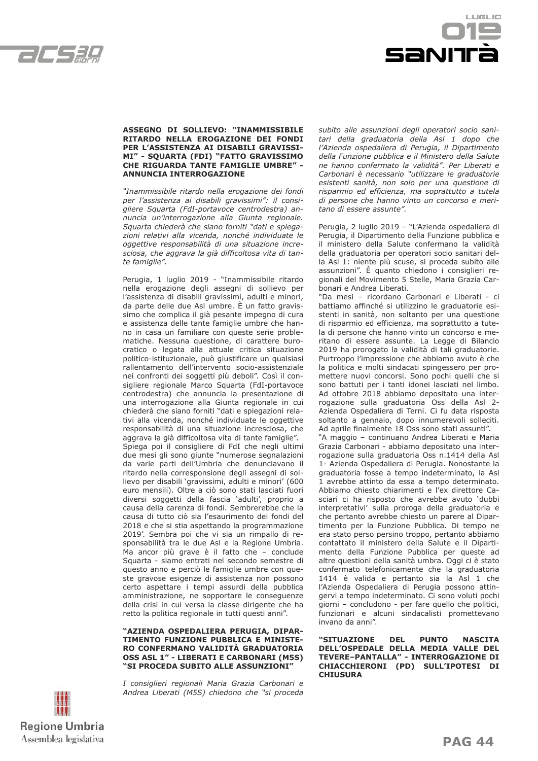## ASSEGNO DI SOLLIEVO: "INAMMISSIBILE RITARDO NELLA EROGAZIONE DEI FONDI PER L'ASSISTENZA AI DISABILI GRAVISSIMI" - SQUARTA (FDI) "FATTO GRAVISSIMO CHE RIGUARDA TANTE FAMIGLIE UMBRE" - ANNUNCIA INTERROGAZIONE

*"Inammissibile ritardo nella erogazione dei fondi per l'assistenza ai disabili gravissimi": il consigliere Squarta (FdI-portavoce centrodestra) annuncia un'interrogazione alla Giunta regionale. Squarta chiederà che siano forniti "dati e spiegazioni relativi alla vicenda, nonché individuate le oggettive responsabilità di una situazione incresciosa, che aggrava la già difficoltosa vita di tante famiglie".*

Perugia, 1 luglio 2019 - "Inammissibile ritardo nella erogazione degli assegni di sollievo per l'assistenza di disabili gravissimi, adulti e minori, da parte delle due Asl umbre. È un fatto gravissimo che complica il già pesante impegno di cura e assistenza delle tante famiglie umbre che hanno in casa un familiare con queste serie problematiche. Nessuna questione, di carattere burocratico o legata alla attuale critica situazione politico-istituzionale, può giustificare un qualsiasi rallentamento dell'intervento socio-assistenziale nei confronti dei soggetti più deboli". Così il consigliere regionale Marco Squarta (FdI-portavoce centrodestra) che annuncia la presentazione di una interrogazione alla Giunta regionale in cui chiederà che siano forniti "dati e spiegazioni relativi alla vicenda, nonché individuate le oggettive responsabilità di una situazione incresciosa, che aggrava la già difficoltosa vita di tante famiglie".
Spiega poi il consigliere di FdI che negli ultimi due mesi gli sono giunte "numerose segnalazioni da varie parti dell'Umbria che denunciavano il ritardo nella corresponsione degli assegni di sollievo per disabili 'gravissimi, adulti e minori' (600 euro mensili). Oltre a ciò sono stati lasciati fuori diversi soggetti della fascia 'adulti', proprio a causa della carenza di fondi. Sembrerebbe che la causa di tutto ciò sia l'esaurimento dei fondi del 2018 e che si stia aspettando la programmazione 2019'. Sembra poi che vi sia un rimpallo di responsabilità tra le due Asl e la Regione Umbria. Ma ancor più grave è il fatto che – conclude Squarta - siamo entrati nel secondo semestre di questo anno e perciò le famiglie umbre con queste gravose esigenze di assistenza non possono certo aspettare i tempi assurdi della pubblica amministrazione, ne sopportare le conseguenze della crisi in cui versa la classe dirigente che ha retto la politica regionale in tutti questi anni".

## "AZIENDA OSPEDALIERA PERUGIA, DIPARTIMENTO FUNZIONE PUBBLICA E MINISTERO CONFERMANO VALIDITÀ GRADUATORIA OSS ASL 1" - LIBERATI E CARBONARI (M5S) "SI PROCEDA SUBITO ALLE ASSUNZIONI"

*I consiglieri regionali Maria Grazia Carbonari e Andrea Liberati (M5S) chiedono che "si proceda subito alle assunzioni degli operatori socio sanitari della graduatoria della Asl 1 dopo che l'Azienda ospedaliera di Perugia, il Dipartimento della Funzione pubblica e il Ministero della Salute ne hanno confermato la validità". Per Liberati e Carbonari è necessario "utilizzare le graduatorie esistenti sanità, non solo per una questione di risparmio ed efficienza, ma soprattutto a tutela di persone che hanno vinto un concorso e meritano di essere assunte".*

Perugia, 2 luglio 2019 – "L'Azienda ospedaliera di Perugia, il Dipartimento della Funzione pubblica e il ministero della Salute confermano la validità della graduatoria per operatori socio sanitari della Asl 1: niente più scuse, si proceda subito alle assunzioni". È quanto chiedono i consiglieri regionali del Movimento 5 Stelle, Maria Grazia Carbonari e Andrea Liberati.
"Da mesi – ricordano Carbonari e Liberati - ci battiamo affinché si utilizzino le graduatorie esistenti in sanità, non soltanto per una questione di risparmio ed efficienza, ma soprattutto a tutela di persone che hanno vinto un concorso e meritano di essere assunte. La Legge di Bilancio 2019 ha prorogato la validità di tali graduatorie. Purtroppo l'impressione che abbiamo avuto è che la politica e molti sindacati spingessero per promettere nuovi concorsi. Sono pochi quelli che si sono battuti per i tanti idonei lasciati nel limbo. Ad ottobre 2018 abbiamo depositato una interrogazione sulla graduatoria Oss della Asl 2-Azienda Ospedaliera di Terni. Ci fu data risposta soltanto a gennaio, dopo innumerevoli solleciti. Ad aprile finalmente 18 Oss sono stati assunti".
"A maggio – continuano Andrea Liberati e Maria Grazia Carbonari - abbiamo depositato una interrogazione sulla graduatoria Oss n.1414 della Asl 1- Azienda Ospedaliera di Perugia. Nonostante la graduatoria fosse a tempo indeterminato, la Asl 1 avrebbe attinto da essa a tempo determinato. Abbiamo chiesto chiarimenti e l'ex direttore Casciari ci ha risposto che avrebbe avuto 'dubbi interpretativi' sulla proroga della graduatoria e che pertanto avrebbe chiesto un parere al Dipartimento per la Funzione Pubblica. Di tempo ne era stato perso persino troppo, pertanto abbiamo contattato il ministero della Salute e il Dipartimento della Funzione Pubblica per queste ad altre questioni della sanità umbra. Oggi ci è stato confermato telefonicamente che la graduatoria 1414 è valida e pertanto sia la Asl 1 che l'Azienda Ospedaliera di Perugia possono attingervi a tempo indeterminato. Ci sono voluti pochi giorni – concludono - per fare quello che politici, funzionari e alcuni sindacalisti promettevano invano da anni".

## "SITUAZIONE DEL PUNTO NASCITA DELL'OSPEDALE DELLA MEDIA VALLE DEL TEVERE–PANTALLA" - INTERROGAZIONE DI CHIACCHIERONI (PD) SULL'IPOTESI DI CHIUSURA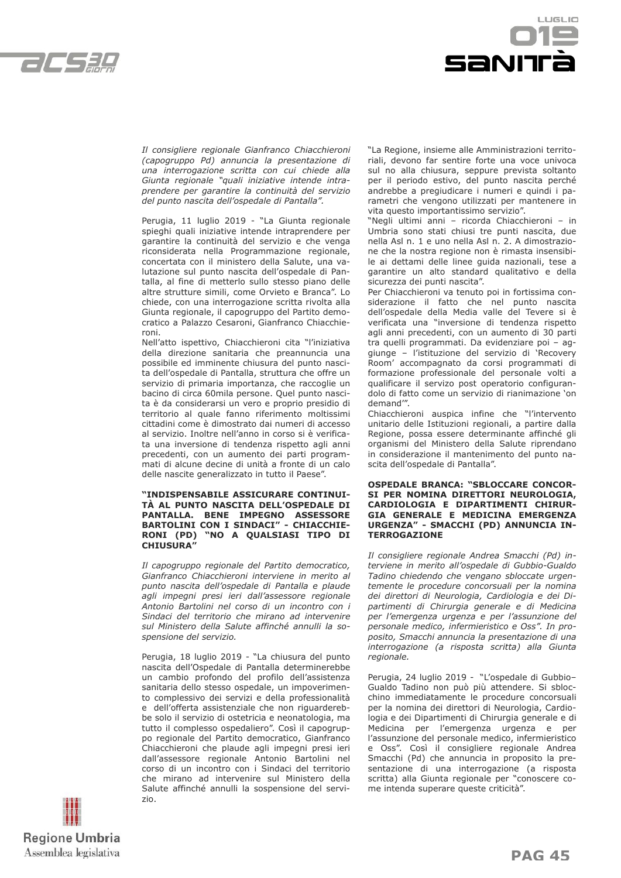*Il consigliere regionale Gianfranco Chiacchieroni (capogruppo Pd) annuncia la presentazione di una interrogazione scritta con cui chiede alla Giunta regionale "quali iniziative intende intraprendere per garantire la continuità del servizio del punto nascita dell'ospedale di Pantalla".*

Perugia, 11 luglio 2019 - "La Giunta regionale spieghi quali iniziative intende intraprendere per garantire la continuità del servizio e che venga riconsiderata nella Programmazione regionale, concertata con il ministero della Salute, una valutazione sul punto nascita dell'ospedale di Pantalla, al fine di metterlo sullo stesso piano delle altre strutture simili, come Orvieto e Branca". Lo chiede, con una interrogazione scritta rivolta alla Giunta regionale, il capogruppo del Partito democratico a Palazzo Cesaroni, Gianfranco Chiacchieroni.

Nell'atto ispettivo, Chiacchieroni cita "l'iniziativa della direzione sanitaria che preannuncia una possibile ed imminente chiusura del punto nascita dell'ospedale di Pantalla, struttura che offre un servizio di primaria importanza, che raccoglie un bacino di circa 60mila persone. Quel punto nascita è da considerarsi un vero e proprio presidio di territorio al quale fanno riferimento moltissimi cittadini come è dimostrato dai numeri di accesso al servizio. Inoltre nell'anno in corso si è verificata una inversione di tendenza rispetto agli anni precedenti, con un aumento dei parti programmati di alcune decine di unità a fronte di un calo delle nascite generalizzato in tutto il Paese".

**"INDISPENSABILE ASSICURARE CONTINUITÀ AL PUNTO NASCITA DELL'OSPEDALE DI PANTALLA. BENE IMPEGNO ASSESSORE BARTOLINI CON I SINDACI" - CHIACCHIERONI (PD) "NO A QUALSIASI TIPO DI CHIUSURA"**

*Il capogruppo regionale del Partito democratico, Gianfranco Chiacchieroni interviene in merito al punto nascita dell'ospedale di Pantalla e plaude agli impegni presi ieri dall'assessore regionale Antonio Bartolini nel corso di un incontro con i Sindaci del territorio che mirano ad intervenire sul Ministero della Salute affinché annulli la sospensione del servizio.*

Perugia, 18 luglio 2019 - "La chiusura del punto nascita dell'Ospedale di Pantalla determinerebbe un cambio profondo del profilo dell'assistenza sanitaria dello stesso ospedale, un impoverimento complessivo dei servizi e della professionalità e dell'offerta assistenziale che non riguarderebbe solo il servizio di ostetricia e neonatologia, ma tutto il complesso ospedaliero". Così il capogruppo regionale del Partito democratico, Gianfranco Chiacchieroni che plaude agli impegni presi ieri dall'assessore regionale Antonio Bartolini nel corso di un incontro con i Sindaci del territorio che mirano ad intervenire sul Ministero della Salute affinché annulli la sospensione del servizio.

"La Regione, insieme alle Amministrazioni territoriali, devono far sentire forte una voce univoca sul no alla chiusura, seppure prevista soltanto per il periodo estivo, del punto nascita perché andrebbe a pregiudicare i numeri e quindi i parametri che vengono utilizzati per mantenere in vita questo importantissimo servizio".

"Negli ultimi anni – ricorda Chiacchieroni – in Umbria sono stati chiusi tre punti nascita, due nella Asl n. 1 e uno nella Asl n. 2. A dimostrazione che la nostra regione non è rimasta insensibile ai dettami delle linee guida nazionali, tese a garantire un alto standard qualitativo e della sicurezza dei punti nascita".

Per Chiacchieroni va tenuto poi in fortissima considerazione il fatto che nel punto nascita dell'ospedale della Media valle del Tevere si è verificata una "inversione di tendenza rispetto agli anni precedenti, con un aumento di 30 parti tra quelli programmati. Da evidenziare poi – aggiunge – l'istituzione del servizio di 'Recovery Room' accompagnato da corsi programmati di formazione professionale del personale volti a qualificare il servizio post operatorio configurandolo di fatto come un servizio di rianimazione 'on demand'".

Chiacchieroni auspica infine che "l'intervento unitario delle Istituzioni regionali, a partire dalla Regione, possa essere determinante affinché gli organismi del Ministero della Salute riprendano in considerazione il mantenimento del punto nascita dell'ospedale di Pantalla".

**OSPEDALE BRANCA: "SBLOCCARE CONCORSI PER NOMINA DIRETTORI NEUROLOGIA, CARDIOLOGIA E DIPARTIMENTI CHIRURGIA GENERALE E MEDICINA EMERGENZA URGENZA" - SMACCHI (PD) ANNUNCIA INTERROGAZIONE**

*Il consigliere regionale Andrea Smacchi (Pd) interviene in merito all'ospedale di Gubbio-Gualdo Tadino chiedendo che vengano sbloccate urgentemente le procedure concorsuali per la nomina dei direttori di Neurologia, Cardiologia e dei Dipartimenti di Chirurgia generale e di Medicina per l'emergenza urgenza e per l'assunzione del personale medico, infermieristico e Oss". In proposito, Smacchi annuncia la presentazione di una interrogazione (a risposta scritta) alla Giunta regionale.*

Perugia, 24 luglio 2019 - "L'ospedale di Gubbio–Gualdo Tadino non può più attendere. Si sblocchino immediatamente le procedure concorsuali per la nomina dei direttori di Neurologia, Cardiologia e dei Dipartimenti di Chirurgia generale e di Medicina per l'emergenza urgenza e per l'assunzione del personale medico, infermieristico e Oss". Così il consigliere regionale Andrea Smacchi (Pd) che annuncia in proposito la presentazione di una interrogazione (a risposta scritta) alla Giunta regionale per "conoscere come intenda superare queste criticità".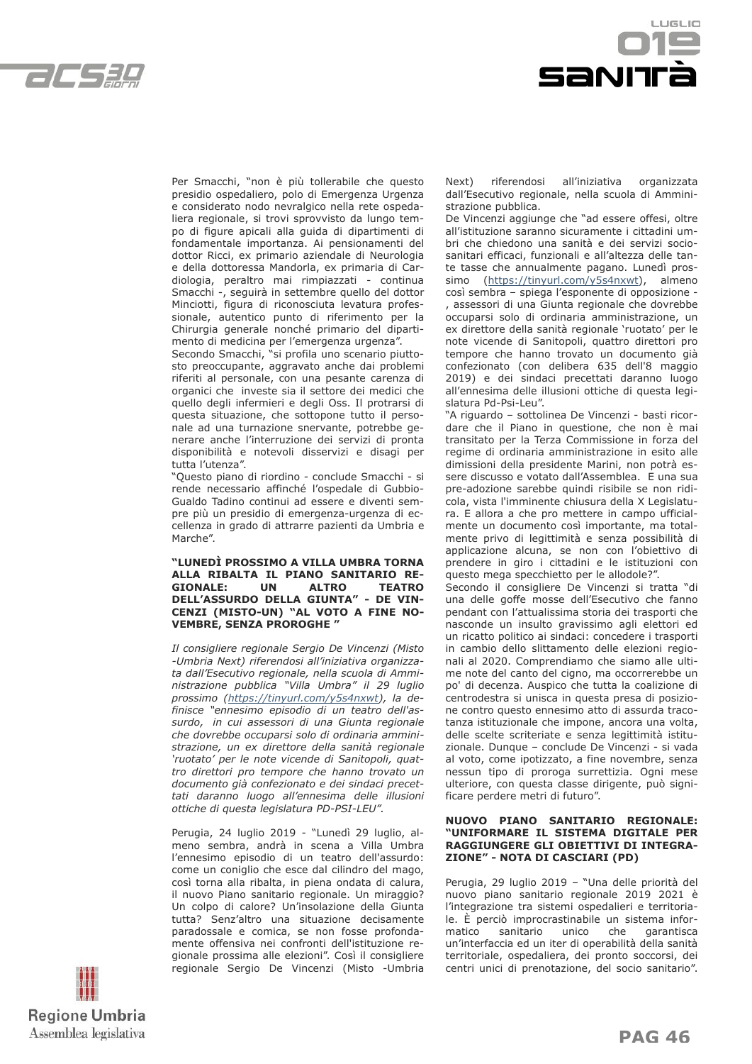Per Smacchi, "non è più tollerabile che questo presidio ospedaliero, polo di Emergenza Urgenza e considerato nodo nevralgico nella rete ospedaliera regionale, si trovi sprovvisto da lungo tempo di figure apicali alla guida di dipartimenti di fondamentale importanza. Ai pensionamenti del dottor Ricci, ex primario aziendale di Neurologia e della dottoressa Mandorla, ex primaria di Cardiologia, peraltro mai rimpiazzati - continua Smacchi -, seguirà in settembre quello del dottor Minciotti, figura di riconosciuta levatura professionale, autentico punto di riferimento per la Chirurgia generale nonché primario del dipartimento di medicina per l'emergenza urgenza".

Secondo Smacchi, "si profila uno scenario piuttosto preoccupante, aggravato anche dai problemi riferiti al personale, con una pesante carenza di organici che investe sia il settore dei medici che quello degli infermieri e degli Oss. Il protrarsi di questa situazione, che sottopone tutto il personale ad una turnazione snervante, potrebbe generare anche l'interruzione dei servizi di pronta disponibilità e notevoli disservizi e disagi per tutta l'utenza".

"Questo piano di riordino - conclude Smacchi - si rende necessario affinché l'ospedale di Gubbio-Gualdo Tadino continui ad essere e diventi sempre più un presidio di emergenza-urgenza di eccellenza in grado di attrarre pazienti da Umbria e Marche".

**"LUNEDÌ PROSSIMO A VILLA UMBRA TORNA ALLA RIBALTA IL PIANO SANITARIO REGIONALE: UN ALTRO TEATRO DELL'ASSURDO DELLA GIUNTA" - DE VINCENZI (MISTO-UN) "AL VOTO A FINE NOVEMBRE, SENZA PROROGHE "**

*Il consigliere regionale Sergio De Vincenzi (Misto -Umbria Next) riferendosi all'iniziativa organizzata dall'Esecutivo regionale, nella scuola di Amministrazione pubblica "Villa Umbra" il 29 luglio prossimo (https://tinyurl.com/y5s4nxwt), la definisce "ennesimo episodio di un teatro dell'assurdo, in cui assessori di una Giunta regionale che dovrebbe occuparsi solo di ordinaria amministrazione, un ex direttore della sanità regionale 'ruotato' per le note vicende di Sanitopoli, quattro direttori pro tempore che hanno trovato un documento già confezionato e dei sindaci precettati daranno luogo all'ennesima delle illusioni ottiche di questa legislatura PD-PSI-LEU".*

Perugia, 24 luglio 2019 - "Lunedì 29 luglio, almeno sembra, andrà in scena a Villa Umbra l'ennesimo episodio di un teatro dell'assurdo: come un coniglio che esce dal cilindro del mago, così torna alla ribalta, in piena ondata di calura, il nuovo Piano sanitario regionale. Un miraggio? Un colpo di calore? Un'insolazione della Giunta tutta? Senz'altro una situazione decisamente paradossale e comica, se non fosse profondamente offensiva nei confronti dell'istituzione regionale prossima alle elezioni". Così il consigliere regionale Sergio De Vincenzi (Misto -Umbria Next) riferendosi all'iniziativa organizzata dall'Esecutivo regionale, nella scuola di Amministrazione pubblica.

De Vincenzi aggiunge che "ad essere offesi, oltre all'istituzione saranno sicuramente i cittadini umbri che chiedono una sanità e dei servizi sociosanitari efficaci, funzionali e all'altezza delle tante tasse che annualmente pagano. Lunedì prossimo (https://tinyurl.com/y5s4nxwt), almeno così sembra – spiega l'esponente di opposizione - , assessori di una Giunta regionale che dovrebbe occuparsi solo di ordinaria amministrazione, un ex direttore della sanità regionale 'ruotato' per le note vicende di Sanitopoli, quattro direttori pro tempore che hanno trovato un documento già confezionato (con delibera 635 dell'8 maggio 2019) e dei sindaci precettati daranno luogo all'ennesima delle illusioni ottiche di questa legislatura Pd-Psi-Leu".

"A riguardo – sottolinea De Vincenzi - basti ricordare che il Piano in questione, che non è mai transitato per la Terza Commissione in forza del regime di ordinaria amministrazione in esito alle dimissioni della presidente Marini, non potrà essere discusso e votato dall'Assemblea. E una sua pre-adozione sarebbe quindi risibile se non ridicola, vista l'imminente chiusura della X Legislatura. E allora a che pro mettere in campo ufficialmente un documento così importante, ma totalmente privo di legittimità e senza possibilità di applicazione alcuna, se non con l'obiettivo di prendere in giro i cittadini e le istituzioni con questo mega specchietto per le allodole?".

Secondo il consigliere De Vincenzi si tratta "di una delle goffe mosse dell'Esecutivo che fanno pendant con l'attualissima storia dei trasporti che nasconde un insulto gravissimo agli elettori ed un ricatto politico ai sindaci: concedere i trasporti in cambio dello slittamento delle elezioni regionali al 2020. Comprendiamo che siamo alle ultime note del canto del cigno, ma occorrerebbe un po' di decenza. Auspico che tutta la coalizione di centrodestra si unisca in questa presa di posizione contro questo ennesimo atto di assurda tracotanza istituzionale che impone, ancora una volta, delle scelte scriteriate e senza legittimità istituzionale. Dunque – conclude De Vincenzi - si vada al voto, come ipotizzato, a fine novembre, senza nessun tipo di proroga surrettizia. Ogni mese ulteriore, con questa classe dirigente, può significare perdere metri di futuro".

**NUOVO PIANO SANITARIO REGIONALE: "UNIFORMARE IL SISTEMA DIGITALE PER RAGGIUNGERE GLI OBIETTIVI DI INTEGRAZIONE" - NOTA DI CASCIARI (PD)**

Perugia, 29 luglio 2019 – "Una delle priorità del nuovo piano sanitario regionale 2019 2021 è l'integrazione tra sistemi ospedalieri e territoriale. È perciò improcrastinabile un sistema informatico sanitario unico che garantisca un'interfaccia ed un iter di operabilità della sanità territoriale, ospedaliera, dei pronto soccorsi, dei centri unici di prenotazione, del socio sanitario".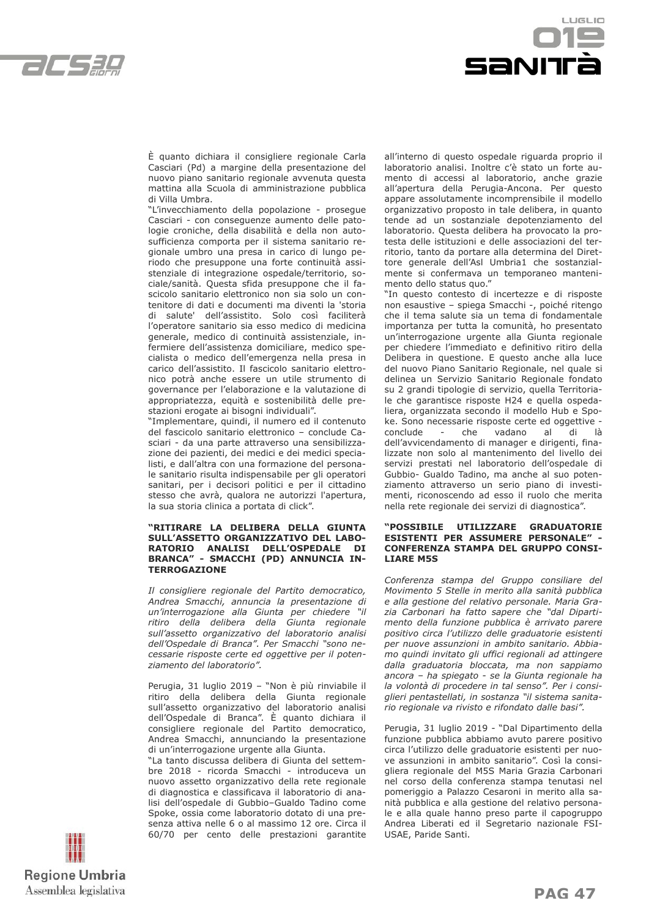È quanto dichiara il consigliere regionale Carla Casciari (Pd) a margine della presentazione del nuovo piano sanitario regionale avvenuta questa mattina alla Scuola di amministrazione pubblica di Villa Umbra.

"L'invecchiamento della popolazione - prosegue Casciari - con conseguenze aumento delle patologie croniche, della disabilità e della non autosufficienza comporta per il sistema sanitario regionale umbro una presa in carico di lungo periodo che presuppone una forte continuità assistenziale di integrazione ospedale/territorio, sociale/sanità. Questa sfida presuppone che il fascicolo sanitario elettronico non sia solo un contenitore di dati e documenti ma diventi la 'storia di salute' dell'assistito. Solo così faciliterà l'operatore sanitario sia esso medico di medicina generale, medico di continuità assistenziale, infermiere dell'assistenza domiciliare, medico specialista o medico dell'emergenza nella presa in carico dell'assistito. Il fascicolo sanitario elettronico potrà anche essere un utile strumento di governance per l'elaborazione e la valutazione di appropriatezza, equità e sostenibilità delle prestazioni erogate ai bisogni individuali".

"Implementare, quindi, il numero ed il contenuto del fascicolo sanitario elettronico – conclude Casciari - da una parte attraverso una sensibilizzazione dei pazienti, dei medici e dei medici specialisti, e dall'altra con una formazione del personale sanitario risulta indispensabile per gli operatori sanitari, per i decisori politici e per il cittadino stesso che avrà, qualora ne autorizzi l'apertura, la sua storia clinica a portata di click".

### "RITIRARE LA DELIBERA DELLA GIUNTA SULL'ASSETTO ORGANIZZATIVO DEL LABORATORIO ANALISI DELL'OSPEDALE DI BRANCA" - SMACCHI (PD) ANNUNCIA INTERROGAZIONE

*Il consigliere regionale del Partito democratico, Andrea Smacchi, annuncia la presentazione di un'interrogazione alla Giunta per chiedere "il ritiro della delibera della Giunta regionale sull'assetto organizzativo del laboratorio analisi dell'Ospedale di Branca". Per Smacchi "sono necessarie risposte certe ed oggettive per il potenziamento del laboratorio".*

Perugia, 31 luglio 2019 – "Non è più rinviabile il ritiro della delibera della Giunta regionale sull'assetto organizzativo del laboratorio analisi dell'Ospedale di Branca". È quanto dichiara il consigliere regionale del Partito democratico, Andrea Smacchi, annunciando la presentazione di un'interrogazione urgente alla Giunta.

"La tanto discussa delibera di Giunta del settembre 2018 - ricorda Smacchi - introduceva un nuovo assetto organizzativo della rete regionale di diagnostica e classificava il laboratorio di analisi dell'ospedale di Gubbio–Gualdo Tadino come Spoke, ossia come laboratorio dotato di una presenza attiva nelle 6 o al massimo 12 ore. Circa il 60/70 per cento delle prestazioni garantite all'interno di questo ospedale riguarda proprio il laboratorio analisi. Inoltre c'è stato un forte aumento di accessi al laboratorio, anche grazie all'apertura della Perugia-Ancona. Per questo appare assolutamente incomprensibile il modello organizzativo proposto in tale delibera, in quanto tende ad un sostanziale depotenziamento del laboratorio. Questa delibera ha provocato la protesta delle istituzioni e delle associazioni del territorio, tanto da portare alla determina del Direttore generale dell'Asl Umbria1 che sostanzialmente si confermava un temporaneo mantenimento dello status quo."

"In questo contesto di incertezze e di risposte non esaustive – spiega Smacchi -, poiché ritengo che il tema salute sia un tema di fondamentale importanza per tutta la comunità, ho presentato un'interrogazione urgente alla Giunta regionale per chiedere l'immediato e definitivo ritiro della Delibera in questione. E questo anche alla luce del nuovo Piano Sanitario Regionale, nel quale si delinea un Servizio Sanitario Regionale fondato su 2 grandi tipologie di servizio, quella Territoriale che garantisce risposte H24 e quella ospedaliera, organizzata secondo il modello Hub e Spoke. Sono necessarie risposte certe ed oggettive - conclude - che vadano al di là dell'avvicendamento di manager e dirigenti, finalizzate non solo al mantenimento del livello dei servizi prestati nel laboratorio dell'ospedale di Gubbio- Gualdo Tadino, ma anche al suo potenziamento attraverso un serio piano di investimenti, riconoscendo ad esso il ruolo che merita nella rete regionale dei servizi di diagnostica".

### "POSSIBILE UTILIZZARE GRADUATORIE ESISTENTI PER ASSUMERE PERSONALE" - CONFERENZA STAMPA DEL GRUPPO CONSILIARE M5S

*Conferenza stampa del Gruppo consiliare del Movimento 5 Stelle in merito alla sanità pubblica e alla gestione del relativo personale. Maria Grazia Carbonari ha fatto sapere che "dal Dipartimento della funzione pubblica è arrivato parere positivo circa l'utilizzo delle graduatorie esistenti per nuove assunzioni in ambito sanitario. Abbiamo quindi invitato gli uffici regionali ad attingere dalla graduatoria bloccata, ma non sappiamo ancora – ha spiegato - se la Giunta regionale ha la volontà di procedere in tal senso". Per i consiglieri pentastellati, in sostanza "il sistema sanitario regionale va rivisto e rifondato dalle basi".*

Perugia, 31 luglio 2019 - "Dal Dipartimento della funzione pubblica abbiamo avuto parere positivo circa l'utilizzo delle graduatorie esistenti per nuove assunzioni in ambito sanitario". Così la consigliera regionale del M5S Maria Grazia Carbonari nel corso della conferenza stampa tenutasi nel pomeriggio a Palazzo Cesaroni in merito alla sanità pubblica e alla gestione del relativo personale e alla quale hanno preso parte il capogruppo Andrea Liberati ed il Segretario nazionale FSI-USAE, Paride Santi.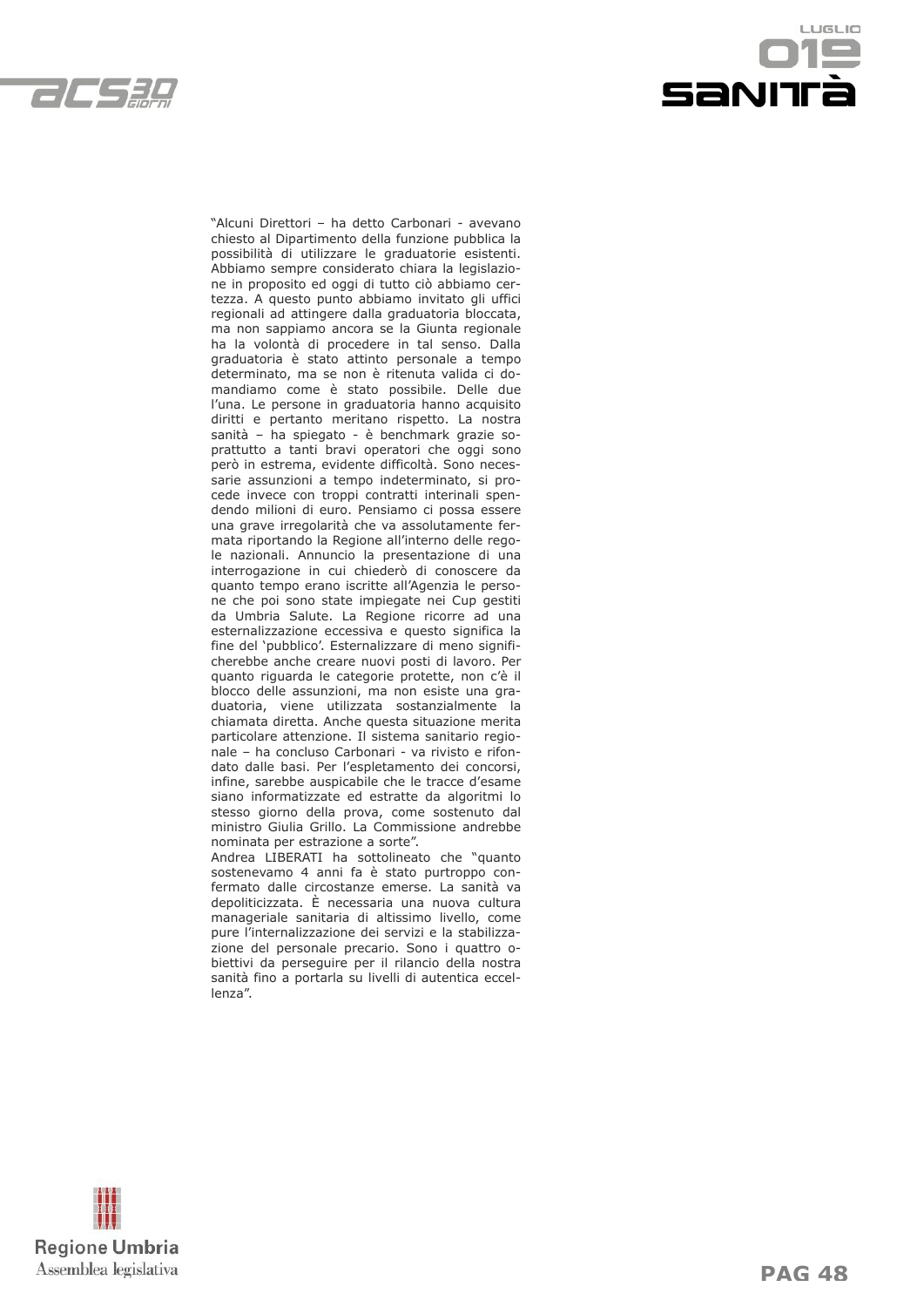"Alcuni Direttori – ha detto Carbonari - avevano chiesto al Dipartimento della funzione pubblica la possibilità di utilizzare le graduatorie esistenti. Abbiamo sempre considerato chiara la legislazione in proposito ed oggi di tutto ciò abbiamo certezza. A questo punto abbiamo invitato gli uffici regionali ad attingere dalla graduatoria bloccata, ma non sappiamo ancora se la Giunta regionale ha la volontà di procedere in tal senso. Dalla graduatoria è stato attinto personale a tempo determinato, ma se non è ritenuta valida ci domandiamo come è stato possibile. Delle due l'una. Le persone in graduatoria hanno acquisito diritti e pertanto meritano rispetto. La nostra sanità – ha spiegato - è benchmark grazie soprattutto a tanti bravi operatori che oggi sono però in estrema, evidente difficoltà. Sono necessarie assunzioni a tempo indeterminato, si procede invece con troppi contratti interinali spendendo milioni di euro. Pensiamo ci possa essere una grave irregolarità che va assolutamente fermata riportando la Regione all'interno delle regole nazionali. Annuncio la presentazione di una interrogazione in cui chiederò di conoscere da quanto tempo erano iscritte all'Agenzia le persone che poi sono state impiegate nei Cup gestiti da Umbria Salute. La Regione ricorre ad una esternalizzazione eccessiva e questo significa la fine del 'pubblico'. Esternalizzare di meno significherebbe anche creare nuovi posti di lavoro. Per quanto riguarda le categorie protette, non c'è il blocco delle assunzioni, ma non esiste una graduatoria, viene utilizzata sostanzialmente la chiamata diretta. Anche questa situazione merita particolare attenzione. Il sistema sanitario regionale – ha concluso Carbonari - va rivisto e rifondato dalle basi. Per l'espletamento dei concorsi, infine, sarebbe auspicabile che le tracce d'esame siano informatizzate ed estratte da algoritmi lo stesso giorno della prova, come sostenuto dal ministro Giulia Grillo. La Commissione andrebbe nominata per estrazione a sorte".

Andrea LIBERATI ha sottolineato che "quanto sostenevamo 4 anni fa è stato purtroppo confermato dalle circostanze emerse. La sanità va depoliticizzata. È necessaria una nuova cultura manageriale sanitaria di altissimo livello, come pure l'internalizzazione dei servizi e la stabilizzazione del personale precario. Sono i quattro obiettivi da perseguire per il rilancio della nostra sanità fino a portarla su livelli di autentica eccellenza".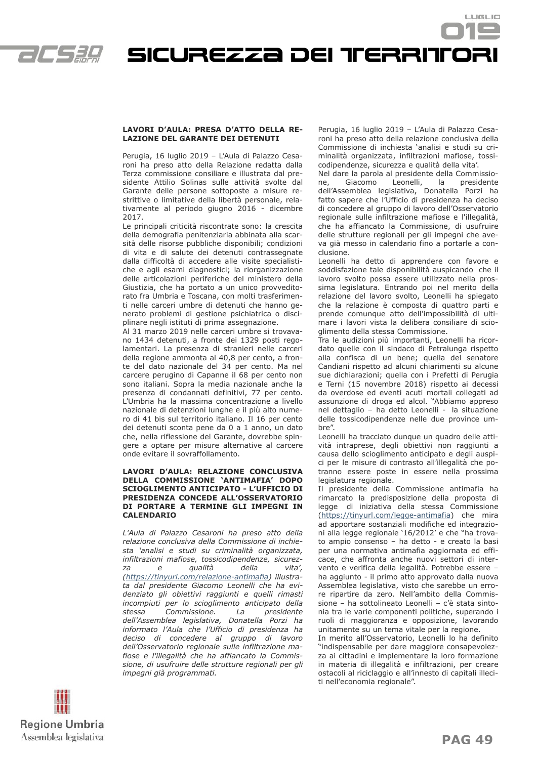# SICUREZZA DEI TERRITORI

### LAVORI D'AULA: PRESA D'ATTO DELLA RELAZIONE DEL GARANTE DEI DETENUTI

Perugia, 16 luglio 2019 – L'Aula di Palazzo Cesaroni ha preso atto della Relazione redatta dalla Terza commissione consiliare e illustrata dal presidente Attilio Solinas sulle attività svolte dal Garante delle persone sottoposte a misure restrittive o limitative della libertà personale, relativamente al periodo giugno 2016 - dicembre 2017.

Le principali criticità riscontrate sono: la crescita della demografia penitenziaria abbinata alla scarsità delle risorse pubbliche disponibili; condizioni di vita e di salute dei detenuti contrassegnate dalla difficoltà di accedere alle visite specialistiche e agli esami diagnostici; la riorganizzazione delle articolazioni periferiche del ministero della Giustizia, che ha portato a un unico provveditorato fra Umbria e Toscana, con molti trasferimenti nelle carceri umbre di detenuti che hanno generato problemi di gestione psichiatrica o disciplinare negli istituti di prima assegnazione.

Al 31 marzo 2019 nelle carceri umbre si trovavano 1434 detenuti, a fronte dei 1329 posti regolamentari. La presenza di stranieri nelle carceri della regione ammonta al 40,8 per cento, a fronte del dato nazionale del 34 per cento. Ma nel carcere perugino di Capanne il 68 per cento non sono italiani. Sopra la media nazionale anche la presenza di condannati definitivi, 77 per cento. L'Umbria ha la massima concentrazione a livello nazionale di detenzioni lunghe e il più alto numero di 41 bis sul territorio italiano. Il 16 per cento dei detenuti sconta pene da 0 a 1 anno, un dato che, nella riflessione del Garante, dovrebbe spingere a optare per misure alternative al carcere onde evitare il sovraffollamento.

### LAVORI D'AULA: RELAZIONE CONCLUSIVA DELLA COMMISSIONE 'ANTIMAFIA' DOPO SCIOGLIMENTO ANTICIPATO - L'UFFICIO DI PRESIDENZA CONCEDE ALL'OSSERVATORIO DI PORTARE A TERMINE GLI IMPEGNI IN CALENDARIO

*L'Aula di Palazzo Cesaroni ha preso atto della relazione conclusiva della Commissione di inchiesta 'analisi e studi su criminalità organizzata, infiltrazioni mafiose, tossicodipendenze, sicurezza e qualità della vita', (https://tinyurl.com/relazione-antimafia) illustrata dal presidente Giacomo Leonelli che ha evidenziato gli obiettivi raggiunti e quelli rimasti incompiuti per lo scioglimento anticipato della stessa Commissione. La presidente dell'Assemblea legislativa, Donatella Porzi ha informato l'Aula che l'Ufficio di presidenza ha deciso di concedere al gruppo di lavoro dell'Osservatorio regionale sulle infiltrazione mafiose e l'illegalità che ha affiancato la Commissione, di usufruire delle strutture regionali per gli impegni già programmati.*

Perugia, 16 luglio 2019 – L'Aula di Palazzo Cesaroni ha preso atto della relazione conclusiva della Commissione di inchiesta 'analisi e studi su criminalità organizzata, infiltrazioni mafiose, tossicodipendenze, sicurezza e qualità della vita'.

Nel dare la parola al presidente della Commissione, Giacomo Leonelli, la presidente dell'Assemblea legislativa, Donatella Porzi ha fatto sapere che l'Ufficio di presidenza ha deciso di concedere al gruppo di lavoro dell'Osservatorio regionale sulle infiltrazione mafiose e l'illegalità, che ha affiancato la Commissione, di usufruire delle strutture regionali per gli impegni che aveva già messo in calendario fino a portarle a conclusione.

Leonelli ha detto di apprendere con favore e soddisfazione tale disponibilità auspicando che il lavoro svolto possa essere utilizzato nella prossima legislatura. Entrando poi nel merito della relazione del lavoro svolto, Leonelli ha spiegato che la relazione è composta di quattro parti e prende comunque atto dell'impossibilità di ultimare i lavori vista la delibera consiliare di scioglimento della stessa Commissione.

Tra le audizioni più importanti, Leonelli ha ricordato quelle con il sindaco di Petralunga rispetto alla confisca di un bene; quella del senatore Candiani rispetto ad alcuni chiarimenti su alcune sue dichiarazioni; quella con i Prefetti di Perugia e Terni (15 novembre 2018) rispetto ai decessi da overdose ed eventi acuti mortali collegati ad assunzione di droga ed alcol. "Abbiamo appreso nel dettaglio – ha detto Leonelli - la situazione delle tossicodipendenze nelle due province umbre".

Leonelli ha tracciato dunque un quadro delle attività intraprese, degli obiettivi non raggiunti a causa dello scioglimento anticipato e degli auspici per le misure di contrasto all'illegalità che potranno essere poste in essere nella prossima legislatura regionale.

Il presidente della Commissione antimafia ha rimarcato la predisposizione della proposta di legge di iniziativa della stessa Commissione (https://tinyurl.com/legge-antimafia) che mira ad apportare sostanziali modifiche ed integrazioni alla legge regionale '16/2012' e che "ha trovato ampio consenso – ha detto - e creato la basi per una normativa antimafia aggiornata ed efficace, che affronta anche nuovi settori di intervento e verifica della legalità. Potrebbe essere – ha aggiunto - il primo atto approvato dalla nuova Assemblea legislativa, visto che sarebbe un errore ripartire da zero. Nell'ambito della Commissione – ha sottolineato Leonelli – c'è stata sintonia tra le varie componenti politiche, superando i ruoli di maggioranza e opposizione, lavorando unitamente su un tema vitale per la regione.

In merito all'Osservatorio, Leonelli lo ha definito "indispensabile per dare maggiore consapevolezza ai cittadini e implementare la loro formazione in materia di illegalità e infiltrazioni, per creare ostacoli al riciclaggio e all'innesto di capitali illeciti nell'economia regionale".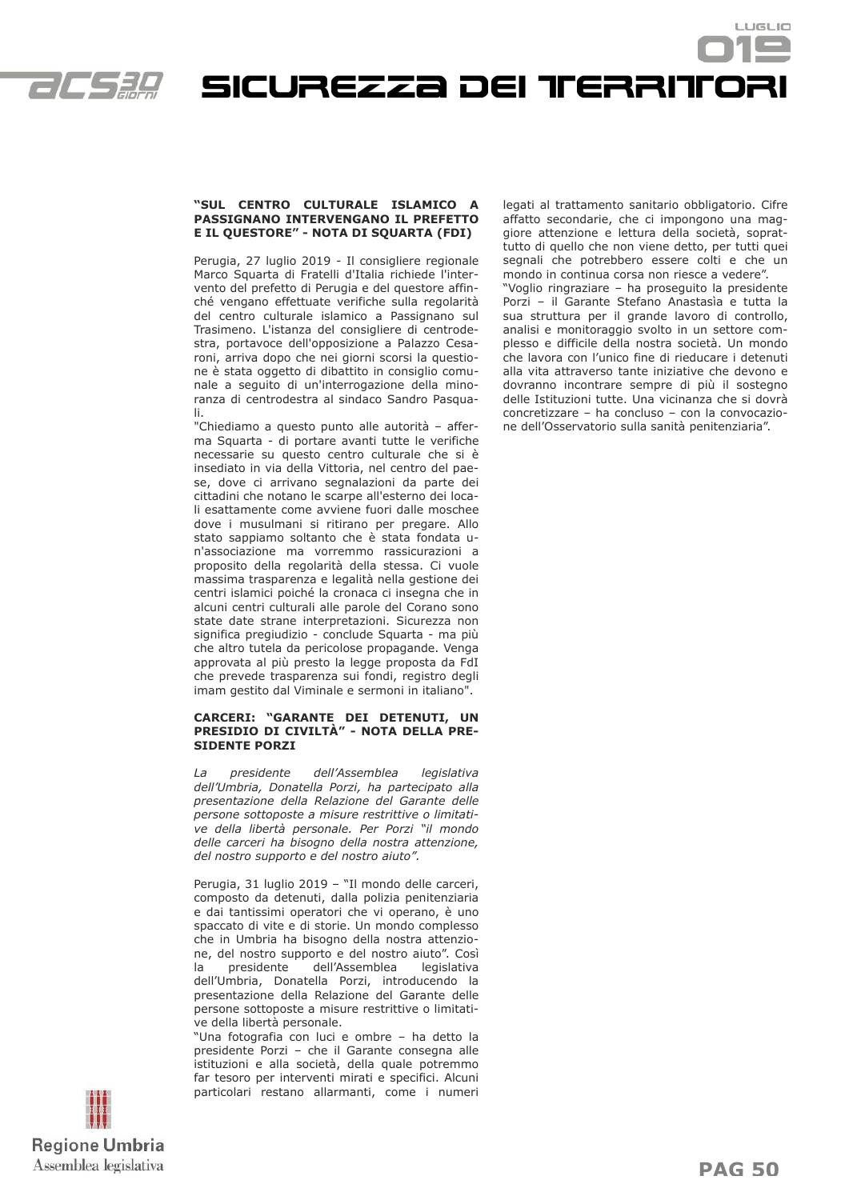### "SUL CENTRO CULTURALE ISLAMICO A PASSIGNANO INTERVENGANO IL PREFETTO E IL QUESTORE" - NOTA DI SQUARTA (FDI)

Perugia, 27 luglio 2019 - Il consigliere regionale Marco Squarta di Fratelli d'Italia richiede l'intervento del prefetto di Perugia e del questore affinché vengano effettuate verifiche sulla regolarità del centro culturale islamico a Passignano sul Trasimeno. L'istanza del consigliere di centrodestra, portavoce dell'opposizione a Palazzo Cesaroni, arriva dopo che nei giorni scorsi la questione è stata oggetto di dibattito in consiglio comunale a seguito di un'interrogazione della minoranza di centrodestra al sindaco Sandro Pasquali.

"Chiediamo a questo punto alle autorità – afferma Squarta - di portare avanti tutte le verifiche necessarie su questo centro culturale che si è insediato in via della Vittoria, nel centro del paese, dove ci arrivano segnalazioni da parte dei cittadini che notano le scarpe all'esterno dei locali esattamente come avviene fuori dalle moschee dove i musulmani si ritirano per pregare. Allo stato sappiamo soltanto che è stata fondata un'associazione ma vorremmo rassicurazioni a proposito della regolarità della stessa. Ci vuole massima trasparenza e legalità nella gestione dei centri islamici poiché la cronaca ci insegna che in alcuni centri culturali alle parole del Corano sono state date strane interpretazioni. Sicurezza non significa pregiudizio - conclude Squarta - ma più che altro tutela da pericolose propagande. Venga approvata al più presto la legge proposta da FdI che prevede trasparenza sui fondi, registro degli imam gestito dal Viminale e sermoni in italiano".

### CARCERI: "GARANTE DEI DETENUTI, UN PRESIDIO DI CIVILTÀ" - NOTA DELLA PRESIDENTE PORZI

*La presidente dell'Assemblea legislativa dell'Umbria, Donatella Porzi, ha partecipato alla presentazione della Relazione del Garante delle persone sottoposte a misure restrittive o limitative della libertà personale. Per Porzi "il mondo delle carceri ha bisogno della nostra attenzione, del nostro supporto e del nostro aiuto".*

Perugia, 31 luglio 2019 – "Il mondo delle carceri, composto da detenuti, dalla polizia penitenziaria e dai tantissimi operatori che vi operano, è uno spaccato di vite e di storie. Un mondo complesso che in Umbria ha bisogno della nostra attenzione, del nostro supporto e del nostro aiuto". Così la presidente dell'Assemblea legislativa dell'Umbria, Donatella Porzi, introducendo la presentazione della Relazione del Garante delle persone sottoposte a misure restrittive o limitative della libertà personale.

"Una fotografia con luci e ombre – ha detto la presidente Porzi – che il Garante consegna alle istituzioni e alla società, della quale potremmo far tesoro per interventi mirati e specifici. Alcuni particolari restano allarmanti, come i numeri legati al trattamento sanitario obbligatorio. Cifre affatto secondarie, che ci impongono una maggiore attenzione e lettura della società, soprattutto di quello che non viene detto, per tutti quei segnali che potrebbero essere colti e che un mondo in continua corsa non riesce a vedere".

"Voglio ringraziare – ha proseguito la presidente Porzi – il Garante Stefano Anastasìa e tutta la sua struttura per il grande lavoro di controllo, analisi e monitoraggio svolto in un settore complesso e difficile della nostra società. Un mondo che lavora con l'unico fine di rieducare i detenuti alla vita attraverso tante iniziative che devono e dovranno incontrare sempre di più il sostegno delle Istituzioni tutte. Una vicinanza che si dovrà concretizzare – ha concluso – con la convocazione dell'Osservatorio sulla sanità penitenziaria".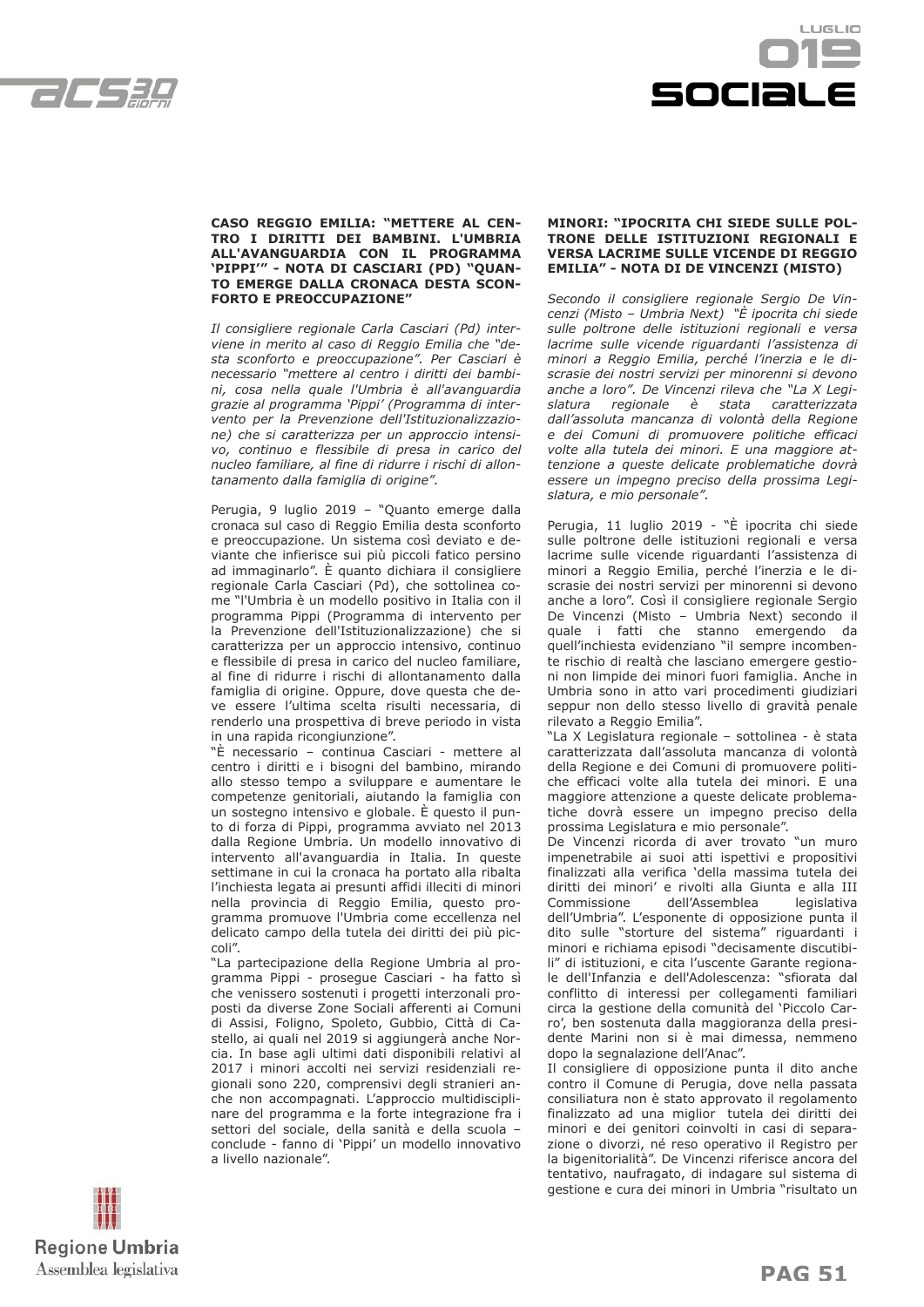### CASO REGGIO EMILIA: "METTERE AL CENTRO I DIRITTI DEI BAMBINI. L'UMBRIA ALL'AVANGUARDIA CON IL PROGRAMMA 'PIPPI'" - NOTA DI CASCIARI (PD) "QUANTO EMERGE DALLA CRONACA DESTA SCONFORTO E PREOCCUPAZIONE"

*Il consigliere regionale Carla Casciari (Pd) interviene in merito al caso di Reggio Emilia che "desta sconforto e preoccupazione". Per Casciari è necessario "mettere al centro i diritti dei bambini, cosa nella quale l'Umbria è all'avanguardia grazie al programma 'Pippi' (Programma di intervento per la Prevenzione dell'Istituzionalizzazione) che si caratterizza per un approccio intensivo, continuo e flessibile di presa in carico del nucleo familiare, al fine di ridurre i rischi di allontanamento dalla famiglia di origine".*

Perugia, 9 luglio 2019 – "Quanto emerge dalla cronaca sul caso di Reggio Emilia desta sconforto e preoccupazione. Un sistema così deviato e deviante che infierisce sui più piccoli fatico persino ad immaginarlo". È quanto dichiara il consigliere regionale Carla Casciari (Pd), che sottolinea come "l'Umbria è un modello positivo in Italia con il programma Pippi (Programma di intervento per la Prevenzione dell'Istituzionalizzazione) che si caratterizza per un approccio intensivo, continuo e flessibile di presa in carico del nucleo familiare, al fine di ridurre i rischi di allontanamento dalla famiglia di origine. Oppure, dove questa che deve essere l'ultima scelta risulti necessaria, di renderlo una prospettiva di breve periodo in vista in una rapida ricongiunzione".

"È necessario – continua Casciari - mettere al centro i diritti e i bisogni del bambino, mirando allo stesso tempo a sviluppare e aumentare le competenze genitoriali, aiutando la famiglia con un sostegno intensivo e globale. È questo il punto di forza di Pippi, programma avviato nel 2013 dalla Regione Umbria. Un modello innovativo di intervento all'avanguardia in Italia. In queste settimane in cui la cronaca ha portato alla ribalta l'inchiesta legata ai presunti affidi illeciti di minori nella provincia di Reggio Emilia, questo programma promuove l'Umbria come eccellenza nel delicato campo della tutela dei diritti dei più piccoli".

"La partecipazione della Regione Umbria al programma Pippi - prosegue Casciari - ha fatto sì che venissero sostenuti i progetti interzonali proposti da diverse Zone Sociali afferenti ai Comuni di Assisi, Foligno, Spoleto, Gubbio, Città di Castello, ai quali nel 2019 si aggiungerà anche Norcia. In base agli ultimi dati disponibili relativi al 2017 i minori accolti nei servizi residenziali regionali sono 220, comprensivi degli stranieri anche non accompagnati. L'approccio multidisciplinare del programma e la forte integrazione fra i settori del sociale, della sanità e della scuola – conclude - fanno di 'Pippi' un modello innovativo a livello nazionale".

### MINORI: "IPOCRITA CHI SIEDE SULLE POLTRONE DELLE ISTITUZIONI REGIONALI E VERSA LACRIME SULLE VICENDE DI REGGIO EMILIA" - NOTA DI DE VINCENZI (MISTO)

*Secondo il consigliere regionale Sergio De Vincenzi (Misto – Umbria Next) "È ipocrita chi siede sulle poltrone delle istituzioni regionali e versa lacrime sulle vicende riguardanti l'assistenza di minori a Reggio Emilia, perché l'inerzia e le discrasie dei nostri servizi per minorenni si devono anche a loro". De Vincenzi rileva che "La X Legislatura regionale è stata caratterizzata dall'assoluta mancanza di volontà della Regione e dei Comuni di promuovere politiche efficaci volte alla tutela dei minori. E una maggiore attenzione a queste delicate problematiche dovrà essere un impegno preciso della prossima Legislatura, e mio personale".*

Perugia, 11 luglio 2019 - "È ipocrita chi siede sulle poltrone delle istituzioni regionali e versa lacrime sulle vicende riguardanti l'assistenza di minori a Reggio Emilia, perché l'inerzia e le discrasie dei nostri servizi per minorenni si devono anche a loro". Così il consigliere regionale Sergio De Vincenzi (Misto – Umbria Next) secondo il quale i fatti che stanno emergendo da quell'inchiesta evidenziano "il sempre incombente rischio di realtà che lasciano emergere gestioni non limpide dei minori fuori famiglia. Anche in Umbria sono in atto vari procedimenti giudiziari seppur non dello stesso livello di gravità penale rilevato a Reggio Emilia".

"La X Legislatura regionale – sottolinea - è stata caratterizzata dall'assoluta mancanza di volontà della Regione e dei Comuni di promuovere politiche efficaci volte alla tutela dei minori. E una maggiore attenzione a queste delicate problematiche dovrà essere un impegno preciso della prossima Legislatura e mio personale".

De Vincenzi ricorda di aver trovato "un muro impenetrabile ai suoi atti ispettivi e propositivi finalizzati alla verifica 'della massima tutela dei diritti dei minori' e rivolti alla Giunta e alla III Commissione dell'Assemblea legislativa dell'Umbria". L'esponente di opposizione punta il dito sulle "storture del sistema" riguardanti i minori e richiama episodi "decisamente discutibili" di istituzioni, e cita l'uscente Garante regionale dell'Infanzia e dell'Adolescenza: "sfiorata dal conflitto di interessi per collegamenti familiari circa la gestione della comunità del 'Piccolo Carro', ben sostenuta dalla maggioranza della presidente Marini non si è mai dimessa, nemmeno dopo la segnalazione dell'Anac".

Il consigliere di opposizione punta il dito anche contro il Comune di Perugia, dove nella passata consiliatura non è stato approvato il regolamento finalizzato ad una miglior tutela dei diritti dei minori e dei genitori coinvolti in casi di separazione o divorzi, né reso operativo il Registro per la bigenitorialità". De Vincenzi riferisce ancora del tentativo, naufragato, di indagare sul sistema di gestione e cura dei minori in Umbria "risultato un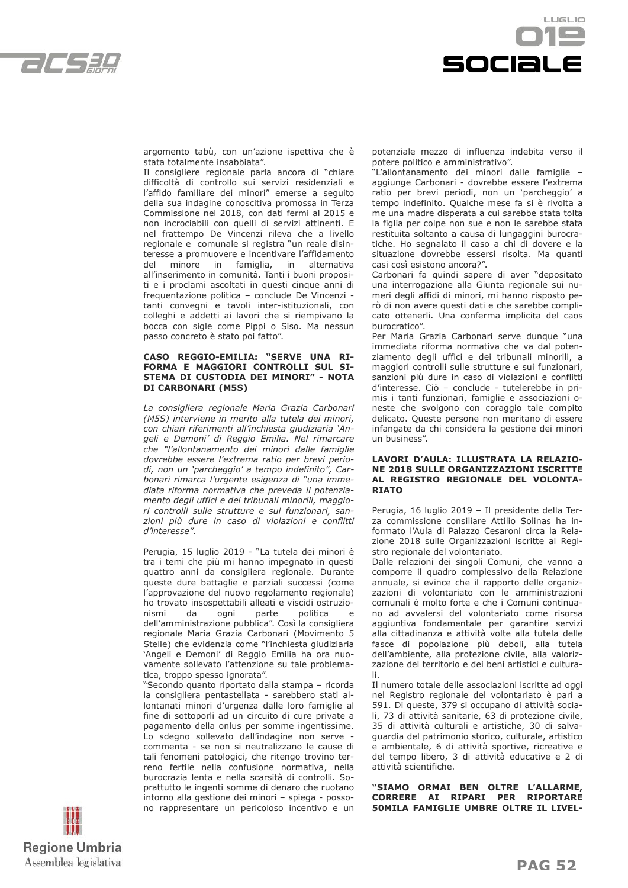argomento tabù, con un'azione ispettiva che è stata totalmente insabbiata".

Il consigliere regionale parla ancora di "chiare difficoltà di controllo sui servizi residenziali e l'affido familiare dei minori" emerse a seguito della sua indagine conoscitiva promossa in Terza Commissione nel 2018, con dati fermi al 2015 e non incrociabili con quelli di servizi attinenti. E nel frattempo De Vincenzi rileva che a livello regionale e comunale si registra "un reale disinteresse a promuovere e incentivare l'affidamento del minore in famiglia, in alternativa all'inserimento in comunità. Tanti i buoni propositi e i proclami ascoltati in questi cinque anni di frequentazione politica – conclude De Vincenzi - tanti convegni e tavoli inter-istituzionali, con colleghi e addetti ai lavori che si riempivano la bocca con sigle come Pippi o Siso. Ma nessun passo concreto è stato poi fatto".

### CASO REGGIO-EMILIA: "SERVE UNA RIFORMA E MAGGIORI CONTROLLI SUL SISTEMA DI CUSTODIA DEI MINORI" - NOTA DI CARBONARI (M5S)

*La consigliera regionale Maria Grazia Carbonari (M5S) interviene in merito alla tutela dei minori, con chiari riferimenti all'inchiesta giudiziaria 'Angeli e Demoni' di Reggio Emilia. Nel rimarcare che "l'allontanamento dei minori dalle famiglie dovrebbe essere l'extrema ratio per brevi periodi, non un 'parcheggio' a tempo indefinito", Carbonari rimarca l'urgente esigenza di "una immediata riforma normativa che preveda il potenziamento degli uffici e dei tribunali minorili, maggiori controlli sulle strutture e sui funzionari, sanzioni più dure in caso di violazioni e conflitti d'interesse".*

Perugia, 15 luglio 2019 - "La tutela dei minori è tra i temi che più mi hanno impegnato in questi quattro anni da consigliera regionale. Durante queste dure battaglie e parziali successi (come l'approvazione del nuovo regolamento regionale) ho trovato insospettabili alleati e viscidi ostruzionismi da ogni parte politica e dell'amministrazione pubblica". Così la consigliera regionale Maria Grazia Carbonari (Movimento 5 Stelle) che evidenzia come "l'inchiesta giudiziaria 'Angeli e Demoni' di Reggio Emilia ha ora nuovamente sollevato l'attenzione su tale problematica, troppo spesso ignorata".

"Secondo quanto riportato dalla stampa – ricorda la consigliera pentastellata - sarebbero stati allontanati minori d'urgenza dalle loro famiglie al fine di sottoporli ad un circuito di cure private a pagamento della onlus per somme ingentissime. Lo sdegno sollevato dall'indagine non serve - commenta - se non si neutralizzano le cause di tali fenomeni patologici, che ritengo trovino terreno fertile nella confusione normativa, nella burocrazia lenta e nella scarsità di controlli. Soprattutto le ingenti somme di denaro che ruotano intorno alla gestione dei minori – spiega - possono rappresentare un pericoloso incentivo e un potenziale mezzo di influenza indebita verso il potere politico e amministrativo".

"L'allontanamento dei minori dalle famiglie – aggiunge Carbonari - dovrebbe essere l'extrema ratio per brevi periodi, non un 'parcheggio' a tempo indefinito. Qualche mese fa si è rivolta a me una madre disperata a cui sarebbe stata tolta la figlia per colpe non sue e non le sarebbe stata restituita soltanto a causa di lungaggini burocratiche. Ho segnalato il caso a chi di dovere e la situazione dovrebbe essersi risolta. Ma quanti casi così esistono ancora?".

Carbonari fa quindi sapere di aver "depositato una interrogazione alla Giunta regionale sui numeri degli affidi di minori, mi hanno risposto però di non avere questi dati e che sarebbe complicato ottenerli. Una conferma implicita del caos burocratico".

Per Maria Grazia Carbonari serve dunque "una immediata riforma normativa che va dal potenziamento degli uffici e dei tribunali minorili, a maggiori controlli sulle strutture e sui funzionari, sanzioni più dure in caso di violazioni e conflitti d'interesse. Ciò – conclude - tutelerebbe in primis i tanti funzionari, famiglie e associazioni oneste che svolgono con coraggio tale compito delicato. Queste persone non meritano di essere infangate da chi considera la gestione dei minori un business".

### LAVORI D'AULA: ILLUSTRATA LA RELAZIONE 2018 SULLE ORGANIZZAZIONI ISCRITTE AL REGISTRO REGIONALE DEL VOLONTARIATO

Perugia, 16 luglio 2019 – Il presidente della Terza commissione consiliare Attilio Solinas ha informato l'Aula di Palazzo Cesaroni circa la Relazione 2018 sulle Organizzazioni iscritte al Registro regionale del volontariato.

Dalle relazioni dei singoli Comuni, che vanno a comporre il quadro complessivo della Relazione annuale, si evince che il rapporto delle organizzazioni di volontariato con le amministrazioni comunali è molto forte e che i Comuni continuano ad avvalersi del volontariato come risorsa aggiuntiva fondamentale per garantire servizi alla cittadinanza e attività volte alla tutela delle fasce di popolazione più deboli, alla tutela dell'ambiente, alla protezione civile, alla valorizzazione del territorio e dei beni artistici e culturali.

Il numero totale delle associazioni iscritte ad oggi nel Registro regionale del volontariato è pari a 591. Di queste, 379 si occupano di attività sociali, 73 di attività sanitarie, 63 di protezione civile, 35 di attività culturali e artistiche, 30 di salvaguardia del patrimonio storico, culturale, artistico e ambientale, 6 di attività sportive, ricreative e del tempo libero, 3 di attività educative e 2 di attività scientifiche.

### "SIAMO ORMAI BEN OLTRE L'ALLARME, CORRERE AI RIPARI PER RIPORTARE 50MILA FAMIGLIE UMBRE OLTRE IL LIVEL-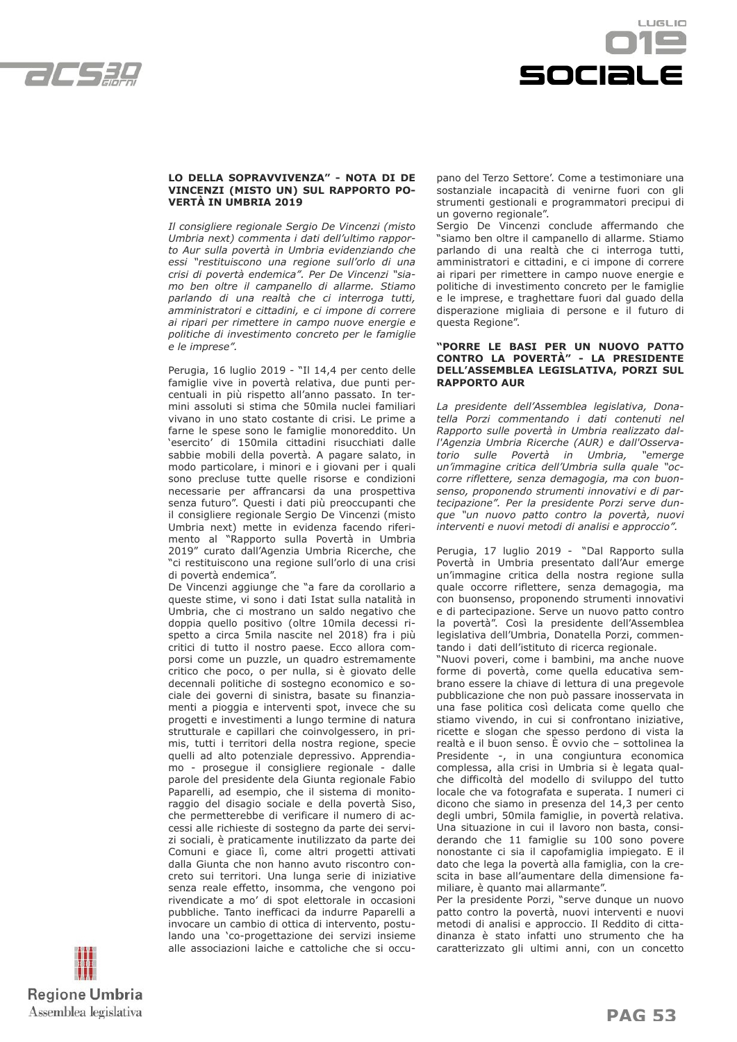**LO DELLA SOPRAVVIVENZA" - NOTA DI DE VINCENZI (MISTO UN) SUL RAPPORTO POVERTÀ IN UMBRIA 2019**

*Il consigliere regionale Sergio De Vincenzi (misto Umbria next) commenta i dati dell'ultimo rapporto Aur sulla povertà in Umbria evidenziando che essi "restituiscono una regione sull'orlo di una crisi di povertà endemica". Per De Vincenzi "siamo ben oltre il campanello di allarme. Stiamo parlando di una realtà che ci interroga tutti, amministratori e cittadini, e ci impone di correre ai ripari per rimettere in campo nuove energie e politiche di investimento concreto per le famiglie e le imprese".*

Perugia, 16 luglio 2019 - "Il 14,4 per cento delle famiglie vive in povertà relativa, due punti percentuali in più rispetto all'anno passato. In termini assoluti si stima che 50mila nuclei familiari vivano in uno stato costante di crisi. Le prime a farne le spese sono le famiglie monoreddito. Un 'esercito' di 150mila cittadini risucchiati dalle sabbie mobili della povertà. A pagare salato, in modo particolare, i minori e i giovani per i quali sono precluse tutte quelle risorse e condizioni necessarie per affrancarsi da una prospettiva senza futuro". Questi i dati più preoccupanti che il consigliere regionale Sergio De Vincenzi (misto Umbria next) mette in evidenza facendo riferimento al "Rapporto sulla Povertà in Umbria 2019" curato dall'Agenzia Umbria Ricerche, che "ci restituiscono una regione sull'orlo di una crisi di povertà endemica".

De Vincenzi aggiunge che "a fare da corollario a queste stime, vi sono i dati Istat sulla natalità in Umbria, che ci mostrano un saldo negativo che doppia quello positivo (oltre 10mila decessi rispetto a circa 5mila nascite nel 2018) fra i più critici di tutto il nostro paese. Ecco allora comporsi come un puzzle, un quadro estremamente critico che poco, o per nulla, si è giovato delle decennali politiche di sostegno economico e sociale dei governi di sinistra, basate su finanziamenti a pioggia e interventi spot, invece che su progetti e investimenti a lungo termine di natura strutturale e capillari che coinvolgessero, in primis, tutti i territori della nostra regione, specie quelli ad alto potenziale depressivo. Apprendiamo - prosegue il consigliere regionale - dalle parole del presidente dela Giunta regionale Fabio Paparelli, ad esempio, che il sistema di monitoraggio del disagio sociale e della povertà Siso, che permetterebbe di verificare il numero di accessi alle richieste di sostegno da parte dei servizi sociali, è praticamente inutilizzato da parte dei Comuni e giace lì, come altri progetti attivati dalla Giunta che non hanno avuto riscontro concreto sui territori. Una lunga serie di iniziative senza reale effetto, insomma, che vengono poi rivendicate a mo' di spot elettorale in occasioni pubbliche. Tanto inefficaci da indurre Paparelli a invocare un cambio di ottica di intervento, postulando una 'co-progettazione dei servizi insieme alle associazioni laiche e cattoliche che si occupano del Terzo Settore'. Come a testimoniare una sostanziale incapacità di venirne fuori con gli strumenti gestionali e programmatori precipui di un governo regionale".

Sergio De Vincenzi conclude affermando che "siamo ben oltre il campanello di allarme. Stiamo parlando di una realtà che ci interroga tutti, amministratori e cittadini, e ci impone di correre ai ripari per rimettere in campo nuove energie e politiche di investimento concreto per le famiglie e le imprese, e traghettare fuori dal guado della disperazione migliaia di persone e il futuro di questa Regione".

**"PORRE LE BASI PER UN NUOVO PATTO CONTRO LA POVERTÀ" - LA PRESIDENTE DELL'ASSEMBLEA LEGISLATIVA, PORZI SUL RAPPORTO AUR**

*La presidente dell'Assemblea legislativa, Donatella Porzi commentando i dati contenuti nel Rapporto sulle povertà in Umbria realizzato dall'Agenzia Umbria Ricerche (AUR) e dall'Osservatorio sulle Povertà in Umbria, "emerge un'immagine critica dell'Umbria sulla quale "occorre riflettere, senza demagogia, ma con buonsenso, proponendo strumenti innovativi e di partecipazione". Per la presidente Porzi serve dunque "un nuovo patto contro la povertà, nuovi interventi e nuovi metodi di analisi e approccio".*

Perugia, 17 luglio 2019 - "Dal Rapporto sulla Povertà in Umbria presentato dall'Aur emerge un'immagine critica della nostra regione sulla quale occorre riflettere, senza demagogia, ma con buonsenso, proponendo strumenti innovativi e di partecipazione. Serve un nuovo patto contro la povertà". Così la presidente dell'Assemblea legislativa dell'Umbria, Donatella Porzi, commentando i dati dell'istituto di ricerca regionale.

"Nuovi poveri, come i bambini, ma anche nuove forme di povertà, come quella educativa sembrano essere la chiave di lettura di una pregevole pubblicazione che non può passare inosservata in una fase politica così delicata come quello che stiamo vivendo, in cui si confrontano iniziative, ricette e slogan che spesso perdono di vista la realtà e il buon senso. È ovvio che – sottolinea la Presidente -, in una congiuntura economica complessa, alla crisi in Umbria si è legata qualche difficoltà del modello di sviluppo del tutto locale che va fotografata e superata. I numeri ci dicono che siamo in presenza del 14,3 per cento degli umbri, 50mila famiglie, in povertà relativa. Una situazione in cui il lavoro non basta, considerando che 11 famiglie su 100 sono povere nonostante ci sia il capofamiglia impiegato. E il dato che lega la povertà alla famiglia, con la crescita in base all'aumentare della dimensione familiare, è quanto mai allarmante".

Per la presidente Porzi, "serve dunque un nuovo patto contro la povertà, nuovi interventi e nuovi metodi di analisi e approccio. Il Reddito di cittadinanza è stato infatti uno strumento che ha caratterizzato gli ultimi anni, con un concetto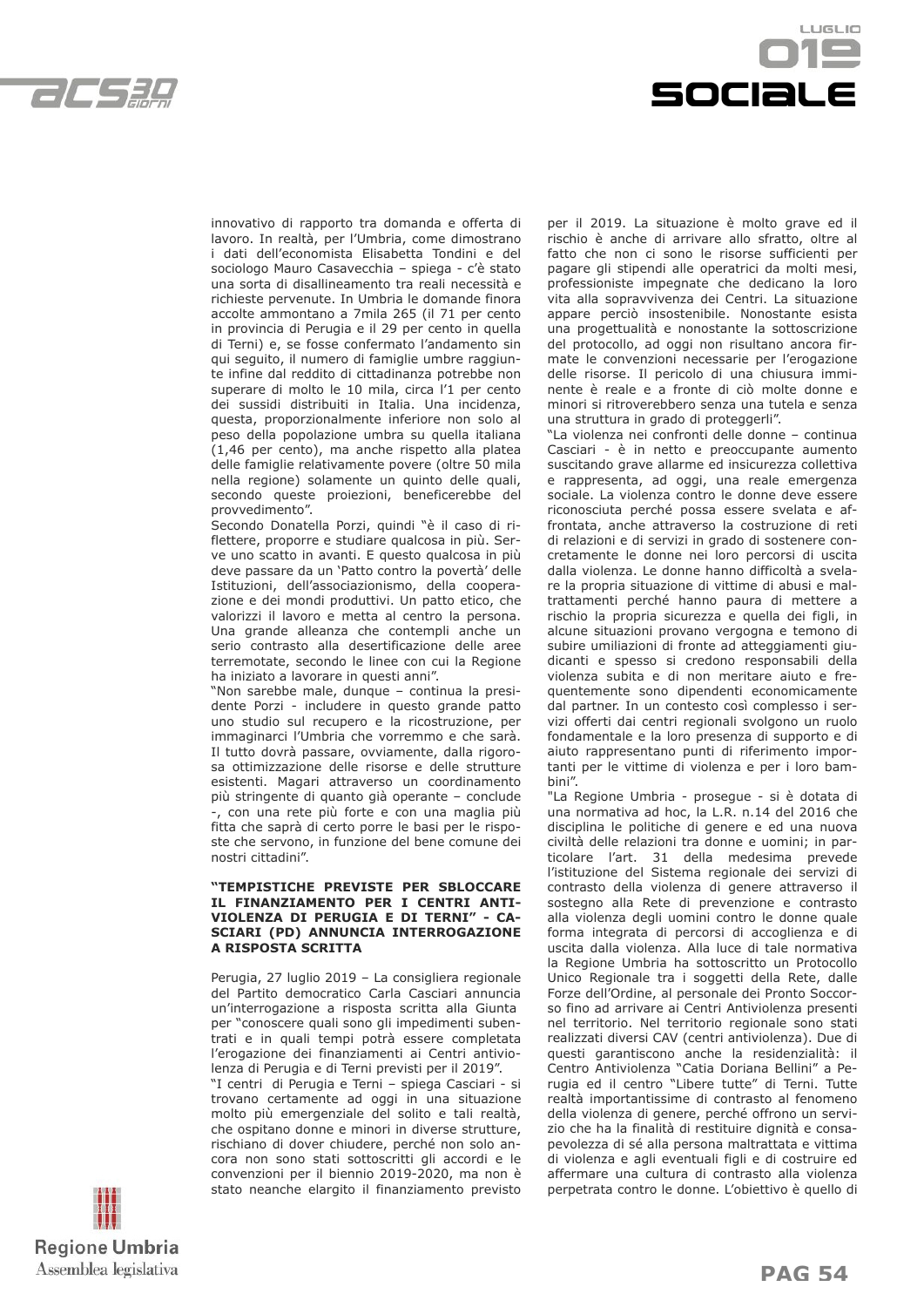innovativo di rapporto tra domanda e offerta di lavoro. In realtà, per l'Umbria, come dimostrano i dati dell'economista Elisabetta Tondini e del sociologo Mauro Casavecchia – spiega - c'è stato una sorta di disallineamento tra reali necessità e richieste pervenute. In Umbria le domande finora accolte ammontano a 7mila 265 (il 71 per cento in provincia di Perugia e il 29 per cento in quella di Terni) e, se fosse confermato l'andamento sin qui seguito, il numero di famiglie umbre raggiunte infine dal reddito di cittadinanza potrebbe non superare di molto le 10 mila, circa l'1 per cento dei sussidi distribuiti in Italia. Una incidenza, questa, proporzionalmente inferiore non solo al peso della popolazione umbra su quella italiana (1,46 per cento), ma anche rispetto alla platea delle famiglie relativamente povere (oltre 50 mila nella regione) solamente un quinto delle quali, secondo queste proiezioni, beneficerebbe del provvedimento".

Secondo Donatella Porzi, quindi "è il caso di riflettere, proporre e studiare qualcosa in più. Serve uno scatto in avanti. E questo qualcosa in più deve passare da un 'Patto contro la povertà' delle Istituzioni, dell'associazionismo, della cooperazione e dei mondi produttivi. Un patto etico, che valorizzi il lavoro e metta al centro la persona. Una grande alleanza che contempli anche un serio contrasto alla desertificazione delle aree terremotate, secondo le linee con cui la Regione ha iniziato a lavorare in questi anni".

"Non sarebbe male, dunque – continua la presidente Porzi - includere in questo grande patto uno studio sul recupero e la ricostruzione, per immaginarci l'Umbria che vorremmo e che sarà. Il tutto dovrà passare, ovviamente, dalla rigorosa ottimizzazione delle risorse e delle strutture esistenti. Magari attraverso un coordinamento più stringente di quanto già operante – conclude -, con una rete più forte e con una maglia più fitta che saprà di certo porre le basi per le risposte che servono, in funzione del bene comune dei nostri cittadini".

**"TEMPISTICHE PREVISTE PER SBLOCCARE IL FINANZIAMENTO PER I CENTRI ANTIVIOLENZA DI PERUGIA E DI TERNI" - CASCIARI (PD) ANNUNCIA INTERROGAZIONE A RISPOSTA SCRITTA**

Perugia, 27 luglio 2019 – La consigliera regionale del Partito democratico Carla Casciari annuncia un'interrogazione a risposta scritta alla Giunta per "conoscere quali sono gli impedimenti subentrati e in quali tempi potrà essere completata l'erogazione dei finanziamenti ai Centri antiviolenza di Perugia e di Terni previsti per il 2019".

"I centri di Perugia e Terni – spiega Casciari - si trovano certamente ad oggi in una situazione molto più emergenziale del solito e tali realtà, che ospitano donne e minori in diverse strutture, rischiano di dover chiudere, perché non solo ancora non sono stati sottoscritti gli accordi e le convenzioni per il biennio 2019-2020, ma non è stato neanche elargito il finanziamento previsto per il 2019. La situazione è molto grave ed il rischio è anche di arrivare allo sfratto, oltre al fatto che non ci sono le risorse sufficienti per pagare gli stipendi alle operatrici da molti mesi, professioniste impegnate che dedicano la loro vita alla sopravvivenza dei Centri. La situazione appare perciò insostenibile. Nonostante esista una progettualità e nonostante la sottoscrizione del protocollo, ad oggi non risultano ancora firmate le convenzioni necessarie per l'erogazione delle risorse. Il pericolo di una chiusura imminente è reale e a fronte di ciò molte donne e minori si ritroverebbero senza una tutela e senza una struttura in grado di proteggerli".

"La violenza nei confronti delle donne – continua Casciari - è in netto e preoccupante aumento suscitando grave allarme ed insicurezza collettiva e rappresenta, ad oggi, una reale emergenza sociale. La violenza contro le donne deve essere riconosciuta perché possa essere svelata e affrontata, anche attraverso la costruzione di reti di relazioni e di servizi in grado di sostenere concretamente le donne nei loro percorsi di uscita dalla violenza. Le donne hanno difficoltà a svelare la propria situazione di vittime di abusi e maltrattamenti perché hanno paura di mettere a rischio la propria sicurezza e quella dei figli, in alcune situazioni provano vergogna e temono di subire umiliazioni di fronte ad atteggiamenti giudicanti e spesso si credono responsabili della violenza subita e di non meritare aiuto e frequentemente sono dipendenti economicamente dal partner. In un contesto così complesso i servizi offerti dai centri regionali svolgono un ruolo fondamentale e la loro presenza di supporto e di aiuto rappresentano punti di riferimento importanti per le vittime di violenza e per i loro bambini".

"La Regione Umbria - prosegue - si è dotata di una normativa ad hoc, la L.R. n.14 del 2016 che disciplina le politiche di genere e ed una nuova civiltà delle relazioni tra donne e uomini; in particolare l'art. 31 della medesima prevede l'istituzione del Sistema regionale dei servizi di contrasto della violenza di genere attraverso il sostegno alla Rete di prevenzione e contrasto alla violenza degli uomini contro le donne quale forma integrata di percorsi di accoglienza e di uscita dalla violenza. Alla luce di tale normativa la Regione Umbria ha sottoscritto un Protocollo Unico Regionale tra i soggetti della Rete, dalle Forze dell'Ordine, al personale dei Pronto Soccorso fino ad arrivare ai Centri Antiviolenza presenti nel territorio. Nel territorio regionale sono stati realizzati diversi CAV (centri antiviolenza). Due di questi garantiscono anche la residenzialità: il Centro Antiviolenza "Catia Doriana Bellini" a Perugia ed il centro "Libere tutte" di Terni. Tutte realtà importantissime di contrasto al fenomeno della violenza di genere, perché offrono un servizio che ha la finalità di restituire dignità e consapevolezza di sé alla persona maltrattata e vittima di violenza e agli eventuali figli e di costruire ed affermare una cultura di contrasto alla violenza perpetrata contro le donne. L'obiettivo è quello di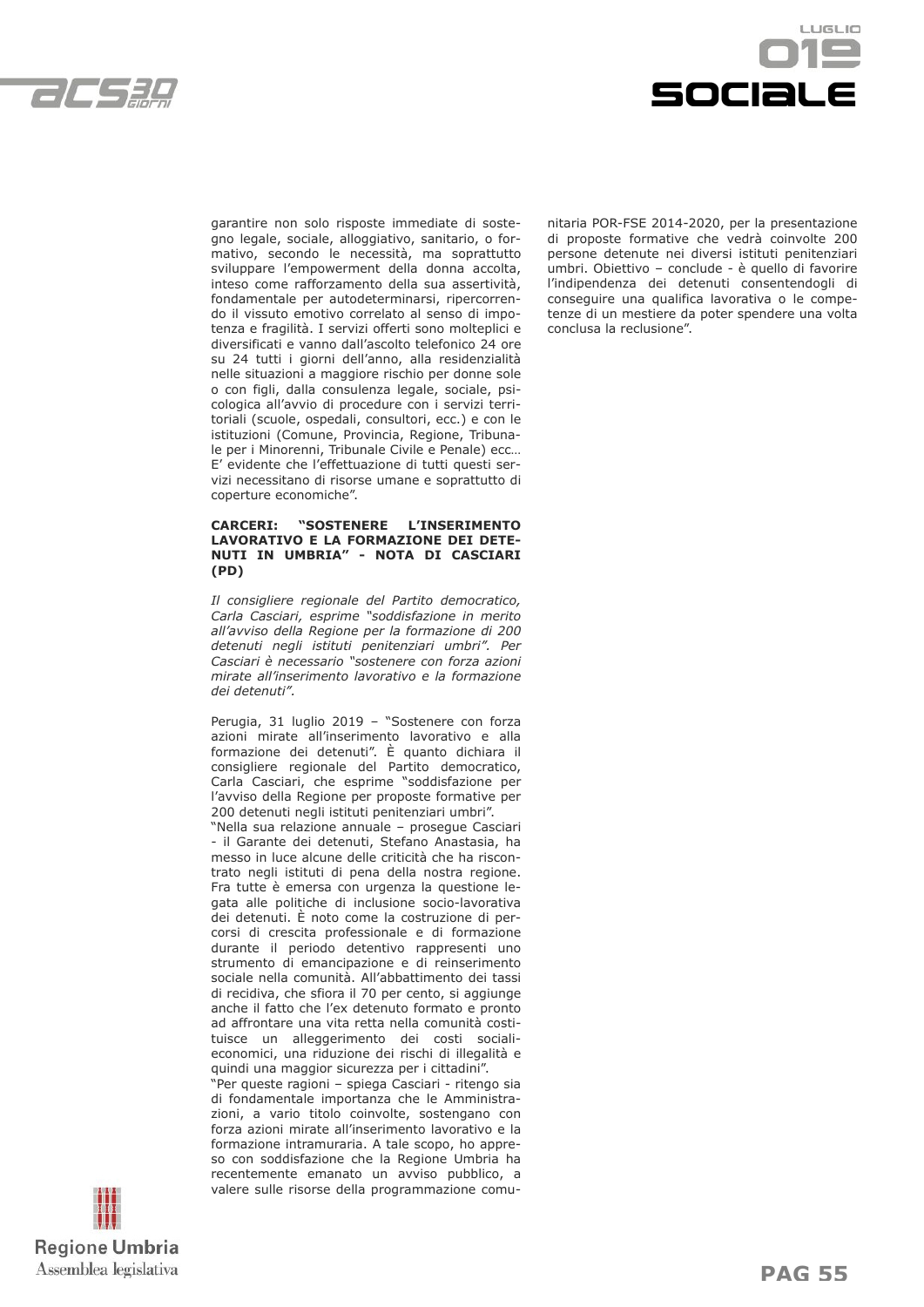garantire non solo risposte immediate di sostegno legale, sociale, alloggiativo, sanitario, o formativo, secondo le necessità, ma soprattutto sviluppare l'empowerment della donna accolta, inteso come rafforzamento della sua assertività, fondamentale per autodeterminarsi, ripercorrendo il vissuto emotivo correlato al senso di impotenza e fragilità. I servizi offerti sono molteplici e diversificati e vanno dall'ascolto telefonico 24 ore su 24 tutti i giorni dell'anno, alla residenzialità nelle situazioni a maggiore rischio per donne sole o con figli, dalla consulenza legale, sociale, psicologica all'avvio di procedure con i servizi territoriali (scuole, ospedali, consultori, ecc.) e con le istituzioni (Comune, Provincia, Regione, Tribunale per i Minorenni, Tribunale Civile e Penale) ecc… E' evidente che l'effettuazione di tutti questi servizi necessitano di risorse umane e soprattutto di coperture economiche".

### CARCERI: "SOSTENERE L'INSERIMENTO LAVORATIVO E LA FORMAZIONE DEI DETENUTI IN UMBRIA" - NOTA DI CASCIARI (PD)

*Il consigliere regionale del Partito democratico, Carla Casciari, esprime "soddisfazione in merito all'avviso della Regione per la formazione di 200 detenuti negli istituti penitenziari umbri". Per Casciari è necessario "sostenere con forza azioni mirate all'inserimento lavorativo e la formazione dei detenuti".*

Perugia, 31 luglio 2019 – "Sostenere con forza azioni mirate all'inserimento lavorativo e alla formazione dei detenuti". È quanto dichiara il consigliere regionale del Partito democratico, Carla Casciari, che esprime "soddisfazione per l'avviso della Regione per proposte formative per 200 detenuti negli istituti penitenziari umbri".

"Nella sua relazione annuale – prosegue Casciari - il Garante dei detenuti, Stefano Anastasia, ha messo in luce alcune delle criticità che ha riscontrato negli istituti di pena della nostra regione. Fra tutte è emersa con urgenza la questione legata alle politiche di inclusione socio-lavorativa dei detenuti. È noto come la costruzione di percorsi di crescita professionale e di formazione durante il periodo detentivo rappresenti uno strumento di emancipazione e di reinserimento sociale nella comunità. All'abbattimento dei tassi di recidiva, che sfiora il 70 per cento, si aggiunge anche il fatto che l'ex detenuto formato e pronto ad affrontare una vita retta nella comunità costituisce un alleggerimento dei costi sociali-economici, una riduzione dei rischi di illegalità e quindi una maggior sicurezza per i cittadini".

"Per queste ragioni – spiega Casciari - ritengo sia di fondamentale importanza che le Amministrazioni, a vario titolo coinvolte, sostengano con forza azioni mirate all'inserimento lavorativo e la formazione intramuraria. A tale scopo, ho appreso con soddisfazione che la Regione Umbria ha recentemente emanato un avviso pubblico, a valere sulle risorse della programmazione comunitaria POR-FSE 2014-2020, per la presentazione di proposte formative che vedrà coinvolte 200 persone detenute nei diversi istituti penitenziari umbri. Obiettivo – conclude - è quello di favorire l'indipendenza dei detenuti consentendogli di conseguire una qualifica lavorativa o le competenze di un mestiere da poter spendere una volta conclusa la reclusione".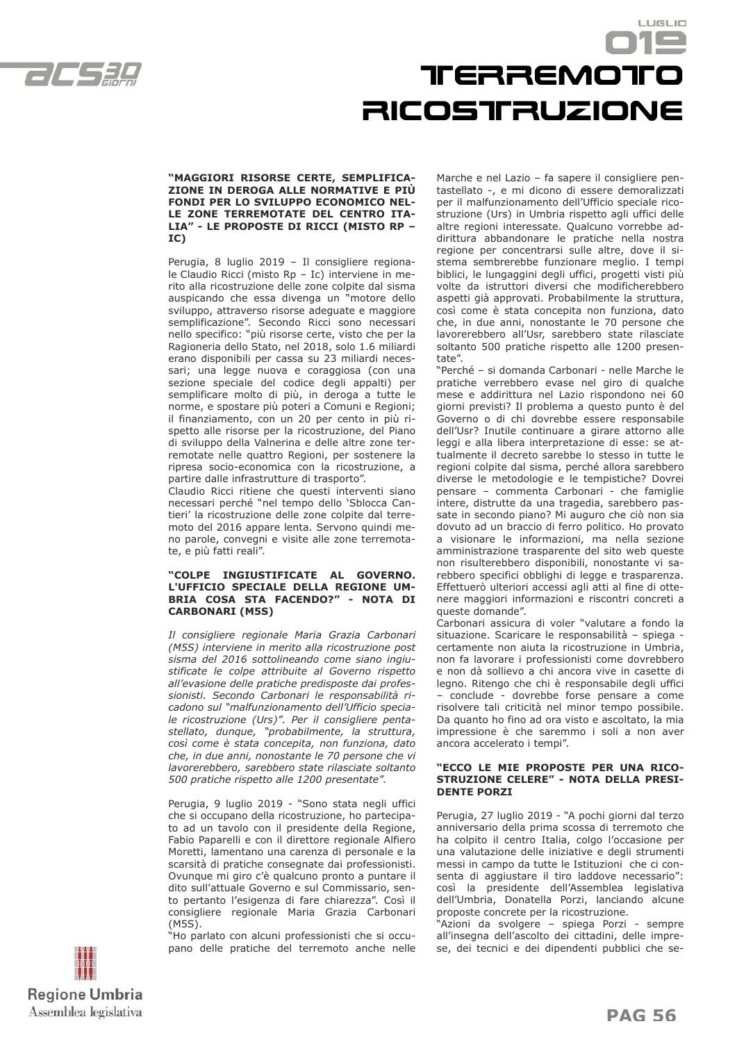# TERREMOTO RICOSTRUZIONE

**"MAGGIORI RISORSE CERTE, SEMPLIFICAZIONE IN DEROGA ALLE NORMATIVE E PIÙ FONDI PER LO SVILUPPO ECONOMICO NELLE ZONE TERREMOTATE DEL CENTRO ITALIA" - LE PROPOSTE DI RICCI (MISTO RP – IC)**

Perugia, 8 luglio 2019 – Il consigliere regionale Claudio Ricci (misto Rp – Ic) interviene in merito alla ricostruzione delle zone colpite dal sisma auspicando che essa divenga un "motore dello sviluppo, attraverso risorse adeguate e maggiore semplificazione". Secondo Ricci sono necessari nello specifico: "più risorse certe, visto che per la Ragioneria dello Stato, nel 2018, solo 1.6 miliardi erano disponibili per cassa su 23 miliardi necessari; una legge nuova e coraggiosa (con una sezione speciale del codice degli appalti) per semplificare molto di più, in deroga a tutte le norme, e spostare più poteri a Comuni e Regioni; il finanziamento, con un 20 per cento in più rispetto alle risorse per la ricostruzione, del Piano di sviluppo della Valnerina e delle altre zone terremotate nelle quattro Regioni, per sostenere la ripresa socio-economica con la ricostruzione, a partire dalle infrastrutture di trasporto".
Claudio Ricci ritiene che questi interventi siano necessari perché "nel tempo dello 'Sblocca Cantieri' la ricostruzione delle zone colpite dal terremoto del 2016 appare lenta. Servono quindi meno parole, convegni e visite alle zone terremotate, e più fatti reali".

**"COLPE INGIUSTIFICATE AL GOVERNO. L'UFFICIO SPECIALE DELLA REGIONE UMBRIA COSA STA FACENDO?" - NOTA DI CARBONARI (M5S)**

*Il consigliere regionale Maria Grazia Carbonari (M5S) interviene in merito alla ricostruzione post sisma del 2016 sottolineando come siano ingiustificate le colpe attribuite al Governo rispetto all'evasione delle pratiche predisposte dai professionisti. Secondo Carbonari le responsabilità ricadono sul "malfunzionamento dell'Ufficio speciale ricostruzione (Urs)". Per il consigliere pentastellato, dunque, "probabilmente, la struttura, così come è stata concepita, non funziona, dato che, in due anni, nonostante le 70 persone che vi lavorerebbero, sarebbero state rilasciate soltanto 500 pratiche rispetto alle 1200 presentate".*

Perugia, 9 luglio 2019 - "Sono stata negli uffici che si occupano della ricostruzione, ho partecipato ad un tavolo con il presidente della Regione, Fabio Paparelli e con il direttore regionale Alfiero Moretti, lamentano una carenza di personale e la scarsità di pratiche consegnate dai professionisti. Ovunque mi giro c'è qualcuno pronto a puntare il dito sull'attuale Governo e sul Commissario, sento pertanto l'esigenza di fare chiarezza". Così il consigliere regionale Maria Grazia Carbonari (M5S).
"Ho parlato con alcuni professionisti che si occupano delle pratiche del terremoto anche nelle Marche e nel Lazio – fa sapere il consigliere pentastellato -, e mi dicono di essere demoralizzati per il malfunzionamento dell'Ufficio speciale ricostruzione (Urs) in Umbria rispetto agli uffici delle altre regioni interessate. Qualcuno vorrebbe addirittura abbandonare le pratiche nella nostra regione per concentrarsi sulle altre, dove il sistema sembrerebbe funzionare meglio. I tempi biblici, le lungaggini degli uffici, progetti visti più volte da istruttori diversi che modificherebbero aspetti già approvati. Probabilmente la struttura, così come è stata concepita non funziona, dato che, in due anni, nonostante le 70 persone che lavorerebbero all'Usr, sarebbero state rilasciate soltanto 500 pratiche rispetto alle 1200 presentate".
"Perché – si domanda Carbonari - nelle Marche le pratiche verrebbero evase nel giro di qualche mese e addirittura nel Lazio rispondono nei 60 giorni previsti? Il problema a questo punto è del Governo o di chi dovrebbe essere responsabile dell'Usr? Inutile continuare a girare attorno alle leggi e alla libera interpretazione di esse: se attualmente il decreto sarebbe lo stesso in tutte le regioni colpite dal sisma, perché allora sarebbero diverse le metodologie e le tempistiche? Dovrei pensare – commenta Carbonari - che famiglie intere, distrutte da una tragedia, sarebbero passate in secondo piano? Mi auguro che ciò non sia dovuto ad un braccio di ferro politico. Ho provato a visionare le informazioni, ma nella sezione amministrazione trasparente del sito web queste non risulterebbero disponibili, nonostante vi sarebbero specifici obblighi di legge e trasparenza. Effettuerò ulteriori accessi agli atti al fine di ottenere maggiori informazioni e riscontri concreti a queste domande".
Carbonari assicura di voler "valutare a fondo la situazione. Scaricare le responsabilità – spiega - certamente non aiuta la ricostruzione in Umbria, non fa lavorare i professionisti come dovrebbero e non dà sollievo a chi ancora vive in casette di legno. Ritengo che chi è responsabile degli uffici – conclude - dovrebbe forse pensare a come risolvere tali criticità nel minor tempo possibile. Da quanto ho fino ad ora visto e ascoltato, la mia impressione è che saremmo i soli a non aver ancora accelerato i tempi".

**"ECCO LE MIE PROPOSTE PER UNA RICOSTRUZIONE CELERE" - NOTA DELLA PRESIDENTE PORZI**

Perugia, 27 luglio 2019 - "A pochi giorni dal terzo anniversario della prima scossa di terremoto che ha colpito il centro Italia, colgo l'occasione per una valutazione delle iniziative e degli strumenti messi in campo da tutte le Istituzioni che ci consenta di aggiustare il tiro laddove necessario": così la presidente dell'Assemblea legislativa dell'Umbria, Donatella Porzi, lanciando alcune proposte concrete per la ricostruzione.
"Azioni da svolgere – spiega Porzi - sempre all'insegna dell'ascolto dei cittadini, delle imprese, dei tecnici e dei dipendenti pubblici che se-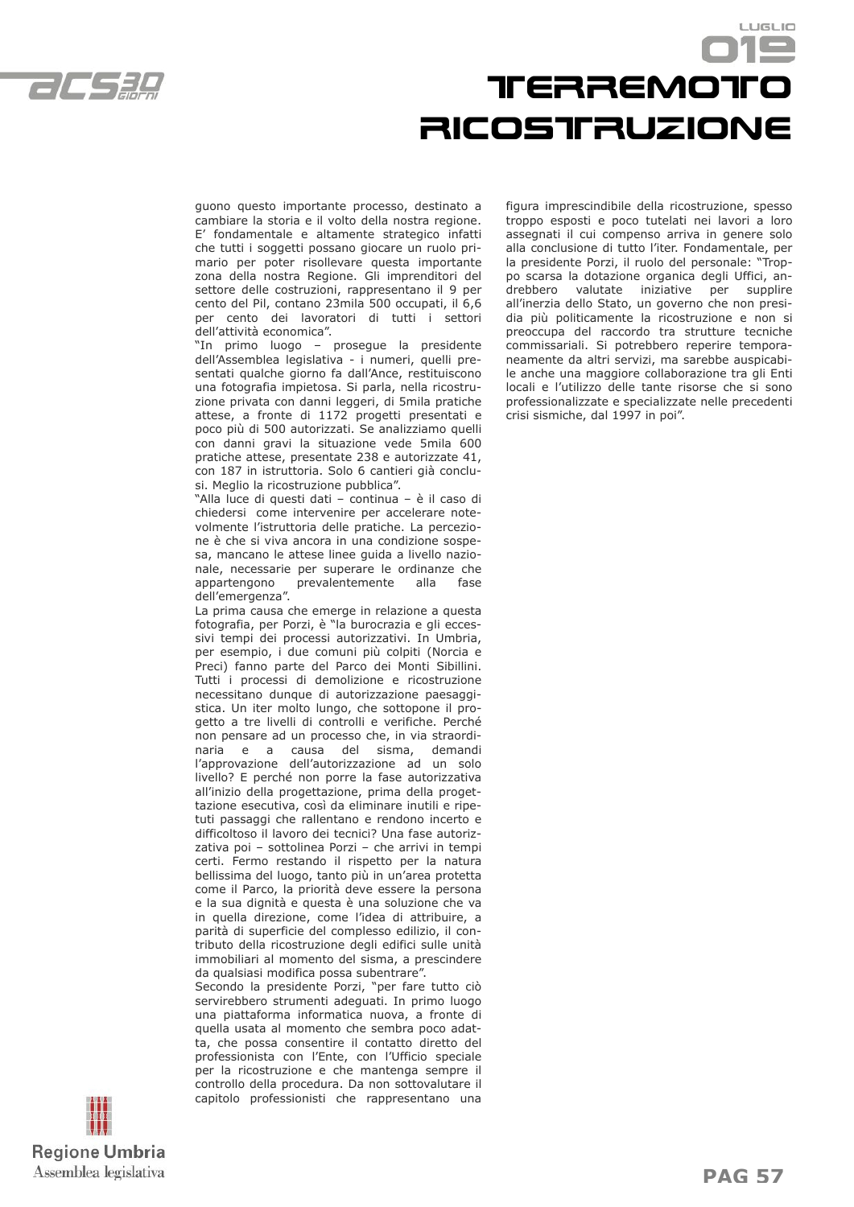# TERREMOTO RICOSTRUZIONE

guono questo importante processo, destinato a cambiare la storia e il volto della nostra regione. E' fondamentale e altamente strategico infatti che tutti i soggetti possano giocare un ruolo primario per poter risollevare questa importante zona della nostra Regione. Gli imprenditori del settore delle costruzioni, rappresentano il 9 per cento del Pil, contano 23mila 500 occupati, il 6,6 per cento dei lavoratori di tutti i settori dell'attività economica".

"In primo luogo – prosegue la presidente dell'Assemblea legislativa - i numeri, quelli presentati qualche giorno fa dall'Ance, restituiscono una fotografia impietosa. Si parla, nella ricostruzione privata con danni leggeri, di 5mila pratiche attese, a fronte di 1172 progetti presentati e poco più di 500 autorizzati. Se analizziamo quelli con danni gravi la situazione vede 5mila 600 pratiche attese, presentate 238 e autorizzate 41, con 187 in istruttoria. Solo 6 cantieri già conclusi. Meglio la ricostruzione pubblica".

"Alla luce di questi dati – continua – è il caso di chiedersi come intervenire per accelerare notevolmente l'istruttoria delle pratiche. La percezione è che si viva ancora in una condizione sospesa, mancano le attese linee guida a livello nazionale, necessarie per superare le ordinanze che appartengono prevalentemente alla fase dell'emergenza".

La prima causa che emerge in relazione a questa fotografia, per Porzi, è "la burocrazia e gli eccessivi tempi dei processi autorizzativi. In Umbria, per esempio, i due comuni più colpiti (Norcia e Preci) fanno parte del Parco dei Monti Sibillini. Tutti i processi di demolizione e ricostruzione necessitano dunque di autorizzazione paesaggistica. Un iter molto lungo, che sottopone il progetto a tre livelli di controlli e verifiche. Perché non pensare ad un processo che, in via straordinaria e a causa del sisma, demandi l'approvazione dell'autorizzazione ad un solo livello? E perché non porre la fase autorizzativa all'inizio della progettazione, prima della progettazione esecutiva, così da eliminare inutili e ripetuti passaggi che rallentano e rendono incerto e difficoltoso il lavoro dei tecnici? Una fase autorizzativa poi – sottolinea Porzi – che arrivi in tempi certi. Fermo restando il rispetto per la natura bellissima del luogo, tanto più in un'area protetta come il Parco, la priorità deve essere la persona e la sua dignità e questa è una soluzione che va in quella direzione, come l'idea di attribuire, a parità di superficie del complesso edilizio, il contributo della ricostruzione degli edifici sulle unità immobiliari al momento del sisma, a prescindere da qualsiasi modifica possa subentrare".

Secondo la presidente Porzi, "per fare tutto ciò servirebbero strumenti adeguati. In primo luogo una piattaforma informatica nuova, a fronte di quella usata al momento che sembra poco adatta, che possa consentire il contatto diretto del professionista con l'Ente, con l'Ufficio speciale per la ricostruzione e che mantenga sempre il controllo della procedura. Da non sottovalutare il capitolo professionisti che rappresentano una figura imprescindibile della ricostruzione, spesso troppo esposti e poco tutelati nei lavori a loro assegnati il cui compenso arriva in genere solo alla conclusione di tutto l'iter. Fondamentale, per la presidente Porzi, il ruolo del personale: "Troppo scarsa la dotazione organica degli Uffici, andrebbero valutate iniziative per supplire all'inerzia dello Stato, un governo che non presidia più politicamente la ricostruzione e non si preoccupa del raccordo tra strutture tecniche commissariali. Si potrebbero reperire temporaneamente da altri servizi, ma sarebbe auspicabile anche una maggiore collaborazione tra gli Enti locali e l'utilizzo delle tante risorse che si sono professionalizzate e specializzate nelle precedenti crisi sismiche, dal 1997 in poi".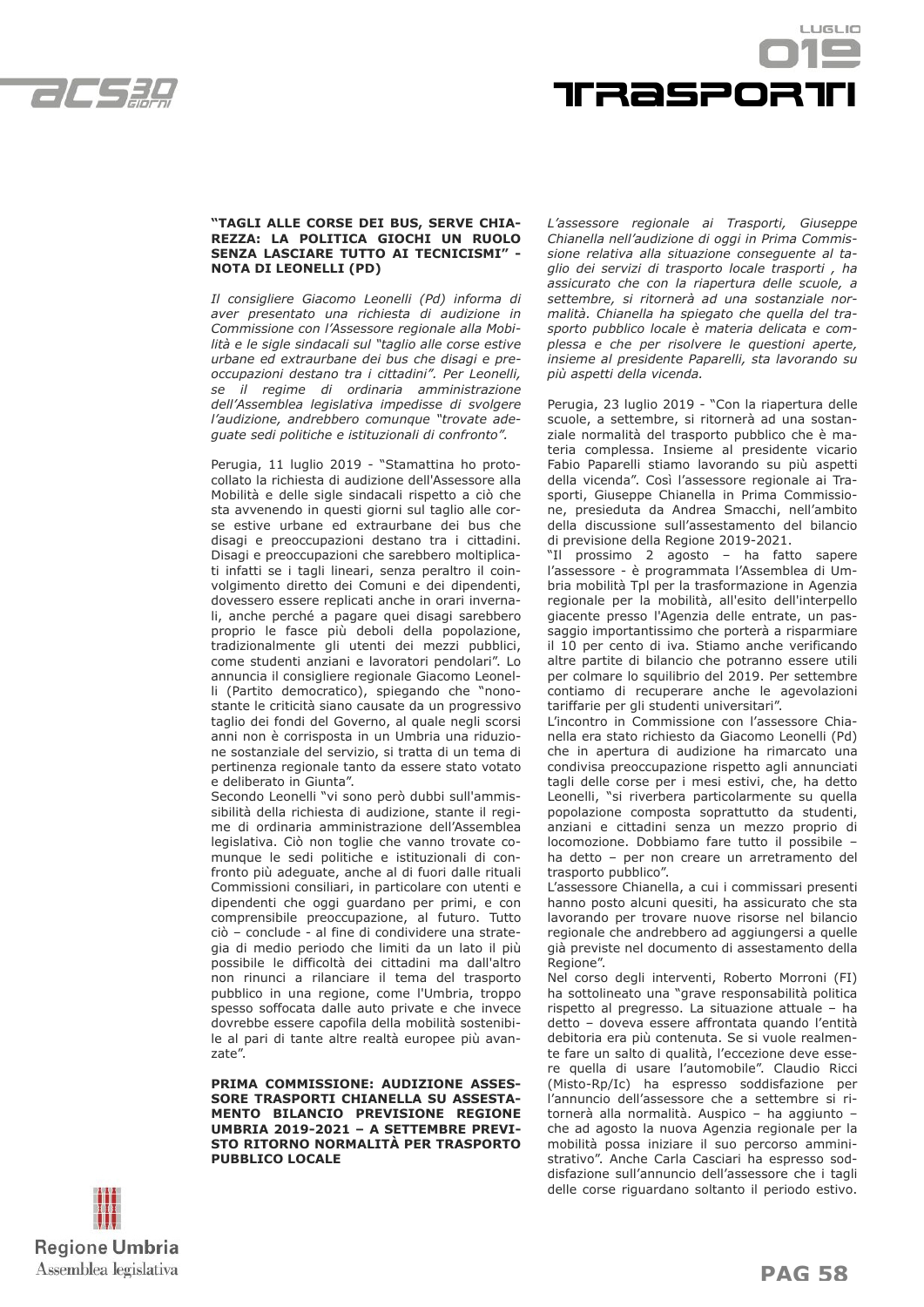**"TAGLI ALLE CORSE DEI BUS, SERVE CHIAREZZA: LA POLITICA GIOCHI UN RUOLO SENZA LASCIARE TUTTO AI TECNICISMI" - NOTA DI LEONELLI (PD)**

*Il consigliere Giacomo Leonelli (Pd) informa di aver presentato una richiesta di audizione in Commissione con l'Assessore regionale alla Mobilità e le sigle sindacali sul "taglio alle corse estive urbane ed extraurbane dei bus che disagi e preoccupazioni destano tra i cittadini". Per Leonelli, se il regime di ordinaria amministrazione dell'Assemblea legislativa impedisse di svolgere l'audizione, andrebbero comunque "trovate adeguate sedi politiche e istituzionali di confronto".*

Perugia, 11 luglio 2019 - "Stamattina ho protocollato la richiesta di audizione dell'Assessore alla Mobilità e delle sigle sindacali rispetto a ciò che sta avvenendo in questi giorni sul taglio alle corse estive urbane ed extraurbane dei bus che disagi e preoccupazioni destano tra i cittadini. Disagi e preoccupazioni che sarebbero moltiplicati infatti se i tagli lineari, senza peraltro il coinvolgimento diretto dei Comuni e dei dipendenti, dovessero essere replicati anche in orari invernali, anche perché a pagare quei disagi sarebbero proprio le fasce più deboli della popolazione, tradizionalmente gli utenti dei mezzi pubblici, come studenti anziani e lavoratori pendolari". Lo annuncia il consigliere regionale Giacomo Leonelli (Partito democratico), spiegando che "nonostante le criticità siano causate da un progressivo taglio dei fondi del Governo, al quale negli scorsi anni non è corrisposta in un Umbria una riduzione sostanziale del servizio, si tratta di un tema di pertinenza regionale tanto da essere stato votato e deliberato in Giunta".
Secondo Leonelli "vi sono però dubbi sull'ammissibilità della richiesta di audizione, stante il regime di ordinaria amministrazione dell'Assemblea legislativa. Ciò non toglie che vanno trovate comunque le sedi politiche e istituzionali di confronto più adeguate, anche al di fuori dalle rituali Commissioni consiliari, in particolare con utenti e dipendenti che oggi guardano per primi, e con comprensibile preoccupazione, al futuro. Tutto ciò – conclude - al fine di condividere una strategia di medio periodo che limiti da un lato il più possibile le difficoltà dei cittadini ma dall'altro non rinunci a rilanciare il tema del trasporto pubblico in una regione, come l'Umbria, troppo spesso soffocata dalle auto private e che invece dovrebbe essere capofila della mobilità sostenibile al pari di tante altre realtà europee più avanzate".

**PRIMA COMMISSIONE: AUDIZIONE ASSESSORE TRASPORTI CHIANELLA SU ASSESTAMENTO BILANCIO PREVISIONE REGIONE UMBRIA 2019-2021 – A SETTEMBRE PREVISTO RITORNO NORMALITÀ PER TRASPORTO PUBBLICO LOCALE**

*L'assessore regionale ai Trasporti, Giuseppe Chianella nell'audizione di oggi in Prima Commissione relativa alla situazione conseguente al taglio dei servizi di trasporto locale trasporti , ha assicurato che con la riapertura delle scuole, a settembre, si ritornerà ad una sostanziale normalità. Chianella ha spiegato che quella del trasporto pubblico locale è materia delicata e complessa e che per risolvere le questioni aperte, insieme al presidente Paparelli, sta lavorando su più aspetti della vicenda.*

Perugia, 23 luglio 2019 - "Con la riapertura delle scuole, a settembre, si ritornerà ad una sostanziale normalità del trasporto pubblico che è materia complessa. Insieme al presidente vicario Fabio Paparelli stiamo lavorando su più aspetti della vicenda". Così l'assessore regionale ai Trasporti, Giuseppe Chianella in Prima Commissione, presieduta da Andrea Smacchi, nell'ambito della discussione sull'assestamento del bilancio di previsione della Regione 2019-2021.
"Il prossimo 2 agosto – ha fatto sapere l'assessore - è programmata l'Assemblea di Umbria mobilità Tpl per la trasformazione in Agenzia regionale per la mobilità, all'esito dell'interpello giacente presso l'Agenzia delle entrate, un passaggio importantissimo che porterà a risparmiare il 10 per cento di iva. Stiamo anche verificando altre partite di bilancio che potranno essere utili per colmare lo squilibrio del 2019. Per settembre contiamo di recuperare anche le agevolazioni tariffarie per gli studenti universitari".
L'incontro in Commissione con l'assessore Chianella era stato richiesto da Giacomo Leonelli (Pd) che in apertura di audizione ha rimarcato una condivisa preoccupazione rispetto agli annunciati tagli delle corse per i mesi estivi, che, ha detto Leonelli, "si riverbera particolarmente su quella popolazione composta soprattutto da studenti, anziani e cittadini senza un mezzo proprio di locomozione. Dobbiamo fare tutto il possibile – ha detto – per non creare un arretramento del trasporto pubblico".
L'assessore Chianella, a cui i commissari presenti hanno posto alcuni quesiti, ha assicurato che sta lavorando per trovare nuove risorse nel bilancio regionale che andrebbero ad aggiungersi a quelle già previste nel documento di assestamento della Regione".
Nel corso degli interventi, Roberto Morroni (FI) ha sottolineato una "grave responsabilità politica rispetto al pregresso. La situazione attuale – ha detto – doveva essere affrontata quando l'entità debitoria era più contenuta. Se si vuole realmente fare un salto di qualità, l'eccezione deve essere quella di usare l'automobile". Claudio Ricci (Misto-Rp/Ic) ha espresso soddisfazione per l'annuncio dell'assessore che a settembre si ritornerà alla normalità. Auspico – ha aggiunto – che ad agosto la nuova Agenzia regionale per la mobilità possa iniziare il suo percorso amministrativo". Anche Carla Casciari ha espresso soddisfazione sull'annuncio dell'assessore che i tagli delle corse riguardano soltanto il periodo estivo.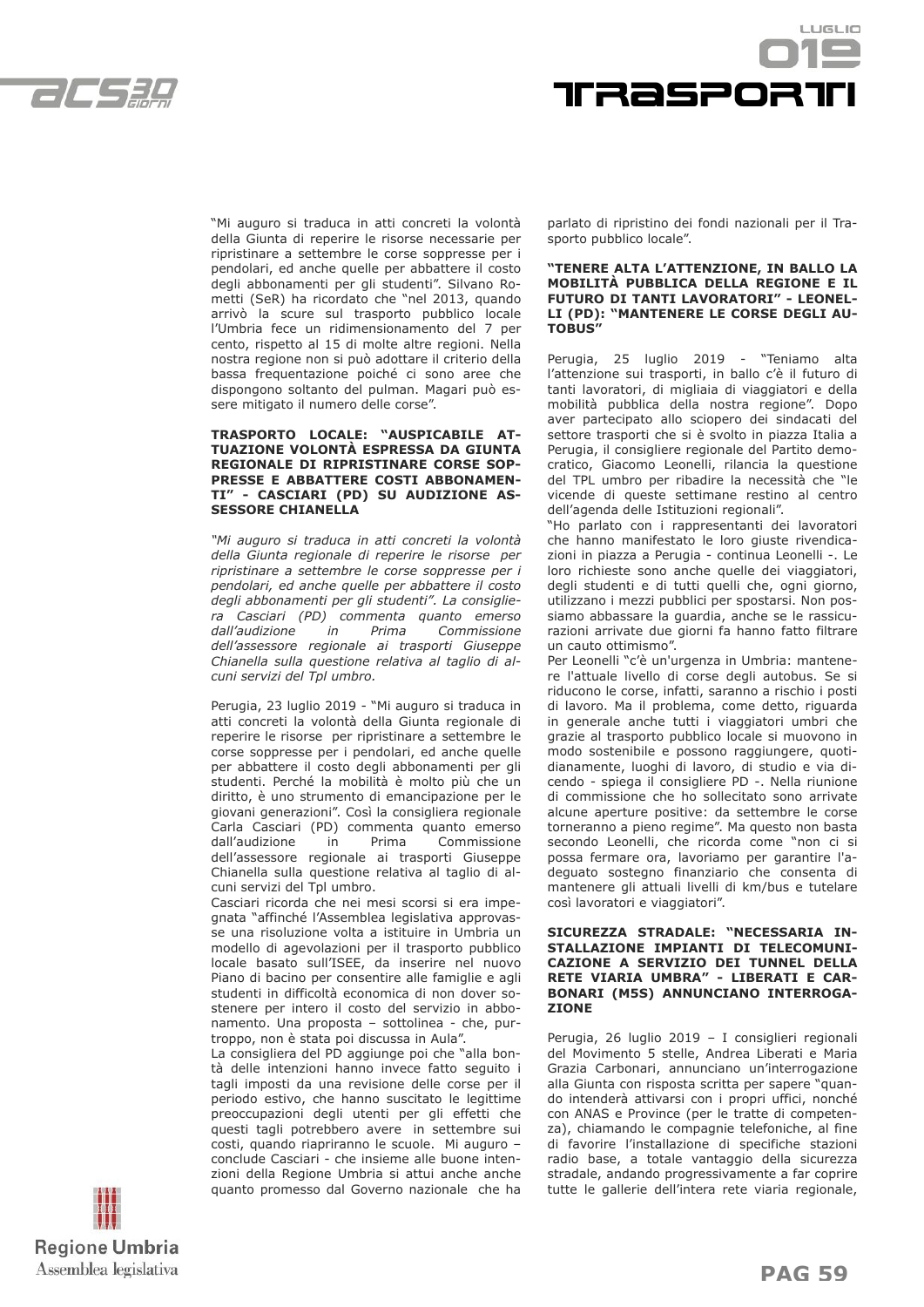"Mi auguro si traduca in atti concreti la volontà della Giunta di reperire le risorse necessarie per ripristinare a settembre le corse soppresse per i pendolari, ed anche quelle per abbattere il costo degli abbonamenti per gli studenti". Silvano Rometti (SeR) ha ricordato che "nel 2013, quando arrivò la scure sul trasporto pubblico locale l'Umbria fece un ridimensionamento del 7 per cento, rispetto al 15 di molte altre regioni. Nella nostra regione non si può adottare il criterio della bassa frequentazione poiché ci sono aree che dispongono soltanto del pulman. Magari può essere mitigato il numero delle corse".

**TRASPORTO LOCALE: "AUSPICABILE ATTUAZIONE VOLONTÀ ESPRESSA DA GIUNTA REGIONALE DI RIPRISTINARE CORSE SOPPRESSE E ABBATTERE COSTI ABBONAMENTI" - CASCIARI (PD) SU AUDIZIONE ASSESSORE CHIANELLA**

*"Mi auguro si traduca in atti concreti la volontà della Giunta regionale di reperire le risorse per ripristinare a settembre le corse soppresse per i pendolari, ed anche quelle per abbattere il costo degli abbonamenti per gli studenti". La consigliera Casciari (PD) commenta quanto emerso dall'audizione in Prima Commissione dell'assessore regionale ai trasporti Giuseppe Chianella sulla questione relativa al taglio di alcuni servizi del Tpl umbro.*

Perugia, 23 luglio 2019 - "Mi auguro si traduca in atti concreti la volontà della Giunta regionale di reperire le risorse per ripristinare a settembre le corse soppresse per i pendolari, ed anche quelle per abbattere il costo degli abbonamenti per gli studenti. Perché la mobilità è molto più che un diritto, è uno strumento di emancipazione per le giovani generazioni". Così la consigliera regionale Carla Casciari (PD) commenta quanto emerso dall'audizione in Prima Commissione dell'assessore regionale ai trasporti Giuseppe Chianella sulla questione relativa al taglio di alcuni servizi del Tpl umbro.

Casciari ricorda che nei mesi scorsi si era impegnata "affinché l'Assemblea legislativa approvasse una risoluzione volta a istituire in Umbria un modello di agevolazioni per il trasporto pubblico locale basato sull'ISEE, da inserire nel nuovo Piano di bacino per consentire alle famiglie e agli studenti in difficoltà economica di non dover sostenere per intero il costo del servizio in abbonamento. Una proposta – sottolinea - che, purtroppo, non è stata poi discussa in Aula".

La consigliera del PD aggiunge poi che "alla bontà delle intenzioni hanno invece fatto seguito i tagli imposti da una revisione delle corse per il periodo estivo, che hanno suscitato le legittime preoccupazioni degli utenti per gli effetti che questi tagli potrebbero avere in settembre sui costi, quando riapriranno le scuole. Mi auguro – conclude Casciari - che insieme alle buone intenzioni della Regione Umbria si attui anche anche quanto promesso dal Governo nazionale che ha parlato di ripristino dei fondi nazionali per il Trasporto pubblico locale".

**"TENERE ALTA L'ATTENZIONE, IN BALLO LA MOBILITÀ PUBBLICA DELLA REGIONE E IL FUTURO DI TANTI LAVORATORI" - LEONELLI (PD): "MANTENERE LE CORSE DEGLI AUTOBUS"**

Perugia, 25 luglio 2019 - "Teniamo alta l'attenzione sui trasporti, in ballo c'è il futuro di tanti lavoratori, di migliaia di viaggiatori e della mobilità pubblica della nostra regione". Dopo aver partecipato allo sciopero dei sindacati del settore trasporti che si è svolto in piazza Italia a Perugia, il consigliere regionale del Partito democratico, Giacomo Leonelli, rilancia la questione del TPL umbro per ribadire la necessità che "le vicende di queste settimane restino al centro dell'agenda delle Istituzioni regionali".

"Ho parlato con i rappresentanti dei lavoratori che hanno manifestato le loro giuste rivendicazioni in piazza a Perugia - continua Leonelli -. Le loro richieste sono anche quelle dei viaggiatori, degli studenti e di tutti quelli che, ogni giorno, utilizzano i mezzi pubblici per spostarsi. Non possiamo abbassare la guardia, anche se le rassicurazioni arrivate due giorni fa hanno fatto filtrare un cauto ottimismo".

Per Leonelli "c'è un'urgenza in Umbria: mantenere l'attuale livello di corse degli autobus. Se si riducono le corse, infatti, saranno a rischio i posti di lavoro. Ma il problema, come detto, riguarda in generale anche tutti i viaggiatori umbri che grazie al trasporto pubblico locale si muovono in modo sostenibile e possono raggiungere, quotidianamente, luoghi di lavoro, di studio e via dicendo - spiega il consigliere PD -. Nella riunione di commissione che ho sollecitato sono arrivate alcune aperture positive: da settembre le corse torneranno a pieno regime". Ma questo non basta secondo Leonelli, che ricorda come "non ci si possa fermare ora, lavoriamo per garantire l'adeguato sostegno finanziario che consenta di mantenere gli attuali livelli di km/bus e tutelare così lavoratori e viaggiatori".

**SICUREZZA STRADALE: "NECESSARIA INSTALLAZIONE IMPIANTI DI TELECOMUNICAZIONE A SERVIZIO DEI TUNNEL DELLA RETE VIARIA UMBRA" - LIBERATI E CARBONARI (M5S) ANNUNCIANO INTERROGAZIONE**

Perugia, 26 luglio 2019 – I consiglieri regionali del Movimento 5 stelle, Andrea Liberati e Maria Grazia Carbonari, annunciano un'interrogazione alla Giunta con risposta scritta per sapere "quando intenderà attivarsi con i propri uffici, nonché con ANAS e Province (per le tratte di competenza), chiamando le compagnie telefoniche, al fine di favorire l'installazione di specifiche stazioni radio base, a totale vantaggio della sicurezza stradale, andando progressivamente a far coprire tutte le gallerie dell'intera rete viaria regionale,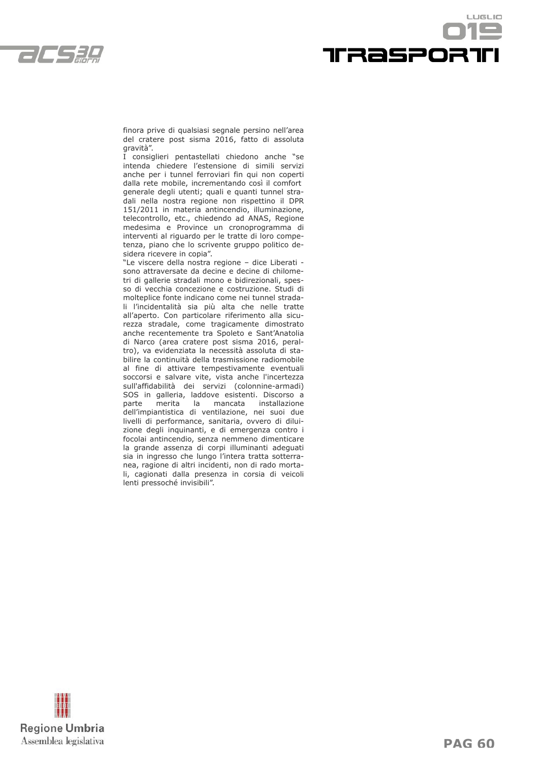finora prive di qualsiasi segnale persino nell'area del cratere post sisma 2016, fatto di assoluta gravità".

I consiglieri pentastellati chiedono anche "se intenda chiedere l'estensione di simili servizi anche per i tunnel ferroviari fin qui non coperti dalla rete mobile, incrementando così il comfort generale degli utenti; quali e quanti tunnel stradali nella nostra regione non rispettino il DPR 151/2011 in materia antincendio, illuminazione, telecontrollo, etc., chiedendo ad ANAS, Regione medesima e Province un cronoprogramma di interventi al riguardo per le tratte di loro competenza, piano che lo scrivente gruppo politico desidera ricevere in copia".

"Le viscere della nostra regione – dice Liberati - sono attraversate da decine e decine di chilometri di gallerie stradali mono e bidirezionali, spesso di vecchia concezione e costruzione. Studi di molteplice fonte indicano come nei tunnel stradali l'incidentalità sia più alta che nelle tratte all'aperto. Con particolare riferimento alla sicurezza stradale, come tragicamente dimostrato anche recentemente tra Spoleto e Sant'Anatolia di Narco (area cratere post sisma 2016, peraltro), va evidenziata la necessità assoluta di stabilire la continuità della trasmissione radiomobile al fine di attivare tempestivamente eventuali soccorsi e salvare vite, vista anche l'incertezza sull'affidabilità dei servizi (colonnine-armadi) SOS in galleria, laddove esistenti. Discorso a parte merita la mancata installazione dell'impiantistica di ventilazione, nei suoi due livelli di performance, sanitaria, ovvero di diluizione degli inquinanti, e di emergenza contro i focolai antincendio, senza nemmeno dimenticare la grande assenza di corpi illuminanti adeguati sia in ingresso che lungo l'intera tratta sotterranea, ragione di altri incidenti, non di rado mortali, cagionati dalla presenza in corsia di veicoli lenti pressoché invisibili".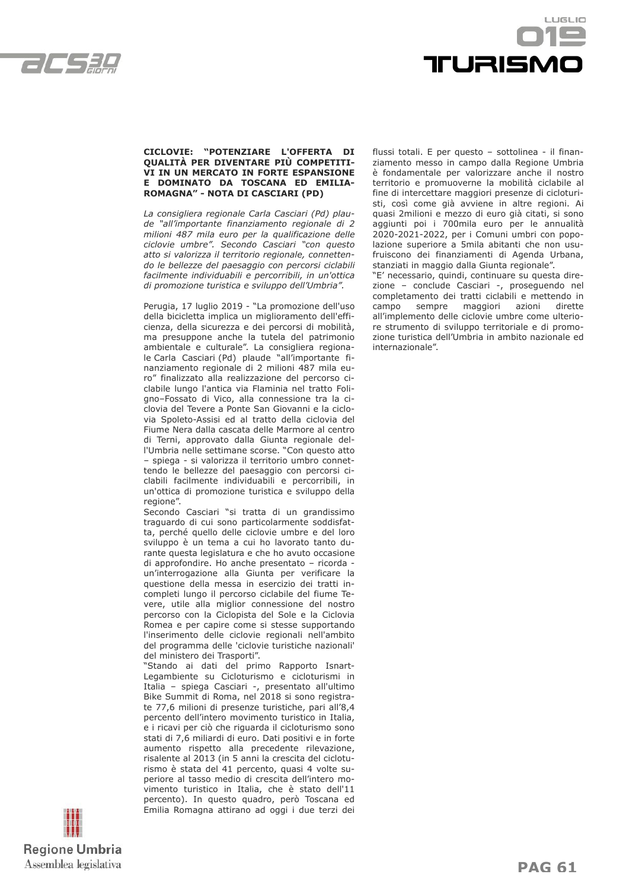**CICLOVIE: "POTENZIARE L'OFFERTA DI QUALITÀ PER DIVENTARE PIÙ COMPETITIVI IN UN MERCATO IN FORTE ESPANSIONE E DOMINATO DA TOSCANA ED EMILIA-ROMAGNA" - NOTA DI CASCIARI (PD)**

*La consigliera regionale Carla Casciari (Pd) plaude "all'importante finanziamento regionale di 2 milioni 487 mila euro per la qualificazione delle ciclovie umbre". Secondo Casciari "con questo atto si valorizza il territorio regionale, connettendo le bellezze del paesaggio con percorsi ciclabili facilmente individuabili e percorribili, in un'ottica di promozione turistica e sviluppo dell'Umbria".*

Perugia, 17 luglio 2019 - "La promozione dell'uso della bicicletta implica un miglioramento dell'efficienza, della sicurezza e dei percorsi di mobilità, ma presuppone anche la tutela del patrimonio ambientale e culturale". La consigliera regionale Carla Casciari (Pd) plaude "all'importante finanziamento regionale di 2 milioni 487 mila euro" finalizzato alla realizzazione del percorso ciclabile lungo l'antica via Flaminia nel tratto Foligno–Fossato di Vico, alla connessione tra la ciclovia del Tevere a Ponte San Giovanni e la ciclovia Spoleto-Assisi ed al tratto della ciclovia del Fiume Nera dalla cascata delle Marmore al centro di Terni, approvato dalla Giunta regionale dell'Umbria nelle settimane scorse. "Con questo atto – spiega - si valorizza il territorio umbro connettendo le bellezze del paesaggio con percorsi ciclabili facilmente individuabili e percorribili, in un'ottica di promozione turistica e sviluppo della regione".

Secondo Casciari "si tratta di un grandissimo traguardo di cui sono particolarmente soddisfatta, perché quello delle ciclovie umbre e del loro sviluppo è un tema a cui ho lavorato tanto durante questa legislatura e che ho avuto occasione di approfondire. Ho anche presentato – ricorda - un'interrogazione alla Giunta per verificare la questione della messa in esercizio dei tratti incompleti lungo il percorso ciclabile del fiume Tevere, utile alla miglior connessione del nostro percorso con la Ciclopista del Sole e la Ciclovia Romea e per capire come si stesse supportando l'inserimento delle ciclovie regionali nell'ambito del programma delle 'ciclovie turistiche nazionali' del ministero dei Trasporti".

"Stando ai dati del primo Rapporto Isnart-Legambiente su Cicloturismo e cicloturismi in Italia – spiega Casciari -, presentato all'ultimo Bike Summit di Roma, nel 2018 si sono registrate 77,6 milioni di presenze turistiche, pari all'8,4 percento dell'intero movimento turistico in Italia, e i ricavi per ciò che riguarda il cicloturismo sono stati di 7,6 miliardi di euro. Dati positivi e in forte aumento rispetto alla precedente rilevazione, risalente al 2013 (in 5 anni la crescita del cicloturismo è stata del 41 percento, quasi 4 volte superiore al tasso medio di crescita dell'intero movimento turistico in Italia, che è stato dell'11 percento). In questo quadro, però Toscana ed Emilia Romagna attirano ad oggi i due terzi dei flussi totali. E per questo – sottolinea - il finanziamento messo in campo dalla Regione Umbria è fondamentale per valorizzare anche il nostro territorio e promuoverne la mobilità ciclabile al fine di intercettare maggiori presenze di cicloturisti, così come già avviene in altre regioni. Ai quasi 2milioni e mezzo di euro già citati, si sono aggiunti poi i 700mila euro per le annualità 2020-2021-2022, per i Comuni umbri con popolazione superiore a 5mila abitanti che non usufruiscono dei finanziamenti di Agenda Urbana, stanziati in maggio dalla Giunta regionale".

"E' necessario, quindi, continuare su questa direzione – conclude Casciari -, proseguendo nel completamento dei tratti ciclabili e mettendo in campo sempre maggiori azioni dirette all'implemento delle ciclovie umbre come ulteriore strumento di sviluppo territoriale e di promozione turistica dell'Umbria in ambito nazionale ed internazionale".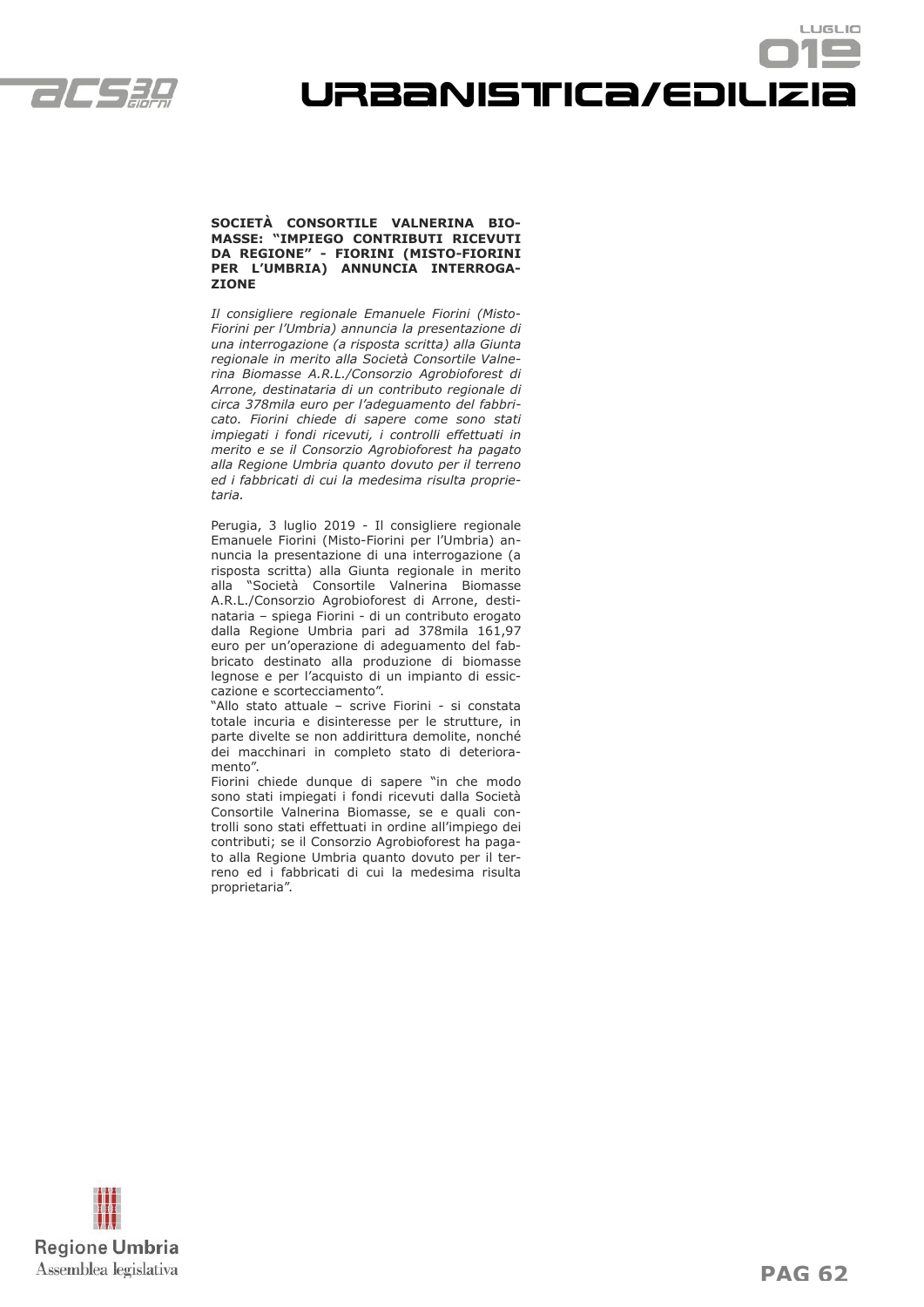**SOCIETÀ CONSORTILE VALNERINA BIOMASSE: "IMPIEGO CONTRIBUTI RICEVUTI DA REGIONE" - FIORINI (MISTO-FIORINI PER L'UMBRIA) ANNUNCIA INTERROGAZIONE**

*Il consigliere regionale Emanuele Fiorini (Misto-Fiorini per l'Umbria) annuncia la presentazione di una interrogazione (a risposta scritta) alla Giunta regionale in merito alla Società Consortile Valnerina Biomasse A.R.L./Consorzio Agrobioforest di Arrone, destinataria di un contributo regionale di circa 378mila euro per l'adeguamento del fabbricato. Fiorini chiede di sapere come sono stati impiegati i fondi ricevuti, i controlli effettuati in merito e se il Consorzio Agrobioforest ha pagato alla Regione Umbria quanto dovuto per il terreno ed i fabbricati di cui la medesima risulta proprietaria.*

Perugia, 3 luglio 2019 - Il consigliere regionale Emanuele Fiorini (Misto-Fiorini per l'Umbria) annuncia la presentazione di una interrogazione (a risposta scritta) alla Giunta regionale in merito alla "Società Consortile Valnerina Biomasse A.R.L./Consorzio Agrobioforest di Arrone, destinataria – spiega Fiorini - di un contributo erogato dalla Regione Umbria pari ad 378mila 161,97 euro per un'operazione di adeguamento del fabbricato destinato alla produzione di biomasse legnose e per l'acquisto di un impianto di essiccazione e scortecciamento".

"Allo stato attuale – scrive Fiorini - si constata totale incuria e disinteresse per le strutture, in parte divelte se non addirittura demolite, nonché dei macchinari in completo stato di deterioramento".

Fiorini chiede dunque di sapere "in che modo sono stati impiegati i fondi ricevuti dalla Società Consortile Valnerina Biomasse, se e quali controlli sono stati effettuati in ordine all'impiego dei contributi; se il Consorzio Agrobioforest ha pagato alla Regione Umbria quanto dovuto per il terreno ed i fabbricati di cui la medesima risulta proprietaria".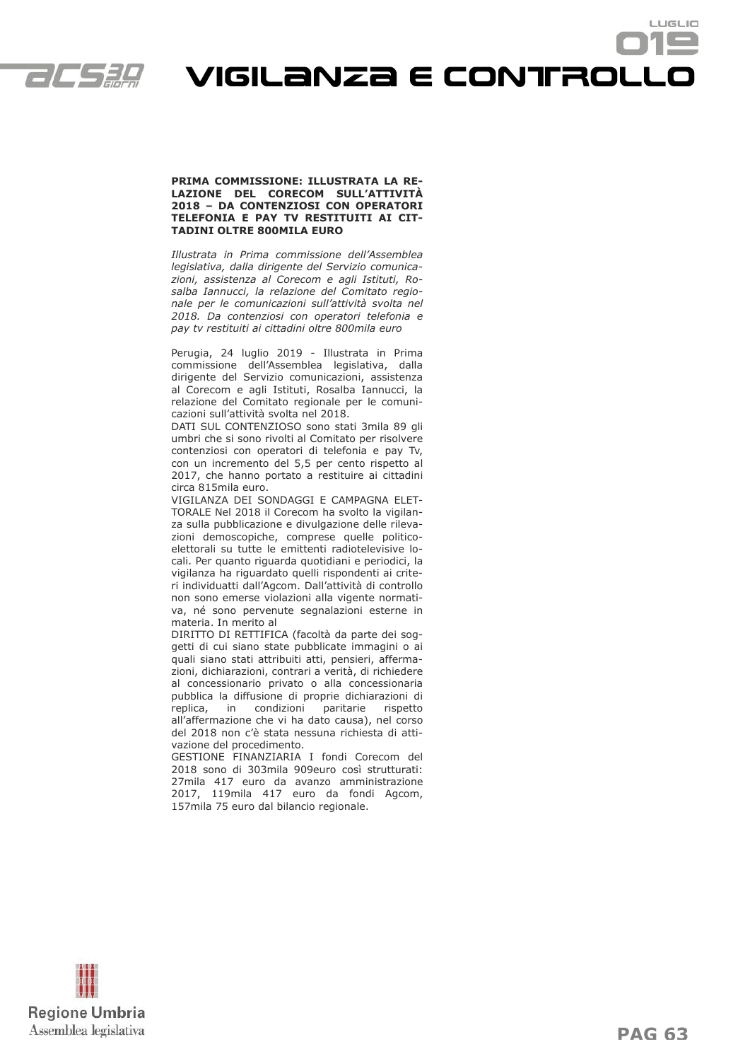**PRIMA COMMISSIONE: ILLUSTRATA LA RELAZIONE DEL CORECOM SULL'ATTIVITÀ 2018 – DA CONTENZIOSI CON OPERATORI TELEFONIA E PAY TV RESTITUITI AI CITTADINI OLTRE 800MILA EURO**

*Illustrata in Prima commissione dell'Assemblea legislativa, dalla dirigente del Servizio comunicazioni, assistenza al Corecom e agli Istituti, Rosalba Iannucci, la relazione del Comitato regionale per le comunicazioni sull'attività svolta nel 2018. Da contenziosi con operatori telefonia e pay tv restituiti ai cittadini oltre 800mila euro*

Perugia, 24 luglio 2019 - Illustrata in Prima commissione dell'Assemblea legislativa, dalla dirigente del Servizio comunicazioni, assistenza al Corecom e agli Istituti, Rosalba Iannucci, la relazione del Comitato regionale per le comunicazioni sull'attività svolta nel 2018.

DATI SUL CONTENZIOSO sono stati 3mila 89 gli umbri che si sono rivolti al Comitato per risolvere contenziosi con operatori di telefonia e pay Tv, con un incremento del 5,5 per cento rispetto al 2017, che hanno portato a restituire ai cittadini circa 815mila euro.

VIGILANZA DEI SONDAGGI E CAMPAGNA ELETTORALE Nel 2018 il Corecom ha svolto la vigilanza sulla pubblicazione e divulgazione delle rilevazioni demoscopiche, comprese quelle politico-elettorali su tutte le emittenti radiotelevisive locali. Per quanto riguarda quotidiani e periodici, la vigilanza ha riguardato quelli rispondenti ai criteri individuatti dall'Agcom. Dall'attività di controllo non sono emerse violazioni alla vigente normativa, né sono pervenute segnalazioni esterne in materia. In merito al

DIRITTO DI RETTIFICA (facoltà da parte dei soggetti di cui siano state pubblicate immagini o ai quali siano stati attribuiti atti, pensieri, affermazioni, dichiarazioni, contrari a verità, di richiedere al concessionario privato o alla concessionaria pubblica la diffusione di proprie dichiarazioni di replica, in condizioni paritarie rispetto all'affermazione che vi ha dato causa), nel corso del 2018 non c'è stata nessuna richiesta di attivazione del procedimento.

GESTIONE FINANZIARIA I fondi Corecom del 2018 sono di 303mila 909euro così strutturati: 27mila 417 euro da avanzo amministrazione 2017, 119mila 417 euro da fondi Agcom, 157mila 75 euro dal bilancio regionale.